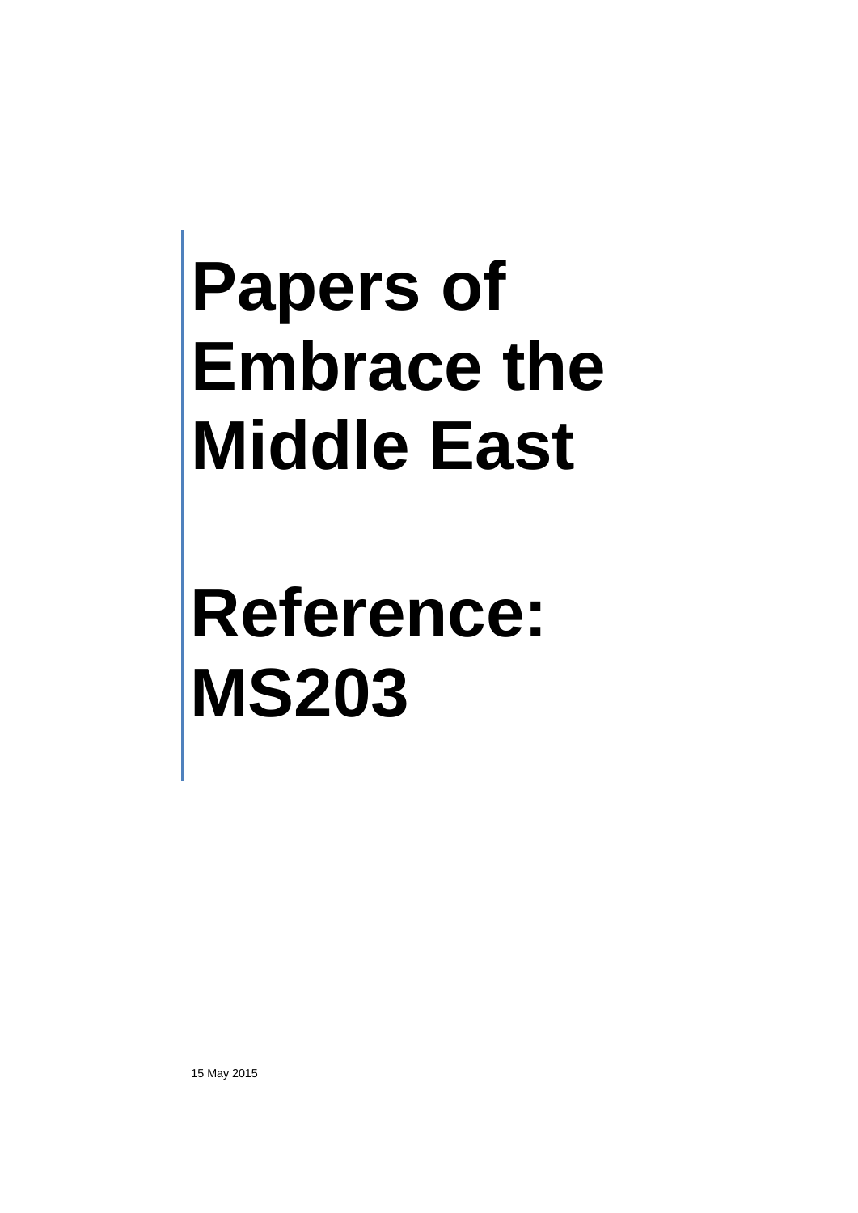# Papers of Embrace the Middle East

# Reference: MS203

15 May 2015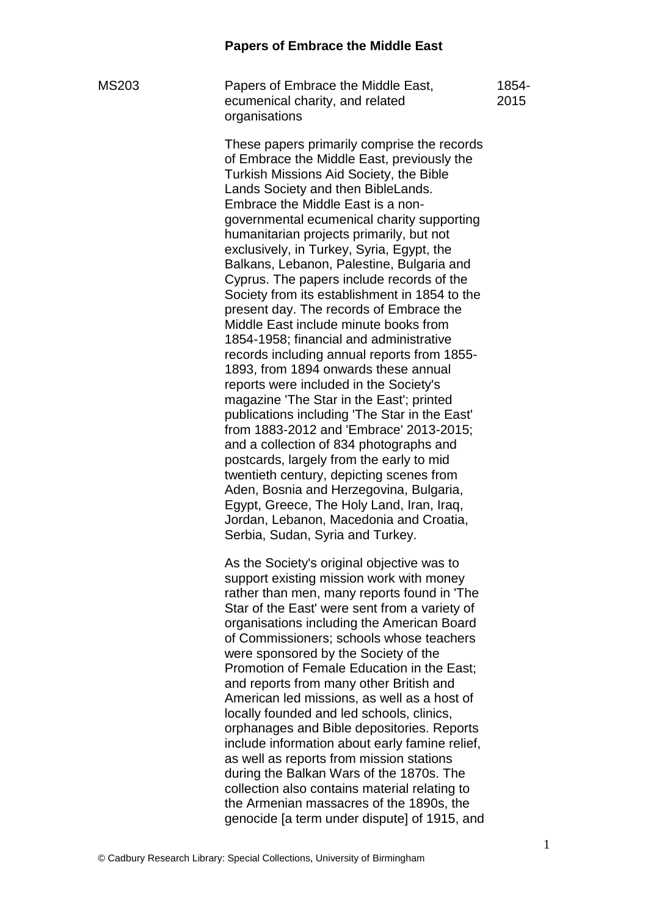# Papers of Embrace the Middle East

| | | |
|---|---|---|
| MS203 | Papers of Embrace the Middle East, ecumenical charity, and related organisations | 1854-2015 |

These papers primarily comprise the records of Embrace the Middle East, previously the Turkish Missions Aid Society, the Bible Lands Society and then BibleLands. Embrace the Middle East is a non-governmental ecumenical charity supporting humanitarian projects primarily, but not exclusively, in Turkey, Syria, Egypt, the Balkans, Lebanon, Palestine, Bulgaria and Cyprus. The papers include records of the Society from its establishment in 1854 to the present day. The records of Embrace the Middle East include minute books from 1854-1958; financial and administrative records including annual reports from 1855-1893, from 1894 onwards these annual reports were included in the Society's magazine 'The Star in the East'; printed publications including 'The Star in the East' from 1883-2012 and 'Embrace' 2013-2015; and a collection of 834 photographs and postcards, largely from the early to mid twentieth century, depicting scenes from Aden, Bosnia and Herzegovina, Bulgaria, Egypt, Greece, The Holy Land, Iran, Iraq, Jordan, Lebanon, Macedonia and Croatia, Serbia, Sudan, Syria and Turkey.

As the Society's original objective was to support existing mission work with money rather than men, many reports found in 'The Star of the East' were sent from a variety of organisations including the American Board of Commissioners; schools whose teachers were sponsored by the Society of the Promotion of Female Education in the East; and reports from many other British and American led missions, as well as a host of locally founded and led schools, clinics, orphanages and Bible depositories. Reports include information about early famine relief, as well as reports from mission stations during the Balkan Wars of the 1870s. The collection also contains material relating to the Armenian massacres of the 1890s, the genocide [a term under dispute] of 1915, and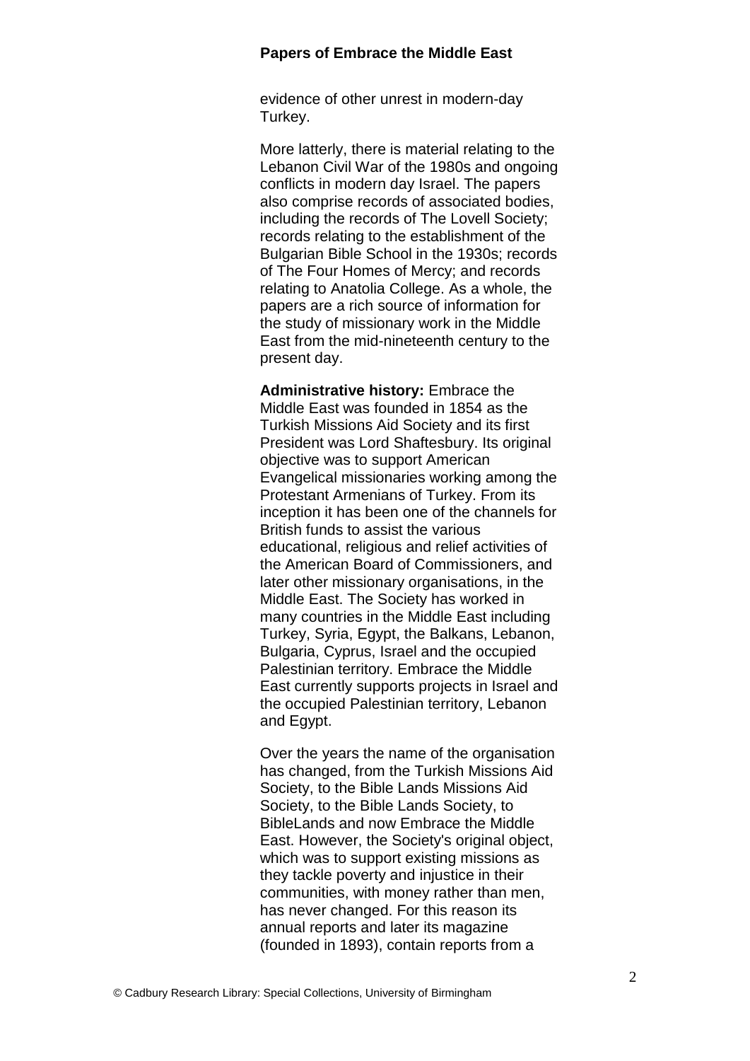evidence of other unrest in modern-day Turkey.

More latterly, there is material relating to the Lebanon Civil War of the 1980s and ongoing conflicts in modern day Israel. The papers also comprise records of associated bodies, including the records of The Lovell Society; records relating to the establishment of the Bulgarian Bible School in the 1930s; records of The Four Homes of Mercy; and records relating to Anatolia College. As a whole, the papers are a rich source of information for the study of missionary work in the Middle East from the mid-nineteenth century to the present day.

**Administrative history:** Embrace the Middle East was founded in 1854 as the Turkish Missions Aid Society and its first President was Lord Shaftesbury. Its original objective was to support American Evangelical missionaries working among the Protestant Armenians of Turkey. From its inception it has been one of the channels for British funds to assist the various educational, religious and relief activities of the American Board of Commissioners, and later other missionary organisations, in the Middle East. The Society has worked in many countries in the Middle East including Turkey, Syria, Egypt, the Balkans, Lebanon, Bulgaria, Cyprus, Israel and the occupied Palestinian territory. Embrace the Middle East currently supports projects in Israel and the occupied Palestinian territory, Lebanon and Egypt.

Over the years the name of the organisation has changed, from the Turkish Missions Aid Society, to the Bible Lands Missions Aid Society, to the Bible Lands Society, to BibleLands and now Embrace the Middle East. However, the Society's original object, which was to support existing missions as they tackle poverty and injustice in their communities, with money rather than men, has never changed. For this reason its annual reports and later its magazine (founded in 1893), contain reports from a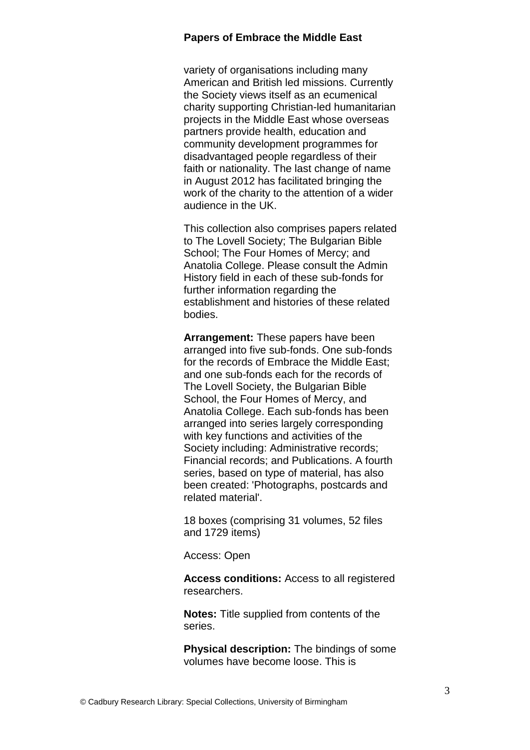variety of organisations including many American and British led missions. Currently the Society views itself as an ecumenical charity supporting Christian-led humanitarian projects in the Middle East whose overseas partners provide health, education and community development programmes for disadvantaged people regardless of their faith or nationality. The last change of name in August 2012 has facilitated bringing the work of the charity to the attention of a wider audience in the UK.

This collection also comprises papers related to The Lovell Society; The Bulgarian Bible School; The Four Homes of Mercy; and Anatolia College. Please consult the Admin History field in each of these sub-fonds for further information regarding the establishment and histories of these related bodies.

**Arrangement:** These papers have been arranged into five sub-fonds. One sub-fonds for the records of Embrace the Middle East; and one sub-fonds each for the records of The Lovell Society, the Bulgarian Bible School, the Four Homes of Mercy, and Anatolia College. Each sub-fonds has been arranged into series largely corresponding with key functions and activities of the Society including: Administrative records; Financial records; and Publications. A fourth series, based on type of material, has also been created: 'Photographs, postcards and related material'.

18 boxes (comprising 31 volumes, 52 files and 1729 items)

Access: Open

**Access conditions:** Access to all registered researchers.

**Notes:** Title supplied from contents of the series.

**Physical description:** The bindings of some volumes have become loose. This is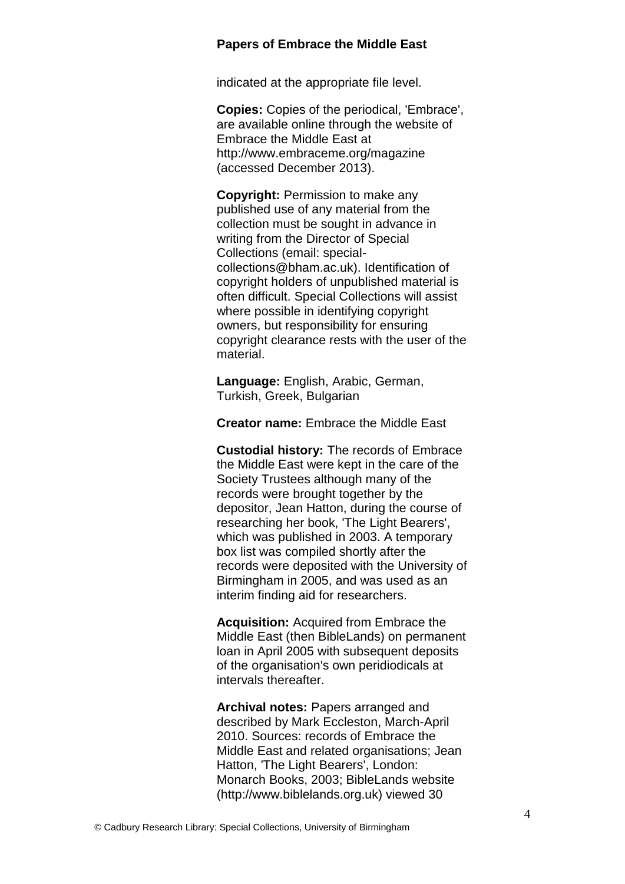indicated at the appropriate file level.

**Copies:** Copies of the periodical, 'Embrace', are available online through the website of Embrace the Middle East at http://www.embraceme.org/magazine (accessed December 2013).

**Copyright:** Permission to make any published use of any material from the collection must be sought in advance in writing from the Director of Special Collections (email: special-collections@bham.ac.uk). Identification of copyright holders of unpublished material is often difficult. Special Collections will assist where possible in identifying copyright owners, but responsibility for ensuring copyright clearance rests with the user of the material.

**Language:** English, Arabic, German, Turkish, Greek, Bulgarian

**Creator name:** Embrace the Middle East

**Custodial history:** The records of Embrace the Middle East were kept in the care of the Society Trustees although many of the records were brought together by the depositor, Jean Hatton, during the course of researching her book, 'The Light Bearers', which was published in 2003. A temporary box list was compiled shortly after the records were deposited with the University of Birmingham in 2005, and was used as an interim finding aid for researchers.

**Acquisition:** Acquired from Embrace the Middle East (then BibleLands) on permanent loan in April 2005 with subsequent deposits of the organisation's own peridiodicals at intervals thereafter.

**Archival notes:** Papers arranged and described by Mark Eccleston, March-April 2010. Sources: records of Embrace the Middle East and related organisations; Jean Hatton, 'The Light Bearers', London: Monarch Books, 2003; BibleLands website (http://www.biblelands.org.uk) viewed 30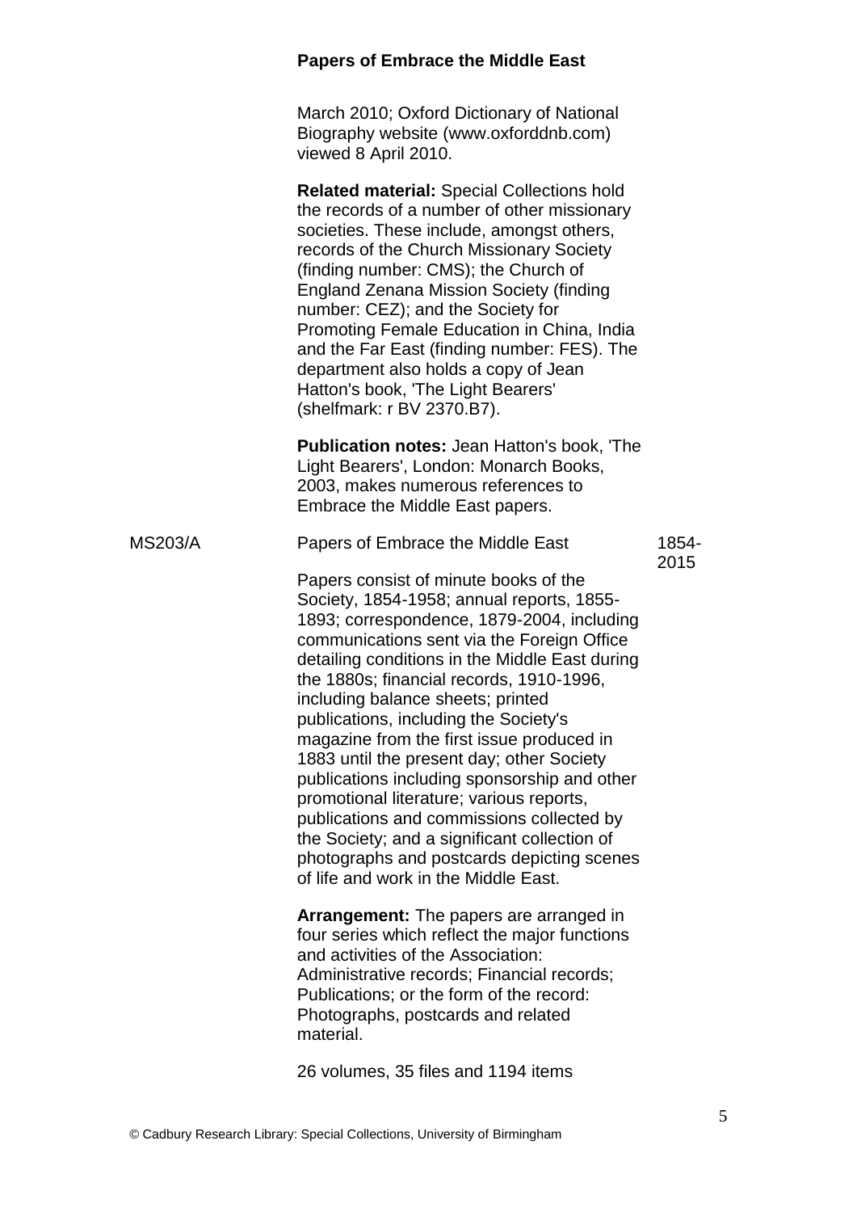March 2010; Oxford Dictionary of National Biography website (www.oxforddnb.com) viewed 8 April 2010.

**Related material:** Special Collections hold the records of a number of other missionary societies. These include, amongst others, records of the Church Missionary Society (finding number: CMS); the Church of England Zenana Mission Society (finding number: CEZ); and the Society for Promoting Female Education in China, India and the Far East (finding number: FES). The department also holds a copy of Jean Hatton's book, 'The Light Bearers' (shelfmark: r BV 2370.B7).

**Publication notes:** Jean Hatton's book, 'The Light Bearers', London: Monarch Books, 2003, makes numerous references to Embrace the Middle East papers.

| MS203/A | Papers of Embrace the Middle East | 1854-2015 |
|---|---|---|

Papers consist of minute books of the Society, 1854-1958; annual reports, 1855-1893; correspondence, 1879-2004, including communications sent via the Foreign Office detailing conditions in the Middle East during the 1880s; financial records, 1910-1996, including balance sheets; printed publications, including the Society's magazine from the first issue produced in 1883 until the present day; other Society publications including sponsorship and other promotional literature; various reports, publications and commissions collected by the Society; and a significant collection of photographs and postcards depicting scenes of life and work in the Middle East.

**Arrangement:** The papers are arranged in four series which reflect the major functions and activities of the Association: Administrative records; Financial records; Publications; or the form of the record: Photographs, postcards and related material.

26 volumes, 35 files and 1194 items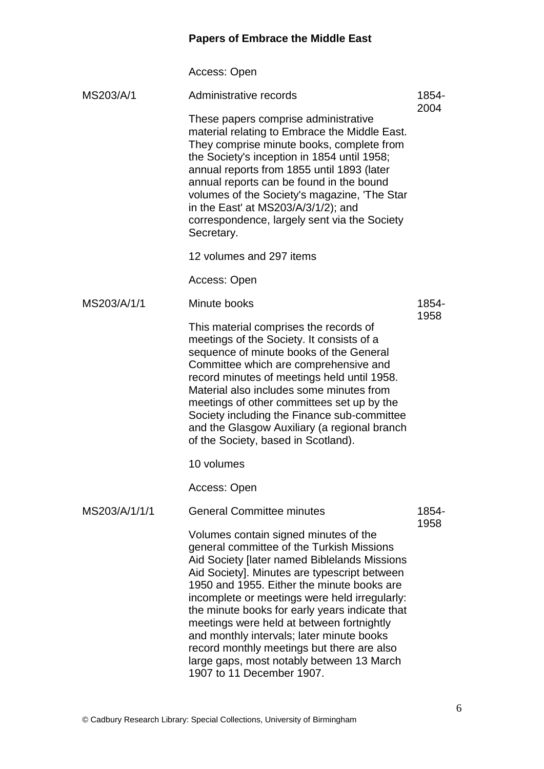**Papers of Embrace the Middle East**

Access: Open

| | | |
|---|---|---|
| MS203/A/1 | Administrative records<br><br>These papers comprise administrative material relating to Embrace the Middle East. They comprise minute books, complete from the Society's inception in 1854 until 1958; annual reports from 1855 until 1893 (later annual reports can be found in the bound volumes of the Society's magazine, 'The Star in the East' at MS203/A/3/1/2); and correspondence, largely sent via the Society Secretary.<br><br>12 volumes and 297 items<br><br>Access: Open | 1854-2004 |
| MS203/A/1/1 | Minute books<br><br>This material comprises the records of meetings of the Society. It consists of a sequence of minute books of the General Committee which are comprehensive and record minutes of meetings held until 1958. Material also includes some minutes from meetings of other committees set up by the Society including the Finance sub-committee and the Glasgow Auxiliary (a regional branch of the Society, based in Scotland).<br><br>10 volumes<br><br>Access: Open | 1854-1958 |
| MS203/A/1/1/1 | General Committee minutes<br><br>Volumes contain signed minutes of the general committee of the Turkish Missions Aid Society [later named Biblelands Missions Aid Society]. Minutes are typescript between 1950 and 1955. Either the minute books are incomplete or meetings were held irregularly: the minute books for early years indicate that meetings were held at between fortnightly and monthly intervals; later minute books record monthly meetings but there are also large gaps, most notably between 13 March 1907 to 11 December 1907. | 1854-1958 |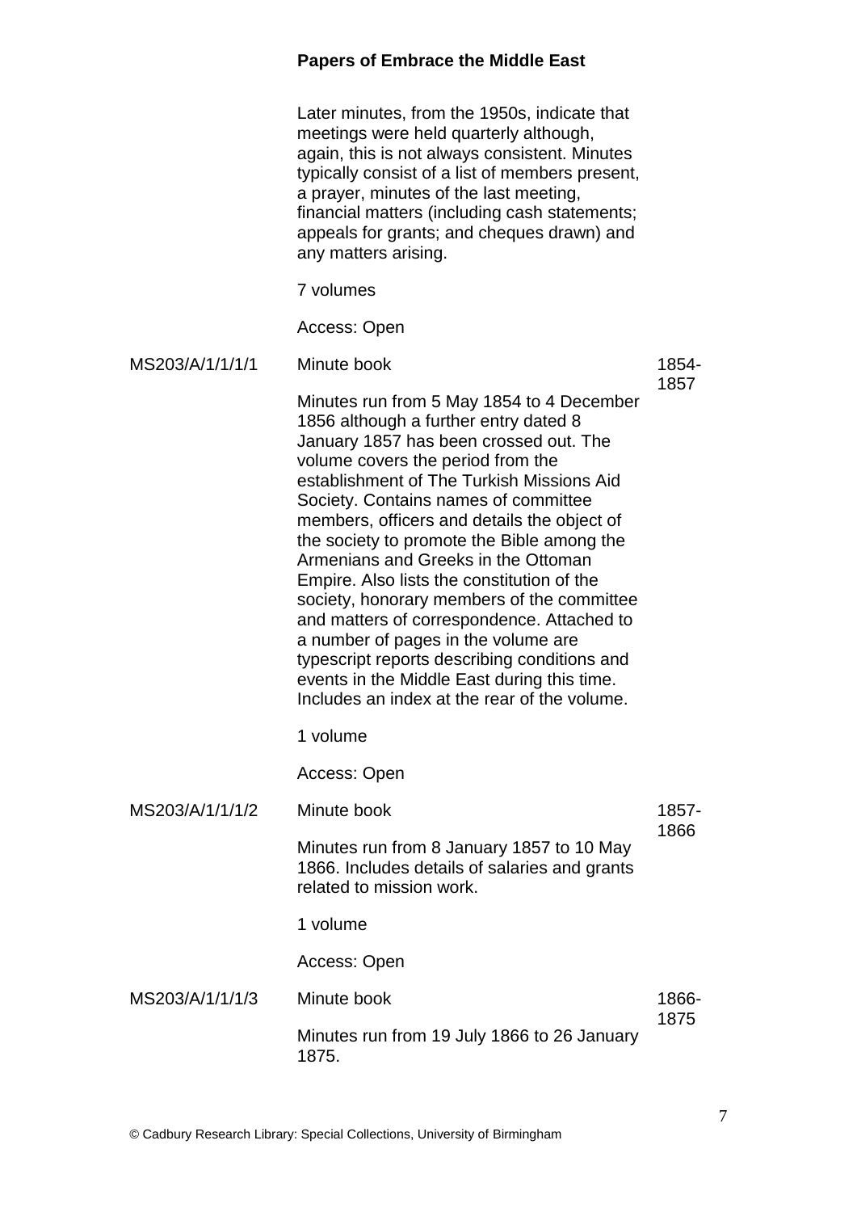Later minutes, from the 1950s, indicate that meetings were held quarterly although, again, this is not always consistent. Minutes typically consist of a list of members present, a prayer, minutes of the last meeting, financial matters (including cash statements; appeals for grants; and cheques drawn) and any matters arising.

7 volumes

Access: Open

MS203/A/1/1/1/1 — Minute book — 1854-1857

Minutes run from 5 May 1854 to 4 December 1856 although a further entry dated 8 January 1857 has been crossed out. The volume covers the period from the establishment of The Turkish Missions Aid Society. Contains names of committee members, officers and details the object of the society to promote the Bible among the Armenians and Greeks in the Ottoman Empire. Also lists the constitution of the society, honorary members of the committee and matters of correspondence. Attached to a number of pages in the volume are typescript reports describing conditions and events in the Middle East during this time. Includes an index at the rear of the volume.

1 volume

Access: Open

MS203/A/1/1/1/2 — Minute book — 1857-1866

Minutes run from 8 January 1857 to 10 May 1866. Includes details of salaries and grants related to mission work.

1 volume

Access: Open

MS203/A/1/1/1/3 — Minute book — 1866-1875

Minutes run from 19 July 1866 to 26 January 1875.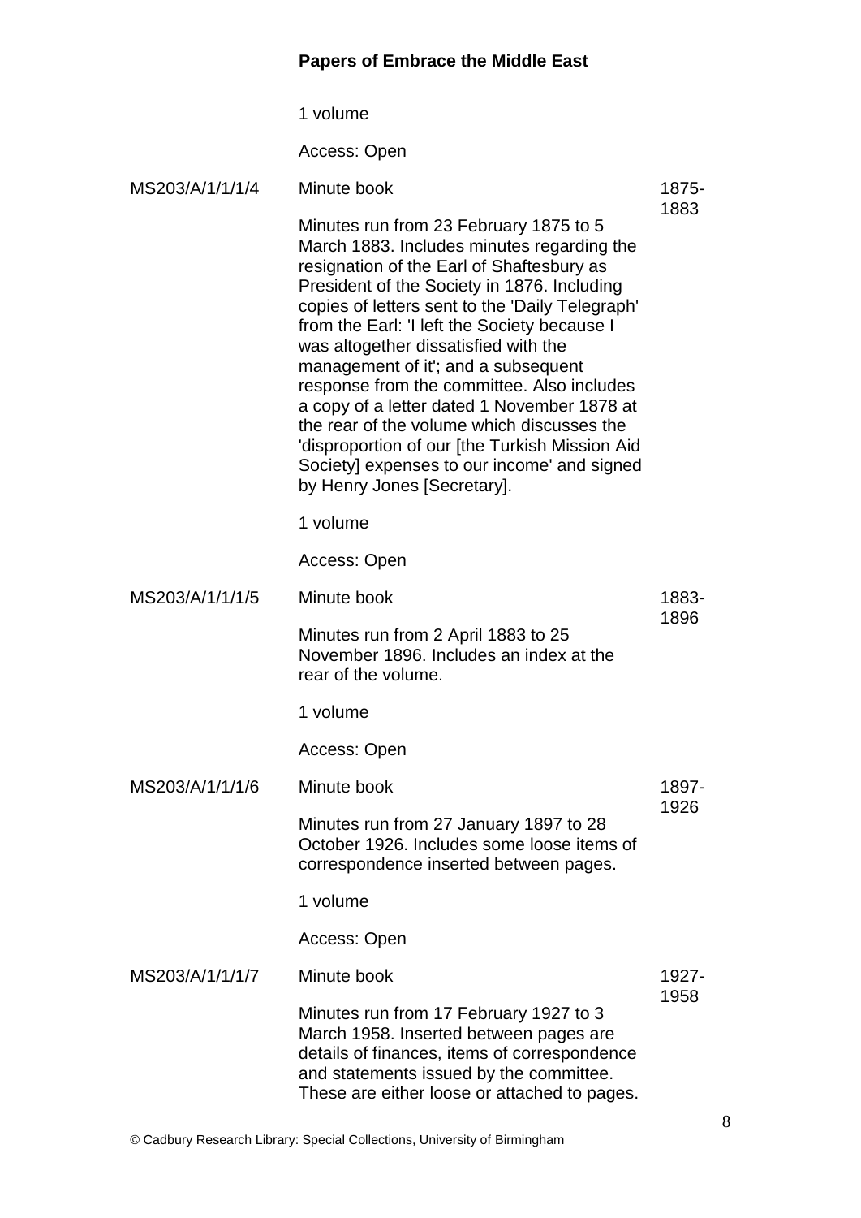1 volume

Access: Open

| | | |
|---|---|---|
| MS203/A/1/1/1/4 | Minute book<br><br>Minutes run from 23 February 1875 to 5 March 1883. Includes minutes regarding the resignation of the Earl of Shaftesbury as President of the Society in 1876. Including copies of letters sent to the 'Daily Telegraph' from the Earl: 'I left the Society because I was altogether dissatisfied with the management of it'; and a subsequent response from the committee. Also includes a copy of a letter dated 1 November 1878 at the rear of the volume which discusses the 'disproportion of our [the Turkish Mission Aid Society] expenses to our income' and signed by Henry Jones [Secretary].<br><br>1 volume<br><br>Access: Open | 1875-1883 |
| MS203/A/1/1/1/5 | Minute book<br><br>Minutes run from 2 April 1883 to 25 November 1896. Includes an index at the rear of the volume.<br><br>1 volume<br><br>Access: Open | 1883-1896 |
| MS203/A/1/1/1/6 | Minute book<br><br>Minutes run from 27 January 1897 to 28 October 1926. Includes some loose items of correspondence inserted between pages.<br><br>1 volume<br><br>Access: Open | 1897-1926 |
| MS203/A/1/1/1/7 | Minute book<br><br>Minutes run from 17 February 1927 to 3 March 1958. Inserted between pages are details of finances, items of correspondence and statements issued by the committee. These are either loose or attached to pages. | 1927-1958 |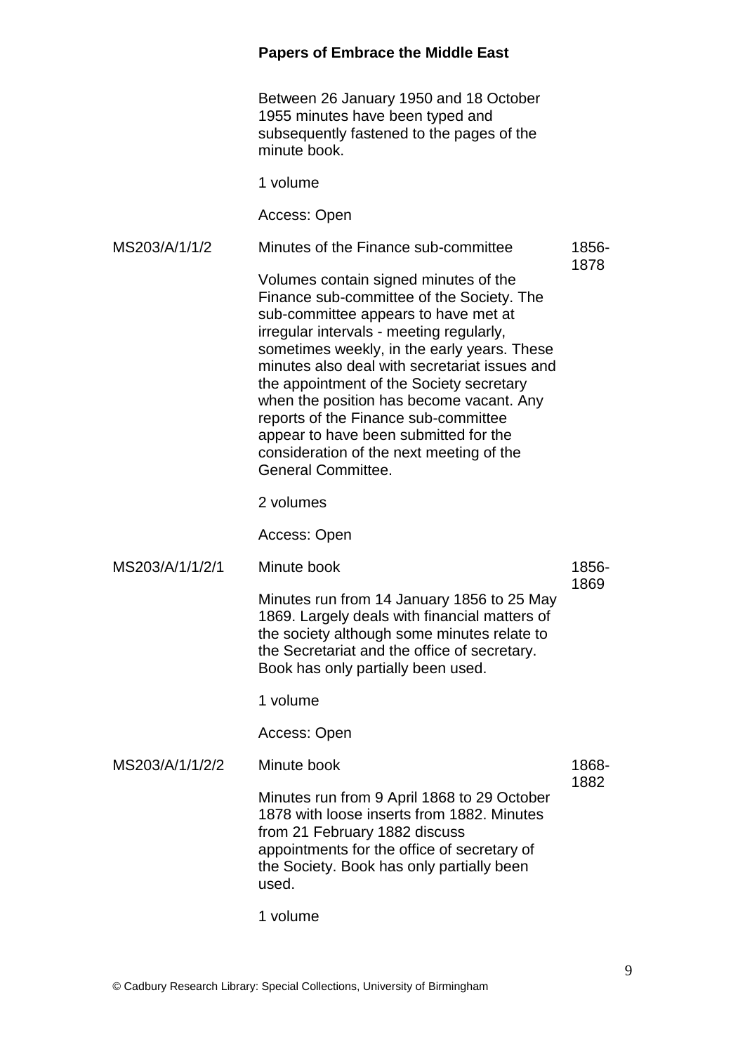Between 26 January 1950 and 18 October 1955 minutes have been typed and subsequently fastened to the pages of the minute book.

1 volume

Access: Open

| | | |
|---|---|---|
| MS203/A/1/1/2 | **Minutes of the Finance sub-committee**<br><br>Volumes contain signed minutes of the Finance sub-committee of the Society. The sub-committee appears to have met at irregular intervals - meeting regularly, sometimes weekly, in the early years. These minutes also deal with secretariat issues and the appointment of the Society secretary when the position has become vacant. Any reports of the Finance sub-committee appear to have been submitted for the consideration of the next meeting of the General Committee.<br><br>2 volumes<br><br>Access: Open | 1856-1878 |
| MS203/A/1/1/2/1 | **Minute book**<br><br>Minutes run from 14 January 1856 to 25 May 1869. Largely deals with financial matters of the society although some minutes relate to the Secretariat and the office of secretary. Book has only partially been used.<br><br>1 volume<br><br>Access: Open | 1856-1869 |
| MS203/A/1/1/2/2 | **Minute book**<br><br>Minutes run from 9 April 1868 to 29 October 1878 with loose inserts from 1882. Minutes from 21 February 1882 discuss appointments for the office of secretary of the Society. Book has only partially been used.<br><br>1 volume | 1868-1882 |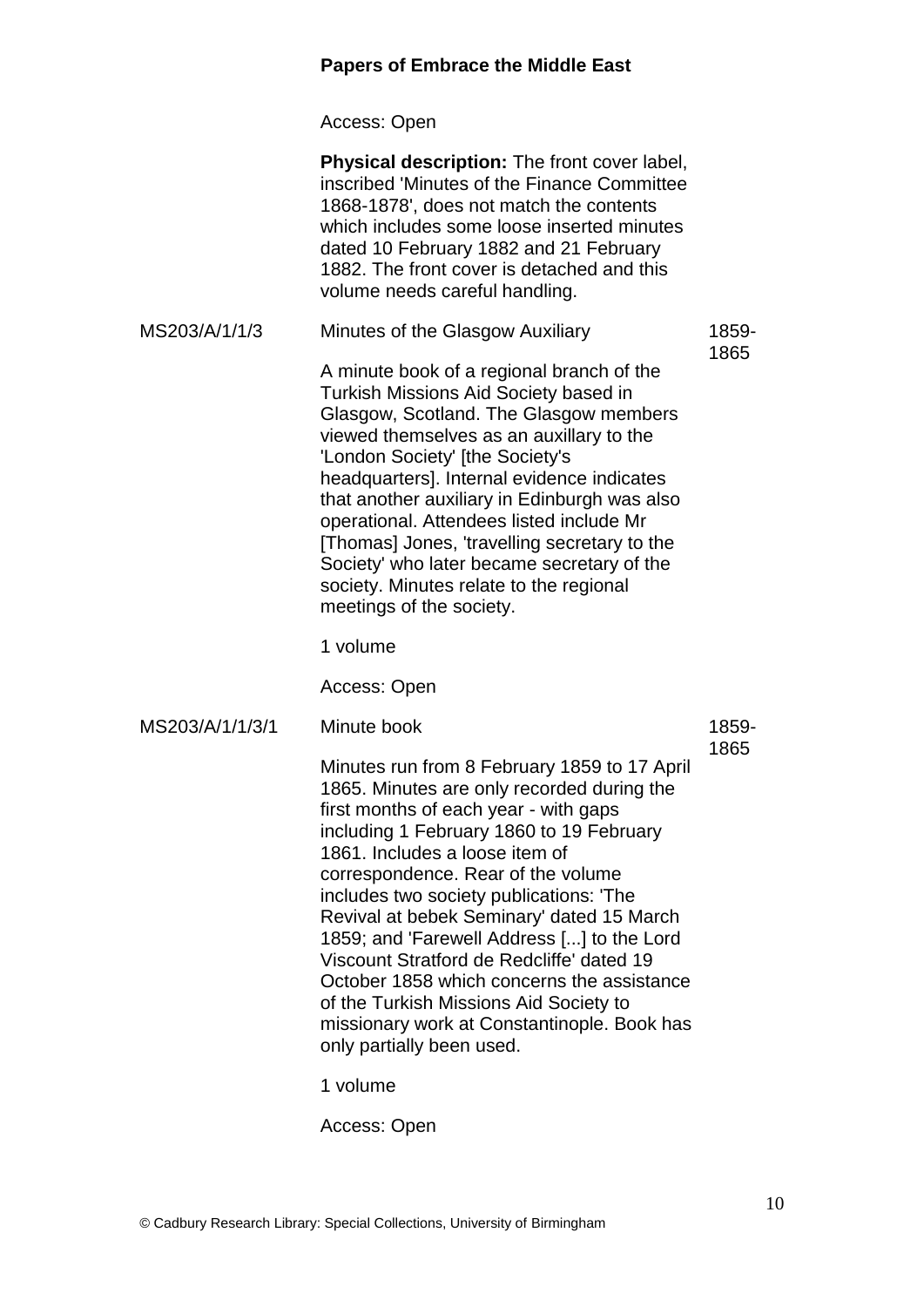Access: Open

**Physical description:** The front cover label, inscribed 'Minutes of the Finance Committee 1868-1878', does not match the contents which includes some loose inserted minutes dated 10 February 1882 and 21 February 1882. The front cover is detached and this volume needs careful handling.

| | | |
|---|---|---|
| MS203/A/1/1/3 | Minutes of the Glasgow Auxiliary<br><br>A minute book of a regional branch of the Turkish Missions Aid Society based in Glasgow, Scotland. The Glasgow members viewed themselves as an auxillary to the 'London Society' [the Society's headquarters]. Internal evidence indicates that another auxiliary in Edinburgh was also operational. Attendees listed include Mr [Thomas] Jones, 'travelling secretary to the Society' who later became secretary of the society. Minutes relate to the regional meetings of the society.<br><br>1 volume<br><br>Access: Open | 1859-1865 |
| MS203/A/1/1/3/1 | Minute book<br><br>Minutes run from 8 February 1859 to 17 April 1865. Minutes are only recorded during the first months of each year - with gaps including 1 February 1860 to 19 February 1861. Includes a loose item of correspondence. Rear of the volume includes two society publications: 'The Revival at bebek Seminary' dated 15 March 1859; and 'Farewell Address [...] to the Lord Viscount Stratford de Redcliffe' dated 19 October 1858 which concerns the assistance of the Turkish Missions Aid Society to missionary work at Constantinople. Book has only partially been used.<br><br>1 volume<br><br>Access: Open | 1859-1865 |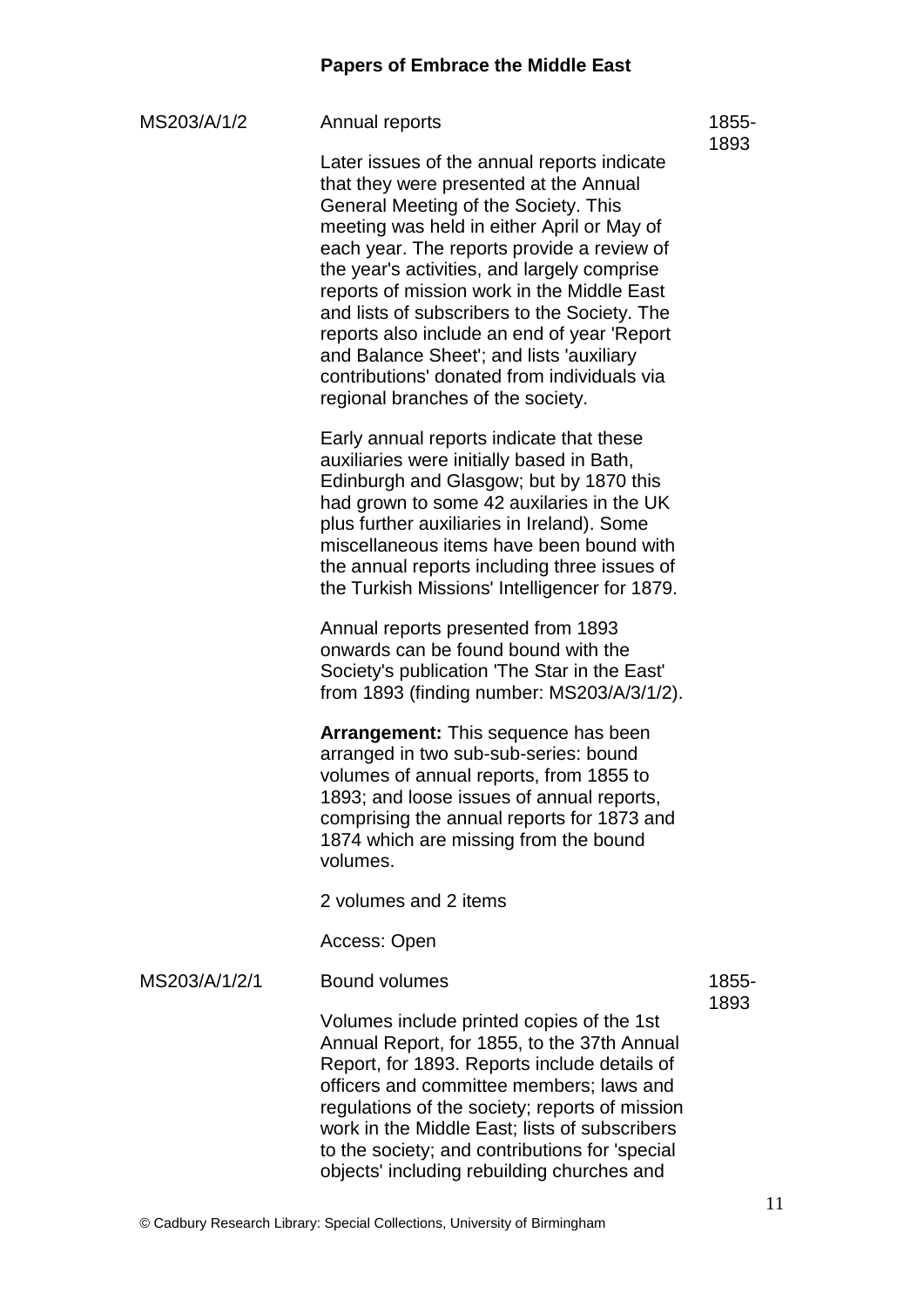MS203/A/1/2 Annual reports 1855-1893

Later issues of the annual reports indicate that they were presented at the Annual General Meeting of the Society. This meeting was held in either April or May of each year. The reports provide a review of the year's activities, and largely comprise reports of mission work in the Middle East and lists of subscribers to the Society. The reports also include an end of year 'Report and Balance Sheet'; and lists 'auxiliary contributions' donated from individuals via regional branches of the society.

Early annual reports indicate that these auxiliaries were initially based in Bath, Edinburgh and Glasgow; but by 1870 this had grown to some 42 auxilaries in the UK plus further auxiliaries in Ireland). Some miscellaneous items have been bound with the annual reports including three issues of the Turkish Missions' Intelligencer for 1879.

Annual reports presented from 1893 onwards can be found bound with the Society's publication 'The Star in the East' from 1893 (finding number: MS203/A/3/1/2).

**Arrangement:** This sequence has been arranged in two sub-sub-series: bound volumes of annual reports, from 1855 to 1893; and loose issues of annual reports, comprising the annual reports for 1873 and 1874 which are missing from the bound volumes.

2 volumes and 2 items

Access: Open

MS203/A/1/2/1 Bound volumes 1855-1893

Volumes include printed copies of the 1st Annual Report, for 1855, to the 37th Annual Report, for 1893. Reports include details of officers and committee members; laws and regulations of the society; reports of mission work in the Middle East; lists of subscribers to the society; and contributions for 'special objects' including rebuilding churches and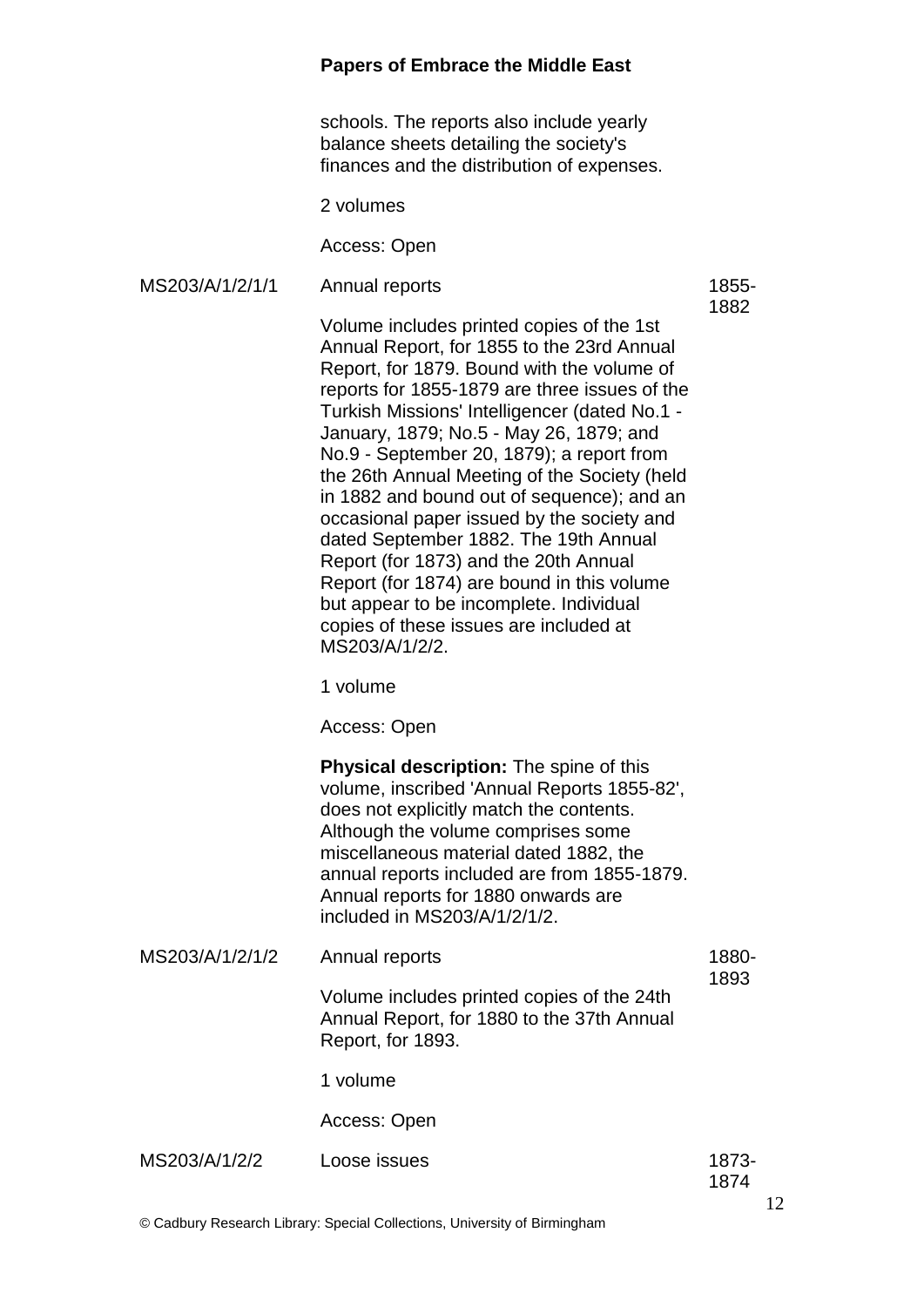schools. The reports also include yearly balance sheets detailing the society's finances and the distribution of expenses.

2 volumes

Access: Open

| | | |
|---|---|---|
| MS203/A/1/2/1/1 | Annual reports<br><br>Volume includes printed copies of the 1st Annual Report, for 1855 to the 23rd Annual Report, for 1879. Bound with the volume of reports for 1855-1879 are three issues of the Turkish Missions' Intelligencer (dated No.1 - January, 1879; No.5 - May 26, 1879; and No.9 - September 20, 1879); a report from the 26th Annual Meeting of the Society (held in 1882 and bound out of sequence); and an occasional paper issued by the society and dated September 1882. The 19th Annual Report (for 1873) and the 20th Annual Report (for 1874) are bound in this volume but appear to be incomplete. Individual copies of these issues are included at MS203/A/1/2/2.<br><br>1 volume<br><br>Access: Open<br><br>**Physical description:** The spine of this volume, inscribed 'Annual Reports 1855-82', does not explicitly match the contents. Although the volume comprises some miscellaneous material dated 1882, the annual reports included are from 1855-1879. Annual reports for 1880 onwards are included in MS203/A/1/2/1/2. | 1855-1882 |
| MS203/A/1/2/1/2 | Annual reports<br><br>Volume includes printed copies of the 24th Annual Report, for 1880 to the 37th Annual Report, for 1893.<br><br>1 volume<br><br>Access: Open | 1880-1893 |
| MS203/A/1/2/2 | Loose issues | 1873-1874 |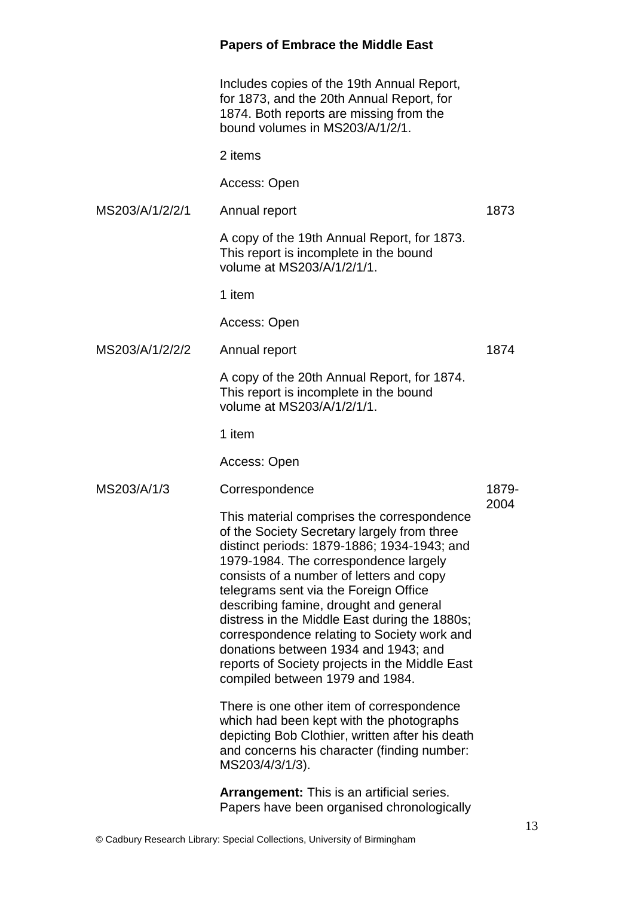Includes copies of the 19th Annual Report, for 1873, and the 20th Annual Report, for 1874. Both reports are missing from the bound volumes in MS203/A/1/2/1.

2 items

Access: Open

MS203/A/1/2/2/1 | Annual report | 1873

A copy of the 19th Annual Report, for 1873. This report is incomplete in the bound volume at MS203/A/1/2/1/1.

1 item

Access: Open

MS203/A/1/2/2/2 | Annual report | 1874

A copy of the 20th Annual Report, for 1874. This report is incomplete in the bound volume at MS203/A/1/2/1/1.

1 item

Access: Open

MS203/A/1/3 | Correspondence | 1879-2004

This material comprises the correspondence of the Society Secretary largely from three distinct periods: 1879-1886; 1934-1943; and 1979-1984. The correspondence largely consists of a number of letters and copy telegrams sent via the Foreign Office describing famine, drought and general distress in the Middle East during the 1880s; correspondence relating to Society work and donations between 1934 and 1943; and reports of Society projects in the Middle East compiled between 1979 and 1984.

There is one other item of correspondence which had been kept with the photographs depicting Bob Clothier, written after his death and concerns his character (finding number: MS203/4/3/1/3).

**Arrangement:** This is an artificial series. Papers have been organised chronologically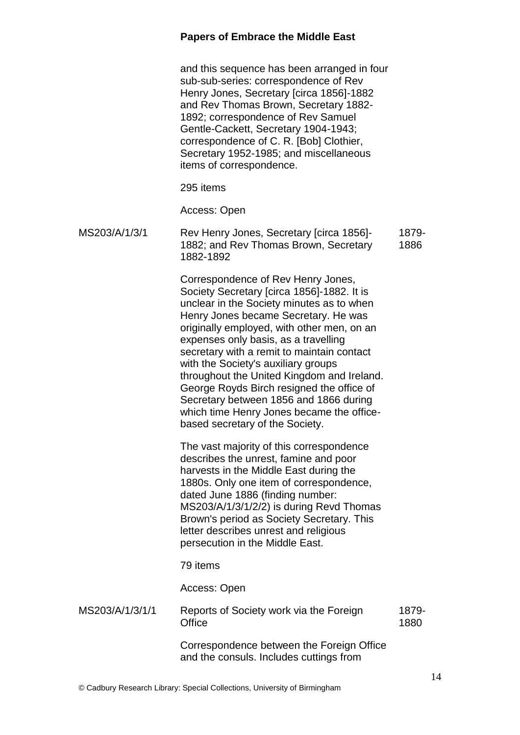and this sequence has been arranged in four sub-sub-series: correspondence of Rev Henry Jones, Secretary [circa 1856]-1882 and Rev Thomas Brown, Secretary 1882-1892; correspondence of Rev Samuel Gentle-Cackett, Secretary 1904-1943; correspondence of C. R. [Bob] Clothier, Secretary 1952-1985; and miscellaneous items of correspondence.

295 items

Access: Open

**MS203/A/1/3/1** — Rev Henry Jones, Secretary [circa 1856]-1882; and Rev Thomas Brown, Secretary 1882-1892 — 1879-1886

Correspondence of Rev Henry Jones, Society Secretary [circa 1856]-1882. It is unclear in the Society minutes as to when Henry Jones became Secretary. He was originally employed, with other men, on an expenses only basis, as a travelling secretary with a remit to maintain contact with the Society's auxiliary groups throughout the United Kingdom and Ireland. George Royds Birch resigned the office of Secretary between 1856 and 1866 during which time Henry Jones became the office-based secretary of the Society.

The vast majority of this correspondence describes the unrest, famine and poor harvests in the Middle East during the 1880s. Only one item of correspondence, dated June 1886 (finding number: MS203/A/1/3/1/2/2) is during Revd Thomas Brown's period as Society Secretary. This letter describes unrest and religious persecution in the Middle East.

79 items

Access: Open

**MS203/A/1/3/1/1** — Reports of Society work via the Foreign Office — 1879-1880

Correspondence between the Foreign Office and the consuls. Includes cuttings from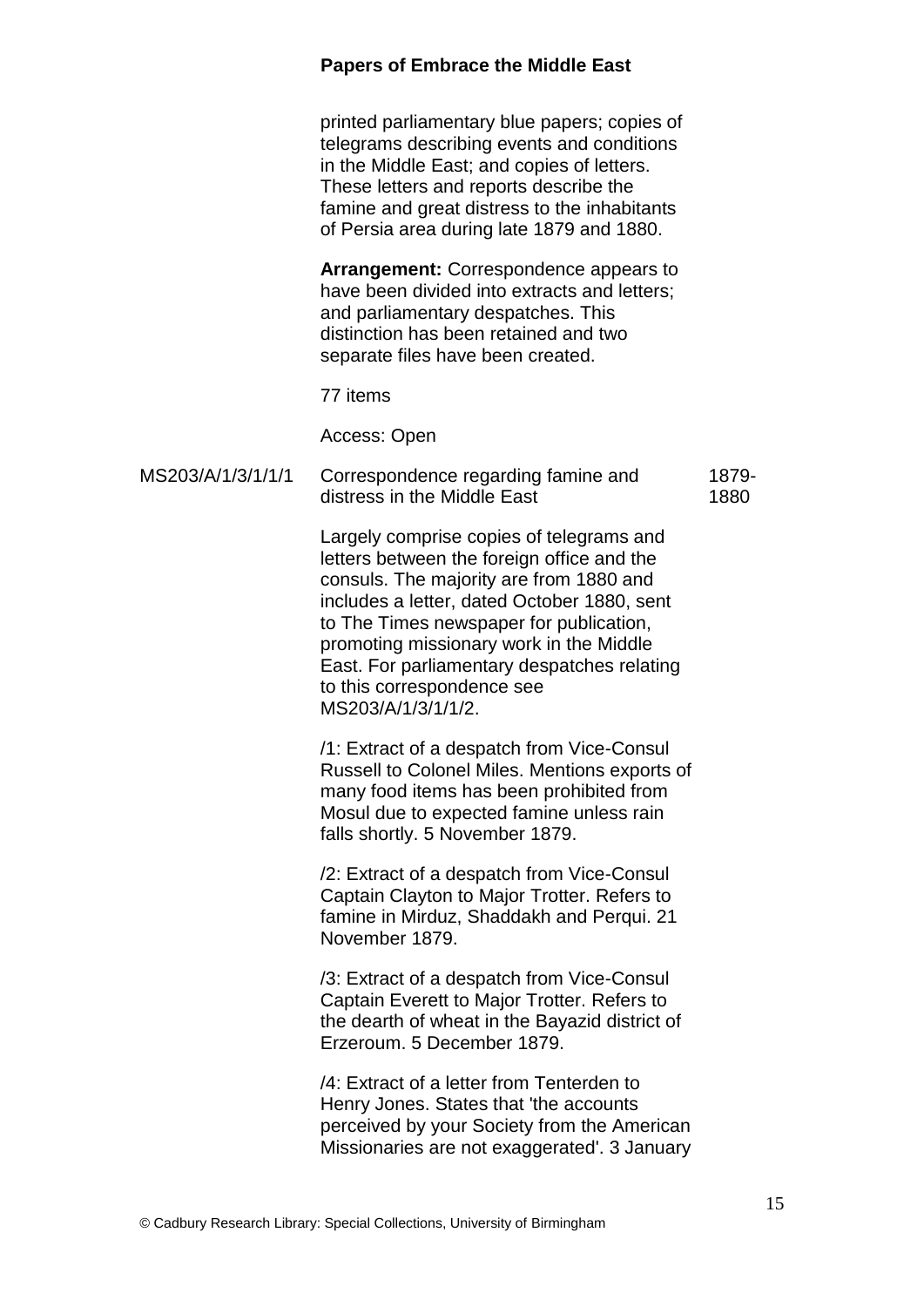printed parliamentary blue papers; copies of telegrams describing events and conditions in the Middle East; and copies of letters. These letters and reports describe the famine and great distress to the inhabitants of Persia area during late 1879 and 1880.

**Arrangement:** Correspondence appears to have been divided into extracts and letters; and parliamentary despatches. This distinction has been retained and two separate files have been created.

77 items

Access: Open

MS203/A/1/3/1/1/1 Correspondence regarding famine and distress in the Middle East 1879-1880

Largely comprise copies of telegrams and letters between the foreign office and the consuls. The majority are from 1880 and includes a letter, dated October 1880, sent to The Times newspaper for publication, promoting missionary work in the Middle East. For parliamentary despatches relating to this correspondence see MS203/A/1/3/1/1/2.

/1: Extract of a despatch from Vice-Consul Russell to Colonel Miles. Mentions exports of many food items has been prohibited from Mosul due to expected famine unless rain falls shortly. 5 November 1879.

/2: Extract of a despatch from Vice-Consul Captain Clayton to Major Trotter. Refers to famine in Mirduz, Shaddakh and Perqui. 21 November 1879.

/3: Extract of a despatch from Vice-Consul Captain Everett to Major Trotter. Refers to the dearth of wheat in the Bayazid district of Erzeroum. 5 December 1879.

/4: Extract of a letter from Tenterden to Henry Jones. States that 'the accounts perceived by your Society from the American Missionaries are not exaggerated'. 3 January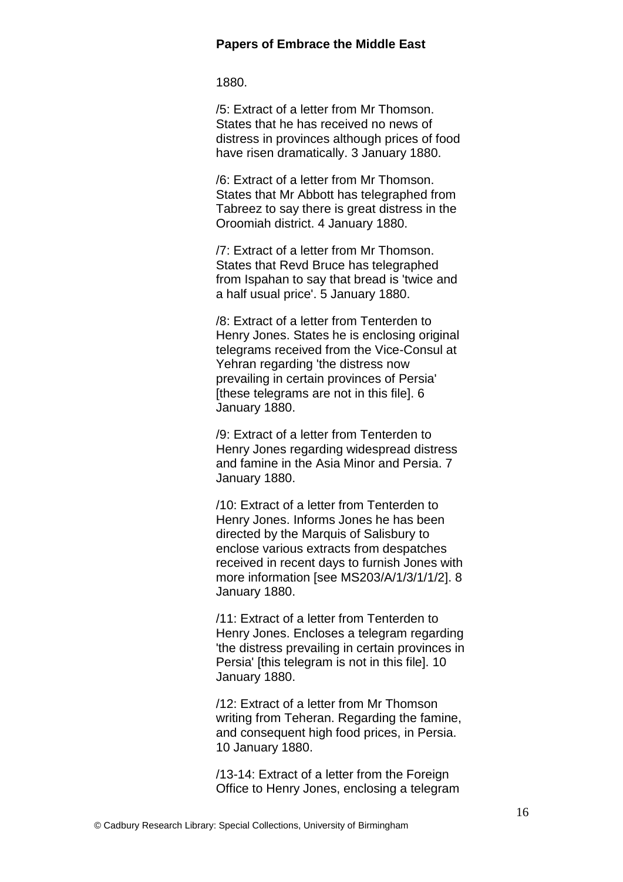1880.

/5: Extract of a letter from Mr Thomson. States that he has received no news of distress in provinces although prices of food have risen dramatically. 3 January 1880.

/6: Extract of a letter from Mr Thomson. States that Mr Abbott has telegraphed from Tabreez to say there is great distress in the Oroomiah district. 4 January 1880.

/7: Extract of a letter from Mr Thomson. States that Revd Bruce has telegraphed from Ispahan to say that bread is 'twice and a half usual price'. 5 January 1880.

/8: Extract of a letter from Tenterden to Henry Jones. States he is enclosing original telegrams received from the Vice-Consul at Yehran regarding 'the distress now prevailing in certain provinces of Persia' [these telegrams are not in this file]. 6 January 1880.

/9: Extract of a letter from Tenterden to Henry Jones regarding widespread distress and famine in the Asia Minor and Persia. 7 January 1880.

/10: Extract of a letter from Tenterden to Henry Jones. Informs Jones he has been directed by the Marquis of Salisbury to enclose various extracts from despatches received in recent days to furnish Jones with more information [see MS203/A/1/3/1/1/2]. 8 January 1880.

/11: Extract of a letter from Tenterden to Henry Jones. Encloses a telegram regarding 'the distress prevailing in certain provinces in Persia' [this telegram is not in this file]. 10 January 1880.

/12: Extract of a letter from Mr Thomson writing from Teheran. Regarding the famine, and consequent high food prices, in Persia. 10 January 1880.

/13-14: Extract of a letter from the Foreign Office to Henry Jones, enclosing a telegram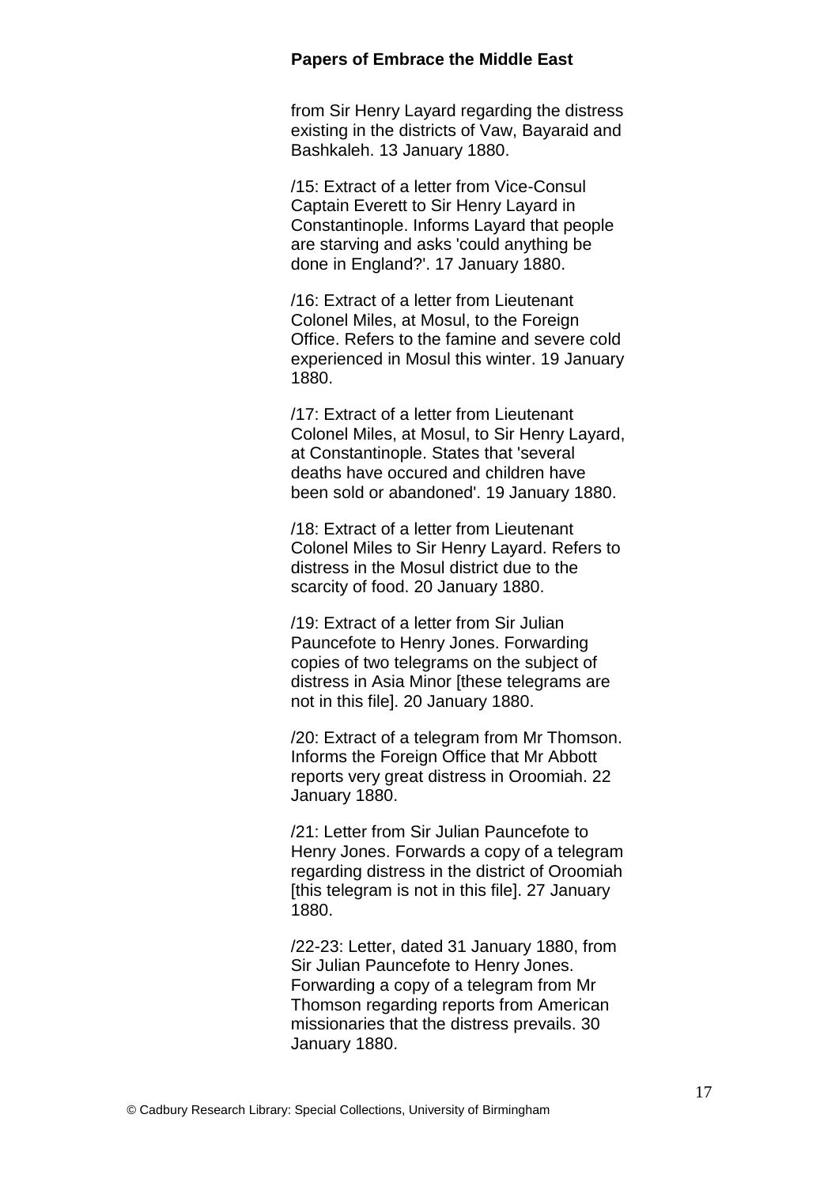from Sir Henry Layard regarding the distress existing in the districts of Vaw, Bayaraid and Bashkaleh. 13 January 1880.

/15: Extract of a letter from Vice-Consul Captain Everett to Sir Henry Layard in Constantinople. Informs Layard that people are starving and asks 'could anything be done in England?'. 17 January 1880.

/16: Extract of a letter from Lieutenant Colonel Miles, at Mosul, to the Foreign Office. Refers to the famine and severe cold experienced in Mosul this winter. 19 January 1880.

/17: Extract of a letter from Lieutenant Colonel Miles, at Mosul, to Sir Henry Layard, at Constantinople. States that 'several deaths have occured and children have been sold or abandoned'. 19 January 1880.

/18: Extract of a letter from Lieutenant Colonel Miles to Sir Henry Layard. Refers to distress in the Mosul district due to the scarcity of food. 20 January 1880.

/19: Extract of a letter from Sir Julian Pauncefote to Henry Jones. Forwarding copies of two telegrams on the subject of distress in Asia Minor [these telegrams are not in this file]. 20 January 1880.

/20: Extract of a telegram from Mr Thomson. Informs the Foreign Office that Mr Abbott reports very great distress in Oroomiah. 22 January 1880.

/21: Letter from Sir Julian Pauncefote to Henry Jones. Forwards a copy of a telegram regarding distress in the district of Oroomiah [this telegram is not in this file]. 27 January 1880.

/22-23: Letter, dated 31 January 1880, from Sir Julian Pauncefote to Henry Jones. Forwarding a copy of a telegram from Mr Thomson regarding reports from American missionaries that the distress prevails. 30 January 1880.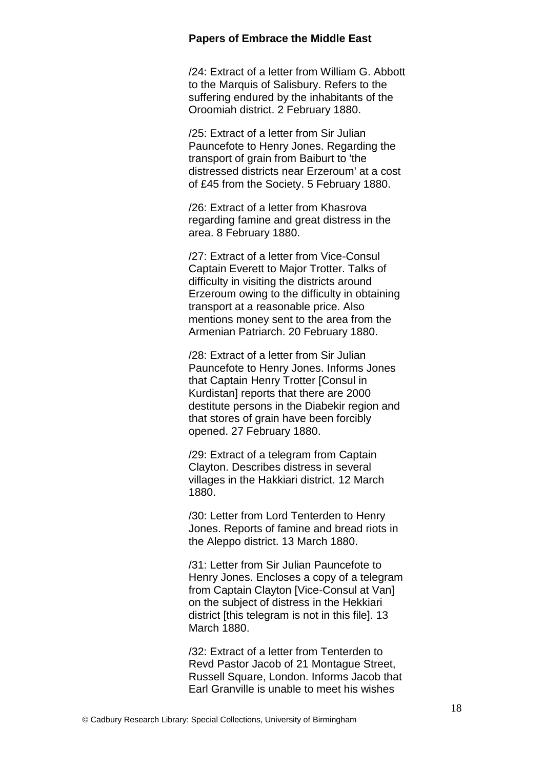/24: Extract of a letter from William G. Abbott to the Marquis of Salisbury. Refers to the suffering endured by the inhabitants of the Oroomiah district. 2 February 1880.

/25: Extract of a letter from Sir Julian Pauncefote to Henry Jones. Regarding the transport of grain from Baiburt to 'the distressed districts near Erzeroum' at a cost of £45 from the Society. 5 February 1880.

/26: Extract of a letter from Khasrova regarding famine and great distress in the area. 8 February 1880.

/27: Extract of a letter from Vice-Consul Captain Everett to Major Trotter. Talks of difficulty in visiting the districts around Erzeroum owing to the difficulty in obtaining transport at a reasonable price. Also mentions money sent to the area from the Armenian Patriarch. 20 February 1880.

/28: Extract of a letter from Sir Julian Pauncefote to Henry Jones. Informs Jones that Captain Henry Trotter [Consul in Kurdistan] reports that there are 2000 destitute persons in the Diabekir region and that stores of grain have been forcibly opened. 27 February 1880.

/29: Extract of a telegram from Captain Clayton. Describes distress in several villages in the Hakkiari district. 12 March 1880.

/30: Letter from Lord Tenterden to Henry Jones. Reports of famine and bread riots in the Aleppo district. 13 March 1880.

/31: Letter from Sir Julian Pauncefote to Henry Jones. Encloses a copy of a telegram from Captain Clayton [Vice-Consul at Van] on the subject of distress in the Hekkiari district [this telegram is not in this file]. 13 March 1880.

/32: Extract of a letter from Tenterden to Revd Pastor Jacob of 21 Montague Street, Russell Square, London. Informs Jacob that Earl Granville is unable to meet his wishes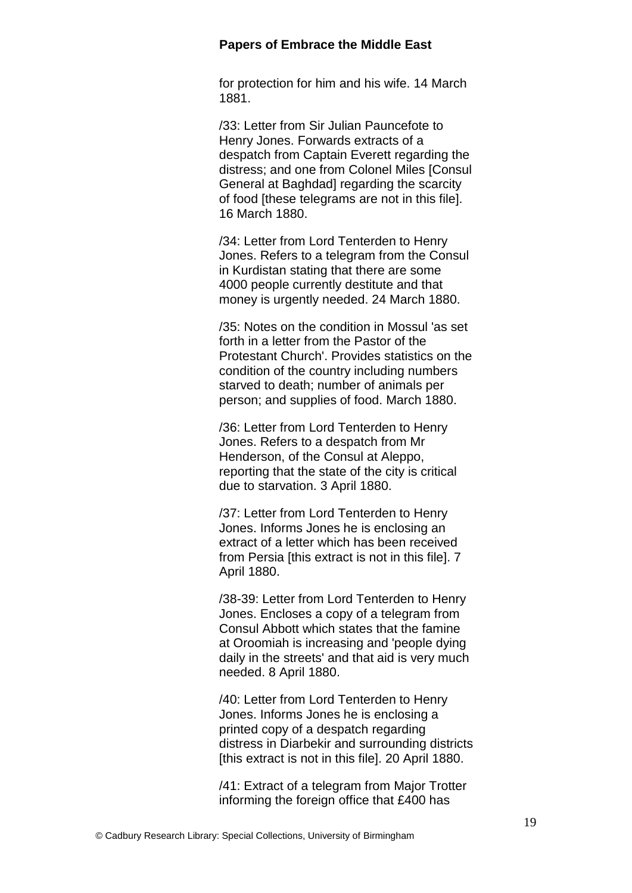for protection for him and his wife. 14 March 1881.

/33: Letter from Sir Julian Pauncefote to Henry Jones. Forwards extracts of a despatch from Captain Everett regarding the distress; and one from Colonel Miles [Consul General at Baghdad] regarding the scarcity of food [these telegrams are not in this file]. 16 March 1880.

/34: Letter from Lord Tenterden to Henry Jones. Refers to a telegram from the Consul in Kurdistan stating that there are some 4000 people currently destitute and that money is urgently needed. 24 March 1880.

/35: Notes on the condition in Mossul 'as set forth in a letter from the Pastor of the Protestant Church'. Provides statistics on the condition of the country including numbers starved to death; number of animals per person; and supplies of food. March 1880.

/36: Letter from Lord Tenterden to Henry Jones. Refers to a despatch from Mr Henderson, of the Consul at Aleppo, reporting that the state of the city is critical due to starvation. 3 April 1880.

/37: Letter from Lord Tenterden to Henry Jones. Informs Jones he is enclosing an extract of a letter which has been received from Persia [this extract is not in this file]. 7 April 1880.

/38-39: Letter from Lord Tenterden to Henry Jones. Encloses a copy of a telegram from Consul Abbott which states that the famine at Oroomiah is increasing and 'people dying daily in the streets' and that aid is very much needed. 8 April 1880.

/40: Letter from Lord Tenterden to Henry Jones. Informs Jones he is enclosing a printed copy of a despatch regarding distress in Diarbekir and surrounding districts [this extract is not in this file]. 20 April 1880.

/41: Extract of a telegram from Major Trotter informing the foreign office that £400 has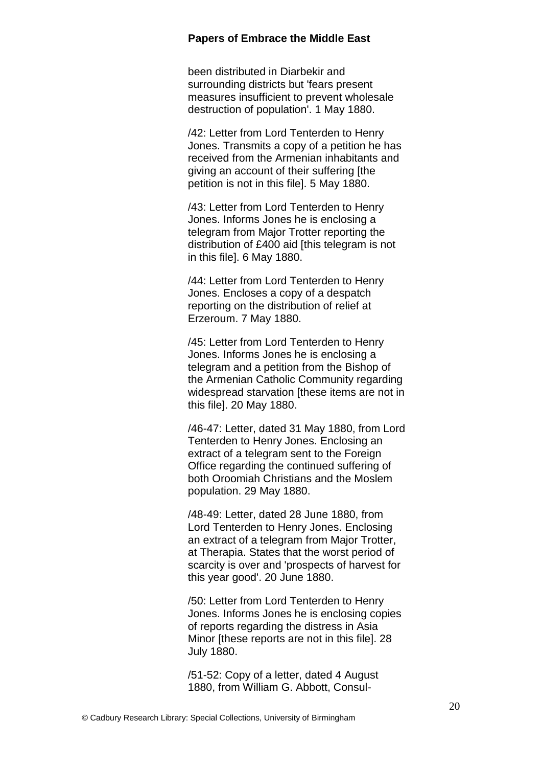been distributed in Diarbekir and surrounding districts but 'fears present measures insufficient to prevent wholesale destruction of population'. 1 May 1880.

/42: Letter from Lord Tenterden to Henry Jones. Transmits a copy of a petition he has received from the Armenian inhabitants and giving an account of their suffering [the petition is not in this file]. 5 May 1880.

/43: Letter from Lord Tenterden to Henry Jones. Informs Jones he is enclosing a telegram from Major Trotter reporting the distribution of £400 aid [this telegram is not in this file]. 6 May 1880.

/44: Letter from Lord Tenterden to Henry Jones. Encloses a copy of a despatch reporting on the distribution of relief at Erzeroum. 7 May 1880.

/45: Letter from Lord Tenterden to Henry Jones. Informs Jones he is enclosing a telegram and a petition from the Bishop of the Armenian Catholic Community regarding widespread starvation [these items are not in this file]. 20 May 1880.

/46-47: Letter, dated 31 May 1880, from Lord Tenterden to Henry Jones. Enclosing an extract of a telegram sent to the Foreign Office regarding the continued suffering of both Oroomiah Christians and the Moslem population. 29 May 1880.

/48-49: Letter, dated 28 June 1880, from Lord Tenterden to Henry Jones. Enclosing an extract of a telegram from Major Trotter, at Therapia. States that the worst period of scarcity is over and 'prospects of harvest for this year good'. 20 June 1880.

/50: Letter from Lord Tenterden to Henry Jones. Informs Jones he is enclosing copies of reports regarding the distress in Asia Minor [these reports are not in this file]. 28 July 1880.

/51-52: Copy of a letter, dated 4 August 1880, from William G. Abbott, Consul-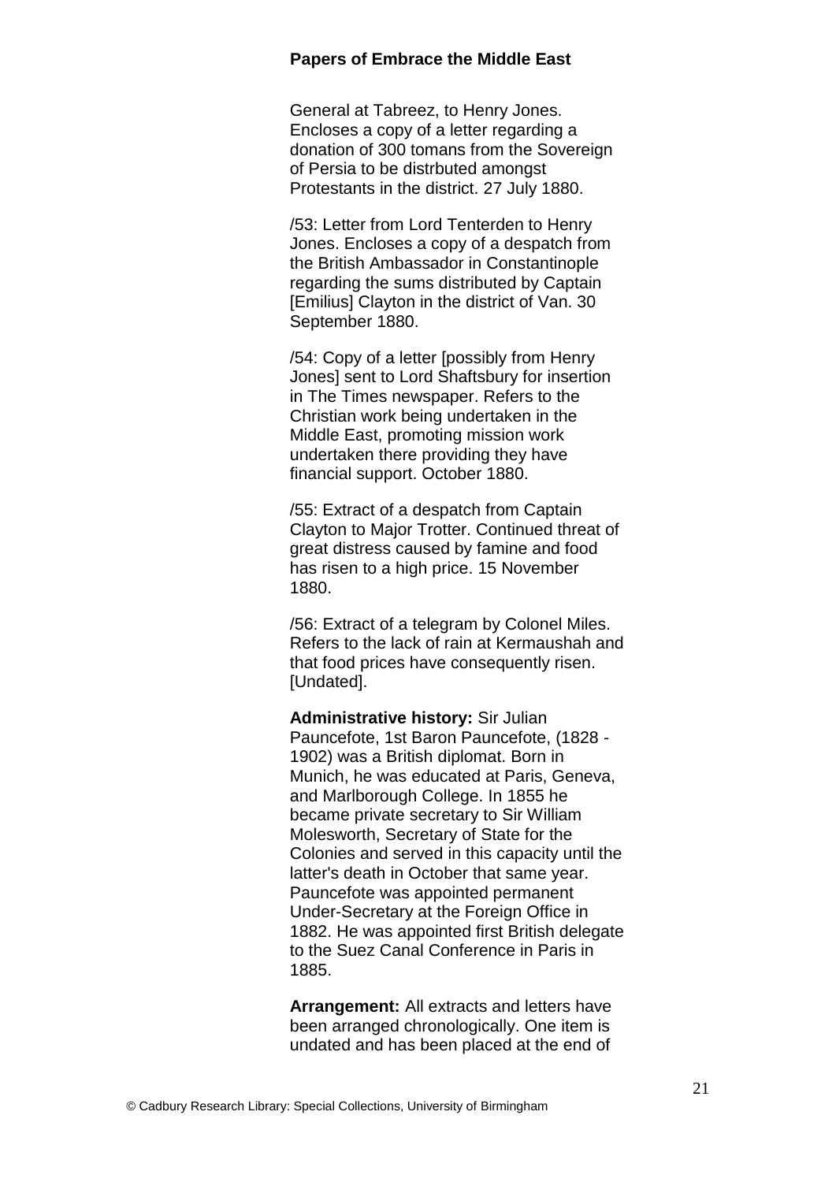General at Tabreez, to Henry Jones. Encloses a copy of a letter regarding a donation of 300 tomans from the Sovereign of Persia to be distrbuted amongst Protestants in the district. 27 July 1880.

/53: Letter from Lord Tenterden to Henry Jones. Encloses a copy of a despatch from the British Ambassador in Constantinople regarding the sums distributed by Captain [Emilius] Clayton in the district of Van. 30 September 1880.

/54: Copy of a letter [possibly from Henry Jones] sent to Lord Shaftsbury for insertion in The Times newspaper. Refers to the Christian work being undertaken in the Middle East, promoting mission work undertaken there providing they have financial support. October 1880.

/55: Extract of a despatch from Captain Clayton to Major Trotter. Continued threat of great distress caused by famine and food has risen to a high price. 15 November 1880.

/56: Extract of a telegram by Colonel Miles. Refers to the lack of rain at Kermaushah and that food prices have consequently risen. [Undated].

**Administrative history:** Sir Julian Pauncefote, 1st Baron Pauncefote, (1828 - 1902) was a British diplomat. Born in Munich, he was educated at Paris, Geneva, and Marlborough College. In 1855 he became private secretary to Sir William Molesworth, Secretary of State for the Colonies and served in this capacity until the latter's death in October that same year. Pauncefote was appointed permanent Under-Secretary at the Foreign Office in 1882. He was appointed first British delegate to the Suez Canal Conference in Paris in 1885.

**Arrangement:** All extracts and letters have been arranged chronologically. One item is undated and has been placed at the end of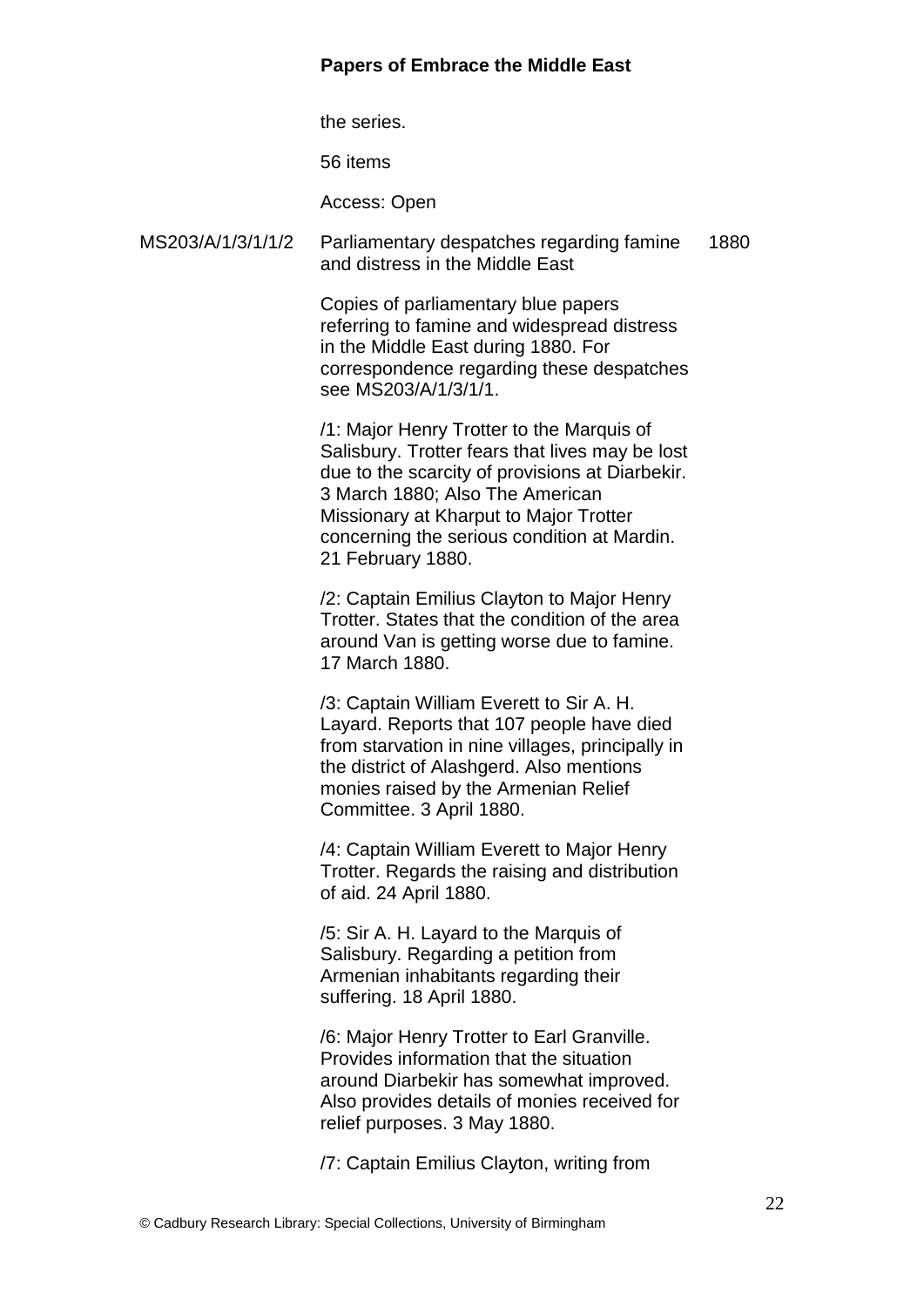the series.

56 items

Access: Open

MS203/A/1/3/1/1/2 Parliamentary despatches regarding famine and distress in the Middle East 1880

Copies of parliamentary blue papers referring to famine and widespread distress in the Middle East during 1880. For correspondence regarding these despatches see MS203/A/1/3/1/1.

/1: Major Henry Trotter to the Marquis of Salisbury. Trotter fears that lives may be lost due to the scarcity of provisions at Diarbekir. 3 March 1880; Also The American Missionary at Kharput to Major Trotter concerning the serious condition at Mardin. 21 February 1880.

/2: Captain Emilius Clayton to Major Henry Trotter. States that the condition of the area around Van is getting worse due to famine. 17 March 1880.

/3: Captain William Everett to Sir A. H. Layard. Reports that 107 people have died from starvation in nine villages, principally in the district of Alashgerd. Also mentions monies raised by the Armenian Relief Committee. 3 April 1880.

/4: Captain William Everett to Major Henry Trotter. Regards the raising and distribution of aid. 24 April 1880.

/5: Sir A. H. Layard to the Marquis of Salisbury. Regarding a petition from Armenian inhabitants regarding their suffering. 18 April 1880.

/6: Major Henry Trotter to Earl Granville. Provides information that the situation around Diarbekir has somewhat improved. Also provides details of monies received for relief purposes. 3 May 1880.

/7: Captain Emilius Clayton, writing from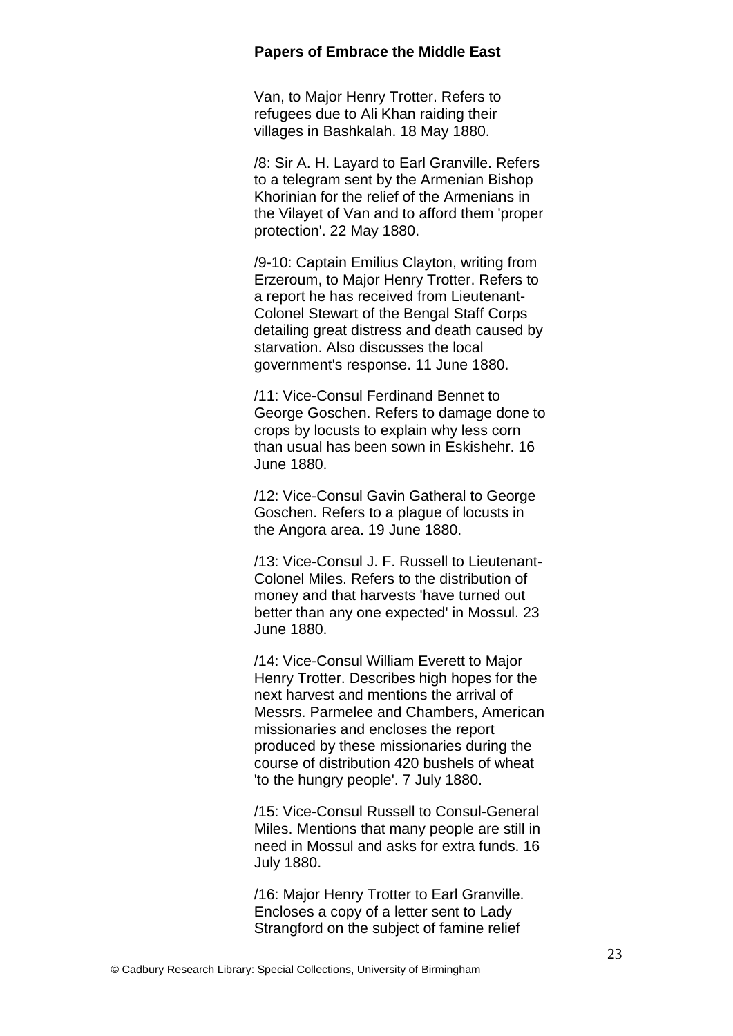Van, to Major Henry Trotter. Refers to refugees due to Ali Khan raiding their villages in Bashkalah. 18 May 1880.

/8: Sir A. H. Layard to Earl Granville. Refers to a telegram sent by the Armenian Bishop Khorinian for the relief of the Armenians in the Vilayet of Van and to afford them 'proper protection'. 22 May 1880.

/9-10: Captain Emilius Clayton, writing from Erzeroum, to Major Henry Trotter. Refers to a report he has received from Lieutenant-Colonel Stewart of the Bengal Staff Corps detailing great distress and death caused by starvation. Also discusses the local government's response. 11 June 1880.

/11: Vice-Consul Ferdinand Bennet to George Goschen. Refers to damage done to crops by locusts to explain why less corn than usual has been sown in Eskishehr. 16 June 1880.

/12: Vice-Consul Gavin Gatheral to George Goschen. Refers to a plague of locusts in the Angora area. 19 June 1880.

/13: Vice-Consul J. F. Russell to Lieutenant-Colonel Miles. Refers to the distribution of money and that harvests 'have turned out better than any one expected' in Mossul. 23 June 1880.

/14: Vice-Consul William Everett to Major Henry Trotter. Describes high hopes for the next harvest and mentions the arrival of Messrs. Parmelee and Chambers, American missionaries and encloses the report produced by these missionaries during the course of distribution 420 bushels of wheat 'to the hungry people'. 7 July 1880.

/15: Vice-Consul Russell to Consul-General Miles. Mentions that many people are still in need in Mossul and asks for extra funds. 16 July 1880.

/16: Major Henry Trotter to Earl Granville. Encloses a copy of a letter sent to Lady Strangford on the subject of famine relief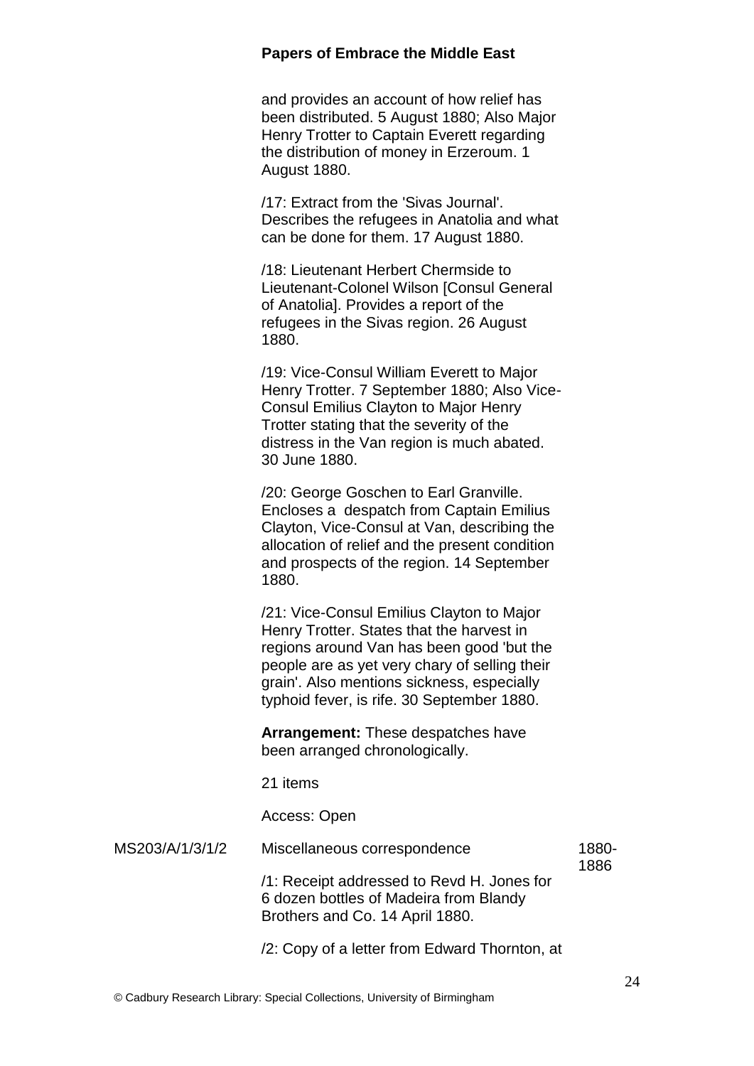and provides an account of how relief has been distributed. 5 August 1880; Also Major Henry Trotter to Captain Everett regarding the distribution of money in Erzeroum. 1 August 1880.

/17: Extract from the 'Sivas Journal'. Describes the refugees in Anatolia and what can be done for them. 17 August 1880.

/18: Lieutenant Herbert Chermside to Lieutenant-Colonel Wilson [Consul General of Anatolia]. Provides a report of the refugees in the Sivas region. 26 August 1880.

/19: Vice-Consul William Everett to Major Henry Trotter. 7 September 1880; Also Vice-Consul Emilius Clayton to Major Henry Trotter stating that the severity of the distress in the Van region is much abated. 30 June 1880.

/20: George Goschen to Earl Granville. Encloses a despatch from Captain Emilius Clayton, Vice-Consul at Van, describing the allocation of relief and the present condition and prospects of the region. 14 September 1880.

/21: Vice-Consul Emilius Clayton to Major Henry Trotter. States that the harvest in regions around Van has been good 'but the people are as yet very chary of selling their grain'. Also mentions sickness, especially typhoid fever, is rife. 30 September 1880.

**Arrangement:** These despatches have been arranged chronologically.

21 items

Access: Open

MS203/A/1/3/1/2 Miscellaneous correspondence 1880-1886

/1: Receipt addressed to Revd H. Jones for 6 dozen bottles of Madeira from Blandy Brothers and Co. 14 April 1880.

/2: Copy of a letter from Edward Thornton, at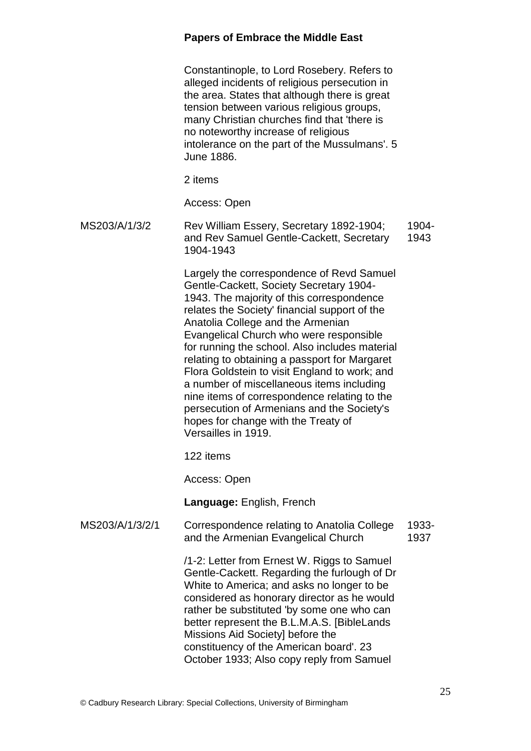Constantinople, to Lord Rosebery. Refers to alleged incidents of religious persecution in the area. States that although there is great tension between various religious groups, many Christian churches find that 'there is no noteworthy increase of religious intolerance on the part of the Mussulmans'. 5 June 1886.

2 items

Access: Open

| | | |
|---|---|---|
| MS203/A/1/3/2 | Rev William Essery, Secretary 1892-1904; and Rev Samuel Gentle-Cackett, Secretary 1904-1943 | 1904-1943 |

Largely the correspondence of Revd Samuel Gentle-Cackett, Society Secretary 1904-1943. The majority of this correspondence relates the Society' financial support of the Anatolia College and the Armenian Evangelical Church who were responsible for running the school. Also includes material relating to obtaining a passport for Margaret Flora Goldstein to visit England to work; and a number of miscellaneous items including nine items of correspondence relating to the persecution of Armenians and the Society's hopes for change with the Treaty of Versailles in 1919.

122 items

Access: Open

**Language:** English, French

| | | |
|---|---|---|
| MS203/A/1/3/2/1 | Correspondence relating to Anatolia College and the Armenian Evangelical Church | 1933-1937 |

/1-2: Letter from Ernest W. Riggs to Samuel Gentle-Cackett. Regarding the furlough of Dr White to America; and asks no longer to be considered as honorary director as he would rather be substituted 'by some one who can better represent the B.L.M.A.S. [BibleLands Missions Aid Society] before the constituency of the American board'. 23 October 1933; Also copy reply from Samuel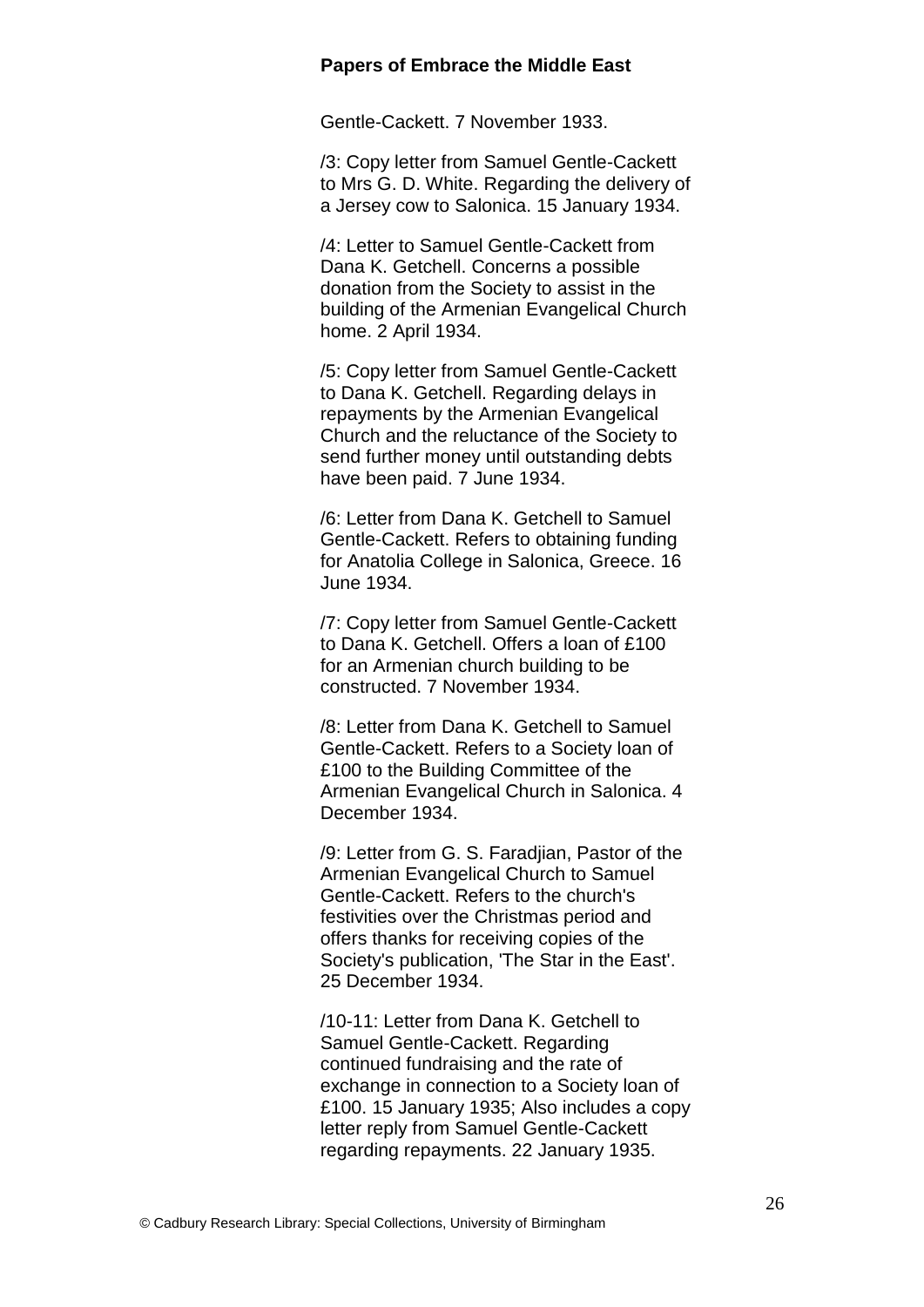Gentle-Cackett. 7 November 1933.

/3: Copy letter from Samuel Gentle-Cackett to Mrs G. D. White. Regarding the delivery of a Jersey cow to Salonica. 15 January 1934.

/4: Letter to Samuel Gentle-Cackett from Dana K. Getchell. Concerns a possible donation from the Society to assist in the building of the Armenian Evangelical Church home. 2 April 1934.

/5: Copy letter from Samuel Gentle-Cackett to Dana K. Getchell. Regarding delays in repayments by the Armenian Evangelical Church and the reluctance of the Society to send further money until outstanding debts have been paid. 7 June 1934.

/6: Letter from Dana K. Getchell to Samuel Gentle-Cackett. Refers to obtaining funding for Anatolia College in Salonica, Greece. 16 June 1934.

/7: Copy letter from Samuel Gentle-Cackett to Dana K. Getchell. Offers a loan of £100 for an Armenian church building to be constructed. 7 November 1934.

/8: Letter from Dana K. Getchell to Samuel Gentle-Cackett. Refers to a Society loan of £100 to the Building Committee of the Armenian Evangelical Church in Salonica. 4 December 1934.

/9: Letter from G. S. Faradjian, Pastor of the Armenian Evangelical Church to Samuel Gentle-Cackett. Refers to the church's festivities over the Christmas period and offers thanks for receiving copies of the Society's publication, 'The Star in the East'. 25 December 1934.

/10-11: Letter from Dana K. Getchell to Samuel Gentle-Cackett. Regarding continued fundraising and the rate of exchange in connection to a Society loan of £100. 15 January 1935; Also includes a copy letter reply from Samuel Gentle-Cackett regarding repayments. 22 January 1935.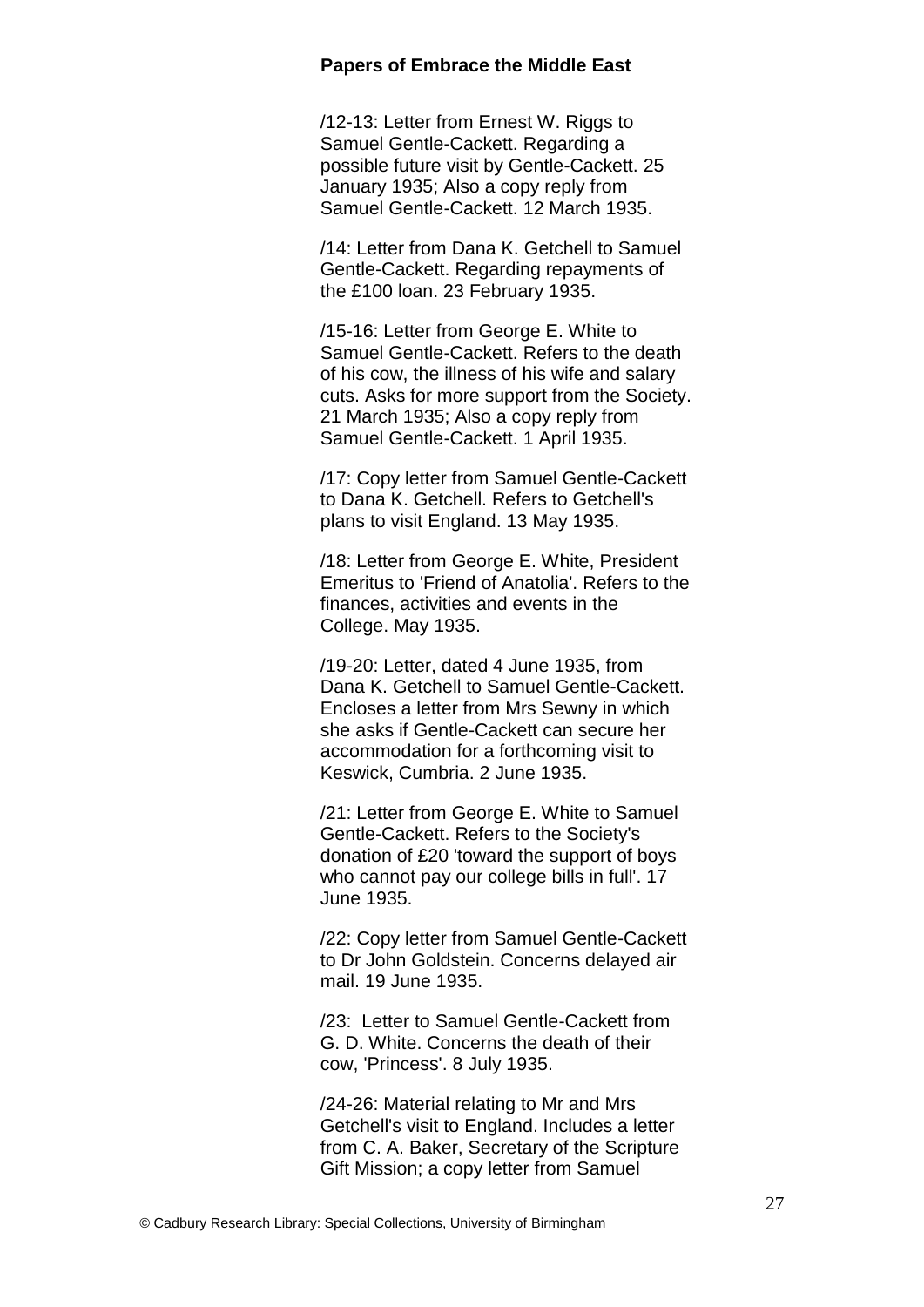**Papers of Embrace the Middle East**

/12-13: Letter from Ernest W. Riggs to Samuel Gentle-Cackett. Regarding a possible future visit by Gentle-Cackett. 25 January 1935; Also a copy reply from Samuel Gentle-Cackett. 12 March 1935.

/14: Letter from Dana K. Getchell to Samuel Gentle-Cackett. Regarding repayments of the £100 loan. 23 February 1935.

/15-16: Letter from George E. White to Samuel Gentle-Cackett. Refers to the death of his cow, the illness of his wife and salary cuts. Asks for more support from the Society. 21 March 1935; Also a copy reply from Samuel Gentle-Cackett. 1 April 1935.

/17: Copy letter from Samuel Gentle-Cackett to Dana K. Getchell. Refers to Getchell's plans to visit England. 13 May 1935.

/18: Letter from George E. White, President Emeritus to 'Friend of Anatolia'. Refers to the finances, activities and events in the College. May 1935.

/19-20: Letter, dated 4 June 1935, from Dana K. Getchell to Samuel Gentle-Cackett. Encloses a letter from Mrs Sewny in which she asks if Gentle-Cackett can secure her accommodation for a forthcoming visit to Keswick, Cumbria. 2 June 1935.

/21: Letter from George E. White to Samuel Gentle-Cackett. Refers to the Society's donation of £20 'toward the support of boys who cannot pay our college bills in full'. 17 June 1935.

/22: Copy letter from Samuel Gentle-Cackett to Dr John Goldstein. Concerns delayed air mail. 19 June 1935.

/23: Letter to Samuel Gentle-Cackett from G. D. White. Concerns the death of their cow, 'Princess'. 8 July 1935.

/24-26: Material relating to Mr and Mrs Getchell's visit to England. Includes a letter from C. A. Baker, Secretary of the Scripture Gift Mission; a copy letter from Samuel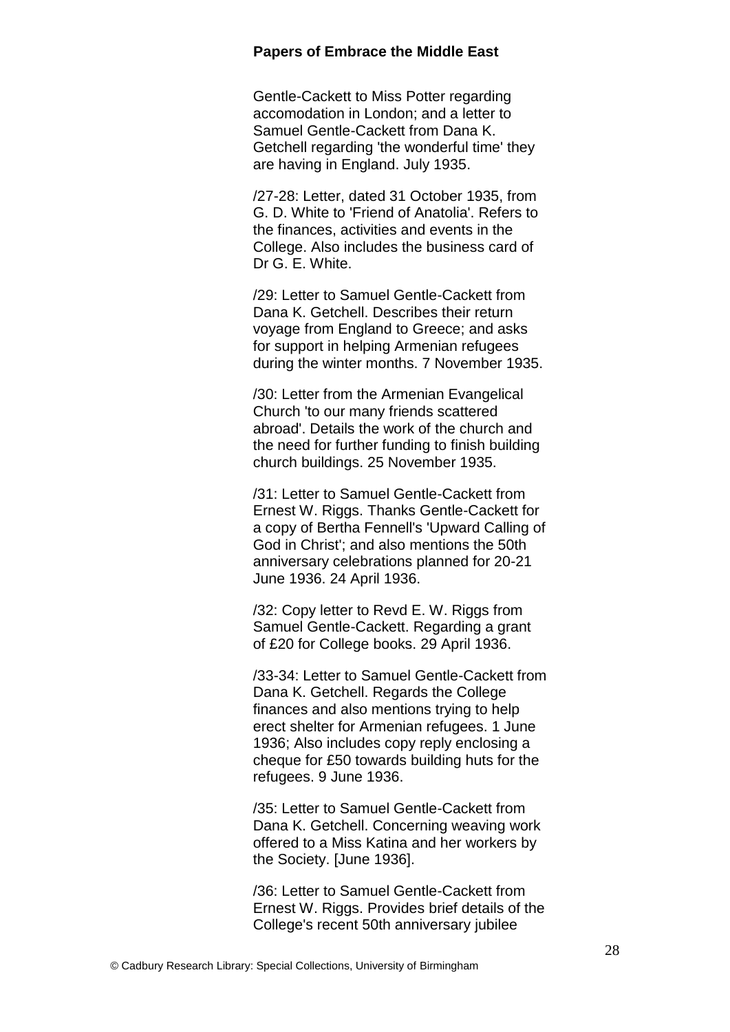Gentle-Cackett to Miss Potter regarding accomodation in London; and a letter to Samuel Gentle-Cackett from Dana K. Getchell regarding 'the wonderful time' they are having in England. July 1935.

/27-28: Letter, dated 31 October 1935, from G. D. White to 'Friend of Anatolia'. Refers to the finances, activities and events in the College. Also includes the business card of Dr G. E. White.

/29: Letter to Samuel Gentle-Cackett from Dana K. Getchell. Describes their return voyage from England to Greece; and asks for support in helping Armenian refugees during the winter months. 7 November 1935.

/30: Letter from the Armenian Evangelical Church 'to our many friends scattered abroad'. Details the work of the church and the need for further funding to finish building church buildings. 25 November 1935.

/31: Letter to Samuel Gentle-Cackett from Ernest W. Riggs. Thanks Gentle-Cackett for a copy of Bertha Fennell's 'Upward Calling of God in Christ'; and also mentions the 50th anniversary celebrations planned for 20-21 June 1936. 24 April 1936.

/32: Copy letter to Revd E. W. Riggs from Samuel Gentle-Cackett. Regarding a grant of £20 for College books. 29 April 1936.

/33-34: Letter to Samuel Gentle-Cackett from Dana K. Getchell. Regards the College finances and also mentions trying to help erect shelter for Armenian refugees. 1 June 1936; Also includes copy reply enclosing a cheque for £50 towards building huts for the refugees. 9 June 1936.

/35: Letter to Samuel Gentle-Cackett from Dana K. Getchell. Concerning weaving work offered to a Miss Katina and her workers by the Society. [June 1936].

/36: Letter to Samuel Gentle-Cackett from Ernest W. Riggs. Provides brief details of the College's recent 50th anniversary jubilee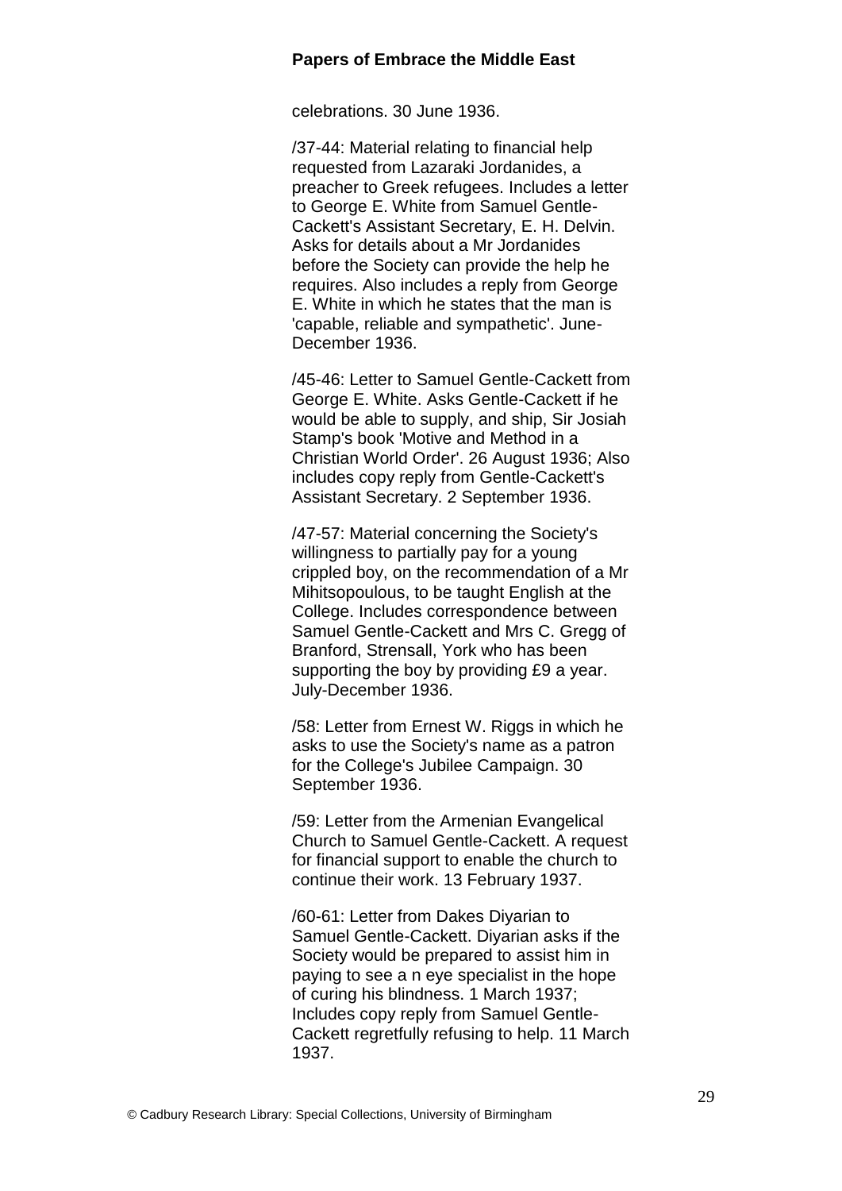celebrations. 30 June 1936.

/37-44: Material relating to financial help requested from Lazaraki Jordanides, a preacher to Greek refugees. Includes a letter to George E. White from Samuel Gentle-Cackett's Assistant Secretary, E. H. Delvin. Asks for details about a Mr Jordanides before the Society can provide the help he requires. Also includes a reply from George E. White in which he states that the man is 'capable, reliable and sympathetic'. June-December 1936.

/45-46: Letter to Samuel Gentle-Cackett from George E. White. Asks Gentle-Cackett if he would be able to supply, and ship, Sir Josiah Stamp's book 'Motive and Method in a Christian World Order'. 26 August 1936; Also includes copy reply from Gentle-Cackett's Assistant Secretary. 2 September 1936.

/47-57: Material concerning the Society's willingness to partially pay for a young crippled boy, on the recommendation of a Mr Mihitsopoulous, to be taught English at the College. Includes correspondence between Samuel Gentle-Cackett and Mrs C. Gregg of Branford, Strensall, York who has been supporting the boy by providing £9 a year. July-December 1936.

/58: Letter from Ernest W. Riggs in which he asks to use the Society's name as a patron for the College's Jubilee Campaign. 30 September 1936.

/59: Letter from the Armenian Evangelical Church to Samuel Gentle-Cackett. A request for financial support to enable the church to continue their work. 13 February 1937.

/60-61: Letter from Dakes Diyarian to Samuel Gentle-Cackett. Diyarian asks if the Society would be prepared to assist him in paying to see a n eye specialist in the hope of curing his blindness. 1 March 1937; Includes copy reply from Samuel Gentle-Cackett regretfully refusing to help. 11 March 1937.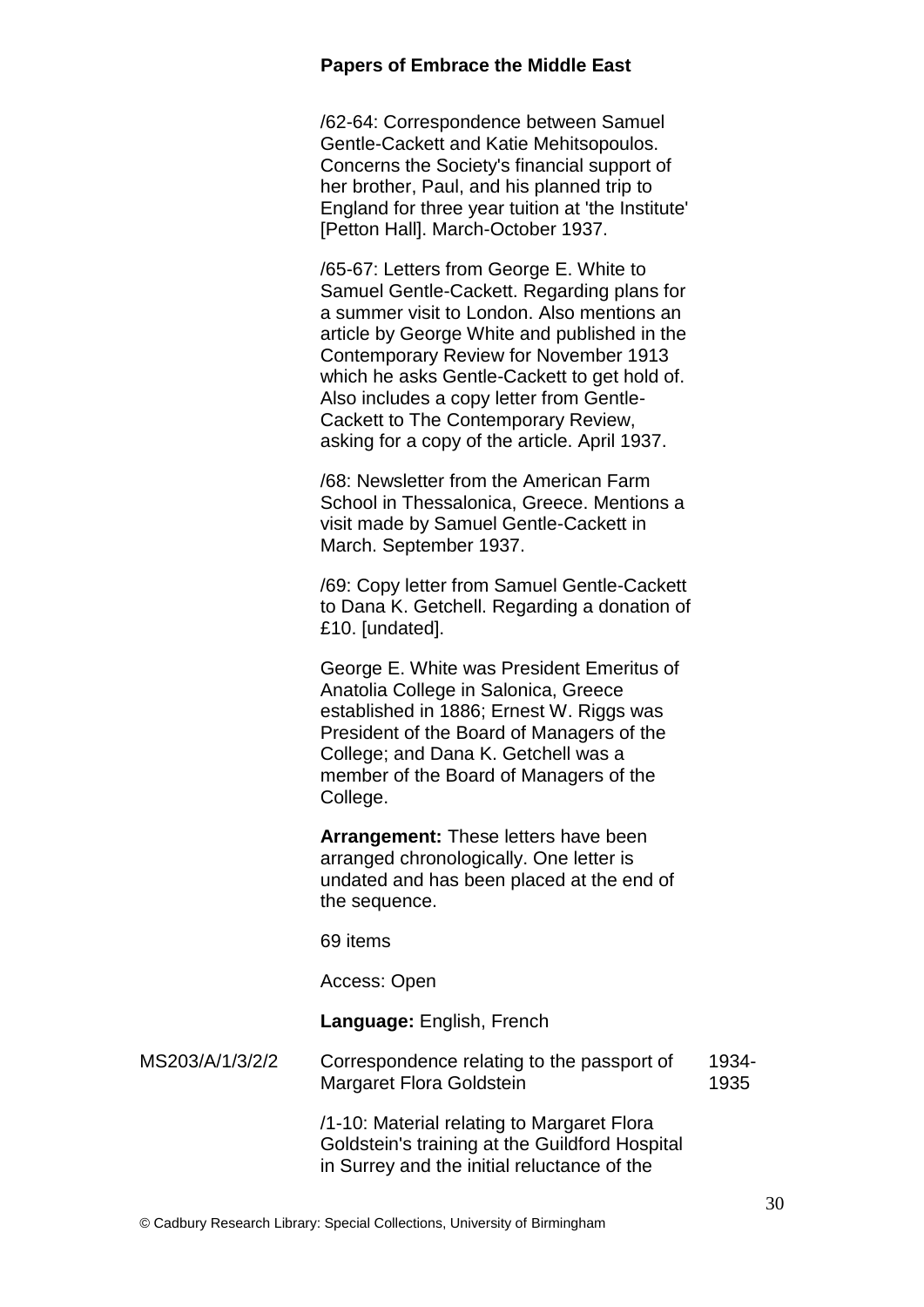/62-64: Correspondence between Samuel Gentle-Cackett and Katie Mehitsopoulos. Concerns the Society's financial support of her brother, Paul, and his planned trip to England for three year tuition at 'the Institute' [Petton Hall]. March-October 1937.

/65-67: Letters from George E. White to Samuel Gentle-Cackett. Regarding plans for a summer visit to London. Also mentions an article by George White and published in the Contemporary Review for November 1913 which he asks Gentle-Cackett to get hold of. Also includes a copy letter from Gentle-Cackett to The Contemporary Review, asking for a copy of the article. April 1937.

/68: Newsletter from the American Farm School in Thessalonica, Greece. Mentions a visit made by Samuel Gentle-Cackett in March. September 1937.

/69: Copy letter from Samuel Gentle-Cackett to Dana K. Getchell. Regarding a donation of £10. [undated].

George E. White was President Emeritus of Anatolia College in Salonica, Greece established in 1886; Ernest W. Riggs was President of the Board of Managers of the College; and Dana K. Getchell was a member of the Board of Managers of the College.

**Arrangement:** These letters have been arranged chronologically. One letter is undated and has been placed at the end of the sequence.

69 items

Access: Open

**Language:** English, French

| | | |
|---|---|---|
| MS203/A/1/3/2/2 | Correspondence relating to the passport of Margaret Flora Goldstein | 1934-1935 |

/1-10: Material relating to Margaret Flora Goldstein's training at the Guildford Hospital in Surrey and the initial reluctance of the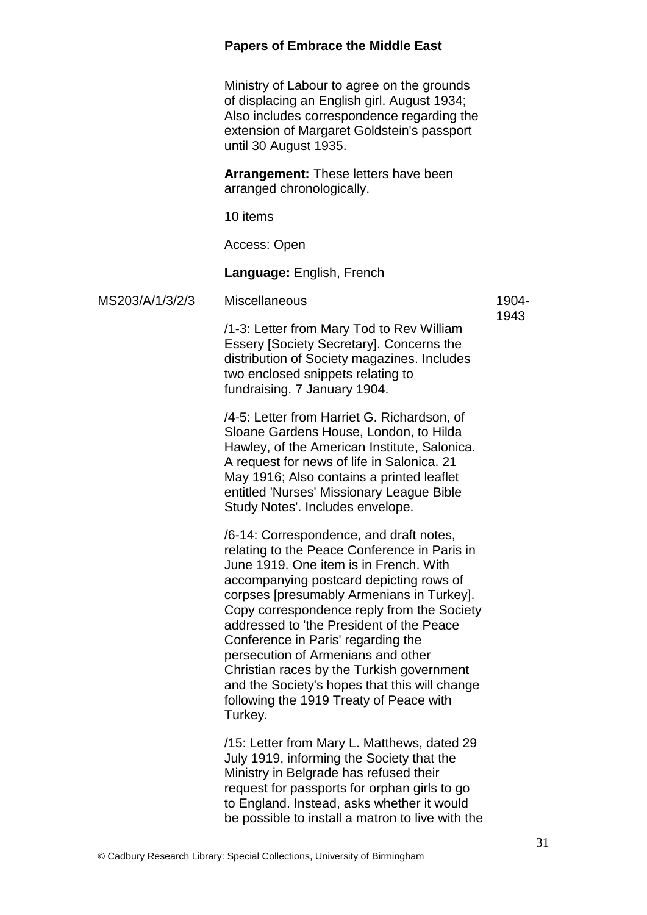Ministry of Labour to agree on the grounds of displacing an English girl. August 1934; Also includes correspondence regarding the extension of Margaret Goldstein's passport until 30 August 1935.

**Arrangement:** These letters have been arranged chronologically.

10 items

Access: Open

**Language:** English, French

MS203/A/1/3/2/3 Miscellaneous 1904-1943

/1-3: Letter from Mary Tod to Rev William Essery [Society Secretary]. Concerns the distribution of Society magazines. Includes two enclosed snippets relating to fundraising. 7 January 1904.

/4-5: Letter from Harriet G. Richardson, of Sloane Gardens House, London, to Hilda Hawley, of the American Institute, Salonica. A request for news of life in Salonica. 21 May 1916; Also contains a printed leaflet entitled 'Nurses' Missionary League Bible Study Notes'. Includes envelope.

/6-14: Correspondence, and draft notes, relating to the Peace Conference in Paris in June 1919. One item is in French. With accompanying postcard depicting rows of corpses [presumably Armenians in Turkey]. Copy correspondence reply from the Society addressed to 'the President of the Peace Conference in Paris' regarding the persecution of Armenians and other Christian races by the Turkish government and the Society's hopes that this will change following the 1919 Treaty of Peace with Turkey.

/15: Letter from Mary L. Matthews, dated 29 July 1919, informing the Society that the Ministry in Belgrade has refused their request for passports for orphan girls to go to England. Instead, asks whether it would be possible to install a matron to live with the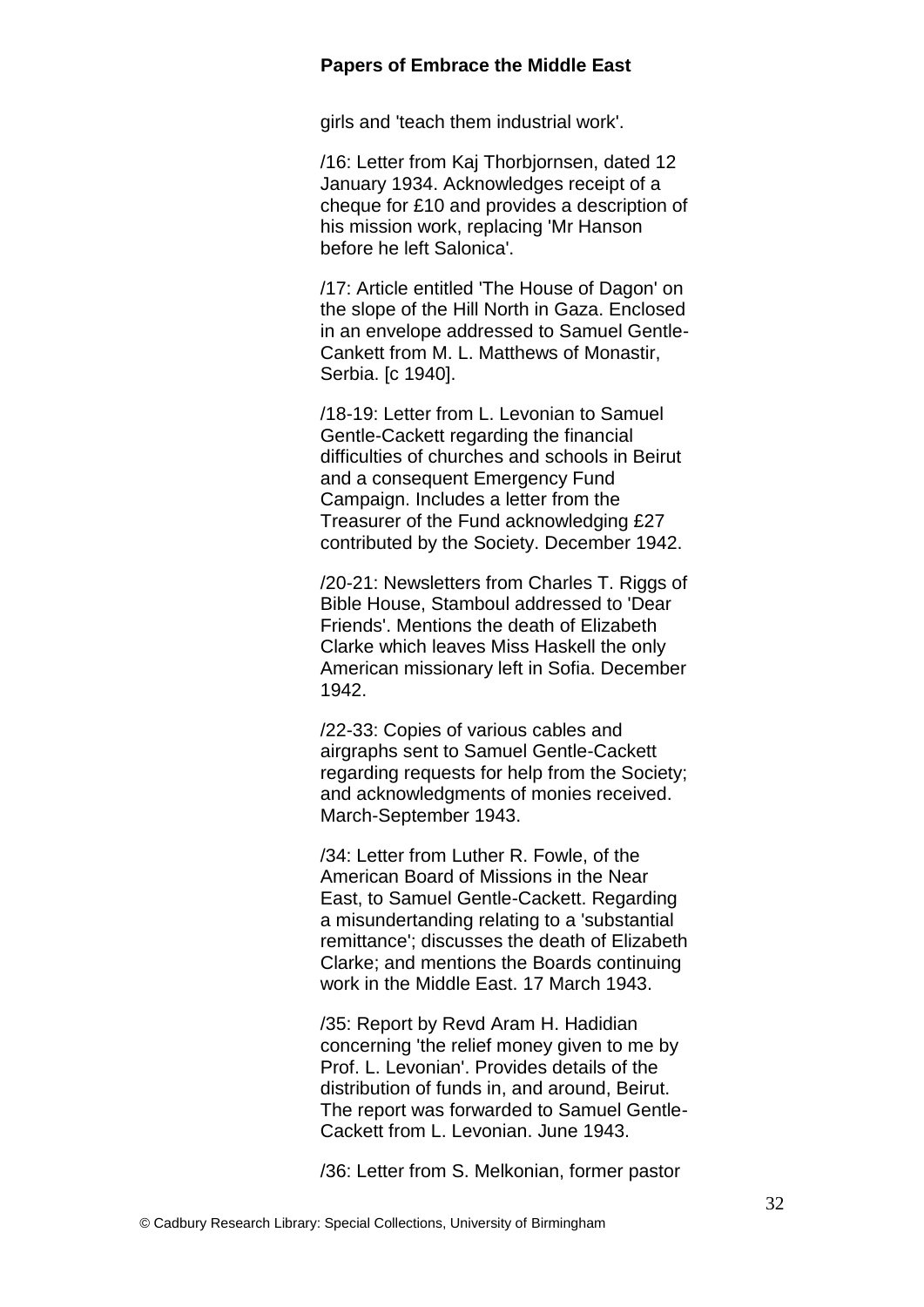girls and 'teach them industrial work'.

/16: Letter from Kaj Thorbjornsen, dated 12 January 1934. Acknowledges receipt of a cheque for £10 and provides a description of his mission work, replacing 'Mr Hanson before he left Salonica'.

/17: Article entitled 'The House of Dagon' on the slope of the Hill North in Gaza. Enclosed in an envelope addressed to Samuel Gentle-Cankett from M. L. Matthews of Monastir, Serbia. [c 1940].

/18-19: Letter from L. Levonian to Samuel Gentle-Cackett regarding the financial difficulties of churches and schools in Beirut and a consequent Emergency Fund Campaign. Includes a letter from the Treasurer of the Fund acknowledging £27 contributed by the Society. December 1942.

/20-21: Newsletters from Charles T. Riggs of Bible House, Stamboul addressed to 'Dear Friends'. Mentions the death of Elizabeth Clarke which leaves Miss Haskell the only American missionary left in Sofia. December 1942.

/22-33: Copies of various cables and airgraphs sent to Samuel Gentle-Cackett regarding requests for help from the Society; and acknowledgments of monies received. March-September 1943.

/34: Letter from Luther R. Fowle, of the American Board of Missions in the Near East, to Samuel Gentle-Cackett. Regarding a misundertanding relating to a 'substantial remittance'; discusses the death of Elizabeth Clarke; and mentions the Boards continuing work in the Middle East. 17 March 1943.

/35: Report by Revd Aram H. Hadidian concerning 'the relief money given to me by Prof. L. Levonian'. Provides details of the distribution of funds in, and around, Beirut. The report was forwarded to Samuel Gentle-Cackett from L. Levonian. June 1943.

/36: Letter from S. Melkonian, former pastor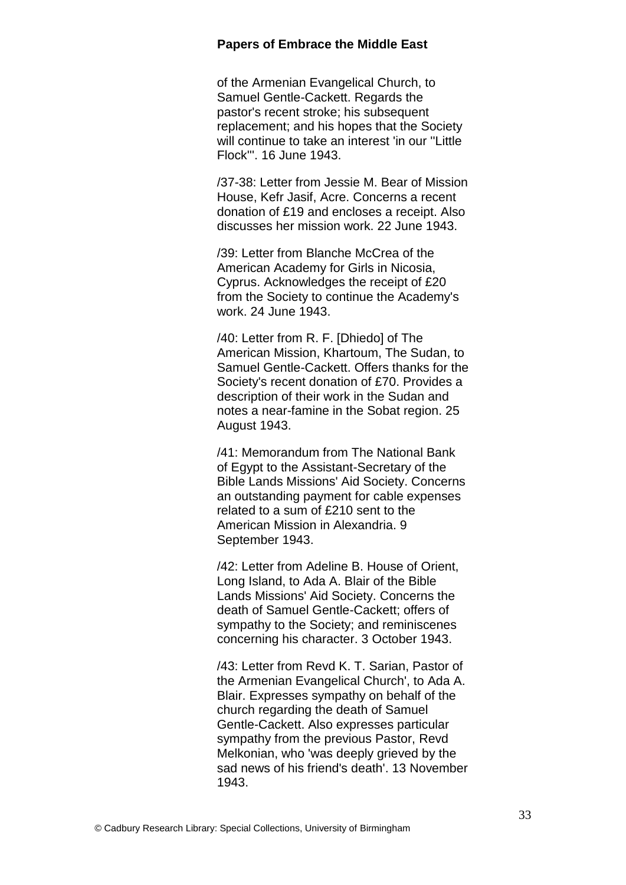of the Armenian Evangelical Church, to Samuel Gentle-Cackett. Regards the pastor's recent stroke; his subsequent replacement; and his hopes that the Society will continue to take an interest 'in our ''Little Flock'''. 16 June 1943.

/37-38: Letter from Jessie M. Bear of Mission House, Kefr Jasif, Acre. Concerns a recent donation of £19 and encloses a receipt. Also discusses her mission work. 22 June 1943.

/39: Letter from Blanche McCrea of the American Academy for Girls in Nicosia, Cyprus. Acknowledges the receipt of £20 from the Society to continue the Academy's work. 24 June 1943.

/40: Letter from R. F. [Dhiedo] of The American Mission, Khartoum, The Sudan, to Samuel Gentle-Cackett. Offers thanks for the Society's recent donation of £70. Provides a description of their work in the Sudan and notes a near-famine in the Sobat region. 25 August 1943.

/41: Memorandum from The National Bank of Egypt to the Assistant-Secretary of the Bible Lands Missions' Aid Society. Concerns an outstanding payment for cable expenses related to a sum of £210 sent to the American Mission in Alexandria. 9 September 1943.

/42: Letter from Adeline B. House of Orient, Long Island, to Ada A. Blair of the Bible Lands Missions' Aid Society. Concerns the death of Samuel Gentle-Cackett; offers of sympathy to the Society; and reminiscenes concerning his character. 3 October 1943.

/43: Letter from Revd K. T. Sarian, Pastor of the Armenian Evangelical Church', to Ada A. Blair. Expresses sympathy on behalf of the church regarding the death of Samuel Gentle-Cackett. Also expresses particular sympathy from the previous Pastor, Revd Melkonian, who 'was deeply grieved by the sad news of his friend's death'. 13 November 1943.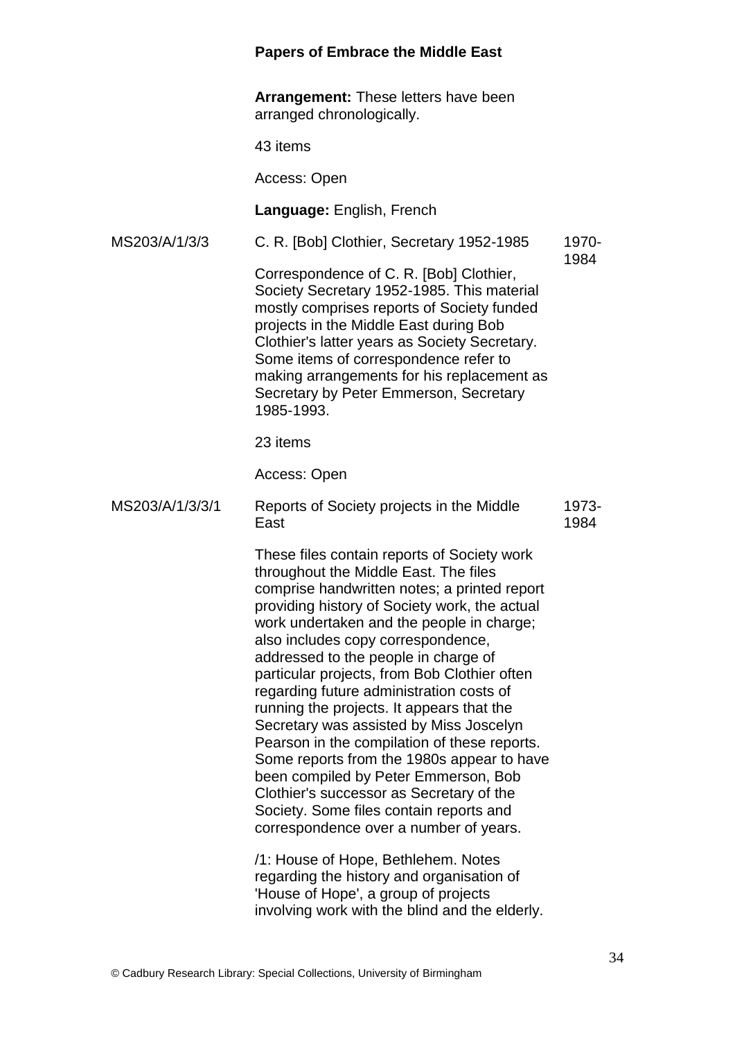**Papers of Embrace the Middle East**

**Arrangement:** These letters have been arranged chronologically.

43 items

Access: Open

**Language:** English, French

MS203/A/1/3/3 — C. R. [Bob] Clothier, Secretary 1952-1985 — 1970-1984

Correspondence of C. R. [Bob] Clothier, Society Secretary 1952-1985. This material mostly comprises reports of Society funded projects in the Middle East during Bob Clothier's latter years as Society Secretary. Some items of correspondence refer to making arrangements for his replacement as Secretary by Peter Emmerson, Secretary 1985-1993.

23 items

Access: Open

MS203/A/1/3/3/1 — Reports of Society projects in the Middle East — 1973-1984

These files contain reports of Society work throughout the Middle East. The files comprise handwritten notes; a printed report providing history of Society work, the actual work undertaken and the people in charge; also includes copy correspondence, addressed to the people in charge of particular projects, from Bob Clothier often regarding future administration costs of running the projects. It appears that the Secretary was assisted by Miss Joscelyn Pearson in the compilation of these reports. Some reports from the 1980s appear to have been compiled by Peter Emmerson, Bob Clothier's successor as Secretary of the Society. Some files contain reports and correspondence over a number of years.

/1: House of Hope, Bethlehem. Notes regarding the history and organisation of 'House of Hope', a group of projects involving work with the blind and the elderly.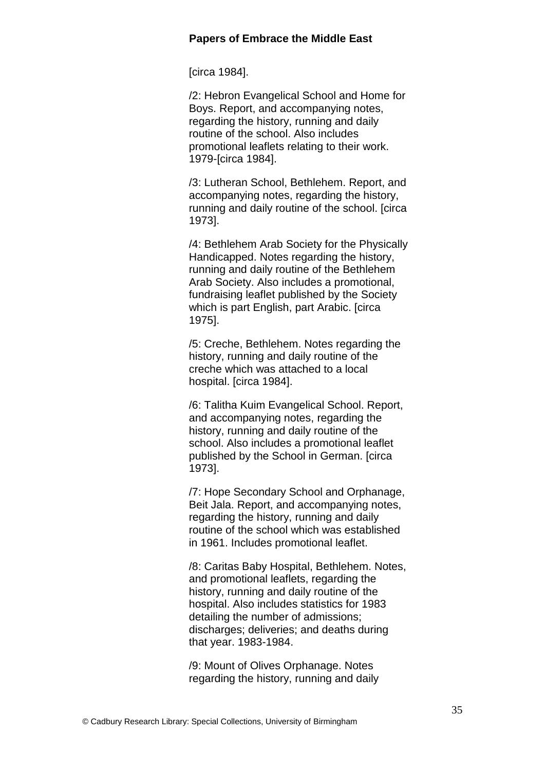[circa 1984].

/2: Hebron Evangelical School and Home for Boys. Report, and accompanying notes, regarding the history, running and daily routine of the school. Also includes promotional leaflets relating to their work. 1979-[circa 1984].

/3: Lutheran School, Bethlehem. Report, and accompanying notes, regarding the history, running and daily routine of the school. [circa 1973].

/4: Bethlehem Arab Society for the Physically Handicapped. Notes regarding the history, running and daily routine of the Bethlehem Arab Society. Also includes a promotional, fundraising leaflet published by the Society which is part English, part Arabic. [circa 1975].

/5: Creche, Bethlehem. Notes regarding the history, running and daily routine of the creche which was attached to a local hospital. [circa 1984].

/6: Talitha Kuim Evangelical School. Report, and accompanying notes, regarding the history, running and daily routine of the school. Also includes a promotional leaflet published by the School in German. [circa 1973].

/7: Hope Secondary School and Orphanage, Beit Jala. Report, and accompanying notes, regarding the history, running and daily routine of the school which was established in 1961. Includes promotional leaflet.

/8: Caritas Baby Hospital, Bethlehem. Notes, and promotional leaflets, regarding the history, running and daily routine of the hospital. Also includes statistics for 1983 detailing the number of admissions; discharges; deliveries; and deaths during that year. 1983-1984.

/9: Mount of Olives Orphanage. Notes regarding the history, running and daily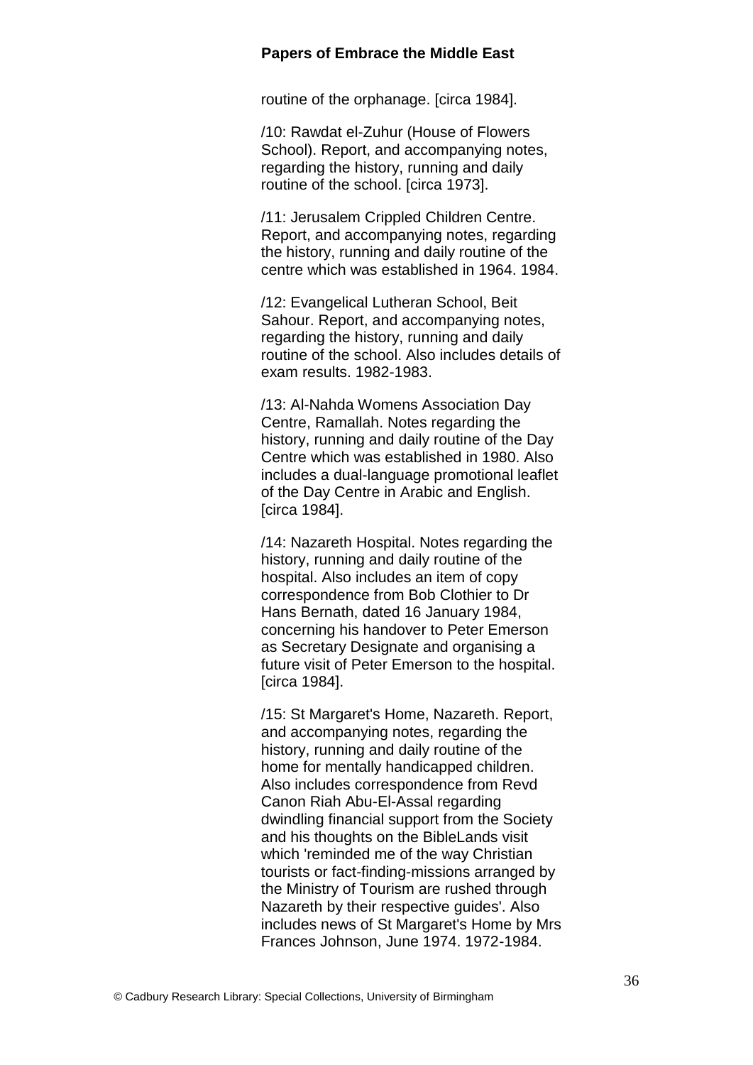routine of the orphanage. [circa 1984].

/10: Rawdat el-Zuhur (House of Flowers School). Report, and accompanying notes, regarding the history, running and daily routine of the school. [circa 1973].

/11: Jerusalem Crippled Children Centre. Report, and accompanying notes, regarding the history, running and daily routine of the centre which was established in 1964. 1984.

/12: Evangelical Lutheran School, Beit Sahour. Report, and accompanying notes, regarding the history, running and daily routine of the school. Also includes details of exam results. 1982-1983.

/13: Al-Nahda Womens Association Day Centre, Ramallah. Notes regarding the history, running and daily routine of the Day Centre which was established in 1980. Also includes a dual-language promotional leaflet of the Day Centre in Arabic and English. [circa 1984].

/14: Nazareth Hospital. Notes regarding the history, running and daily routine of the hospital. Also includes an item of copy correspondence from Bob Clothier to Dr Hans Bernath, dated 16 January 1984, concerning his handover to Peter Emerson as Secretary Designate and organising a future visit of Peter Emerson to the hospital. [circa 1984].

/15: St Margaret's Home, Nazareth. Report, and accompanying notes, regarding the history, running and daily routine of the home for mentally handicapped children. Also includes correspondence from Revd Canon Riah Abu-El-Assal regarding dwindling financial support from the Society and his thoughts on the BibleLands visit which 'reminded me of the way Christian tourists or fact-finding-missions arranged by the Ministry of Tourism are rushed through Nazareth by their respective guides'. Also includes news of St Margaret's Home by Mrs Frances Johnson, June 1974. 1972-1984.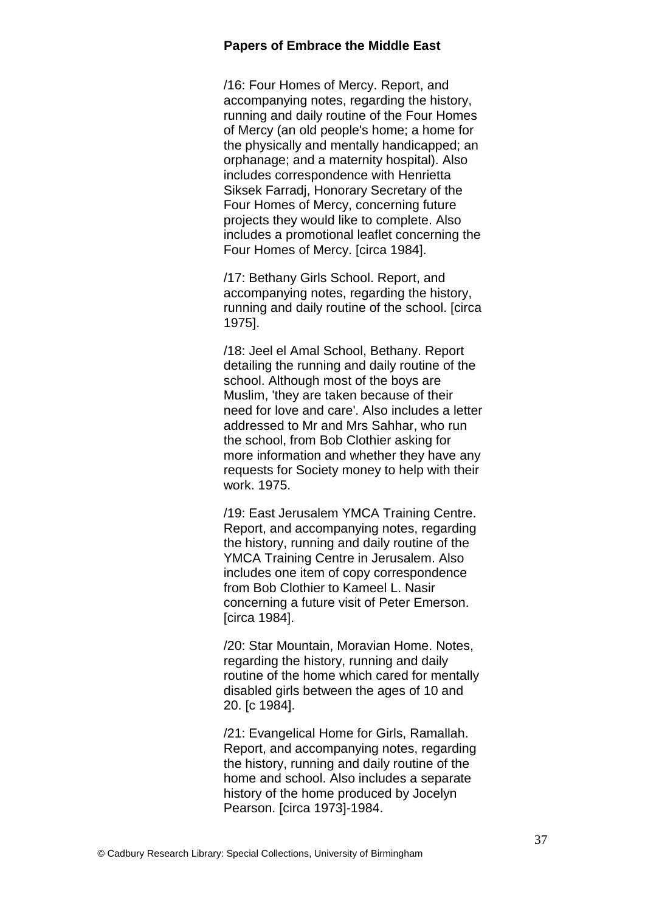/16: Four Homes of Mercy. Report, and accompanying notes, regarding the history, running and daily routine of the Four Homes of Mercy (an old people's home; a home for the physically and mentally handicapped; an orphanage; and a maternity hospital). Also includes correspondence with Henrietta Siksek Farradj, Honorary Secretary of the Four Homes of Mercy, concerning future projects they would like to complete. Also includes a promotional leaflet concerning the Four Homes of Mercy. [circa 1984].

/17: Bethany Girls School. Report, and accompanying notes, regarding the history, running and daily routine of the school. [circa 1975].

/18: Jeel el Amal School, Bethany. Report detailing the running and daily routine of the school. Although most of the boys are Muslim, 'they are taken because of their need for love and care'. Also includes a letter addressed to Mr and Mrs Sahhar, who run the school, from Bob Clothier asking for more information and whether they have any requests for Society money to help with their work. 1975.

/19: East Jerusalem YMCA Training Centre. Report, and accompanying notes, regarding the history, running and daily routine of the YMCA Training Centre in Jerusalem. Also includes one item of copy correspondence from Bob Clothier to Kameel L. Nasir concerning a future visit of Peter Emerson. [circa 1984].

/20: Star Mountain, Moravian Home. Notes, regarding the history, running and daily routine of the home which cared for mentally disabled girls between the ages of 10 and 20. [c 1984].

/21: Evangelical Home for Girls, Ramallah. Report, and accompanying notes, regarding the history, running and daily routine of the home and school. Also includes a separate history of the home produced by Jocelyn Pearson. [circa 1973]-1984.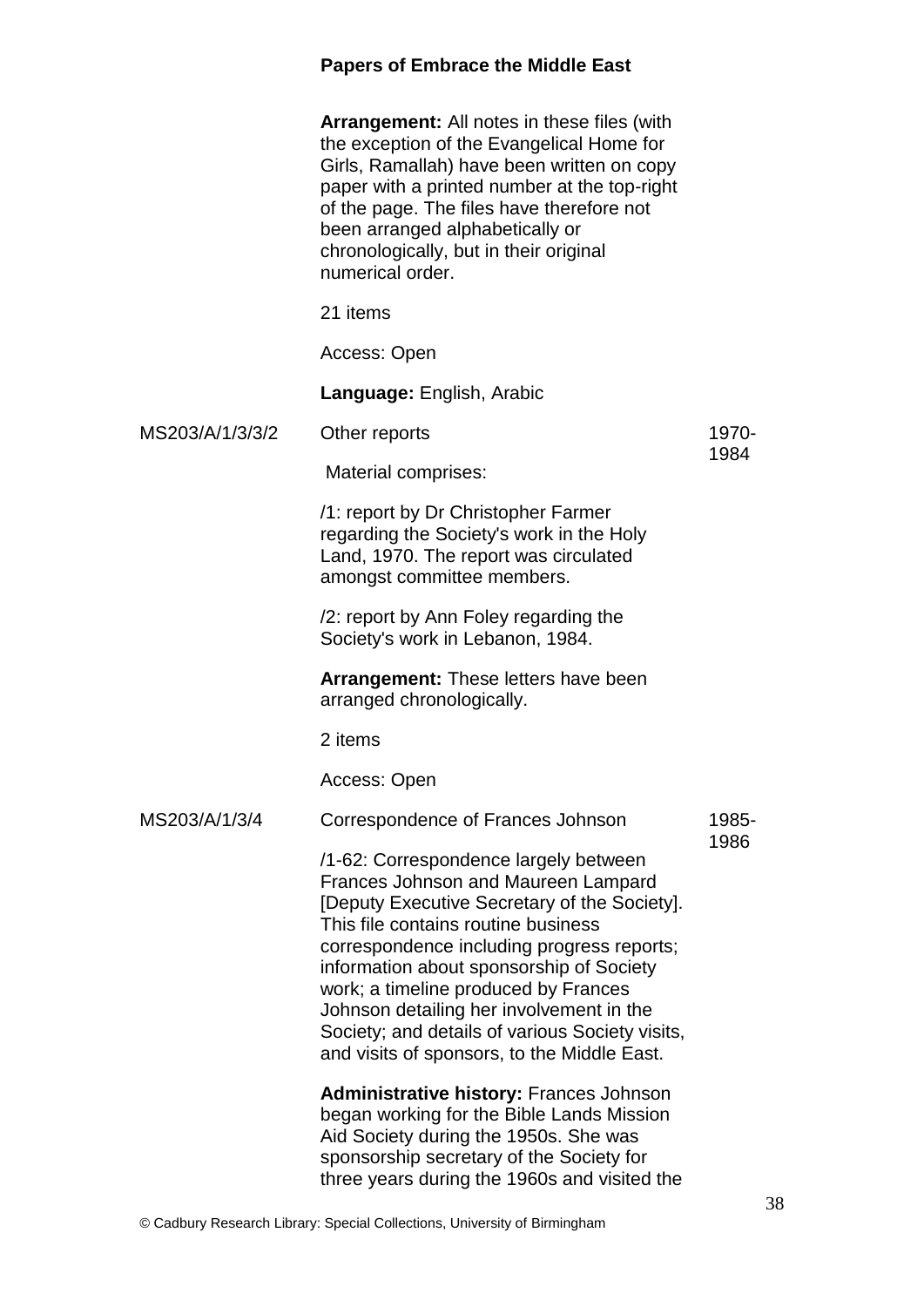**Papers of Embrace the Middle East**

**Arrangement:** All notes in these files (with the exception of the Evangelical Home for Girls, Ramallah) have been written on copy paper with a printed number at the top-right of the page. The files have therefore not been arranged alphabetically or chronologically, but in their original numerical order.

21 items

Access: Open

**Language:** English, Arabic

| | | |
|---|---|---|
| MS203/A/1/3/3/2 | Other reports | 1970-1984 |

Material comprises:

/1: report by Dr Christopher Farmer regarding the Society's work in the Holy Land, 1970. The report was circulated amongst committee members.

/2: report by Ann Foley regarding the Society's work in Lebanon, 1984.

**Arrangement:** These letters have been arranged chronologically.

2 items

Access: Open

| | | |
|---|---|---|
| MS203/A/1/3/4 | Correspondence of Frances Johnson | 1985-1986 |

/1-62: Correspondence largely between Frances Johnson and Maureen Lampard [Deputy Executive Secretary of the Society]. This file contains routine business correspondence including progress reports; information about sponsorship of Society work; a timeline produced by Frances Johnson detailing her involvement in the Society; and details of various Society visits, and visits of sponsors, to the Middle East.

**Administrative history:** Frances Johnson began working for the Bible Lands Mission Aid Society during the 1950s. She was sponsorship secretary of the Society for three years during the 1960s and visited the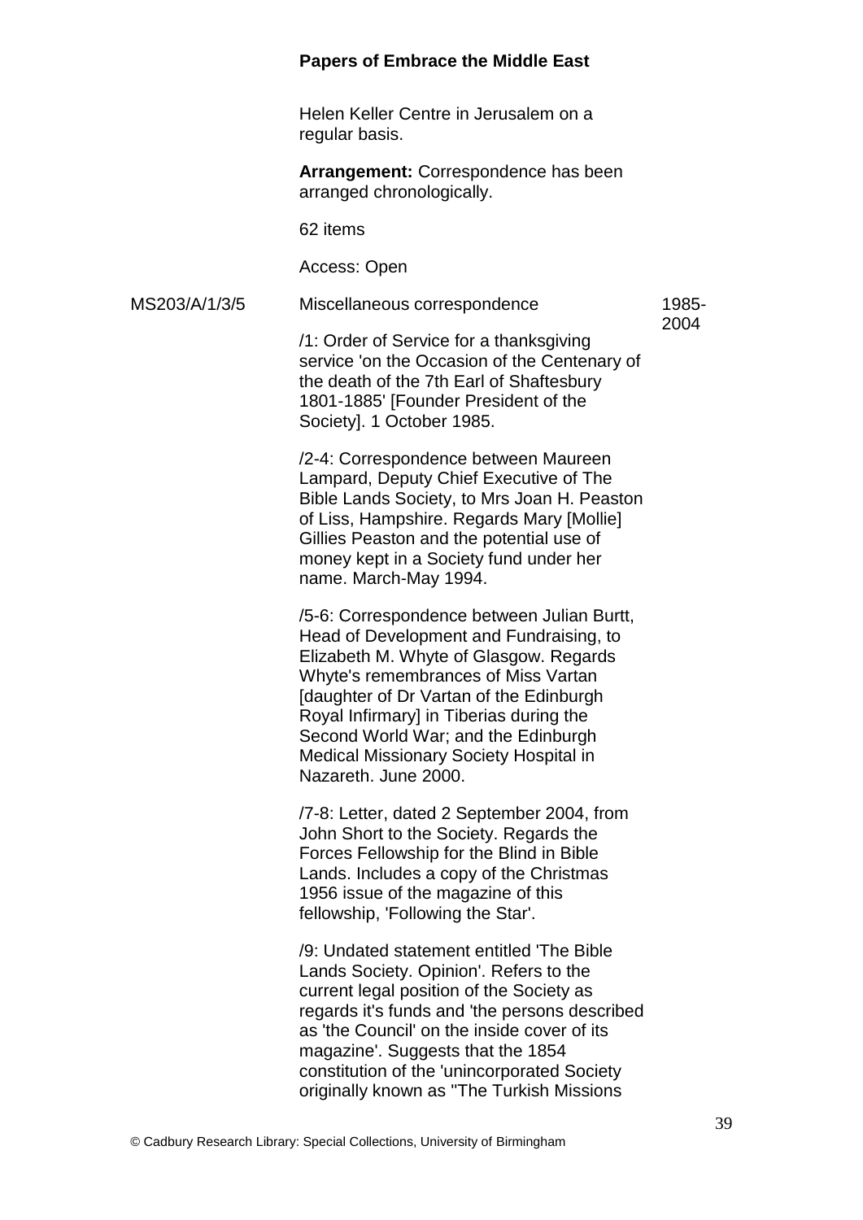Helen Keller Centre in Jerusalem on a regular basis.

**Arrangement:** Correspondence has been arranged chronologically.

62 items

Access: Open

MS203/A/1/3/5 Miscellaneous correspondence 1985-2004

/1: Order of Service for a thanksgiving service 'on the Occasion of the Centenary of the death of the 7th Earl of Shaftesbury 1801-1885' [Founder President of the Society]. 1 October 1985.

/2-4: Correspondence between Maureen Lampard, Deputy Chief Executive of The Bible Lands Society, to Mrs Joan H. Peaston of Liss, Hampshire. Regards Mary [Mollie] Gillies Peaston and the potential use of money kept in a Society fund under her name. March-May 1994.

/5-6: Correspondence between Julian Burtt, Head of Development and Fundraising, to Elizabeth M. Whyte of Glasgow. Regards Whyte's remembrances of Miss Vartan [daughter of Dr Vartan of the Edinburgh Royal Infirmary] in Tiberias during the Second World War; and the Edinburgh Medical Missionary Society Hospital in Nazareth. June 2000.

/7-8: Letter, dated 2 September 2004, from John Short to the Society. Regards the Forces Fellowship for the Blind in Bible Lands. Includes a copy of the Christmas 1956 issue of the magazine of this fellowship, 'Following the Star'.

/9: Undated statement entitled 'The Bible Lands Society. Opinion'. Refers to the current legal position of the Society as regards it's funds and 'the persons described as 'the Council' on the inside cover of its magazine'. Suggests that the 1854 constitution of the 'unincorporated Society originally known as "The Turkish Missions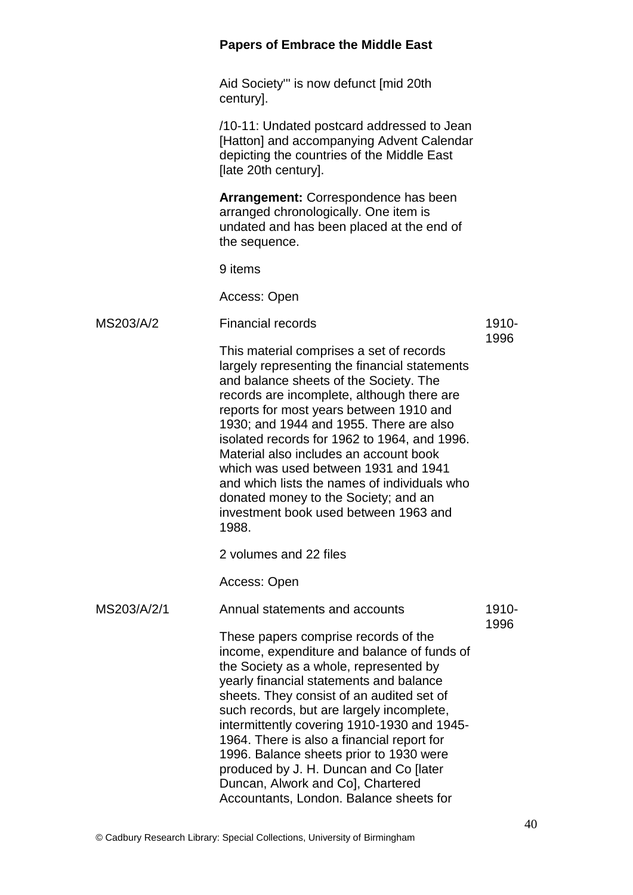Aid Society'" is now defunct [mid 20th century].

/10-11: Undated postcard addressed to Jean [Hatton] and accompanying Advent Calendar depicting the countries of the Middle East [late 20th century].

**Arrangement:** Correspondence has been arranged chronologically. One item is undated and has been placed at the end of the sequence.

9 items

Access: Open

| | | |
|---|---|---|
| MS203/A/2 | Financial records<br><br>This material comprises a set of records largely representing the financial statements and balance sheets of the Society. The records are incomplete, although there are reports for most years between 1910 and 1930; and 1944 and 1955. There are also isolated records for 1962 to 1964, and 1996. Material also includes an account book which was used between 1931 and 1941 and which lists the names of individuals who donated money to the Society; and an investment book used between 1963 and 1988.<br><br>2 volumes and 22 files<br><br>Access: Open | 1910-1996 |
| MS203/A/2/1 | Annual statements and accounts<br><br>These papers comprise records of the income, expenditure and balance of funds of the Society as a whole, represented by yearly financial statements and balance sheets. They consist of an audited set of such records, but are largely incomplete, intermittently covering 1910-1930 and 1945-1964. There is also a financial report for 1996. Balance sheets prior to 1930 were produced by J. H. Duncan and Co [later Duncan, Alwork and Co], Chartered Accountants, London. Balance sheets for | 1910-1996 |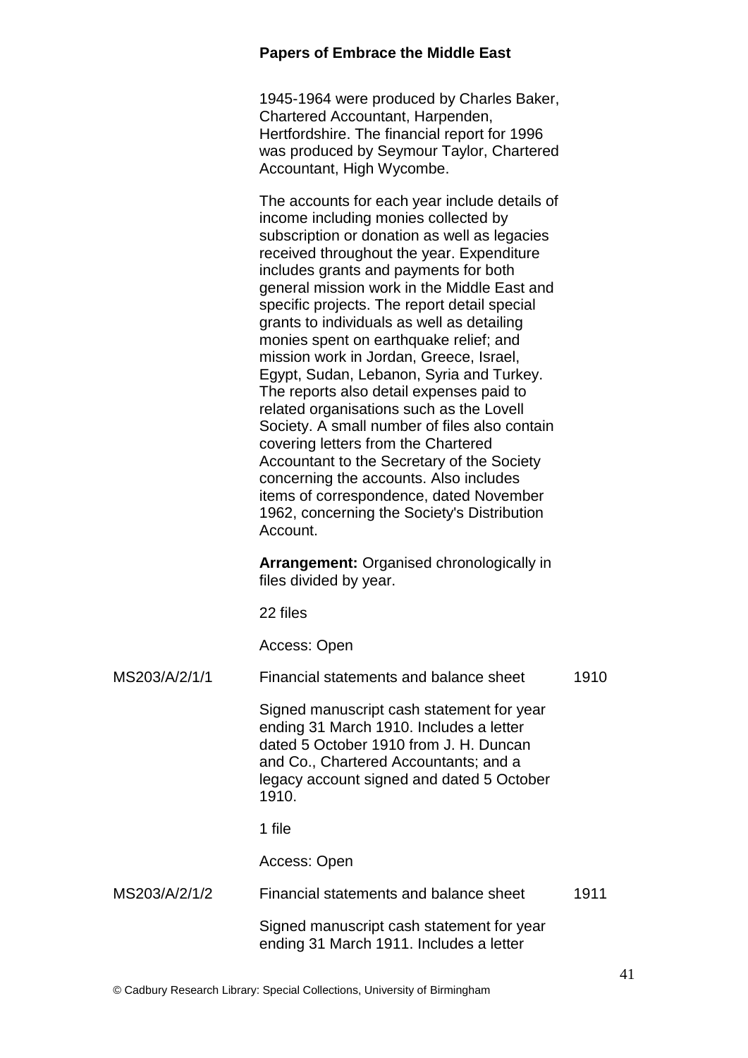1945-1964 were produced by Charles Baker, Chartered Accountant, Harpenden, Hertfordshire. The financial report for 1996 was produced by Seymour Taylor, Chartered Accountant, High Wycombe.

The accounts for each year include details of income including monies collected by subscription or donation as well as legacies received throughout the year. Expenditure includes grants and payments for both general mission work in the Middle East and specific projects. The report detail special grants to individuals as well as detailing monies spent on earthquake relief; and mission work in Jordan, Greece, Israel, Egypt, Sudan, Lebanon, Syria and Turkey. The reports also detail expenses paid to related organisations such as the Lovell Society. A small number of files also contain covering letters from the Chartered Accountant to the Secretary of the Society concerning the accounts. Also includes items of correspondence, dated November 1962, concerning the Society's Distribution Account.

**Arrangement:** Organised chronologically in files divided by year.

22 files

Access: Open

MS203/A/2/1/1 — Financial statements and balance sheet — 1910

Signed manuscript cash statement for year ending 31 March 1910. Includes a letter dated 5 October 1910 from J. H. Duncan and Co., Chartered Accountants; and a legacy account signed and dated 5 October 1910.

1 file

Access: Open

MS203/A/2/1/2 — Financial statements and balance sheet — 1911

Signed manuscript cash statement for year ending 31 March 1911. Includes a letter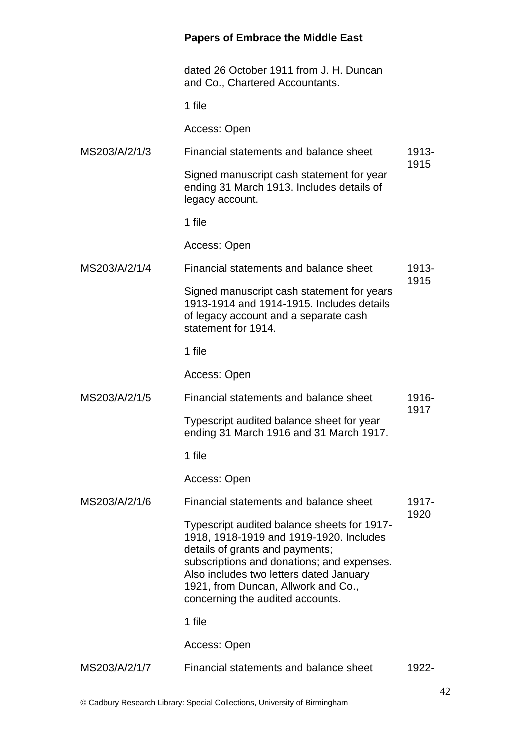dated 26 October 1911 from J. H. Duncan and Co., Chartered Accountants.

1 file

Access: Open

| | | |
|---|---|---|
| MS203/A/2/1/3 | Financial statements and balance sheet<br><br>Signed manuscript cash statement for year ending 31 March 1913. Includes details of legacy account.<br><br>1 file<br><br>Access: Open | 1913-1915 |
| MS203/A/2/1/4 | Financial statements and balance sheet<br><br>Signed manuscript cash statement for years 1913-1914 and 1914-1915. Includes details of legacy account and a separate cash statement for 1914.<br><br>1 file<br><br>Access: Open | 1913-1915 |
| MS203/A/2/1/5 | Financial statements and balance sheet<br><br>Typescript audited balance sheet for year ending 31 March 1916 and 31 March 1917.<br><br>1 file<br><br>Access: Open | 1916-1917 |
| MS203/A/2/1/6 | Financial statements and balance sheet<br><br>Typescript audited balance sheets for 1917-1918, 1918-1919 and 1919-1920. Includes details of grants and payments; subscriptions and donations; and expenses. Also includes two letters dated January 1921, from Duncan, Allwork and Co., concerning the audited accounts.<br><br>1 file<br><br>Access: Open | 1917-1920 |
| MS203/A/2/1/7 | Financial statements and balance sheet | 1922- |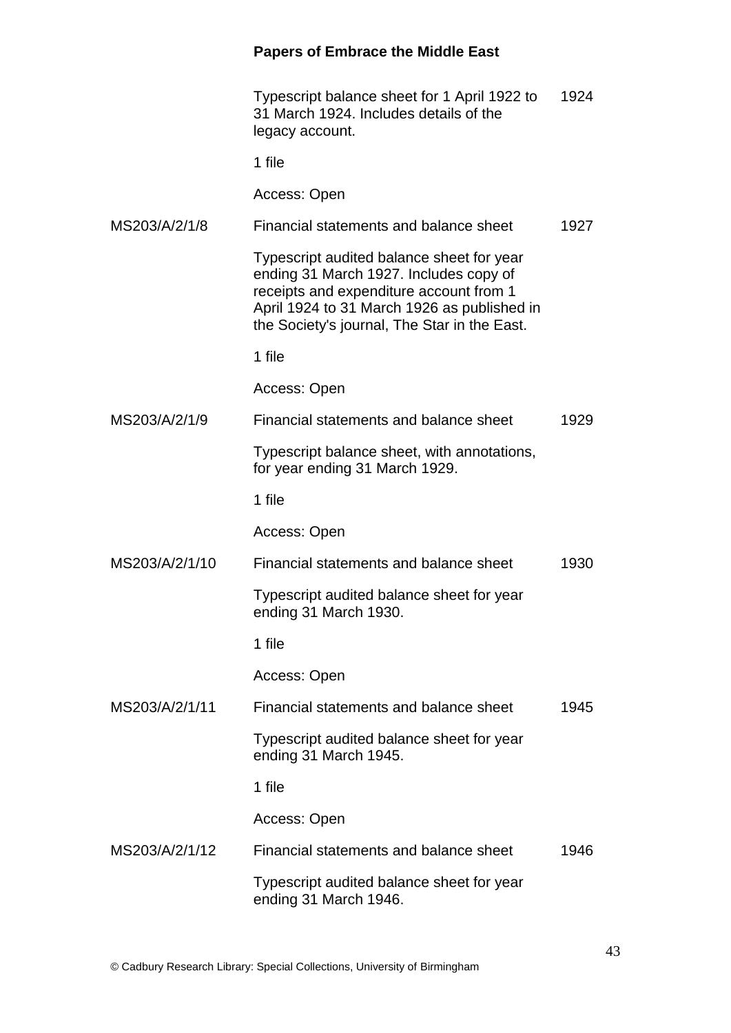Typescript balance sheet for 1 April 1922 to 31 March 1924. Includes details of the legacy account. — 1924

1 file

Access: Open

**MS203/A/2/1/8** — Financial statements and balance sheet — 1927

Typescript audited balance sheet for year ending 31 March 1927. Includes copy of receipts and expenditure account from 1 April 1924 to 31 March 1926 as published in the Society's journal, The Star in the East.

1 file

Access: Open

**MS203/A/2/1/9** — Financial statements and balance sheet — 1929

Typescript balance sheet, with annotations, for year ending 31 March 1929.

1 file

Access: Open

**MS203/A/2/1/10** — Financial statements and balance sheet — 1930

Typescript audited balance sheet for year ending 31 March 1930.

1 file

Access: Open

**MS203/A/2/1/11** — Financial statements and balance sheet — 1945

Typescript audited balance sheet for year ending 31 March 1945.

1 file

Access: Open

**MS203/A/2/1/12** — Financial statements and balance sheet — 1946

Typescript audited balance sheet for year ending 31 March 1946.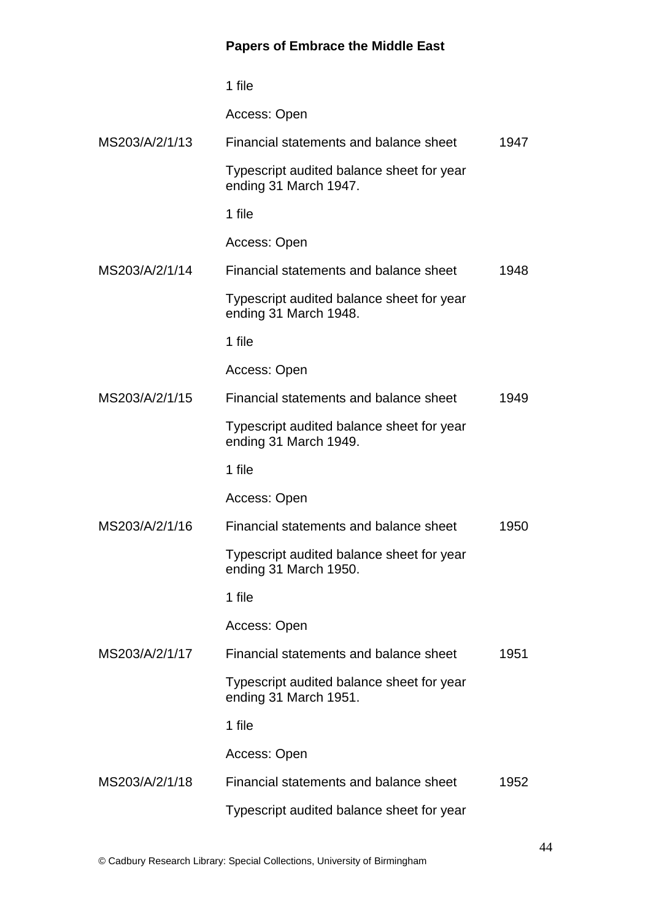1 file

Access: Open

| | | |
|---|---|---|
| MS203/A/2/1/13 | Financial statements and balance sheet | 1947 |
| | Typescript audited balance sheet for year ending 31 March 1947. | |
| | 1 file | |
| | Access: Open | |
| MS203/A/2/1/14 | Financial statements and balance sheet | 1948 |
| | Typescript audited balance sheet for year ending 31 March 1948. | |
| | 1 file | |
| | Access: Open | |
| MS203/A/2/1/15 | Financial statements and balance sheet | 1949 |
| | Typescript audited balance sheet for year ending 31 March 1949. | |
| | 1 file | |
| | Access: Open | |
| MS203/A/2/1/16 | Financial statements and balance sheet | 1950 |
| | Typescript audited balance sheet for year ending 31 March 1950. | |
| | 1 file | |
| | Access: Open | |
| MS203/A/2/1/17 | Financial statements and balance sheet | 1951 |
| | Typescript audited balance sheet for year ending 31 March 1951. | |
| | 1 file | |
| | Access: Open | |
| MS203/A/2/1/18 | Financial statements and balance sheet | 1952 |
| | Typescript audited balance sheet for year | |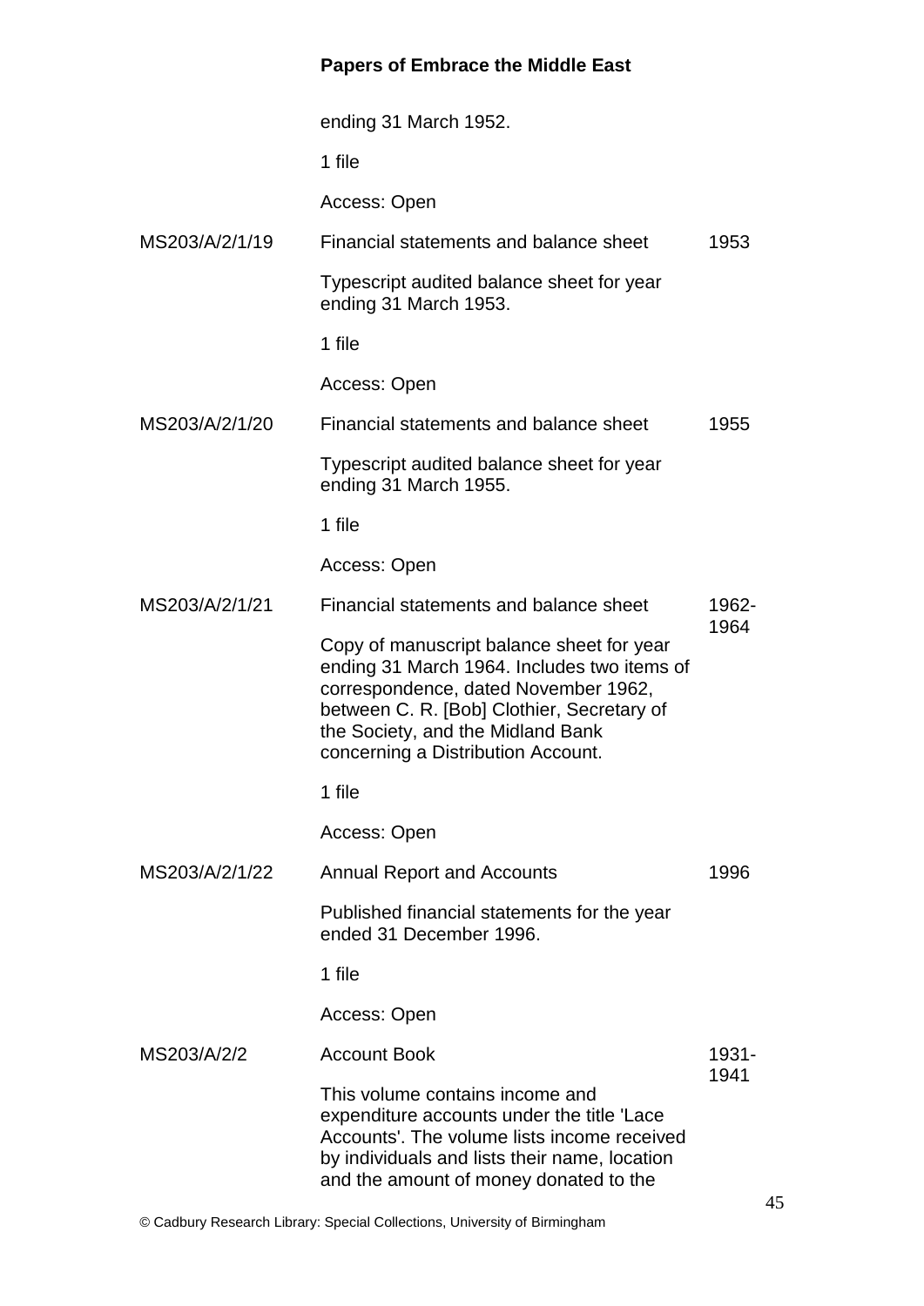ending 31 March 1952.

1 file

Access: Open

| | | |
|---|---|---|
| MS203/A/2/1/19 | Financial statements and balance sheet<br><br>Typescript audited balance sheet for year ending 31 March 1953.<br><br>1 file<br><br>Access: Open | 1953 |
| MS203/A/2/1/20 | Financial statements and balance sheet<br><br>Typescript audited balance sheet for year ending 31 March 1955.<br><br>1 file<br><br>Access: Open | 1955 |
| MS203/A/2/1/21 | Financial statements and balance sheet<br><br>Copy of manuscript balance sheet for year ending 31 March 1964. Includes two items of correspondence, dated November 1962, between C. R. [Bob] Clothier, Secretary of the Society, and the Midland Bank concerning a Distribution Account.<br><br>1 file<br><br>Access: Open | 1962-1964 |
| MS203/A/2/1/22 | Annual Report and Accounts<br><br>Published financial statements for the year ended 31 December 1996.<br><br>1 file<br><br>Access: Open | 1996 |
| MS203/A/2/2 | Account Book<br><br>This volume contains income and expenditure accounts under the title 'Lace Accounts'. The volume lists income received by individuals and lists their name, location and the amount of money donated to the | 1931-1941 |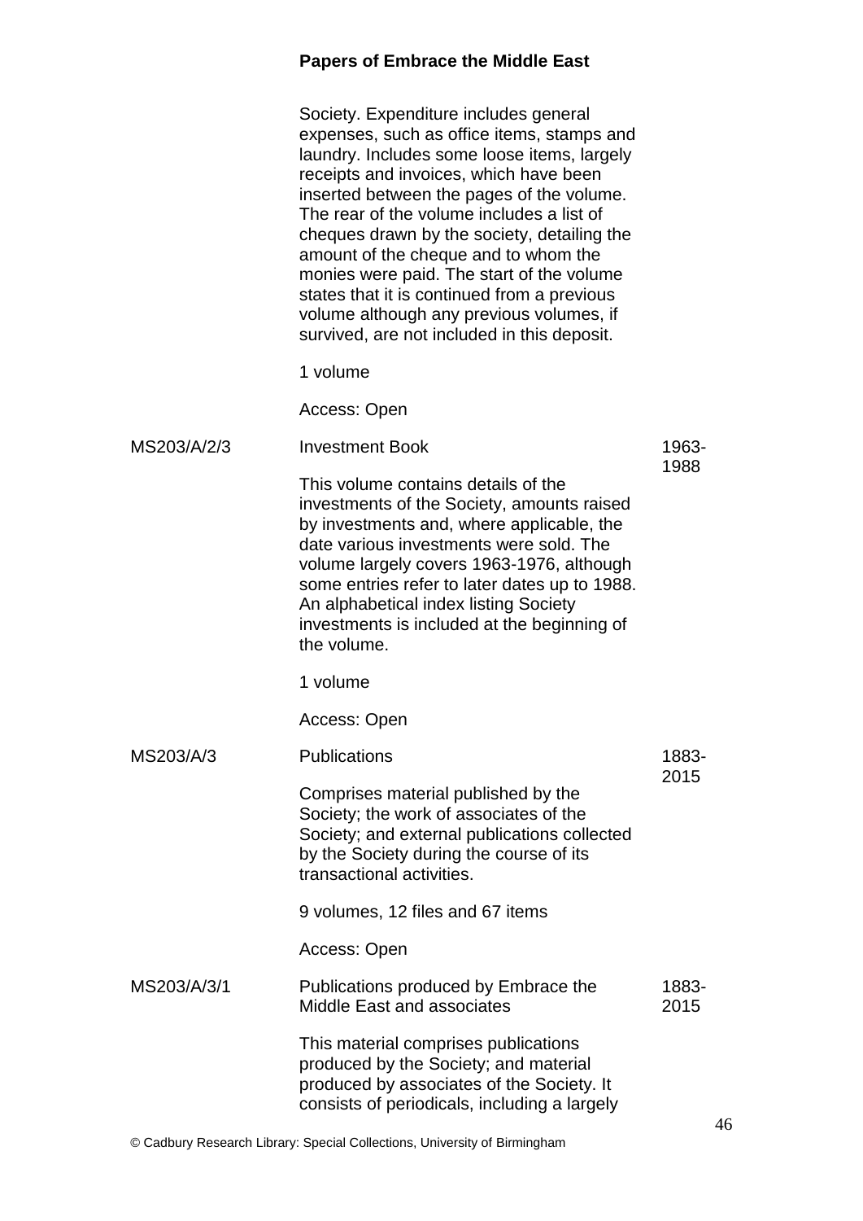Society. Expenditure includes general expenses, such as office items, stamps and laundry. Includes some loose items, largely receipts and invoices, which have been inserted between the pages of the volume. The rear of the volume includes a list of cheques drawn by the society, detailing the amount of the cheque and to whom the monies were paid. The start of the volume states that it is continued from a previous volume although any previous volumes, if survived, are not included in this deposit.

1 volume

Access: Open

| | | |
|---|---|---|
| MS203/A/2/3 | Investment Book<br><br>This volume contains details of the investments of the Society, amounts raised by investments and, where applicable, the date various investments were sold. The volume largely covers 1963-1976, although some entries refer to later dates up to 1988. An alphabetical index listing Society investments is included at the beginning of the volume.<br><br>1 volume<br><br>Access: Open | 1963-1988 |
| MS203/A/3 | Publications<br><br>Comprises material published by the Society; the work of associates of the Society; and external publications collected by the Society during the course of its transactional activities.<br><br>9 volumes, 12 files and 67 items<br><br>Access: Open | 1883-2015 |
| MS203/A/3/1 | Publications produced by Embrace the Middle East and associates<br><br>This material comprises publications produced by the Society; and material produced by associates of the Society. It consists of periodicals, including a largely | 1883-2015 |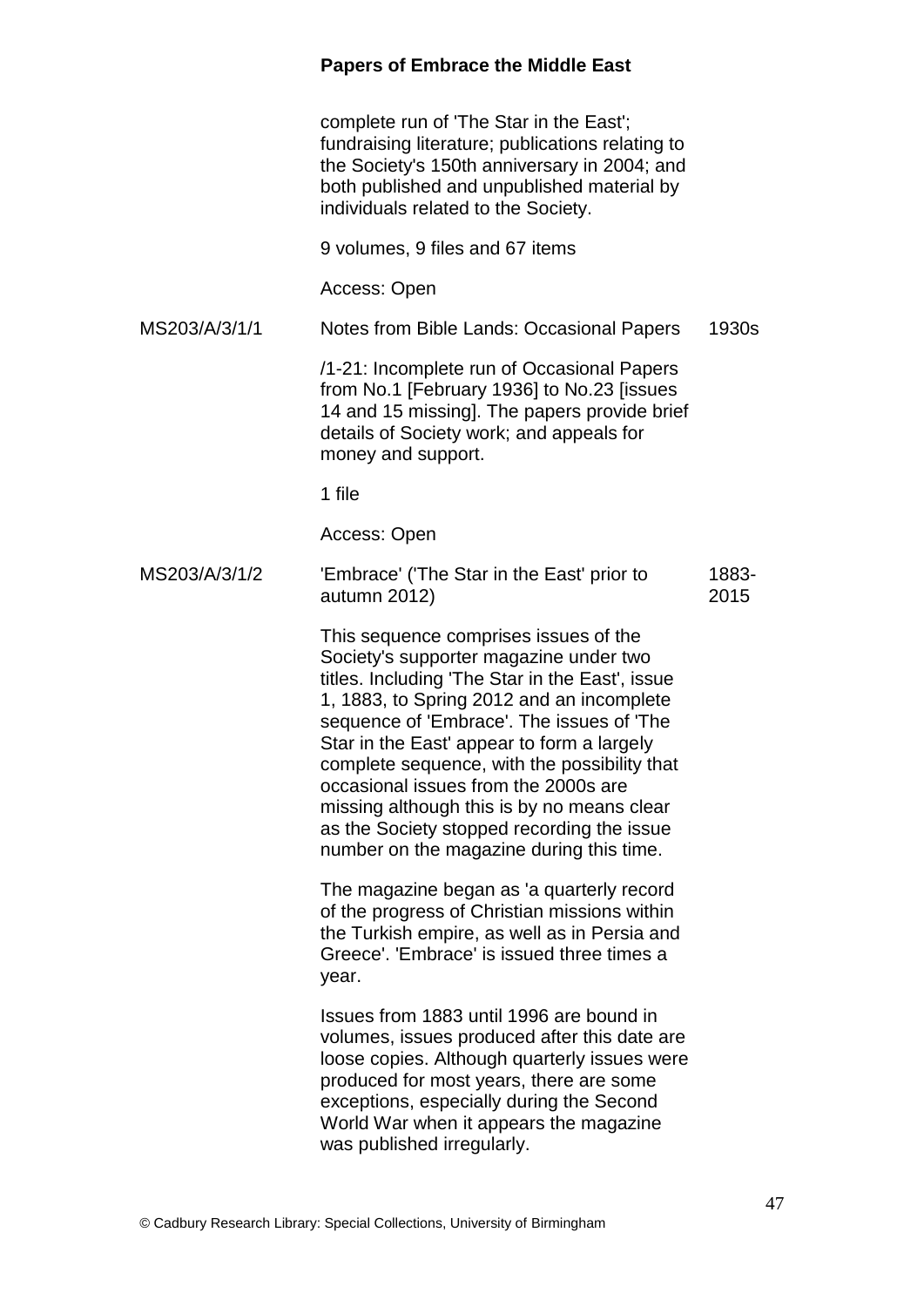complete run of 'The Star in the East'; fundraising literature; publications relating to the Society's 150th anniversary in 2004; and both published and unpublished material by individuals related to the Society.

9 volumes, 9 files and 67 items

Access: Open

| | | |
|---|---|---|
| MS203/A/3/1/1 | Notes from Bible Lands: Occasional Papers | 1930s |

/1-21: Incomplete run of Occasional Papers from No.1 [February 1936] to No.23 [issues 14 and 15 missing]. The papers provide brief details of Society work; and appeals for money and support.

1 file

Access: Open

| | | |
|---|---|---|
| MS203/A/3/1/2 | 'Embrace' ('The Star in the East' prior to autumn 2012) | 1883-2015 |

This sequence comprises issues of the Society's supporter magazine under two titles. Including 'The Star in the East', issue 1, 1883, to Spring 2012 and an incomplete sequence of 'Embrace'. The issues of 'The Star in the East' appear to form a largely complete sequence, with the possibility that occasional issues from the 2000s are missing although this is by no means clear as the Society stopped recording the issue number on the magazine during this time.

The magazine began as 'a quarterly record of the progress of Christian missions within the Turkish empire, as well as in Persia and Greece'. 'Embrace' is issued three times a year.

Issues from 1883 until 1996 are bound in volumes, issues produced after this date are loose copies. Although quarterly issues were produced for most years, there are some exceptions, especially during the Second World War when it appears the magazine was published irregularly.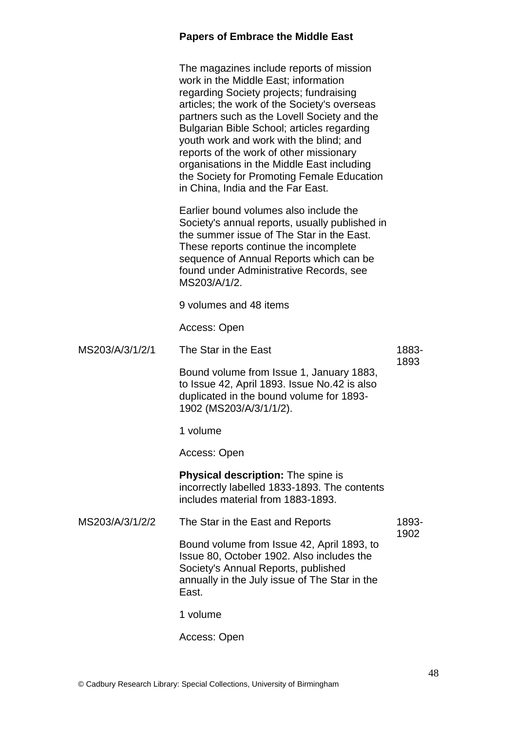**Papers of Embrace the Middle East**

The magazines include reports of mission work in the Middle East; information regarding Society projects; fundraising articles; the work of the Society's overseas partners such as the Lovell Society and the Bulgarian Bible School; articles regarding youth work and work with the blind; and reports of the work of other missionary organisations in the Middle East including the Society for Promoting Female Education in China, India and the Far East.

Earlier bound volumes also include the Society's annual reports, usually published in the summer issue of The Star in the East. These reports continue the incomplete sequence of Annual Reports which can be found under Administrative Records, see MS203/A/1/2.

9 volumes and 48 items

Access: Open

| | | |
|---|---|---|
| MS203/A/3/1/2/1 | The Star in the East<br><br>Bound volume from Issue 1, January 1883, to Issue 42, April 1893. Issue No.42 is also duplicated in the bound volume for 1893-1902 (MS203/A/3/1/1/2).<br><br>1 volume<br><br>Access: Open<br><br>**Physical description:** The spine is incorrectly labelled 1833-1893. The contents includes material from 1883-1893. | 1883-1893 |
| MS203/A/3/1/2/2 | The Star in the East and Reports<br><br>Bound volume from Issue 42, April 1893, to Issue 80, October 1902. Also includes the Society's Annual Reports, published annually in the July issue of The Star in the East.<br><br>1 volume<br><br>Access: Open | 1893-1902 |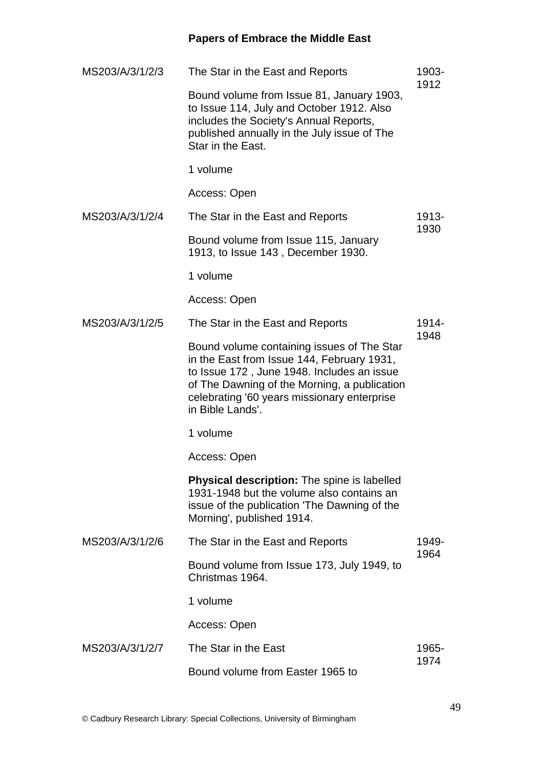| | | |
|---|---|---|
| MS203/A/3/1/2/3 | The Star in the East and Reports<br><br>Bound volume from Issue 81, January 1903, to Issue 114, July and October 1912. Also includes the Society's Annual Reports, published annually in the July issue of The Star in the East.<br><br>1 volume<br><br>Access: Open | 1903-1912 |
| MS203/A/3/1/2/4 | The Star in the East and Reports<br><br>Bound volume from Issue 115, January 1913, to Issue 143 , December 1930.<br><br>1 volume<br><br>Access: Open | 1913-1930 |
| MS203/A/3/1/2/5 | The Star in the East and Reports<br><br>Bound volume containing issues of The Star in the East from Issue 144, February 1931, to Issue 172 , June 1948. Includes an issue of The Dawning of the Morning, a publication celebrating '60 years missionary enterprise in Bible Lands'.<br><br>1 volume<br><br>Access: Open<br><br>**Physical description:** The spine is labelled 1931-1948 but the volume also contains an issue of the publication 'The Dawning of the Morning', published 1914. | 1914-1948 |
| MS203/A/3/1/2/6 | The Star in the East and Reports<br><br>Bound volume from Issue 173, July 1949, to Christmas 1964.<br><br>1 volume<br><br>Access: Open | 1949-1964 |
| MS203/A/3/1/2/7 | The Star in the East<br><br>Bound volume from Easter 1965 to | 1965-1974 |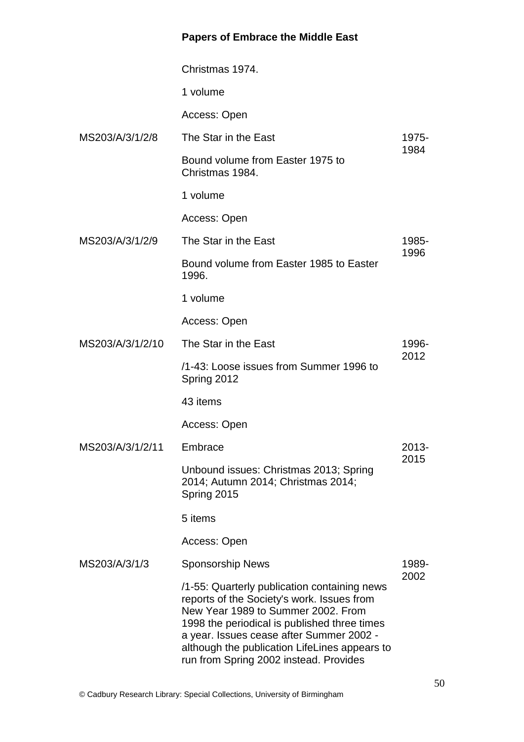Christmas 1974.

1 volume

Access: Open

| | | |
|---|---|---|
| MS203/A/3/1/2/8 | The Star in the East<br><br>Bound volume from Easter 1975 to Christmas 1984.<br><br>1 volume<br><br>Access: Open | 1975-1984 |
| MS203/A/3/1/2/9 | The Star in the East<br><br>Bound volume from Easter 1985 to Easter 1996.<br><br>1 volume<br><br>Access: Open | 1985-1996 |
| MS203/A/3/1/2/10 | The Star in the East<br><br>/1-43: Loose issues from Summer 1996 to Spring 2012<br><br>43 items<br><br>Access: Open | 1996-2012 |
| MS203/A/3/1/2/11 | Embrace<br><br>Unbound issues: Christmas 2013; Spring 2014; Autumn 2014; Christmas 2014; Spring 2015<br><br>5 items<br><br>Access: Open | 2013-2015 |
| MS203/A/3/1/3 | Sponsorship News<br><br>/1-55: Quarterly publication containing news reports of the Society's work. Issues from New Year 1989 to Summer 2002. From 1998 the periodical is published three times a year. Issues cease after Summer 2002 - although the publication LifeLines appears to run from Spring 2002 instead. Provides | 1989-2002 |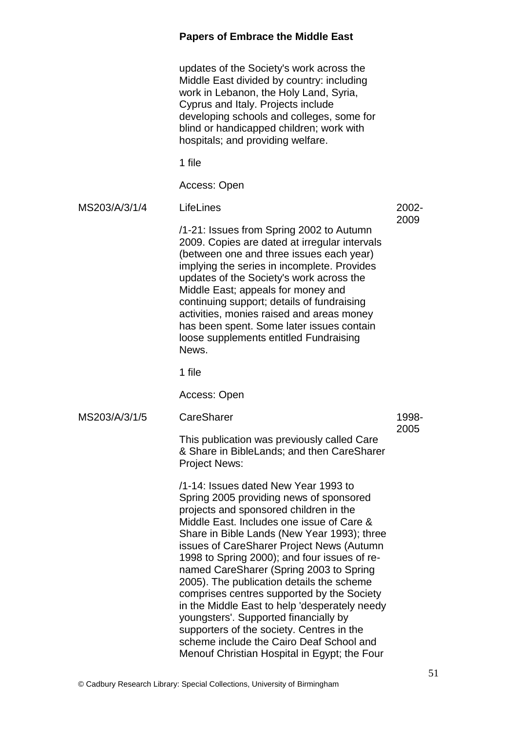updates of the Society's work across the Middle East divided by country: including work in Lebanon, the Holy Land, Syria, Cyprus and Italy. Projects include developing schools and colleges, some for blind or handicapped children; work with hospitals; and providing welfare.

1 file

Access: Open

| | | |
|---|---|---|
| MS203/A/3/1/4 | **LifeLines**<br><br>/1-21: Issues from Spring 2002 to Autumn 2009. Copies are dated at irregular intervals (between one and three issues each year) implying the series in incomplete. Provides updates of the Society's work across the Middle East; appeals for money and continuing support; details of fundraising activities, monies raised and areas money has been spent. Some later issues contain loose supplements entitled Fundraising News.<br><br>1 file<br><br>Access: Open | 2002-2009 |
| MS203/A/3/1/5 | **CareSharer**<br><br>This publication was previously called Care & Share in BibleLands; and then CareSharer Project News:<br><br>/1-14: Issues dated New Year 1993 to Spring 2005 providing news of sponsored projects and sponsored children in the Middle East. Includes one issue of Care & Share in Bible Lands (New Year 1993); three issues of CareSharer Project News (Autumn 1998 to Spring 2000); and four issues of re-named CareSharer (Spring 2003 to Spring 2005). The publication details the scheme comprises centres supported by the Society in the Middle East to help 'desperately needy youngsters'. Supported financially by supporters of the society. Centres in the scheme include the Cairo Deaf School and Menouf Christian Hospital in Egypt; the Four | 1998-2005 |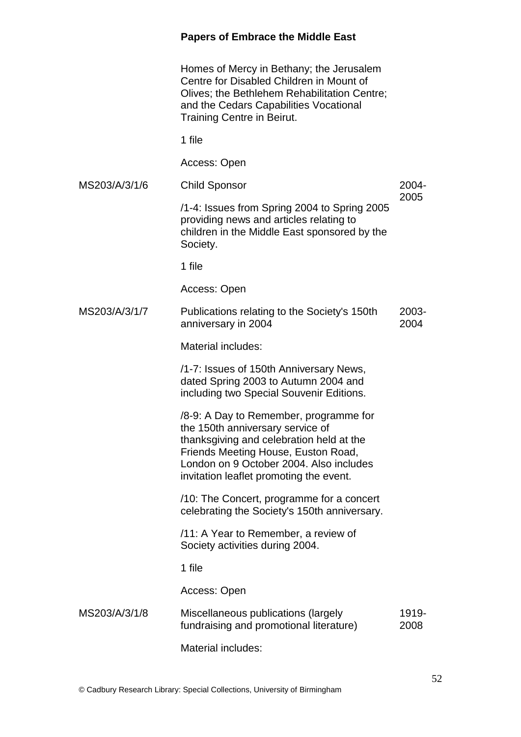Homes of Mercy in Bethany; the Jerusalem Centre for Disabled Children in Mount of Olives; the Bethlehem Rehabilitation Centre; and the Cedars Capabilities Vocational Training Centre in Beirut.

1 file

Access: Open

**MS203/A/3/1/6** — Child Sponsor — 2004-2005

/1-4: Issues from Spring 2004 to Spring 2005 providing news and articles relating to children in the Middle East sponsored by the Society.

1 file

Access: Open

**MS203/A/3/1/7** — Publications relating to the Society's 150th anniversary in 2004 — 2003-2004

Material includes:

/1-7: Issues of 150th Anniversary News, dated Spring 2003 to Autumn 2004 and including two Special Souvenir Editions.

/8-9: A Day to Remember, programme for the 150th anniversary service of thanksgiving and celebration held at the Friends Meeting House, Euston Road, London on 9 October 2004. Also includes invitation leaflet promoting the event.

/10: The Concert, programme for a concert celebrating the Society's 150th anniversary.

/11: A Year to Remember, a review of Society activities during 2004.

1 file

Access: Open

**MS203/A/3/1/8** — Miscellaneous publications (largely fundraising and promotional literature) — 1919-2008

Material includes: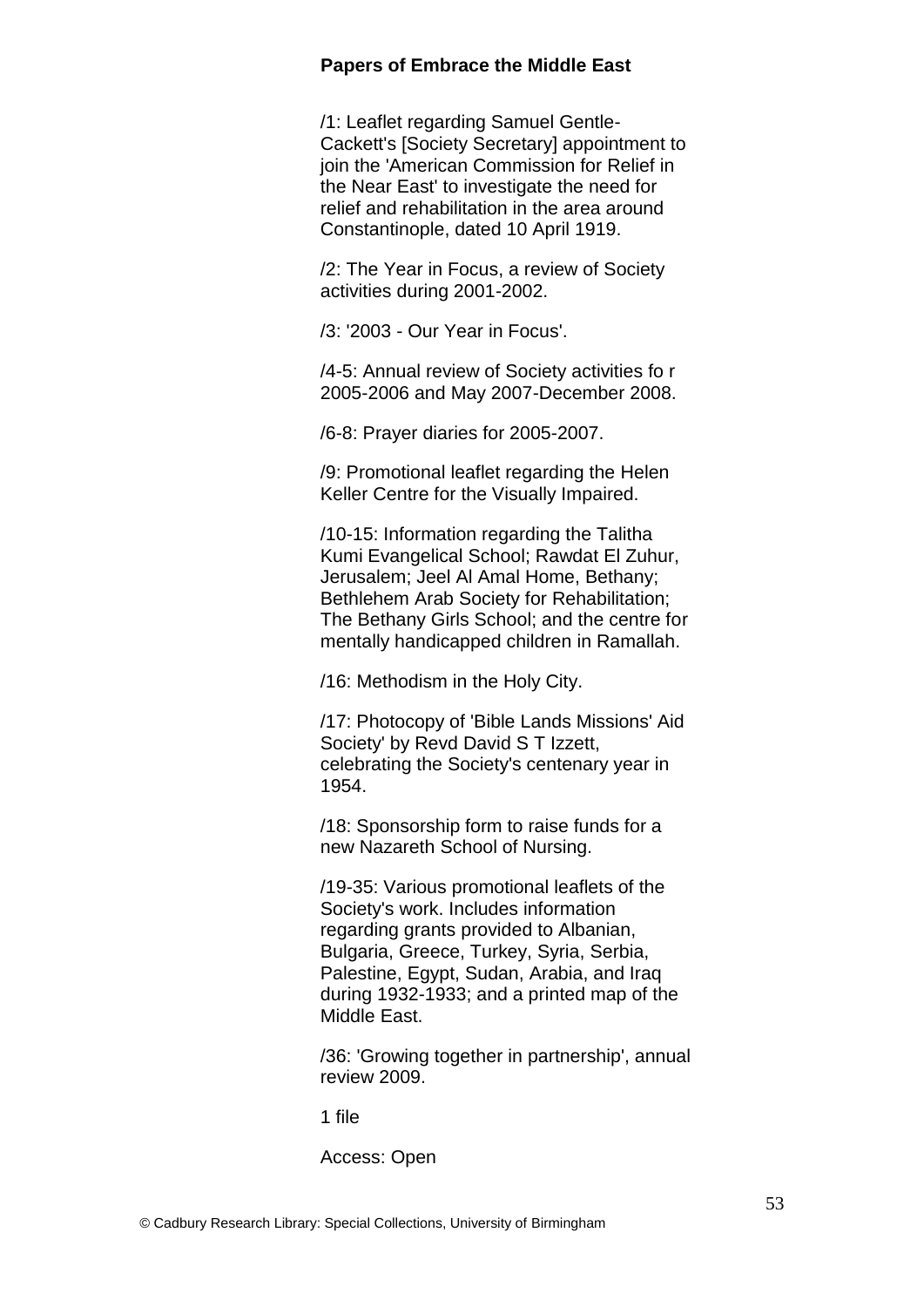**Papers of Embrace the Middle East**

/1: Leaflet regarding Samuel Gentle-Cackett's [Society Secretary] appointment to join the 'American Commission for Relief in the Near East' to investigate the need for relief and rehabilitation in the area around Constantinople, dated 10 April 1919.

/2: The Year in Focus, a review of Society activities during 2001-2002.

/3: '2003 - Our Year in Focus'.

/4-5: Annual review of Society activities fo r 2005-2006 and May 2007-December 2008.

/6-8: Prayer diaries for 2005-2007.

/9: Promotional leaflet regarding the Helen Keller Centre for the Visually Impaired.

/10-15: Information regarding the Talitha Kumi Evangelical School; Rawdat El Zuhur, Jerusalem; Jeel Al Amal Home, Bethany; Bethlehem Arab Society for Rehabilitation; The Bethany Girls School; and the centre for mentally handicapped children in Ramallah.

/16: Methodism in the Holy City.

/17: Photocopy of 'Bible Lands Missions' Aid Society' by Revd David S T Izzett, celebrating the Society's centenary year in 1954.

/18: Sponsorship form to raise funds for a new Nazareth School of Nursing.

/19-35: Various promotional leaflets of the Society's work. Includes information regarding grants provided to Albanian, Bulgaria, Greece, Turkey, Syria, Serbia, Palestine, Egypt, Sudan, Arabia, and Iraq during 1932-1933; and a printed map of the Middle East.

/36: 'Growing together in partnership', annual review 2009.

1 file

Access: Open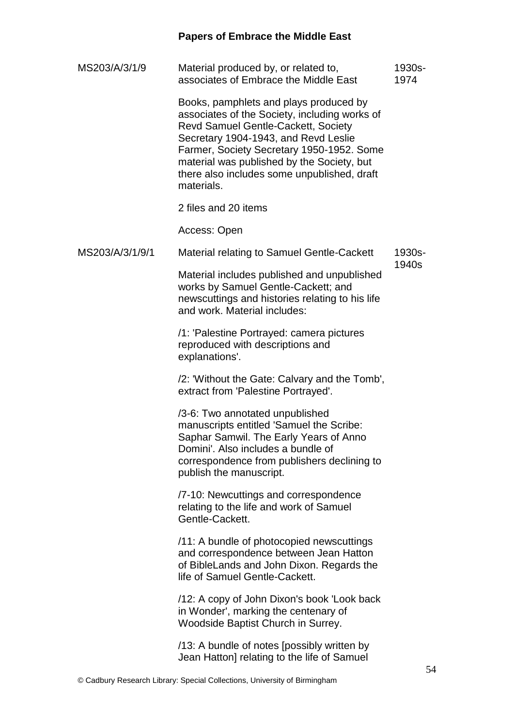## Papers of Embrace the Middle East

| | | |
|---|---|---|
| MS203/A/3/1/9 | Material produced by, or related to, associates of Embrace the Middle East<br><br>Books, pamphlets and plays produced by associates of the Society, including works of Revd Samuel Gentle-Cackett, Society Secretary 1904-1943, and Revd Leslie Farmer, Society Secretary 1950-1952. Some material was published by the Society, but there also includes some unpublished, draft materials.<br><br>2 files and 20 items<br><br>Access: Open | 1930s-1974 |
| MS203/A/3/1/9/1 | Material relating to Samuel Gentle-Cackett<br><br>Material includes published and unpublished works by Samuel Gentle-Cackett; and newscuttings and histories relating to his life and work. Material includes:<br><br>/1: 'Palestine Portrayed: camera pictures reproduced with descriptions and explanations'.<br><br>/2: 'Without the Gate: Calvary and the Tomb', extract from 'Palestine Portrayed'.<br><br>/3-6: Two annotated unpublished manuscripts entitled 'Samuel the Scribe: Saphar Samwil. The Early Years of Anno Domini'. Also includes a bundle of correspondence from publishers declining to publish the manuscript.<br><br>/7-10: Newcuttings and correspondence relating to the life and work of Samuel Gentle-Cackett.<br><br>/11: A bundle of photocopied newscuttings and correspondence between Jean Hatton of BibleLands and John Dixon. Regards the life of Samuel Gentle-Cackett.<br><br>/12: A copy of John Dixon's book 'Look back in Wonder', marking the centenary of Woodside Baptist Church in Surrey.<br><br>/13: A bundle of notes [possibly written by Jean Hatton] relating to the life of Samuel | 1930s-1940s |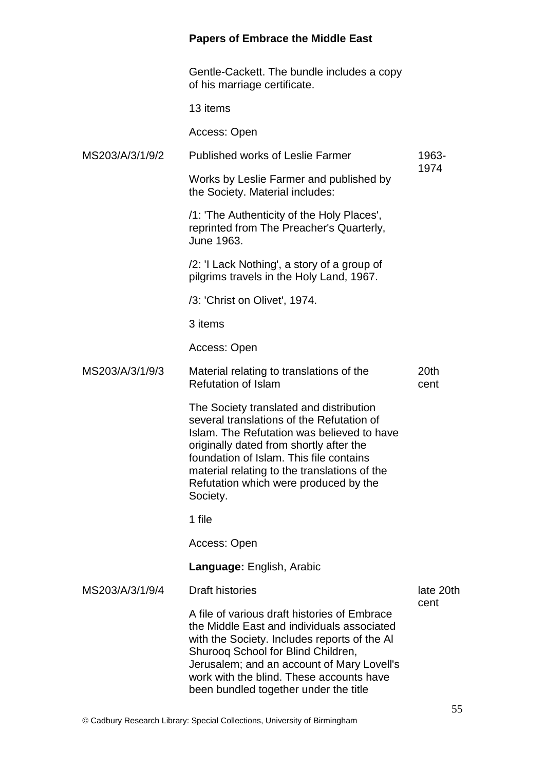Gentle-Cackett. The bundle includes a copy of his marriage certificate.

13 items

Access: Open

| | | |
|---|---|---|
| MS203/A/3/1/9/2 | **Published works of Leslie Farmer**<br><br>Works by Leslie Farmer and published by the Society. Material includes:<br><br>/1: 'The Authenticity of the Holy Places', reprinted from The Preacher's Quarterly, June 1963.<br><br>/2: 'I Lack Nothing', a story of a group of pilgrims travels in the Holy Land, 1967.<br><br>/3: 'Christ on Olivet', 1974.<br><br>3 items<br><br>Access: Open | 1963-1974 |
| MS203/A/3/1/9/3 | **Material relating to translations of the Refutation of Islam**<br><br>The Society translated and distribution several translations of the Refutation of Islam. The Refutation was believed to have originally dated from shortly after the foundation of Islam. This file contains material relating to the translations of the Refutation which were produced by the Society.<br><br>1 file<br><br>Access: Open<br><br>**Language:** English, Arabic | 20th cent |
| MS203/A/3/1/9/4 | **Draft histories**<br><br>A file of various draft histories of Embrace the Middle East and individuals associated with the Society. Includes reports of the Al Shurooq School for Blind Children, Jerusalem; and an account of Mary Lovell's work with the blind. These accounts have been bundled together under the title | late 20th cent |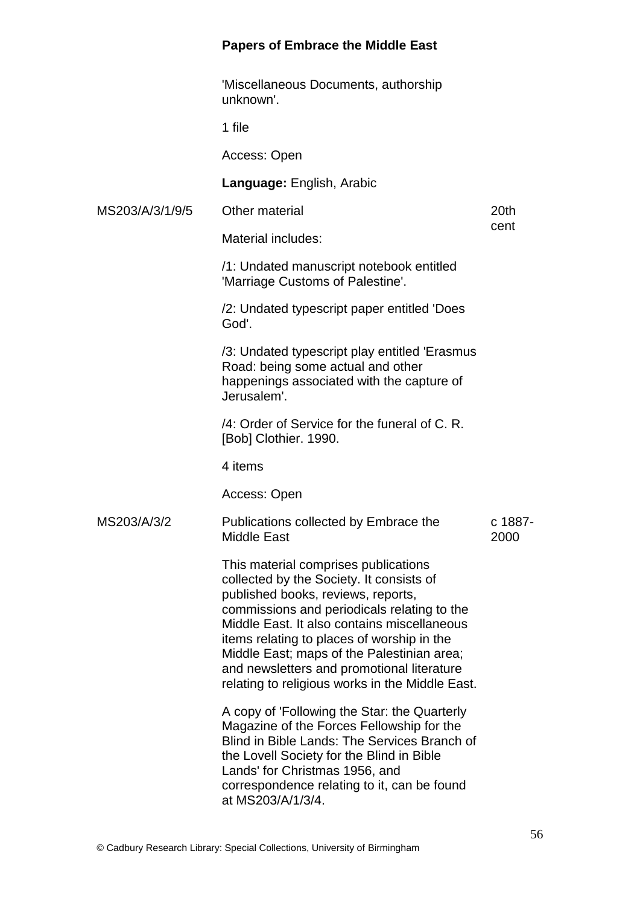**Papers of Embrace the Middle East**

'Miscellaneous Documents, authorship unknown'.

1 file

Access: Open

**Language:** English, Arabic

MS203/A/3/1/9/5 — Other material — 20th cent

Material includes:

/1: Undated manuscript notebook entitled 'Marriage Customs of Palestine'.

/2: Undated typescript paper entitled 'Does God'.

/3: Undated typescript play entitled 'Erasmus Road: being some actual and other happenings associated with the capture of Jerusalem'.

/4: Order of Service for the funeral of C. R. [Bob] Clothier. 1990.

4 items

Access: Open

MS203/A/3/2 — Publications collected by Embrace the Middle East — c 1887-2000

This material comprises publications collected by the Society. It consists of published books, reviews, reports, commissions and periodicals relating to the Middle East. It also contains miscellaneous items relating to places of worship in the Middle East; maps of the Palestinian area; and newsletters and promotional literature relating to religious works in the Middle East.

A copy of 'Following the Star: the Quarterly Magazine of the Forces Fellowship for the Blind in Bible Lands: The Services Branch of the Lovell Society for the Blind in Bible Lands' for Christmas 1956, and correspondence relating to it, can be found at MS203/A/1/3/4.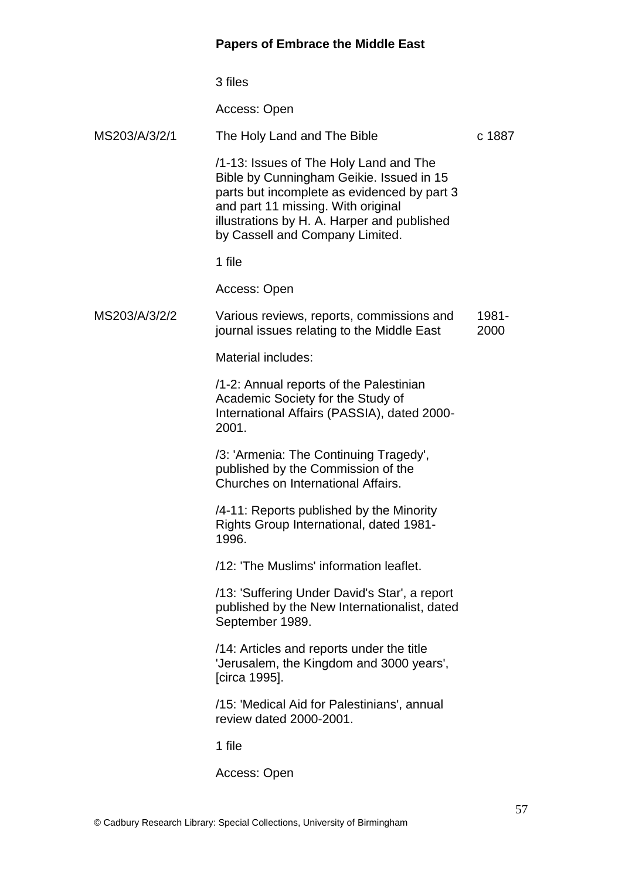**Papers of Embrace the Middle East**

3 files

Access: Open

MS203/A/3/2/1 The Holy Land and The Bible c 1887

/1-13: Issues of The Holy Land and The Bible by Cunningham Geikie. Issued in 15 parts but incomplete as evidenced by part 3 and part 11 missing. With original illustrations by H. A. Harper and published by Cassell and Company Limited.

1 file

Access: Open

MS203/A/3/2/2 Various reviews, reports, commissions and journal issues relating to the Middle East 1981-2000

Material includes:

/1-2: Annual reports of the Palestinian Academic Society for the Study of International Affairs (PASSIA), dated 2000-2001.

/3: 'Armenia: The Continuing Tragedy', published by the Commission of the Churches on International Affairs.

/4-11: Reports published by the Minority Rights Group International, dated 1981-1996.

/12: 'The Muslims' information leaflet.

/13: 'Suffering Under David's Star', a report published by the New Internationalist, dated September 1989.

/14: Articles and reports under the title 'Jerusalem, the Kingdom and 3000 years', [circa 1995].

/15: 'Medical Aid for Palestinians', annual review dated 2000-2001.

1 file

Access: Open

© Cadbury Research Library: Special Collections, University of Birmingham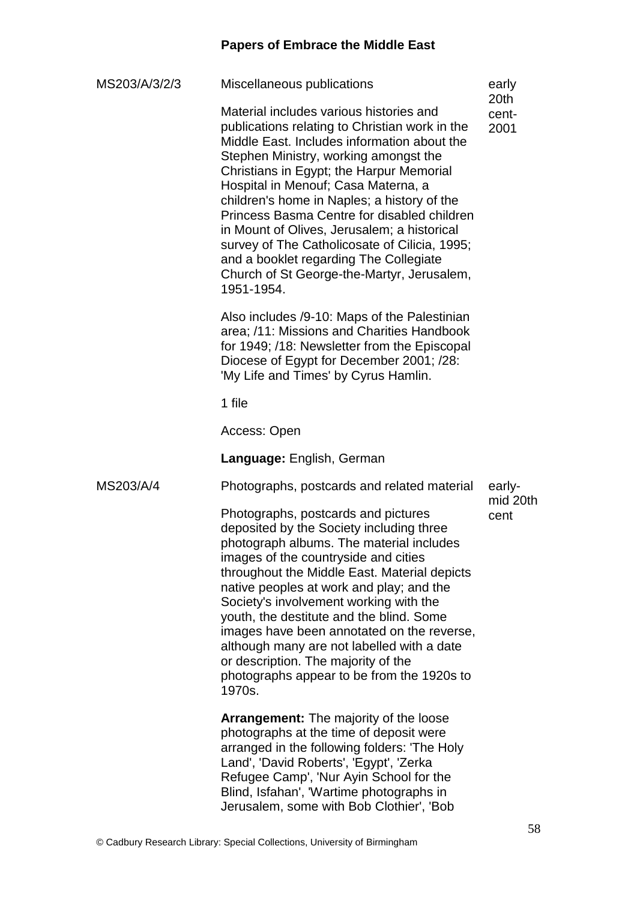## Papers of Embrace the Middle East

**MS203/A/3/2/3** — Miscellaneous publications — early 20th cent-2001

Material includes various histories and publications relating to Christian work in the Middle East. Includes information about the Stephen Ministry, working amongst the Christians in Egypt; the Harpur Memorial Hospital in Menouf; Casa Materna, a children's home in Naples; a history of the Princess Basma Centre for disabled children in Mount of Olives, Jerusalem; a historical survey of The Catholicosate of Cilicia, 1995; and a booklet regarding The Collegiate Church of St George-the-Martyr, Jerusalem, 1951-1954.

Also includes /9-10: Maps of the Palestinian area; /11: Missions and Charities Handbook for 1949; /18: Newsletter from the Episcopal Diocese of Egypt for December 2001; /28: 'My Life and Times' by Cyrus Hamlin.

1 file

Access: Open

**Language:** English, German

**MS203/A/4** — Photographs, postcards and related material — early-mid 20th cent

Photographs, postcards and pictures deposited by the Society including three photograph albums. The material includes images of the countryside and cities throughout the Middle East. Material depicts native peoples at work and play; and the Society's involvement working with the youth, the destitute and the blind. Some images have been annotated on the reverse, although many are not labelled with a date or description. The majority of the photographs appear to be from the 1920s to 1970s.

**Arrangement:** The majority of the loose photographs at the time of deposit were arranged in the following folders: 'The Holy Land', 'David Roberts', 'Egypt', 'Zerka Refugee Camp', 'Nur Ayin School for the Blind, Isfahan', 'Wartime photographs in Jerusalem, some with Bob Clothier', 'Bob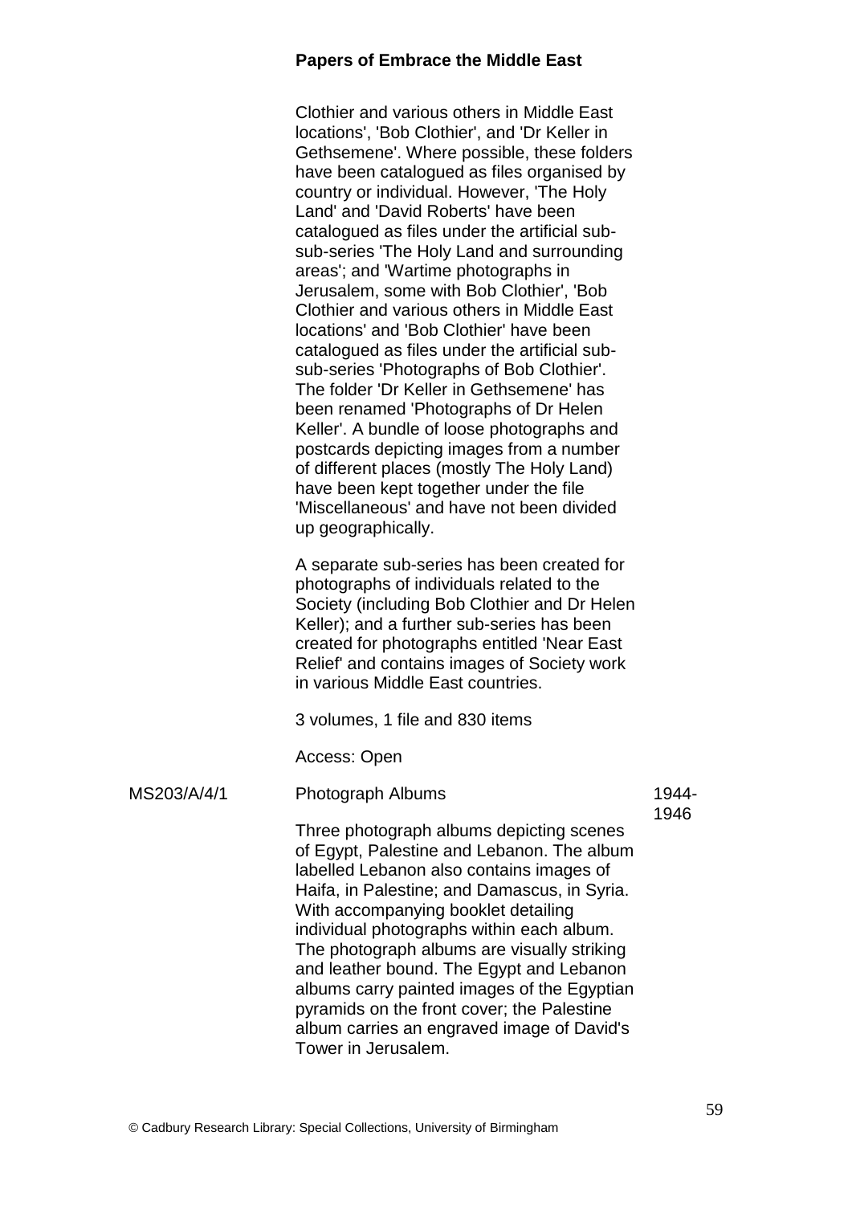Clothier and various others in Middle East locations', 'Bob Clothier', and 'Dr Keller in Gethsemene'. Where possible, these folders have been catalogued as files organised by country or individual. However, 'The Holy Land' and 'David Roberts' have been catalogued as files under the artificial sub-sub-series 'The Holy Land and surrounding areas'; and 'Wartime photographs in Jerusalem, some with Bob Clothier', 'Bob Clothier and various others in Middle East locations' and 'Bob Clothier' have been catalogued as files under the artificial sub-sub-series 'Photographs of Bob Clothier'. The folder 'Dr Keller in Gethsemene' has been renamed 'Photographs of Dr Helen Keller'. A bundle of loose photographs and postcards depicting images from a number of different places (mostly The Holy Land) have been kept together under the file 'Miscellaneous' and have not been divided up geographically.

A separate sub-series has been created for photographs of individuals related to the Society (including Bob Clothier and Dr Helen Keller); and a further sub-series has been created for photographs entitled 'Near East Relief' and contains images of Society work in various Middle East countries.

3 volumes, 1 file and 830 items

Access: Open

| | | |
|---|---|---|
| MS203/A/4/1 | Photograph Albums<br><br>Three photograph albums depicting scenes of Egypt, Palestine and Lebanon. The album labelled Lebanon also contains images of Haifa, in Palestine; and Damascus, in Syria. With accompanying booklet detailing individual photographs within each album. The photograph albums are visually striking and leather bound. The Egypt and Lebanon albums carry painted images of the Egyptian pyramids on the front cover; the Palestine album carries an engraved image of David's Tower in Jerusalem. | 1944-1946 |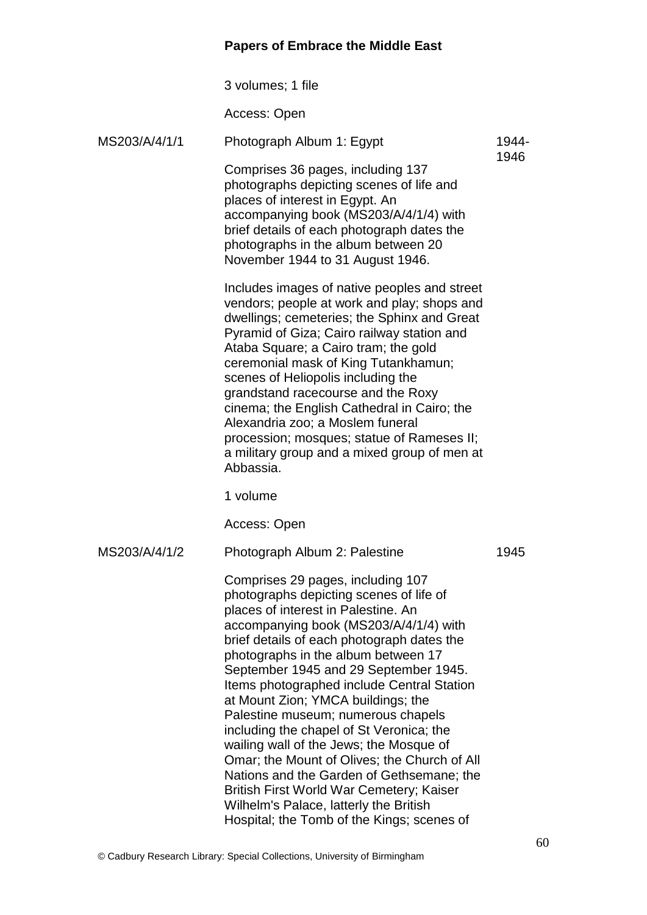**Papers of Embrace the Middle East**

3 volumes; 1 file

Access: Open

MS203/A/4/1/1 — Photograph Album 1: Egypt — 1944-1946

Comprises 36 pages, including 137 photographs depicting scenes of life and places of interest in Egypt. An accompanying book (MS203/A/4/1/4) with brief details of each photograph dates the photographs in the album between 20 November 1944 to 31 August 1946.

Includes images of native peoples and street vendors; people at work and play; shops and dwellings; cemeteries; the Sphinx and Great Pyramid of Giza; Cairo railway station and Ataba Square; a Cairo tram; the gold ceremonial mask of King Tutankhamun; scenes of Heliopolis including the grandstand racecourse and the Roxy cinema; the English Cathedral in Cairo; the Alexandria zoo; a Moslem funeral procession; mosques; statue of Rameses II; a military group and a mixed group of men at Abbassia.

1 volume

Access: Open

MS203/A/4/1/2 — Photograph Album 2: Palestine — 1945

Comprises 29 pages, including 107 photographs depicting scenes of life of places of interest in Palestine. An accompanying book (MS203/A/4/1/4) with brief details of each photograph dates the photographs in the album between 17 September 1945 and 29 September 1945. Items photographed include Central Station at Mount Zion; YMCA buildings; the Palestine museum; numerous chapels including the chapel of St Veronica; the wailing wall of the Jews; the Mosque of Omar; the Mount of Olives; the Church of All Nations and the Garden of Gethsemane; the British First World War Cemetery; Kaiser Wilhelm's Palace, latterly the British Hospital; the Tomb of the Kings; scenes of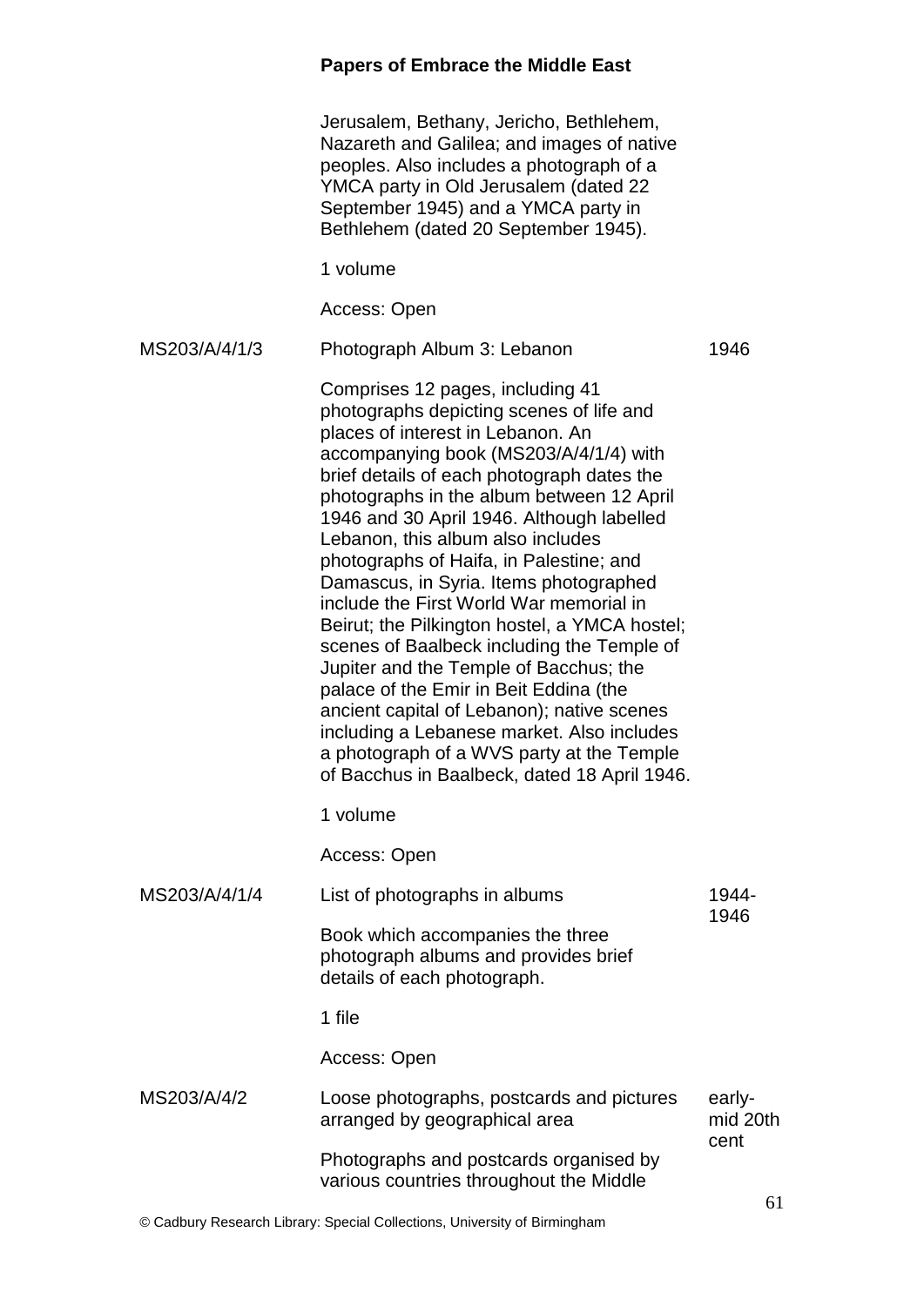Jerusalem, Bethany, Jericho, Bethlehem, Nazareth and Galilea; and images of native peoples. Also includes a photograph of a YMCA party in Old Jerusalem (dated 22 September 1945) and a YMCA party in Bethlehem (dated 20 September 1945).

1 volume

Access: Open

| | | |
|---|---|---|
| MS203/A/4/1/3 | **Photograph Album 3: Lebanon**<br><br>Comprises 12 pages, including 41 photographs depicting scenes of life and places of interest in Lebanon. An accompanying book (MS203/A/4/1/4) with brief details of each photograph dates the photographs in the album between 12 April 1946 and 30 April 1946. Although labelled Lebanon, this album also includes photographs of Haifa, in Palestine; and Damascus, in Syria. Items photographed include the First World War memorial in Beirut; the Pilkington hostel, a YMCA hostel; scenes of Baalbeck including the Temple of Jupiter and the Temple of Bacchus; the palace of the Emir in Beit Eddina (the ancient capital of Lebanon); native scenes including a Lebanese market. Also includes a photograph of a WVS party at the Temple of Bacchus in Baalbeck, dated 18 April 1946.<br><br>1 volume<br><br>Access: Open | 1946 |
| MS203/A/4/1/4 | **List of photographs in albums**<br><br>Book which accompanies the three photograph albums and provides brief details of each photograph.<br><br>1 file<br><br>Access: Open | 1944-1946 |
| MS203/A/4/2 | **Loose photographs, postcards and pictures arranged by geographical area**<br><br>Photographs and postcards organised by various countries throughout the Middle | early-mid 20th cent |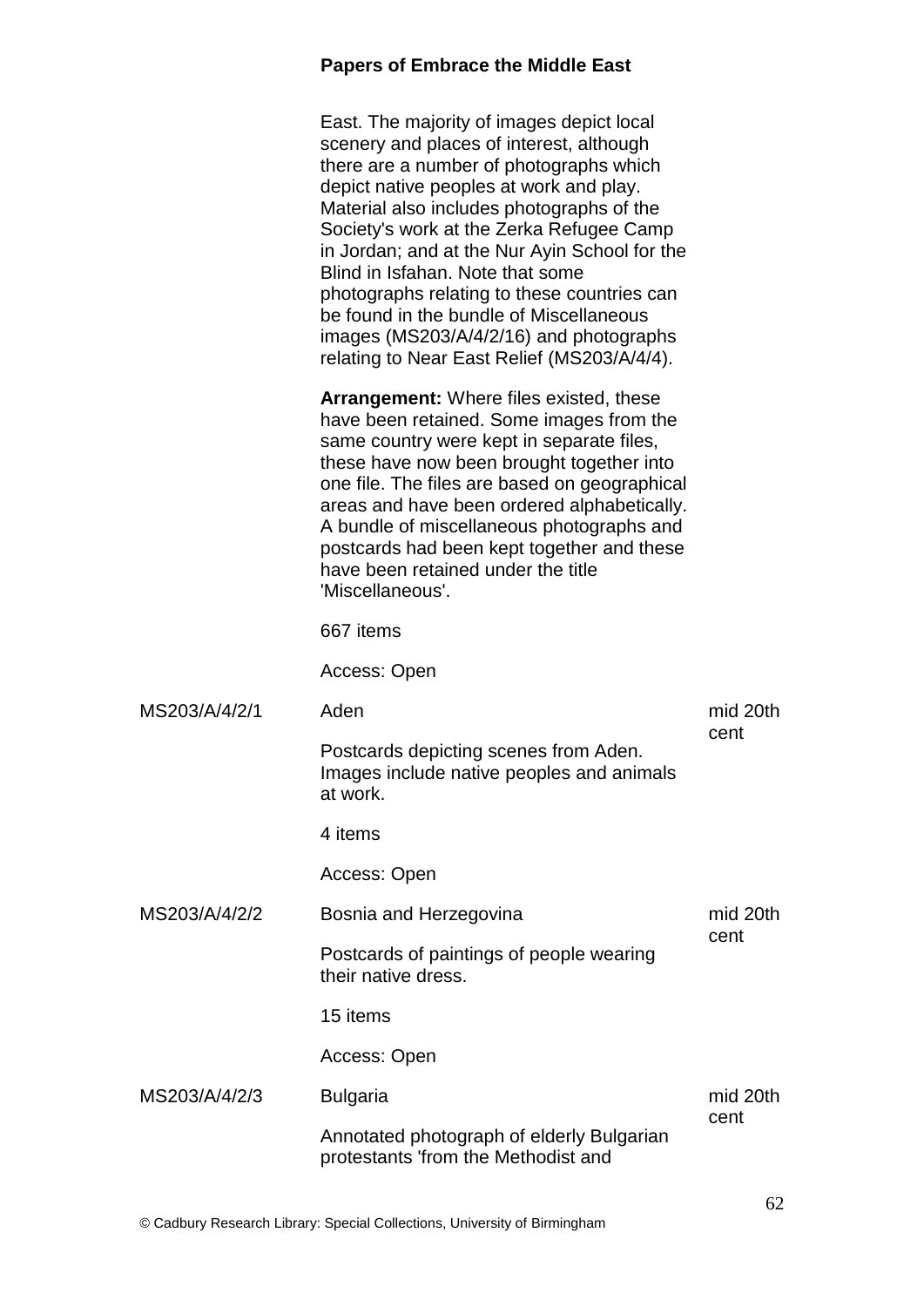East. The majority of images depict local scenery and places of interest, although there are a number of photographs which depict native peoples at work and play. Material also includes photographs of the Society's work at the Zerka Refugee Camp in Jordan; and at the Nur Ayin School for the Blind in Isfahan. Note that some photographs relating to these countries can be found in the bundle of Miscellaneous images (MS203/A/4/2/16) and photographs relating to Near East Relief (MS203/A/4/4).

**Arrangement:** Where files existed, these have been retained. Some images from the same country were kept in separate files, these have now been brought together into one file. The files are based on geographical areas and have been ordered alphabetically. A bundle of miscellaneous photographs and postcards had been kept together and these have been retained under the title 'Miscellaneous'.

667 items

Access: Open

| | | |
|---|---|---|
| MS203/A/4/2/1 | Aden<br><br>Postcards depicting scenes from Aden. Images include native peoples and animals at work.<br><br>4 items<br><br>Access: Open | mid 20th cent |
| MS203/A/4/2/2 | Bosnia and Herzegovina<br><br>Postcards of paintings of people wearing their native dress.<br><br>15 items<br><br>Access: Open | mid 20th cent |
| MS203/A/4/2/3 | Bulgaria<br><br>Annotated photograph of elderly Bulgarian protestants 'from the Methodist and | mid 20th cent |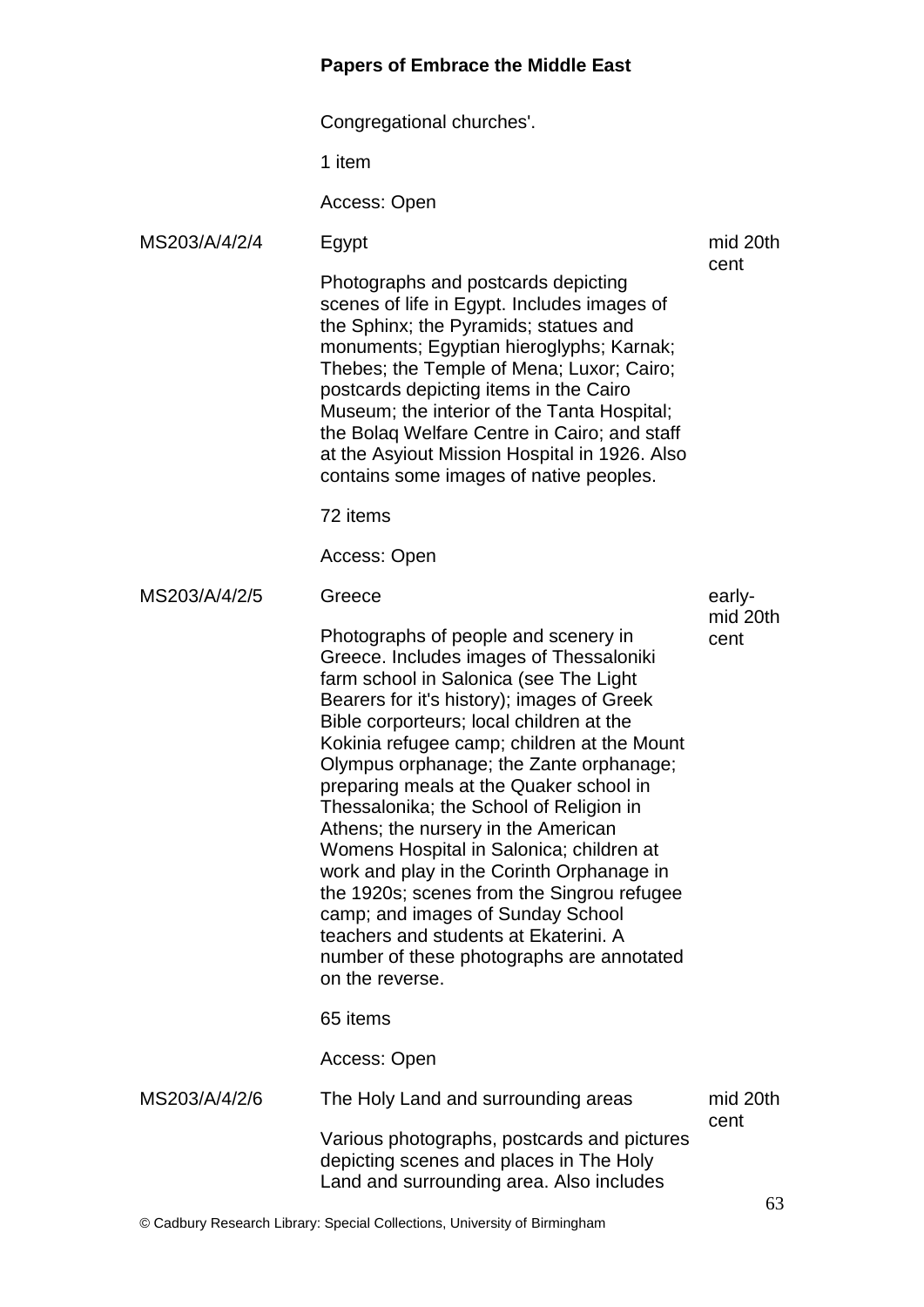Congregational churches'.

1 item

Access: Open

| | | |
|---|---|---|
| MS203/A/4/2/4 | Egypt<br><br>Photographs and postcards depicting scenes of life in Egypt. Includes images of the Sphinx; the Pyramids; statues and monuments; Egyptian hieroglyphs; Karnak; Thebes; the Temple of Mena; Luxor; Cairo; postcards depicting items in the Cairo Museum; the interior of the Tanta Hospital; the Bolaq Welfare Centre in Cairo; and staff at the Asyiout Mission Hospital in 1926. Also contains some images of native peoples.<br><br>72 items<br><br>Access: Open | mid 20th cent |
| MS203/A/4/2/5 | Greece<br><br>Photographs of people and scenery in Greece. Includes images of Thessaloniki farm school in Salonica (see The Light Bearers for it's history); images of Greek Bible corporteurs; local children at the Kokinia refugee camp; children at the Mount Olympus orphanage; the Zante orphanage; preparing meals at the Quaker school in Thessalonika; the School of Religion in Athens; the nursery in the American Womens Hospital in Salonica; children at work and play in the Corinth Orphanage in the 1920s; scenes from the Singrou refugee camp; and images of Sunday School teachers and students at Ekaterini. A number of these photographs are annotated on the reverse.<br><br>65 items<br><br>Access: Open | early-mid 20th cent |
| MS203/A/4/2/6 | The Holy Land and surrounding areas<br><br>Various photographs, postcards and pictures depicting scenes and places in The Holy Land and surrounding area. Also includes | mid 20th cent |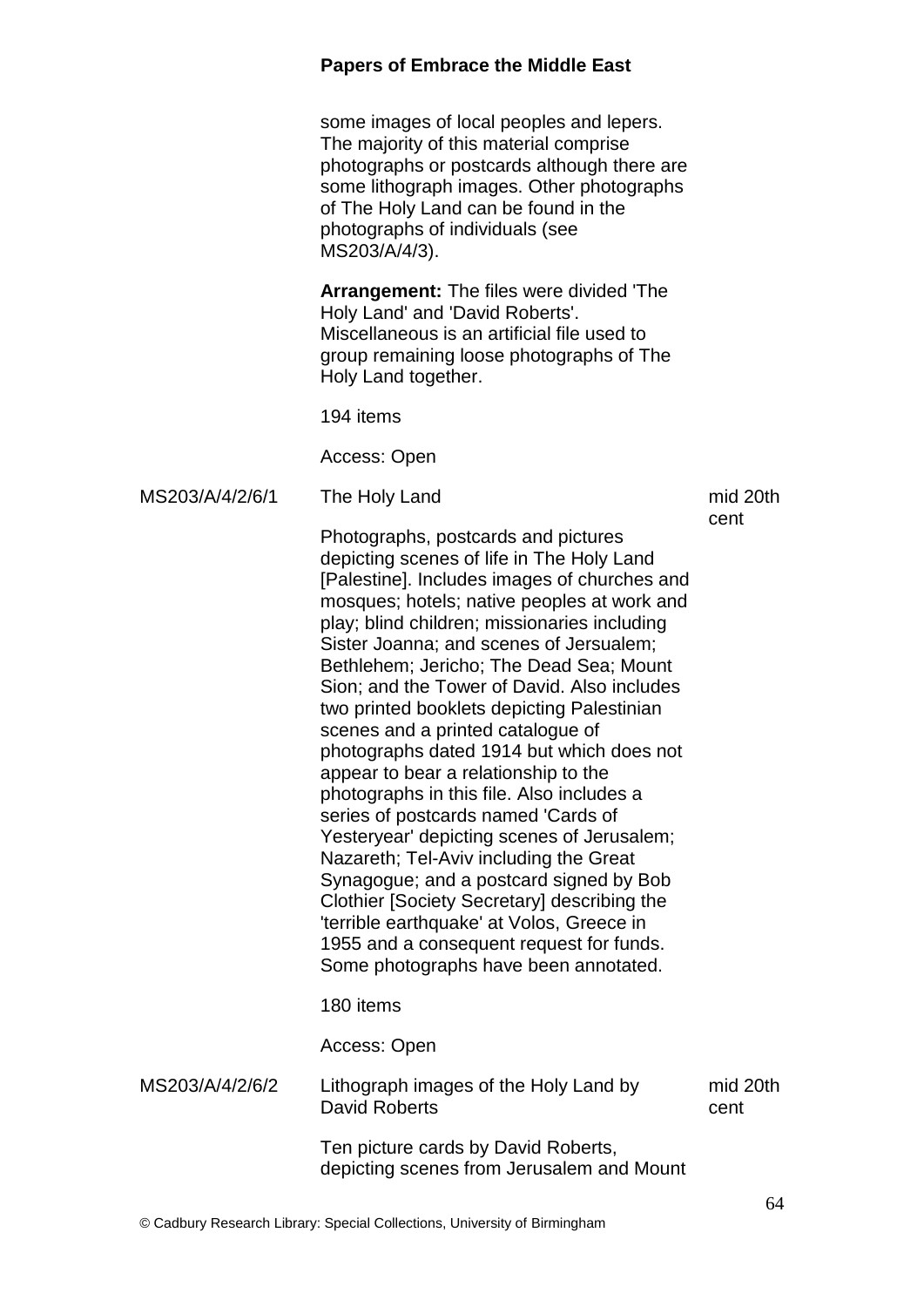some images of local peoples and lepers. The majority of this material comprise photographs or postcards although there are some lithograph images. Other photographs of The Holy Land can be found in the photographs of individuals (see MS203/A/4/3).

**Arrangement:** The files were divided 'The Holy Land' and 'David Roberts'. Miscellaneous is an artificial file used to group remaining loose photographs of The Holy Land together.

194 items

Access: Open

| | | |
|---|---|---|
| MS203/A/4/2/6/1 | The Holy Land<br><br>Photographs, postcards and pictures depicting scenes of life in The Holy Land [Palestine]. Includes images of churches and mosques; hotels; native peoples at work and play; blind children; missionaries including Sister Joanna; and scenes of Jersualem; Bethlehem; Jericho; The Dead Sea; Mount Sion; and the Tower of David. Also includes two printed booklets depicting Palestinian scenes and a printed catalogue of photographs dated 1914 but which does not appear to bear a relationship to the photographs in this file. Also includes a series of postcards named 'Cards of Yesteryear' depicting scenes of Jerusalem; Nazareth; Tel-Aviv including the Great Synagogue; and a postcard signed by Bob Clothier [Society Secretary] describing the 'terrible earthquake' at Volos, Greece in 1955 and a consequent request for funds. Some photographs have been annotated.<br><br>180 items<br><br>Access: Open | mid 20th cent |
| MS203/A/4/2/6/2 | Lithograph images of the Holy Land by David Roberts<br><br>Ten picture cards by David Roberts, depicting scenes from Jerusalem and Mount | mid 20th cent |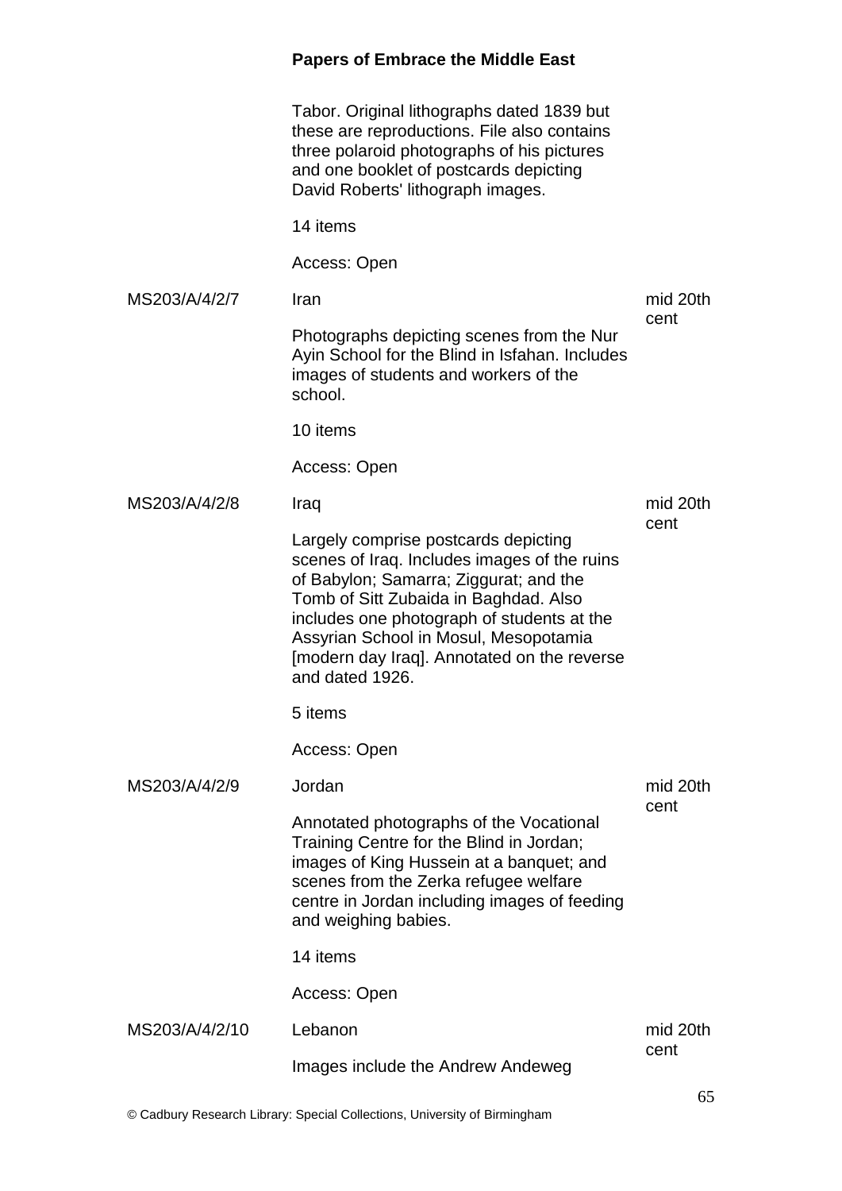Tabor. Original lithographs dated 1839 but these are reproductions. File also contains three polaroid photographs of his pictures and one booklet of postcards depicting David Roberts' lithograph images.

14 items

Access: Open

| | | |
|---|---|---|
| MS203/A/4/2/7 | Iran<br><br>Photographs depicting scenes from the Nur Ayin School for the Blind in Isfahan. Includes images of students and workers of the school.<br><br>10 items<br><br>Access: Open | mid 20th cent |
| MS203/A/4/2/8 | Iraq<br><br>Largely comprise postcards depicting scenes of Iraq. Includes images of the ruins of Babylon; Samarra; Ziggurat; and the Tomb of Sitt Zubaida in Baghdad. Also includes one photograph of students at the Assyrian School in Mosul, Mesopotamia [modern day Iraq]. Annotated on the reverse and dated 1926.<br><br>5 items<br><br>Access: Open | mid 20th cent |
| MS203/A/4/2/9 | Jordan<br><br>Annotated photographs of the Vocational Training Centre for the Blind in Jordan; images of King Hussein at a banquet; and scenes from the Zerka refugee welfare centre in Jordan including images of feeding and weighing babies.<br><br>14 items<br><br>Access: Open | mid 20th cent |
| MS203/A/4/2/10 | Lebanon<br><br>Images include the Andrew Andeweg | mid 20th cent |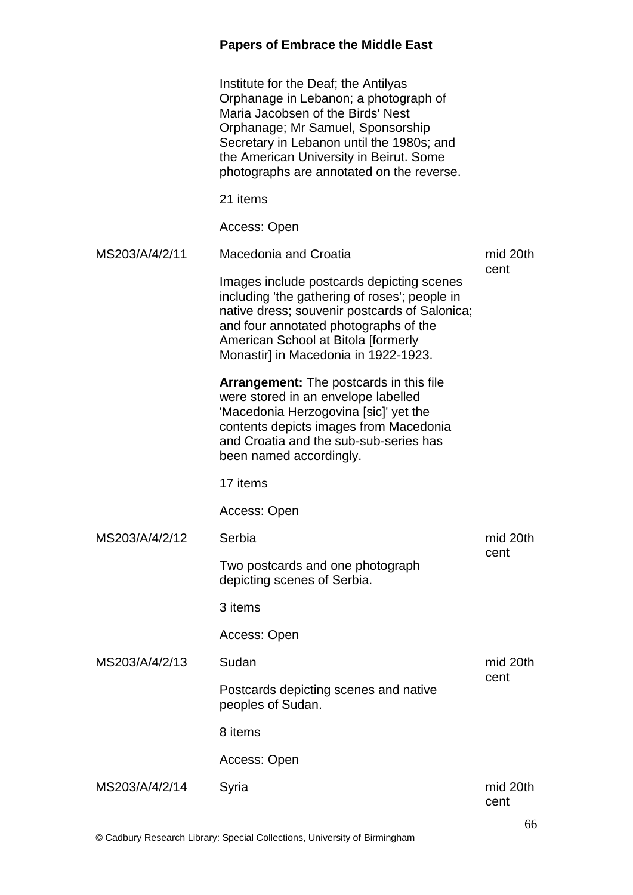Institute for the Deaf; the Antilyas Orphanage in Lebanon; a photograph of Maria Jacobsen of the Birds' Nest Orphanage; Mr Samuel, Sponsorship Secretary in Lebanon until the 1980s; and the American University in Beirut. Some photographs are annotated on the reverse.

21 items

Access: Open

| | | |
|---|---|---|
| MS203/A/4/2/11 | Macedonia and Croatia<br><br>Images include postcards depicting scenes including 'the gathering of roses'; people in native dress; souvenir postcards of Salonica; and four annotated photographs of the American School at Bitola [formerly Monastir] in Macedonia in 1922-1923.<br><br>**Arrangement:** The postcards in this file were stored in an envelope labelled 'Macedonia Herzogovina [sic]' yet the contents depicts images from Macedonia and Croatia and the sub-sub-series has been named accordingly.<br><br>17 items<br><br>Access: Open | mid 20th cent |
| MS203/A/4/2/12 | Serbia<br><br>Two postcards and one photograph depicting scenes of Serbia.<br><br>3 items<br><br>Access: Open | mid 20th cent |
| MS203/A/4/2/13 | Sudan<br><br>Postcards depicting scenes and native peoples of Sudan.<br><br>8 items<br><br>Access: Open | mid 20th cent |
| MS203/A/4/2/14 | Syria | mid 20th cent |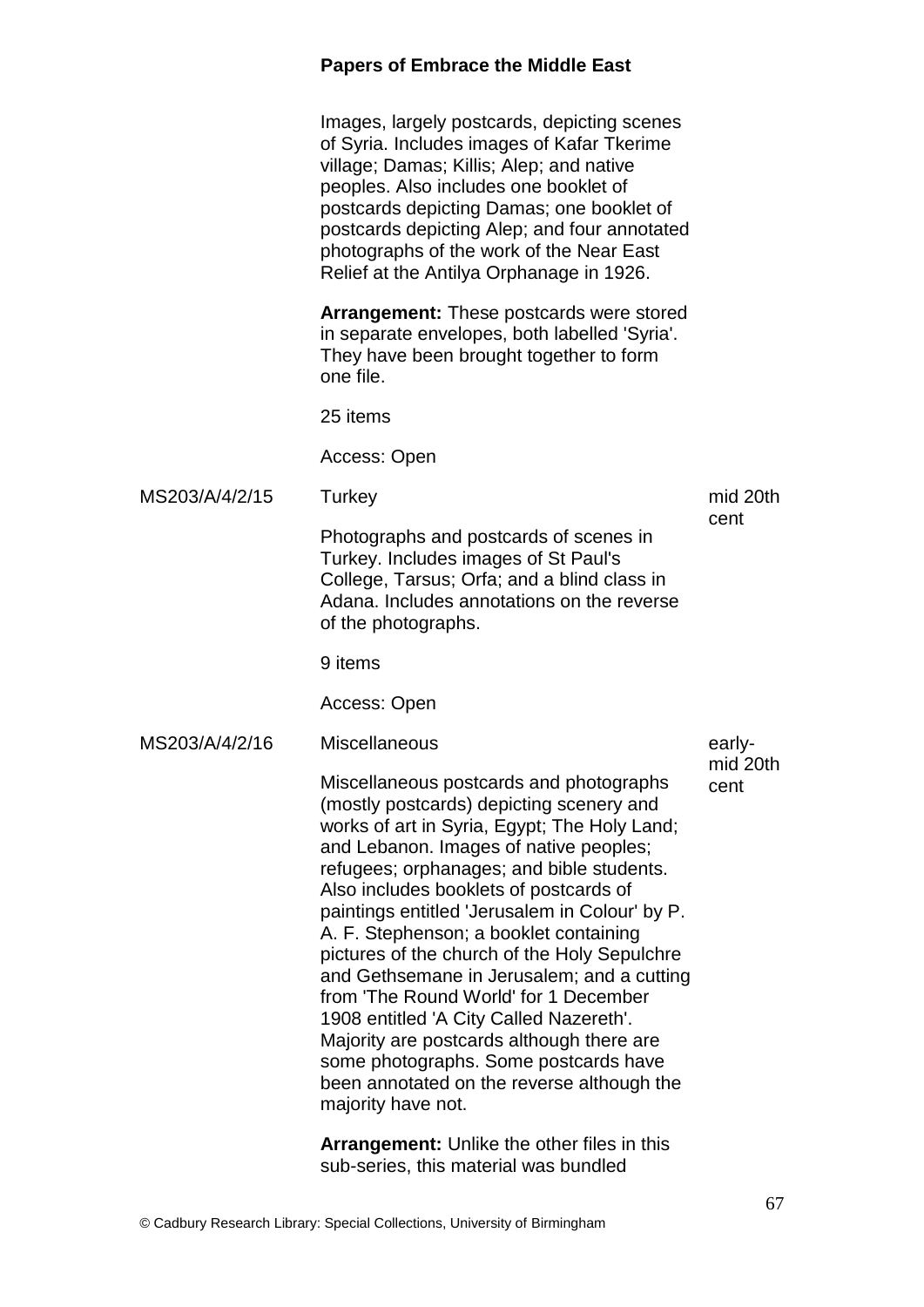Images, largely postcards, depicting scenes of Syria. Includes images of Kafar Tkerime village; Damas; Killis; Alep; and native peoples. Also includes one booklet of postcards depicting Damas; one booklet of postcards depicting Alep; and four annotated photographs of the work of the Near East Relief at the Antilya Orphanage in 1926.

**Arrangement:** These postcards were stored in separate envelopes, both labelled 'Syria'. They have been brought together to form one file.

25 items

Access: Open

MS203/A/4/2/15 | Turkey | mid 20th cent

Photographs and postcards of scenes in Turkey. Includes images of St Paul's College, Tarsus; Orfa; and a blind class in Adana. Includes annotations on the reverse of the photographs.

9 items

Access: Open

MS203/A/4/2/16 | Miscellaneous | early-mid 20th cent

Miscellaneous postcards and photographs (mostly postcards) depicting scenery and works of art in Syria, Egypt; The Holy Land; and Lebanon. Images of native peoples; refugees; orphanages; and bible students. Also includes booklets of postcards of paintings entitled 'Jerusalem in Colour' by P. A. F. Stephenson; a booklet containing pictures of the church of the Holy Sepulchre and Gethsemane in Jerusalem; and a cutting from 'The Round World' for 1 December 1908 entitled 'A City Called Nazereth'. Majority are postcards although there are some photographs. Some postcards have been annotated on the reverse although the majority have not.

**Arrangement:** Unlike the other files in this sub-series, this material was bundled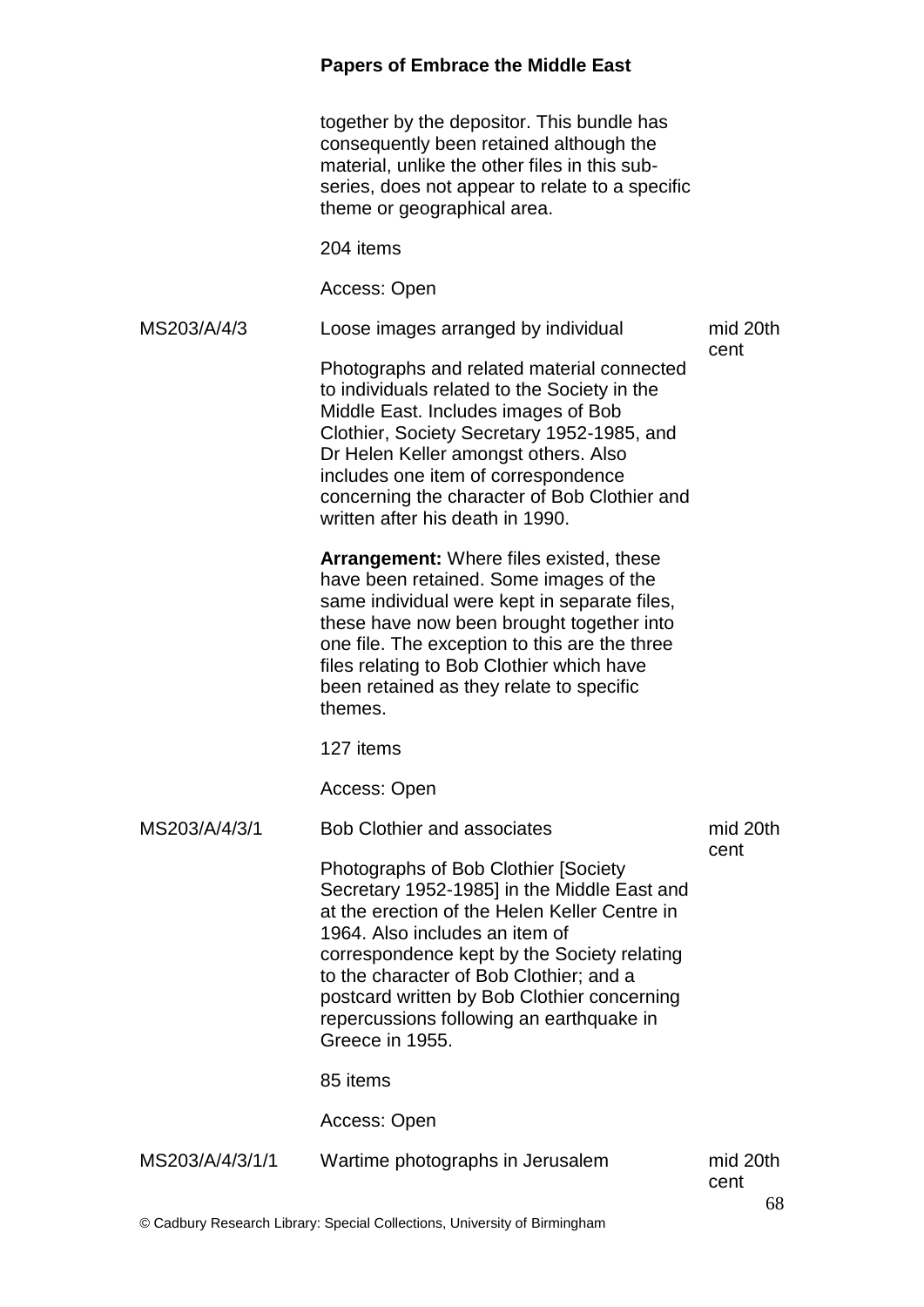together by the depositor. This bundle has consequently been retained although the material, unlike the other files in this sub-series, does not appear to relate to a specific theme or geographical area.

204 items

Access: Open

| | | |
|---|---|---|
| MS203/A/4/3 | Loose images arranged by individual | mid 20th cent |

Photographs and related material connected to individuals related to the Society in the Middle East. Includes images of Bob Clothier, Society Secretary 1952-1985, and Dr Helen Keller amongst others. Also includes one item of correspondence concerning the character of Bob Clothier and written after his death in 1990.

**Arrangement:** Where files existed, these have been retained. Some images of the same individual were kept in separate files, these have now been brought together into one file. The exception to this are the three files relating to Bob Clothier which have been retained as they relate to specific themes.

127 items

Access: Open

| | | |
|---|---|---|
| MS203/A/4/3/1 | Bob Clothier and associates | mid 20th cent |

Photographs of Bob Clothier [Society Secretary 1952-1985] in the Middle East and at the erection of the Helen Keller Centre in 1964. Also includes an item of correspondence kept by the Society relating to the character of Bob Clothier; and a postcard written by Bob Clothier concerning repercussions following an earthquake in Greece in 1955.

85 items

Access: Open

| | | |
|---|---|---|
| MS203/A/4/3/1/1 | Wartime photographs in Jerusalem | mid 20th cent |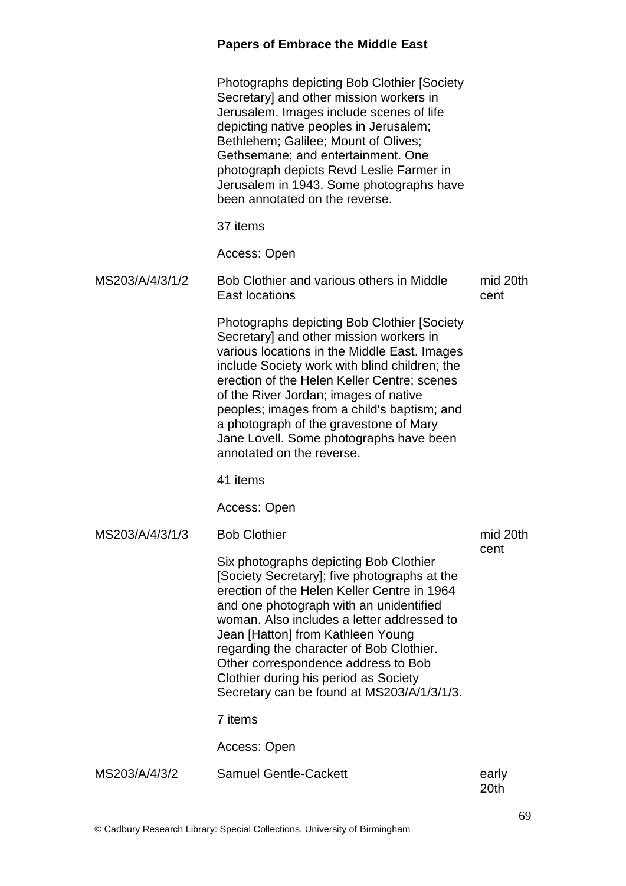Photographs depicting Bob Clothier [Society Secretary] and other mission workers in Jerusalem. Images include scenes of life depicting native peoples in Jerusalem; Bethlehem; Galilee; Mount of Olives; Gethsemane; and entertainment. One photograph depicts Revd Leslie Farmer in Jerusalem in 1943. Some photographs have been annotated on the reverse.

37 items

Access: Open

| | | |
|---|---|---|
| MS203/A/4/3/1/2 | Bob Clothier and various others in Middle East locations | mid 20th cent |

Photographs depicting Bob Clothier [Society Secretary] and other mission workers in various locations in the Middle East. Images include Society work with blind children; the erection of the Helen Keller Centre; scenes of the River Jordan; images of native peoples; images from a child's baptism; and a photograph of the gravestone of Mary Jane Lovell. Some photographs have been annotated on the reverse.

41 items

Access: Open

| | | |
|---|---|---|
| MS203/A/4/3/1/3 | Bob Clothier | mid 20th cent |

Six photographs depicting Bob Clothier [Society Secretary]; five photographs at the erection of the Helen Keller Centre in 1964 and one photograph with an unidentified woman. Also includes a letter addressed to Jean [Hatton] from Kathleen Young regarding the character of Bob Clothier. Other correspondence address to Bob Clothier during his period as Society Secretary can be found at MS203/A/1/3/1/3.

7 items

Access: Open

| | | |
|---|---|---|
| MS203/A/4/3/2 | Samuel Gentle-Cackett | early 20th |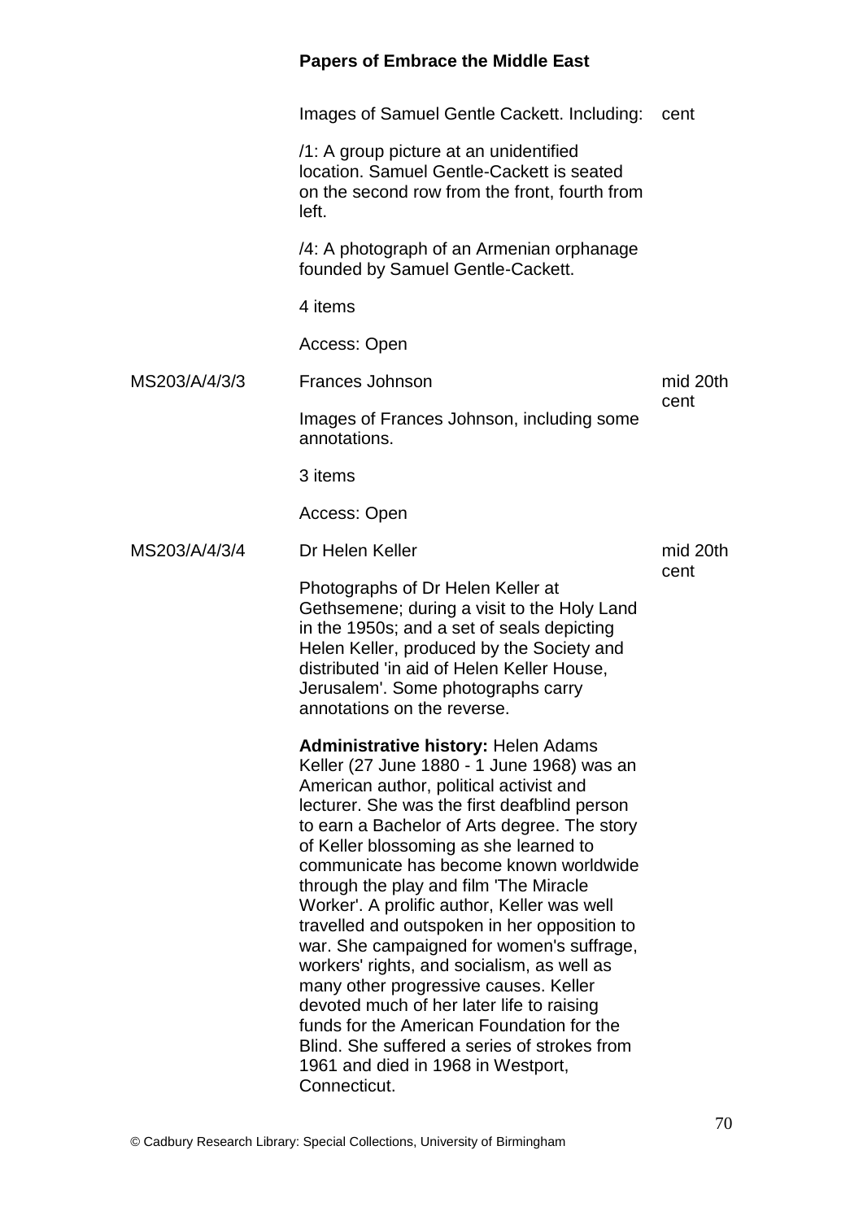Images of Samuel Gentle Cackett. Including: cent

/1: A group picture at an unidentified location. Samuel Gentle-Cackett is seated on the second row from the front, fourth from left.

/4: A photograph of an Armenian orphanage founded by Samuel Gentle-Cackett.

4 items

Access: Open

MS203/A/4/3/3 Frances Johnson mid 20th cent

Images of Frances Johnson, including some annotations.

3 items

Access: Open

MS203/A/4/3/4 Dr Helen Keller mid 20th cent

Photographs of Dr Helen Keller at Gethsemene; during a visit to the Holy Land in the 1950s; and a set of seals depicting Helen Keller, produced by the Society and distributed 'in aid of Helen Keller House, Jerusalem'. Some photographs carry annotations on the reverse.

**Administrative history:** Helen Adams Keller (27 June 1880 - 1 June 1968) was an American author, political activist and lecturer. She was the first deafblind person to earn a Bachelor of Arts degree. The story of Keller blossoming as she learned to communicate has become known worldwide through the play and film 'The Miracle Worker'. A prolific author, Keller was well travelled and outspoken in her opposition to war. She campaigned for women's suffrage, workers' rights, and socialism, as well as many other progressive causes. Keller devoted much of her later life to raising funds for the American Foundation for the Blind. She suffered a series of strokes from 1961 and died in 1968 in Westport, Connecticut.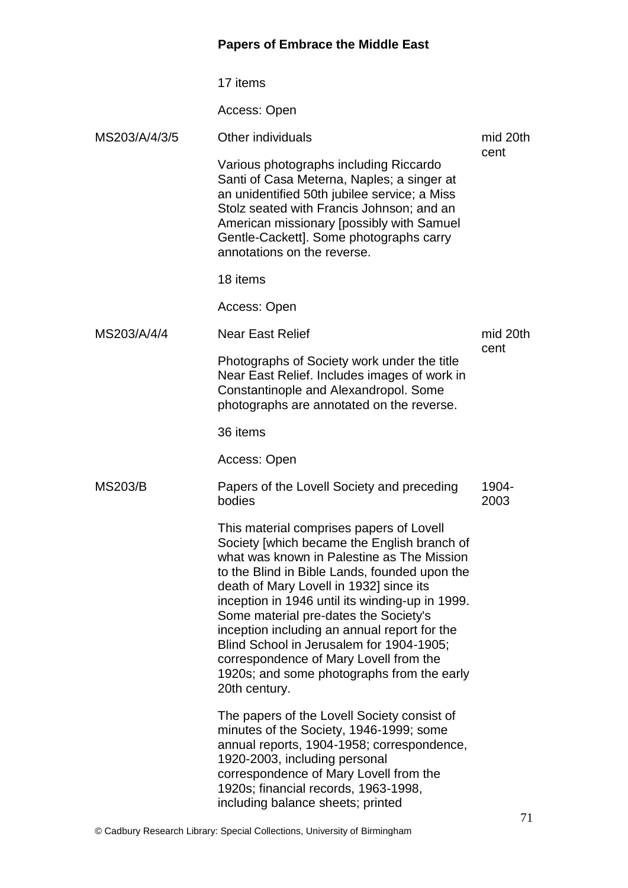17 items

Access: Open

| | | |
|---|---|---|
| MS203/A/4/3/5 | Other individuals<br><br>Various photographs including Riccardo Santi of Casa Meterna, Naples; a singer at an unidentified 50th jubilee service; a Miss Stolz seated with Francis Johnson; and an American missionary [possibly with Samuel Gentle-Cackett]. Some photographs carry annotations on the reverse.<br><br>18 items<br><br>Access: Open | mid 20th cent |
| MS203/A/4/4 | Near East Relief<br><br>Photographs of Society work under the title Near East Relief. Includes images of work in Constantinople and Alexandropol. Some photographs are annotated on the reverse.<br><br>36 items<br><br>Access: Open | mid 20th cent |
| MS203/B | Papers of the Lovell Society and preceding bodies<br><br>This material comprises papers of Lovell Society [which became the English branch of what was known in Palestine as The Mission to the Blind in Bible Lands, founded upon the death of Mary Lovell in 1932] since its inception in 1946 until its winding-up in 1999. Some material pre-dates the Society's inception including an annual report for the Blind School in Jerusalem for 1904-1905; correspondence of Mary Lovell from the 1920s; and some photographs from the early 20th century.<br><br>The papers of the Lovell Society consist of minutes of the Society, 1946-1999; some annual reports, 1904-1958; correspondence, 1920-2003, including personal correspondence of Mary Lovell from the 1920s; financial records, 1963-1998, including balance sheets; printed | 1904-2003 |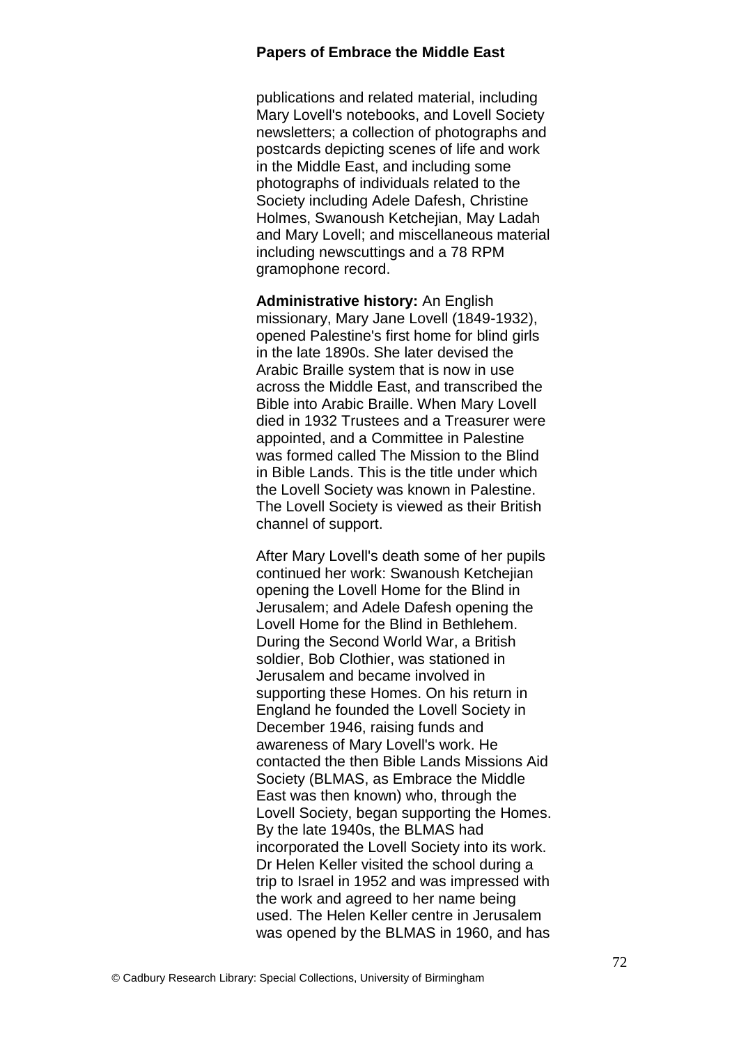publications and related material, including Mary Lovell's notebooks, and Lovell Society newsletters; a collection of photographs and postcards depicting scenes of life and work in the Middle East, and including some photographs of individuals related to the Society including Adele Dafesh, Christine Holmes, Swanoush Ketchejian, May Ladah and Mary Lovell; and miscellaneous material including newscuttings and a 78 RPM gramophone record.

**Administrative history:** An English missionary, Mary Jane Lovell (1849-1932), opened Palestine's first home for blind girls in the late 1890s. She later devised the Arabic Braille system that is now in use across the Middle East, and transcribed the Bible into Arabic Braille. When Mary Lovell died in 1932 Trustees and a Treasurer were appointed, and a Committee in Palestine was formed called The Mission to the Blind in Bible Lands. This is the title under which the Lovell Society was known in Palestine. The Lovell Society is viewed as their British channel of support.

After Mary Lovell's death some of her pupils continued her work: Swanoush Ketchejian opening the Lovell Home for the Blind in Jerusalem; and Adele Dafesh opening the Lovell Home for the Blind in Bethlehem. During the Second World War, a British soldier, Bob Clothier, was stationed in Jerusalem and became involved in supporting these Homes. On his return in England he founded the Lovell Society in December 1946, raising funds and awareness of Mary Lovell's work. He contacted the then Bible Lands Missions Aid Society (BLMAS, as Embrace the Middle East was then known) who, through the Lovell Society, began supporting the Homes. By the late 1940s, the BLMAS had incorporated the Lovell Society into its work. Dr Helen Keller visited the school during a trip to Israel in 1952 and was impressed with the work and agreed to her name being used. The Helen Keller centre in Jerusalem was opened by the BLMAS in 1960, and has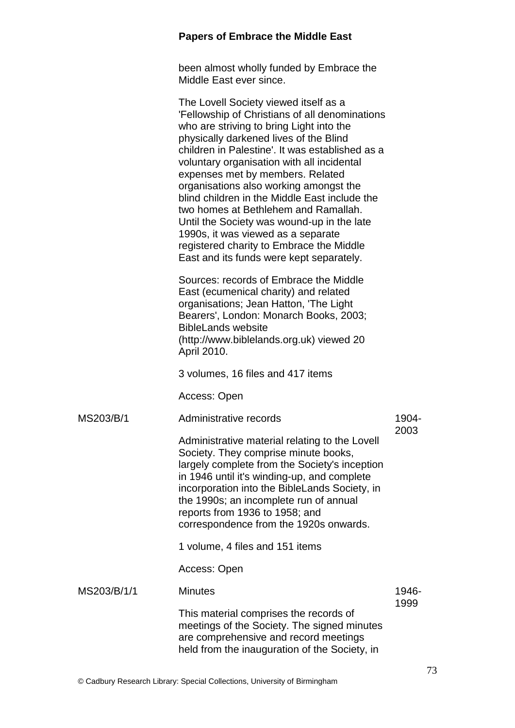been almost wholly funded by Embrace the Middle East ever since.

The Lovell Society viewed itself as a 'Fellowship of Christians of all denominations who are striving to bring Light into the physically darkened lives of the Blind children in Palestine'. It was established as a voluntary organisation with all incidental expenses met by members. Related organisations also working amongst the blind children in the Middle East include the two homes at Bethlehem and Ramallah. Until the Society was wound-up in the late 1990s, it was viewed as a separate registered charity to Embrace the Middle East and its funds were kept separately.

Sources: records of Embrace the Middle East (ecumenical charity) and related organisations; Jean Hatton, 'The Light Bearers', London: Monarch Books, 2003; BibleLands website (http://www.biblelands.org.uk) viewed 20 April 2010.

3 volumes, 16 files and 417 items

Access: Open

| | | |
|---|---|---|
| MS203/B/1 | Administrative records<br><br>Administrative material relating to the Lovell Society. They comprise minute books, largely complete from the Society's inception in 1946 until it's winding-up, and complete incorporation into the BibleLands Society, in the 1990s; an incomplete run of annual reports from 1936 to 1958; and correspondence from the 1920s onwards.<br><br>1 volume, 4 files and 151 items<br><br>Access: Open | 1904-2003 |
| MS203/B/1/1 | Minutes<br><br>This material comprises the records of meetings of the Society. The signed minutes are comprehensive and record meetings held from the inauguration of the Society, in | 1946-1999 |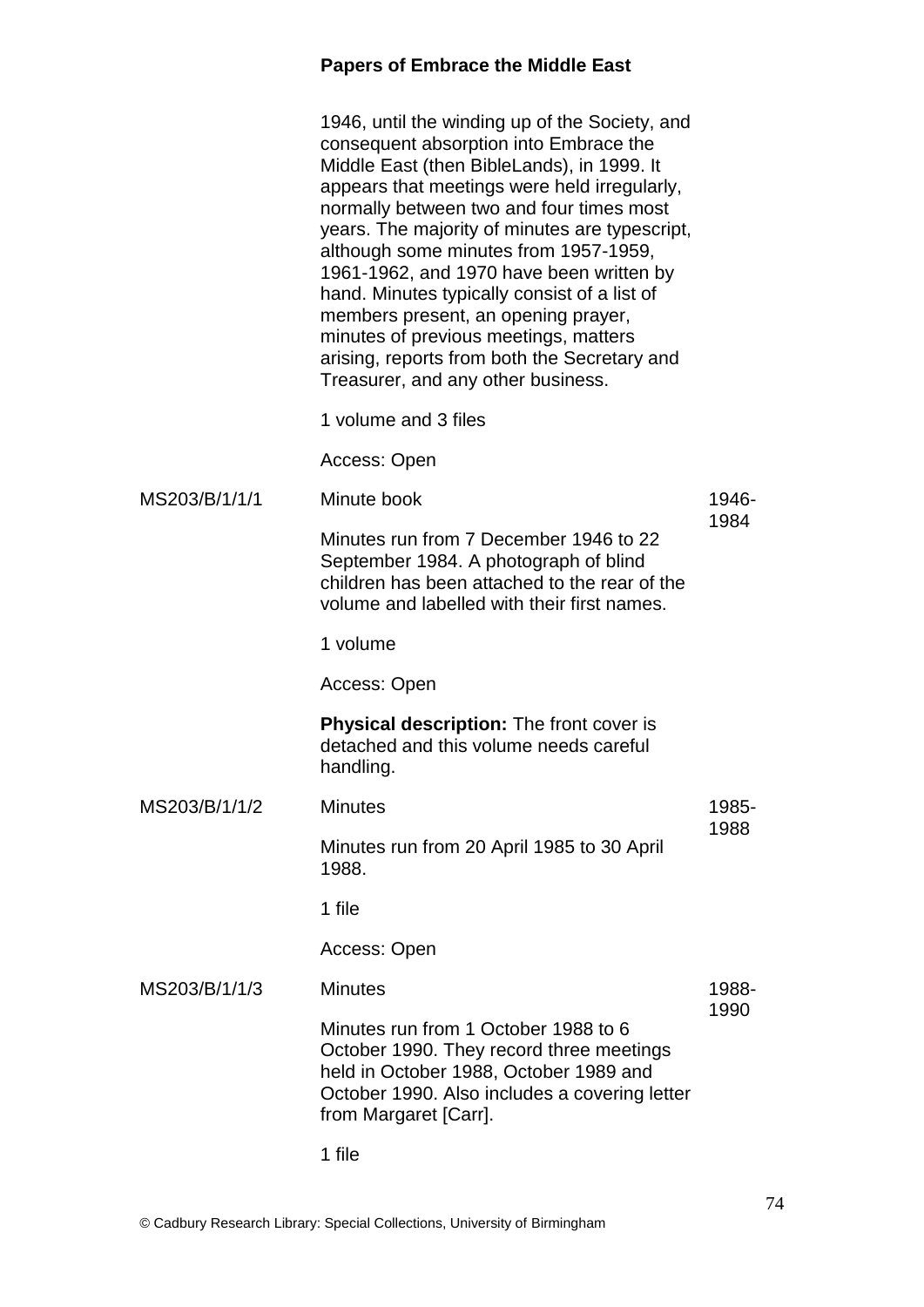1946, until the winding up of the Society, and consequent absorption into Embrace the Middle East (then BibleLands), in 1999. It appears that meetings were held irregularly, normally between two and four times most years. The majority of minutes are typescript, although some minutes from 1957-1959, 1961-1962, and 1970 have been written by hand. Minutes typically consist of a list of members present, an opening prayer, minutes of previous meetings, matters arising, reports from both the Secretary and Treasurer, and any other business.

1 volume and 3 files

Access: Open

| | | |
|---|---|---|
| MS203/B/1/1/1 | Minute book<br><br>Minutes run from 7 December 1946 to 22 September 1984. A photograph of blind children has been attached to the rear of the volume and labelled with their first names.<br><br>1 volume<br><br>Access: Open<br><br>**Physical description:** The front cover is detached and this volume needs careful handling. | 1946-1984 |
| MS203/B/1/1/2 | Minutes<br><br>Minutes run from 20 April 1985 to 30 April 1988.<br><br>1 file<br><br>Access: Open | 1985-1988 |
| MS203/B/1/1/3 | Minutes<br><br>Minutes run from 1 October 1988 to 6 October 1990. They record three meetings held in October 1988, October 1989 and October 1990. Also includes a covering letter from Margaret [Carr].<br><br>1 file | 1988-1990 |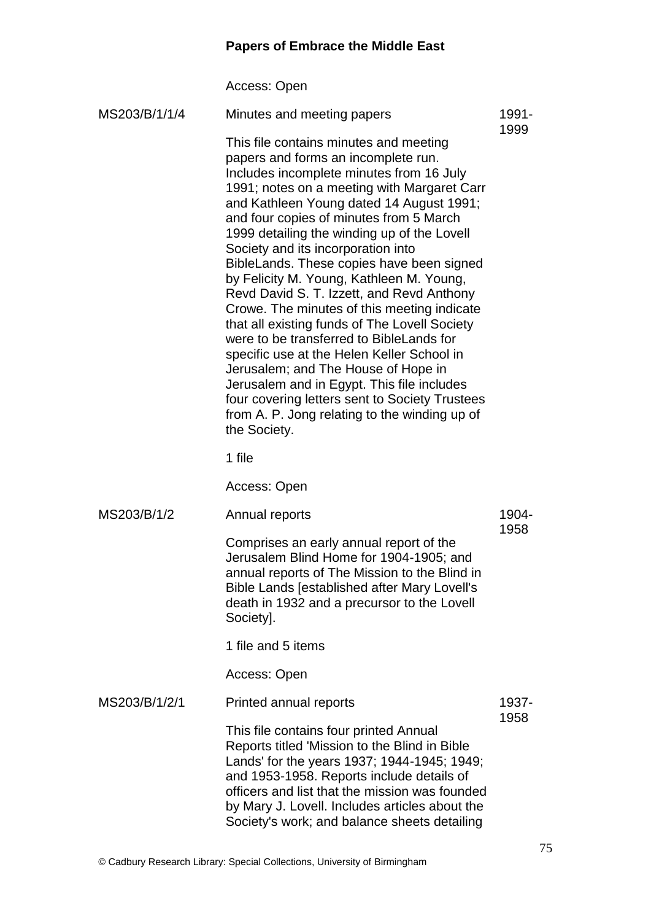Access: Open

| | | |
|---|---|---|
| MS203/B/1/1/4 | Minutes and meeting papers<br><br>This file contains minutes and meeting papers and forms an incomplete run. Includes incomplete minutes from 16 July 1991; notes on a meeting with Margaret Carr and Kathleen Young dated 14 August 1991; and four copies of minutes from 5 March 1999 detailing the winding up of the Lovell Society and its incorporation into BibleLands. These copies have been signed by Felicity M. Young, Kathleen M. Young, Revd David S. T. Izzett, and Revd Anthony Crowe. The minutes of this meeting indicate that all existing funds of The Lovell Society were to be transferred to BibleLands for specific use at the Helen Keller School in Jerusalem; and The House of Hope in Jerusalem and in Egypt. This file includes four covering letters sent to Society Trustees from A. P. Jong relating to the winding up of the Society.<br><br>1 file<br><br>Access: Open | 1991-1999 |
| MS203/B/1/2 | Annual reports<br><br>Comprises an early annual report of the Jerusalem Blind Home for 1904-1905; and annual reports of The Mission to the Blind in Bible Lands [established after Mary Lovell's death in 1932 and a precursor to the Lovell Society].<br><br>1 file and 5 items<br><br>Access: Open | 1904-1958 |
| MS203/B/1/2/1 | Printed annual reports<br><br>This file contains four printed Annual Reports titled 'Mission to the Blind in Bible Lands' for the years 1937; 1944-1945; 1949; and 1953-1958. Reports include details of officers and list that the mission was founded by Mary J. Lovell. Includes articles about the Society's work; and balance sheets detailing | 1937-1958 |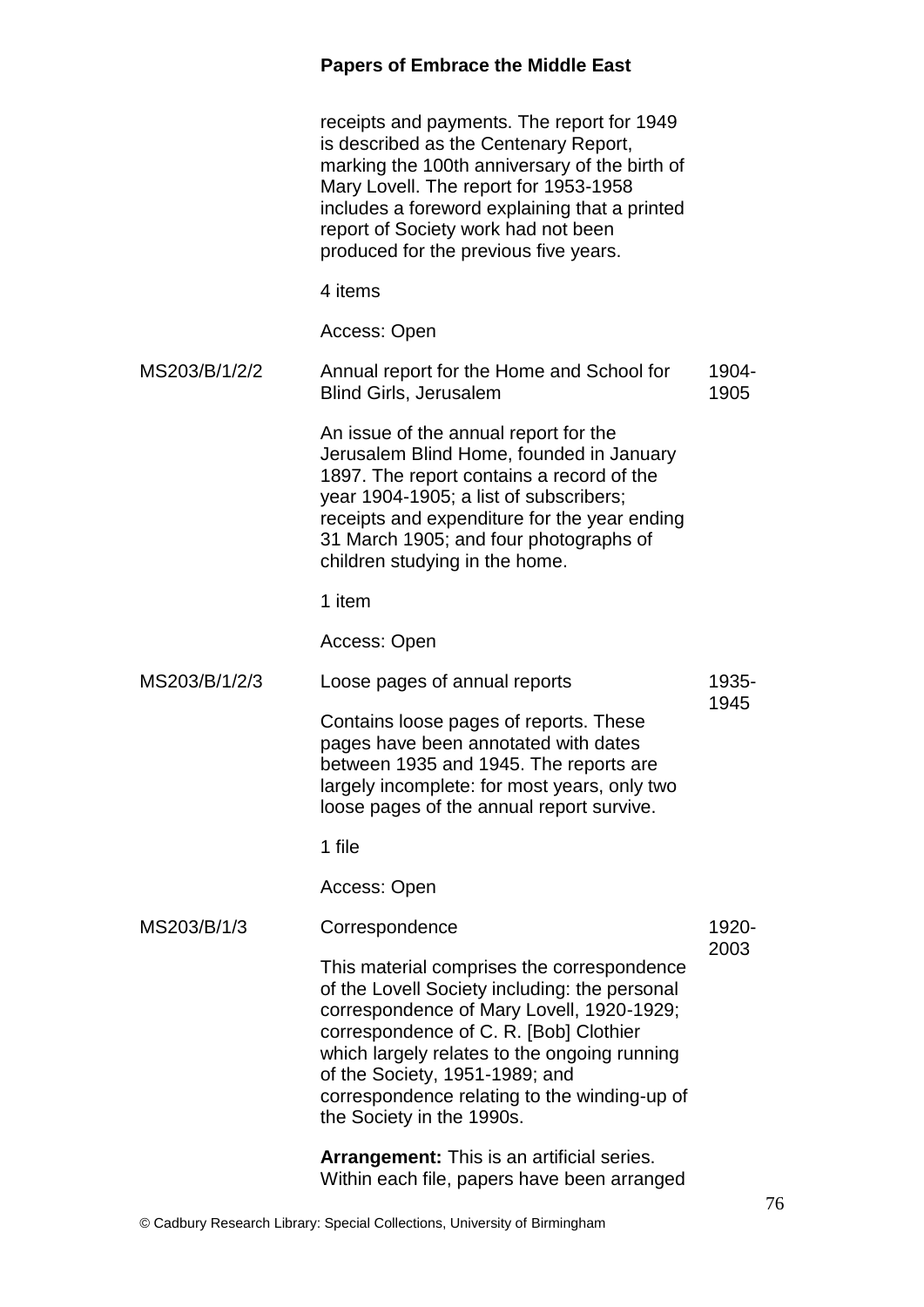receipts and payments. The report for 1949 is described as the Centenary Report, marking the 100th anniversary of the birth of Mary Lovell. The report for 1953-1958 includes a foreword explaining that a printed report of Society work had not been produced for the previous five years.

4 items

Access: Open

| | | |
|---|---|---|
| MS203/B/1/2/2 | Annual report for the Home and School for Blind Girls, Jerusalem<br><br>An issue of the annual report for the Jerusalem Blind Home, founded in January 1897. The report contains a record of the year 1904-1905; a list of subscribers; receipts and expenditure for the year ending 31 March 1905; and four photographs of children studying in the home.<br><br>1 item<br><br>Access: Open | 1904-1905 |
| MS203/B/1/2/3 | Loose pages of annual reports<br><br>Contains loose pages of reports. These pages have been annotated with dates between 1935 and 1945. The reports are largely incomplete: for most years, only two loose pages of the annual report survive.<br><br>1 file<br><br>Access: Open | 1935-1945 |
| MS203/B/1/3 | Correspondence<br><br>This material comprises the correspondence of the Lovell Society including: the personal correspondence of Mary Lovell, 1920-1929; correspondence of C. R. [Bob] Clothier which largely relates to the ongoing running of the Society, 1951-1989; and correspondence relating to the winding-up of the Society in the 1990s.<br><br>**Arrangement:** This is an artificial series. Within each file, papers have been arranged | 1920-2003 |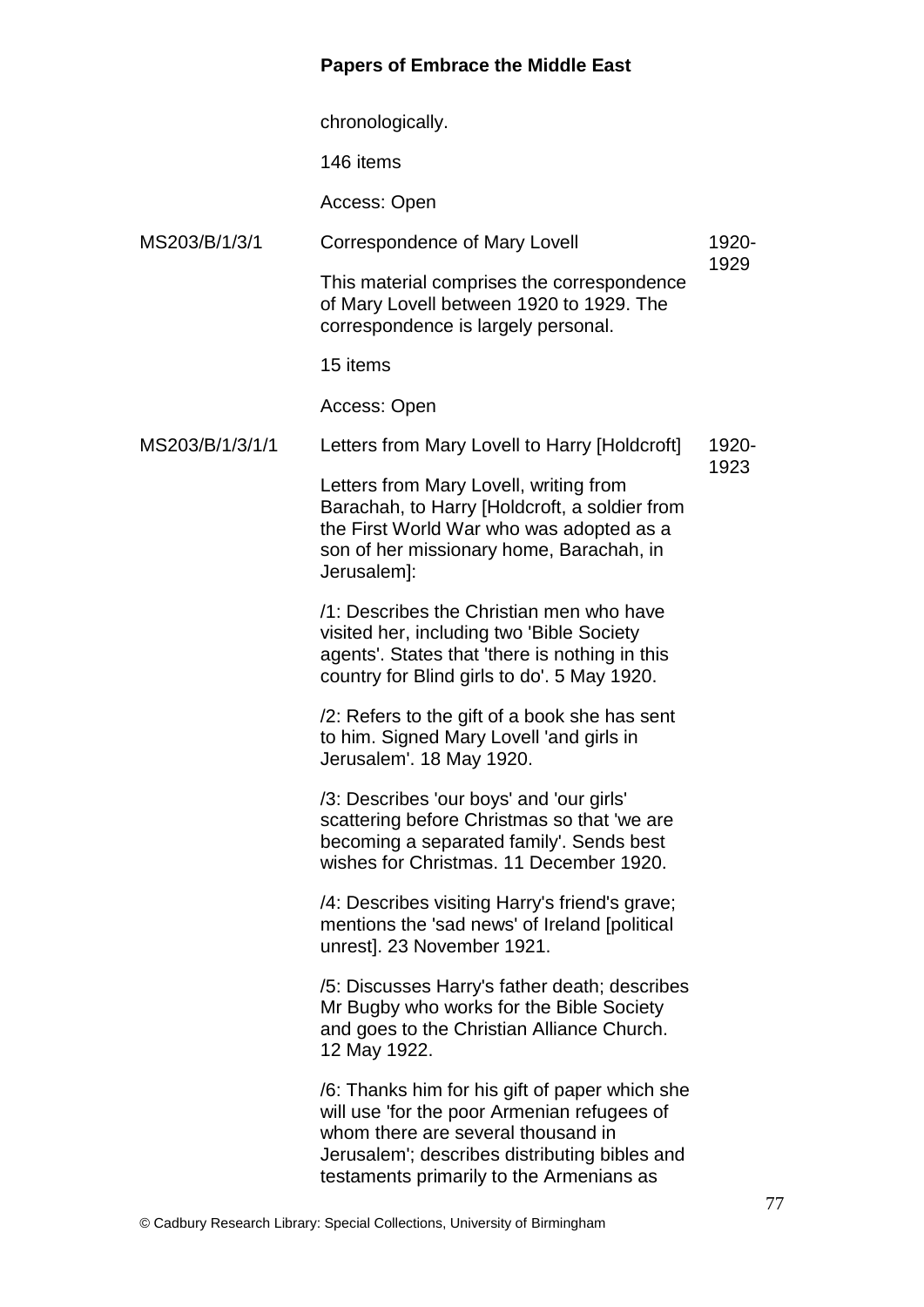chronologically.

146 items

Access: Open

| | | |
|---|---|---|
| MS203/B/1/3/1 | Correspondence of Mary Lovell<br><br>This material comprises the correspondence of Mary Lovell between 1920 to 1929. The correspondence is largely personal.<br><br>15 items<br><br>Access: Open | 1920-1929 |
| MS203/B/1/3/1/1 | Letters from Mary Lovell to Harry [Holdcroft]<br><br>Letters from Mary Lovell, writing from Barachah, to Harry [Holdcroft, a soldier from the First World War who was adopted as a son of her missionary home, Barachah, in Jerusalem]:<br><br>/1: Describes the Christian men who have visited her, including two 'Bible Society agents'. States that 'there is nothing in this country for Blind girls to do'. 5 May 1920.<br><br>/2: Refers to the gift of a book she has sent to him. Signed Mary Lovell 'and girls in Jerusalem'. 18 May 1920.<br><br>/3: Describes 'our boys' and 'our girls' scattering before Christmas so that 'we are becoming a separated family'. Sends best wishes for Christmas. 11 December 1920.<br><br>/4: Describes visiting Harry's friend's grave; mentions the 'sad news' of Ireland [political unrest]. 23 November 1921.<br><br>/5: Discusses Harry's father death; describes Mr Bugby who works for the Bible Society and goes to the Christian Alliance Church. 12 May 1922.<br><br>/6: Thanks him for his gift of paper which she will use 'for the poor Armenian refugees of whom there are several thousand in Jerusalem'; describes distributing bibles and testaments primarily to the Armenians as | 1920-1923 |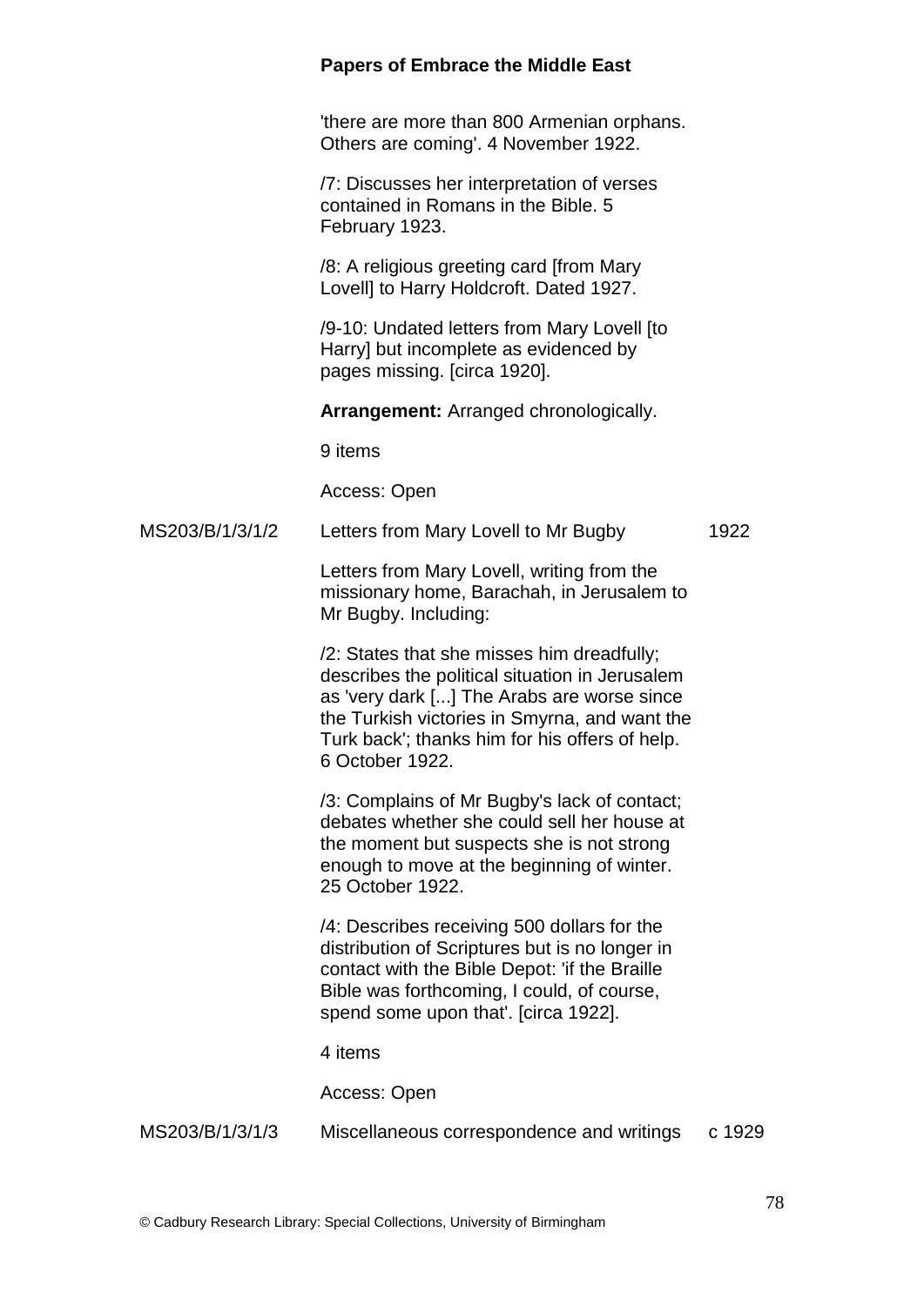'there are more than 800 Armenian orphans. Others are coming'. 4 November 1922.

/7: Discusses her interpretation of verses contained in Romans in the Bible. 5 February 1923.

/8: A religious greeting card [from Mary Lovell] to Harry Holdcroft. Dated 1927.

/9-10: Undated letters from Mary Lovell [to Harry] but incomplete as evidenced by pages missing. [circa 1920].

**Arrangement:** Arranged chronologically.

9 items

Access: Open

MS203/B/1/3/1/2 Letters from Mary Lovell to Mr Bugby 1922

Letters from Mary Lovell, writing from the missionary home, Barachah, in Jerusalem to Mr Bugby. Including:

/2: States that she misses him dreadfully; describes the political situation in Jerusalem as 'very dark [...] The Arabs are worse since the Turkish victories in Smyrna, and want the Turk back'; thanks him for his offers of help. 6 October 1922.

/3: Complains of Mr Bugby's lack of contact; debates whether she could sell her house at the moment but suspects she is not strong enough to move at the beginning of winter. 25 October 1922.

/4: Describes receiving 500 dollars for the distribution of Scriptures but is no longer in contact with the Bible Depot: 'if the Braille Bible was forthcoming, I could, of course, spend some upon that'. [circa 1922].

4 items

Access: Open

MS203/B/1/3/1/3 Miscellaneous correspondence and writings c 1929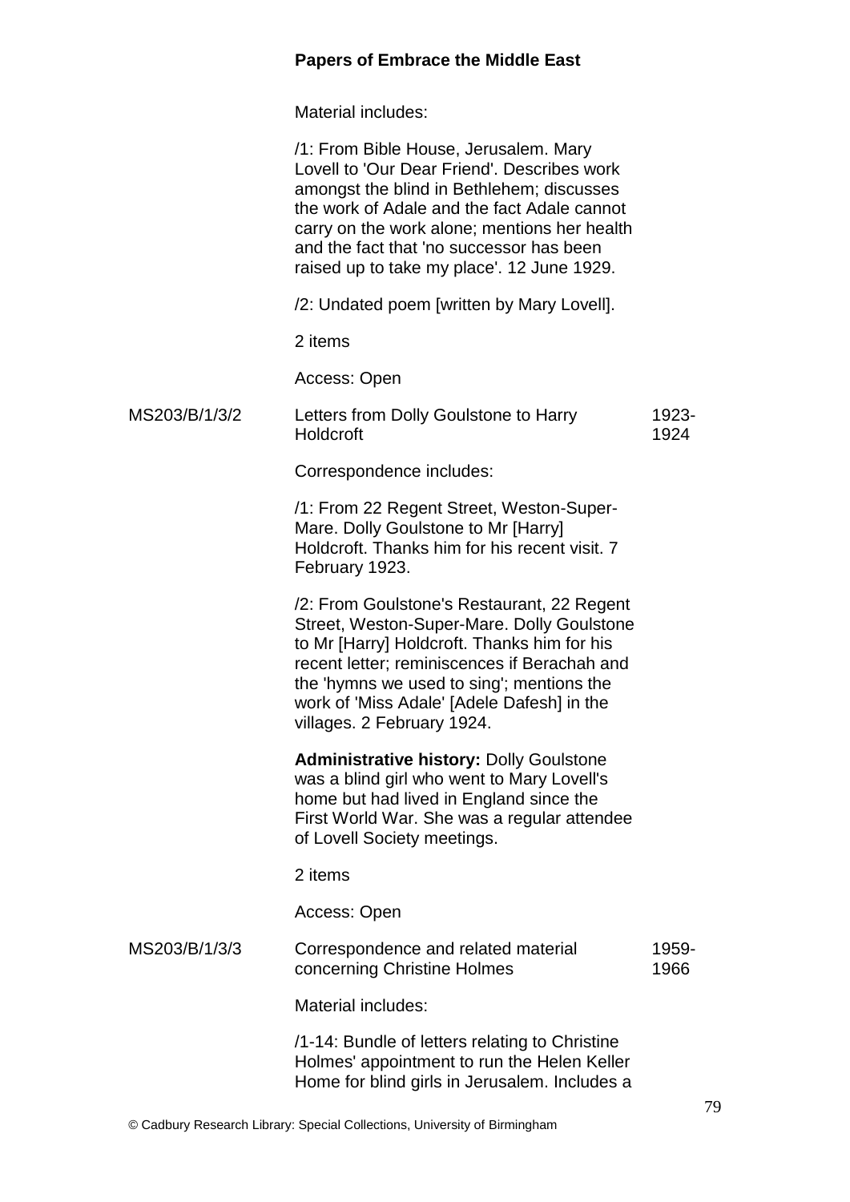**Papers of Embrace the Middle East**

Material includes:

/1: From Bible House, Jerusalem. Mary Lovell to 'Our Dear Friend'. Describes work amongst the blind in Bethlehem; discusses the work of Adale and the fact Adale cannot carry on the work alone; mentions her health and the fact that 'no successor has been raised up to take my place'. 12 June 1929.

/2: Undated poem [written by Mary Lovell].

2 items

Access: Open

MS203/B/1/3/2 — Letters from Dolly Goulstone to Harry Holdcroft — 1923-1924

Correspondence includes:

/1: From 22 Regent Street, Weston-Super-Mare. Dolly Goulstone to Mr [Harry] Holdcroft. Thanks him for his recent visit. 7 February 1923.

/2: From Goulstone's Restaurant, 22 Regent Street, Weston-Super-Mare. Dolly Goulstone to Mr [Harry] Holdcroft. Thanks him for his recent letter; reminiscences if Berachah and the 'hymns we used to sing'; mentions the work of 'Miss Adale' [Adele Dafesh] in the villages. 2 February 1924.

**Administrative history:** Dolly Goulstone was a blind girl who went to Mary Lovell's home but had lived in England since the First World War. She was a regular attendee of Lovell Society meetings.

2 items

Access: Open

MS203/B/1/3/3 — Correspondence and related material concerning Christine Holmes — 1959-1966

Material includes:

/1-14: Bundle of letters relating to Christine Holmes' appointment to run the Helen Keller Home for blind girls in Jerusalem. Includes a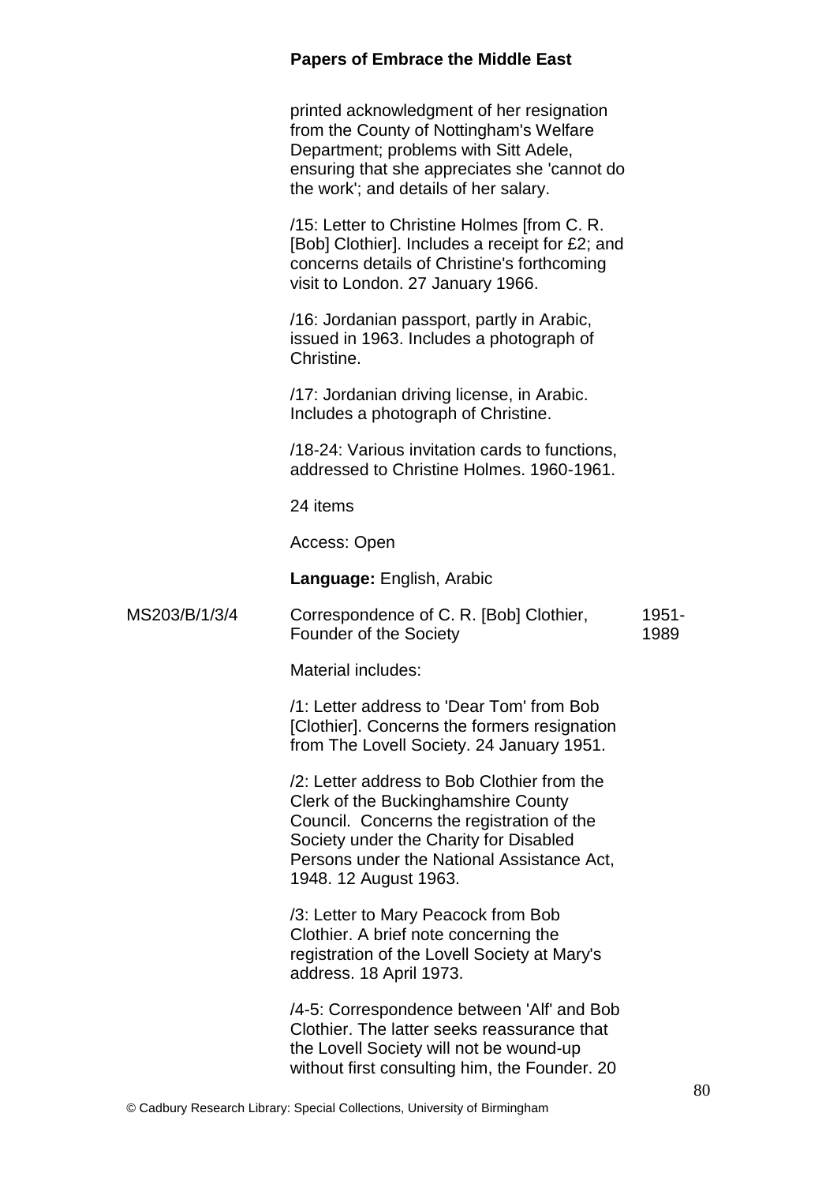printed acknowledgment of her resignation from the County of Nottingham's Welfare Department; problems with Sitt Adele, ensuring that she appreciates she 'cannot do the work'; and details of her salary.

/15: Letter to Christine Holmes [from C. R. [Bob] Clothier]. Includes a receipt for £2; and concerns details of Christine's forthcoming visit to London. 27 January 1966.

/16: Jordanian passport, partly in Arabic, issued in 1963. Includes a photograph of Christine.

/17: Jordanian driving license, in Arabic. Includes a photograph of Christine.

/18-24: Various invitation cards to functions, addressed to Christine Holmes. 1960-1961.

24 items

Access: Open

**Language:** English, Arabic

MS203/B/1/3/4 | Correspondence of C. R. [Bob] Clothier, Founder of the Society | 1951-1989

Material includes:

/1: Letter address to 'Dear Tom' from Bob [Clothier]. Concerns the formers resignation from The Lovell Society. 24 January 1951.

/2: Letter address to Bob Clothier from the Clerk of the Buckinghamshire County Council. Concerns the registration of the Society under the Charity for Disabled Persons under the National Assistance Act, 1948. 12 August 1963.

/3: Letter to Mary Peacock from Bob Clothier. A brief note concerning the registration of the Lovell Society at Mary's address. 18 April 1973.

/4-5: Correspondence between 'Alf' and Bob Clothier. The latter seeks reassurance that the Lovell Society will not be wound-up without first consulting him, the Founder. 20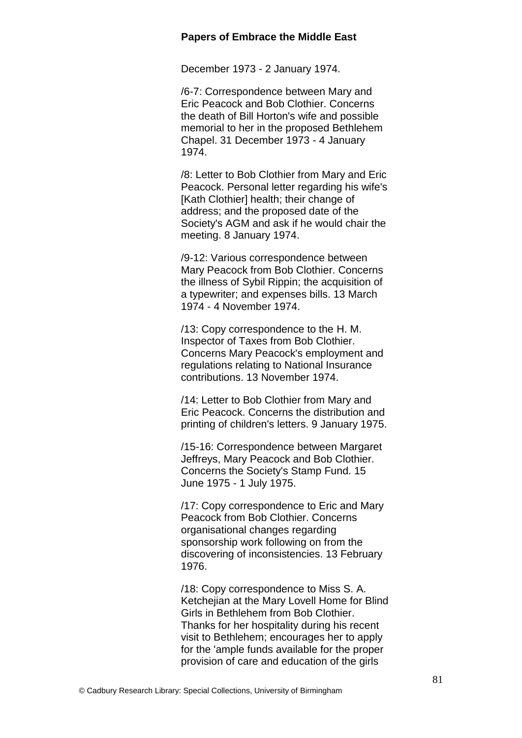December 1973 - 2 January 1974.

/6-7: Correspondence between Mary and Eric Peacock and Bob Clothier. Concerns the death of Bill Horton's wife and possible memorial to her in the proposed Bethlehem Chapel. 31 December 1973 - 4 January 1974.

/8: Letter to Bob Clothier from Mary and Eric Peacock. Personal letter regarding his wife's [Kath Clothier] health; their change of address; and the proposed date of the Society's AGM and ask if he would chair the meeting. 8 January 1974.

/9-12: Various correspondence between Mary Peacock from Bob Clothier. Concerns the illness of Sybil Rippin; the acquisition of a typewriter; and expenses bills. 13 March 1974 - 4 November 1974.

/13: Copy correspondence to the H. M. Inspector of Taxes from Bob Clothier. Concerns Mary Peacock's employment and regulations relating to National Insurance contributions. 13 November 1974.

/14: Letter to Bob Clothier from Mary and Eric Peacock. Concerns the distribution and printing of children's letters. 9 January 1975.

/15-16: Correspondence between Margaret Jeffreys, Mary Peacock and Bob Clothier. Concerns the Society's Stamp Fund. 15 June 1975 - 1 July 1975.

/17: Copy correspondence to Eric and Mary Peacock from Bob Clothier. Concerns organisational changes regarding sponsorship work following on from the discovering of inconsistencies. 13 February 1976.

/18: Copy correspondence to Miss S. A. Ketchejian at the Mary Lovell Home for Blind Girls in Bethlehem from Bob Clothier. Thanks for her hospitality during his recent visit to Bethlehem; encourages her to apply for the 'ample funds available for the proper provision of care and education of the girls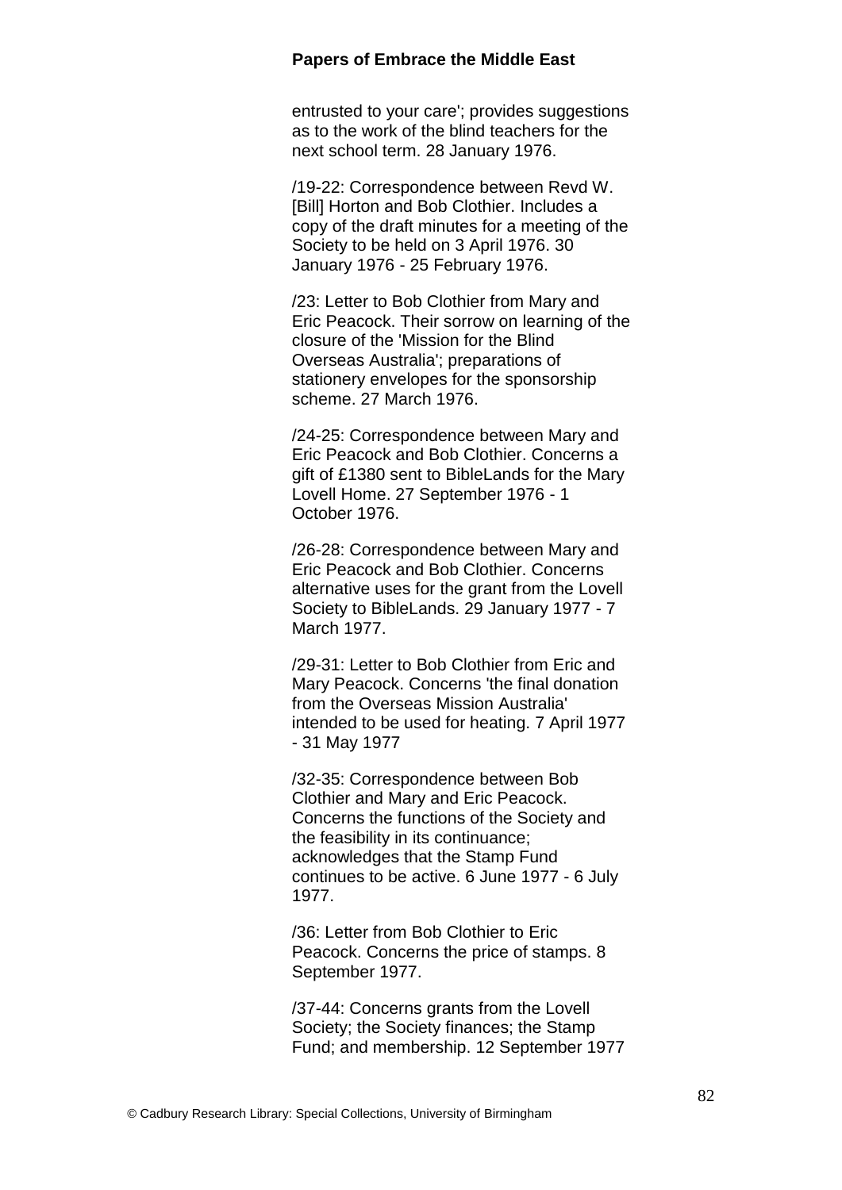entrusted to your care'; provides suggestions as to the work of the blind teachers for the next school term. 28 January 1976.

/19-22: Correspondence between Revd W. [Bill] Horton and Bob Clothier. Includes a copy of the draft minutes for a meeting of the Society to be held on 3 April 1976. 30 January 1976 - 25 February 1976.

/23: Letter to Bob Clothier from Mary and Eric Peacock. Their sorrow on learning of the closure of the 'Mission for the Blind Overseas Australia'; preparations of stationery envelopes for the sponsorship scheme. 27 March 1976.

/24-25: Correspondence between Mary and Eric Peacock and Bob Clothier. Concerns a gift of £1380 sent to BibleLands for the Mary Lovell Home. 27 September 1976 - 1 October 1976.

/26-28: Correspondence between Mary and Eric Peacock and Bob Clothier. Concerns alternative uses for the grant from the Lovell Society to BibleLands. 29 January 1977 - 7 March 1977.

/29-31: Letter to Bob Clothier from Eric and Mary Peacock. Concerns 'the final donation from the Overseas Mission Australia' intended to be used for heating. 7 April 1977 - 31 May 1977

/32-35: Correspondence between Bob Clothier and Mary and Eric Peacock. Concerns the functions of the Society and the feasibility in its continuance; acknowledges that the Stamp Fund continues to be active. 6 June 1977 - 6 July 1977.

/36: Letter from Bob Clothier to Eric Peacock. Concerns the price of stamps. 8 September 1977.

/37-44: Concerns grants from the Lovell Society; the Society finances; the Stamp Fund; and membership. 12 September 1977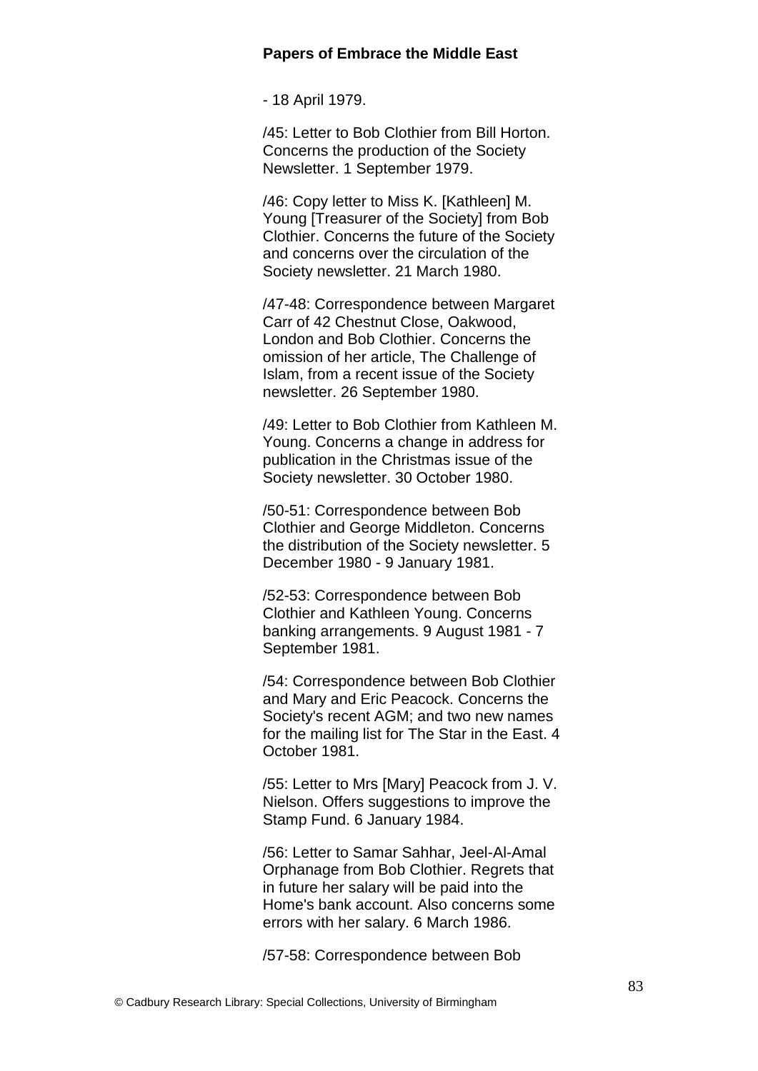- 18 April 1979.

/45: Letter to Bob Clothier from Bill Horton. Concerns the production of the Society Newsletter. 1 September 1979.

/46: Copy letter to Miss K. [Kathleen] M. Young [Treasurer of the Society] from Bob Clothier. Concerns the future of the Society and concerns over the circulation of the Society newsletter. 21 March 1980.

/47-48: Correspondence between Margaret Carr of 42 Chestnut Close, Oakwood, London and Bob Clothier. Concerns the omission of her article, The Challenge of Islam, from a recent issue of the Society newsletter. 26 September 1980.

/49: Letter to Bob Clothier from Kathleen M. Young. Concerns a change in address for publication in the Christmas issue of the Society newsletter. 30 October 1980.

/50-51: Correspondence between Bob Clothier and George Middleton. Concerns the distribution of the Society newsletter. 5 December 1980 - 9 January 1981.

/52-53: Correspondence between Bob Clothier and Kathleen Young. Concerns banking arrangements. 9 August 1981 - 7 September 1981.

/54: Correspondence between Bob Clothier and Mary and Eric Peacock. Concerns the Society's recent AGM; and two new names for the mailing list for The Star in the East. 4 October 1981.

/55: Letter to Mrs [Mary] Peacock from J. V. Nielson. Offers suggestions to improve the Stamp Fund. 6 January 1984.

/56: Letter to Samar Sahhar, Jeel-Al-Amal Orphanage from Bob Clothier. Regrets that in future her salary will be paid into the Home's bank account. Also concerns some errors with her salary. 6 March 1986.

/57-58: Correspondence between Bob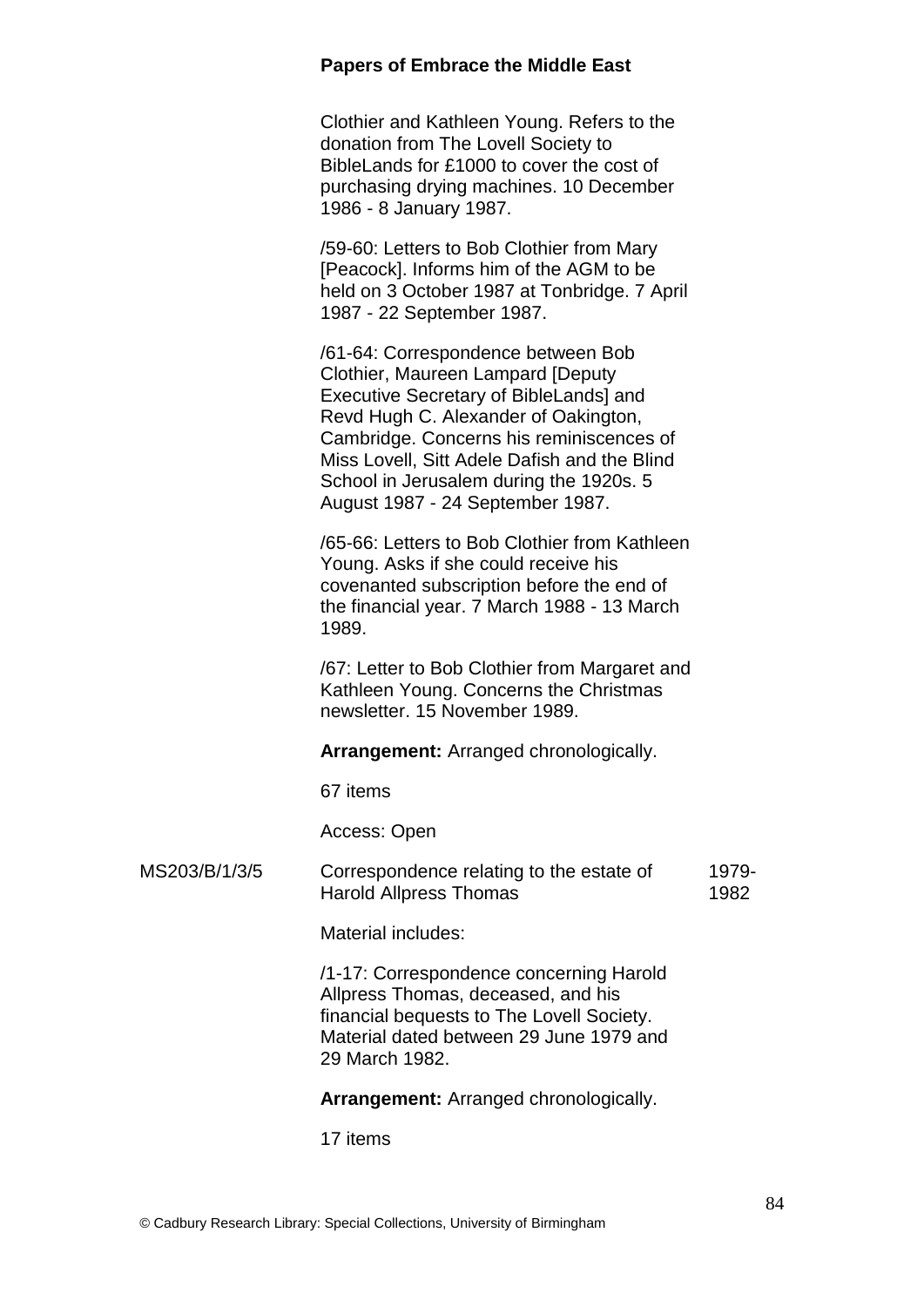Clothier and Kathleen Young. Refers to the donation from The Lovell Society to BibleLands for £1000 to cover the cost of purchasing drying machines. 10 December 1986 - 8 January 1987.

/59-60: Letters to Bob Clothier from Mary [Peacock]. Informs him of the AGM to be held on 3 October 1987 at Tonbridge. 7 April 1987 - 22 September 1987.

/61-64: Correspondence between Bob Clothier, Maureen Lampard [Deputy Executive Secretary of BibleLands] and Revd Hugh C. Alexander of Oakington, Cambridge. Concerns his reminiscences of Miss Lovell, Sitt Adele Dafish and the Blind School in Jerusalem during the 1920s. 5 August 1987 - 24 September 1987.

/65-66: Letters to Bob Clothier from Kathleen Young. Asks if she could receive his covenanted subscription before the end of the financial year. 7 March 1988 - 13 March 1989.

/67: Letter to Bob Clothier from Margaret and Kathleen Young. Concerns the Christmas newsletter. 15 November 1989.

**Arrangement:** Arranged chronologically.

67 items

Access: Open

MS203/B/1/3/5 — Correspondence relating to the estate of Harold Allpress Thomas — 1979-1982

Material includes:

/1-17: Correspondence concerning Harold Allpress Thomas, deceased, and his financial bequests to The Lovell Society. Material dated between 29 June 1979 and 29 March 1982.

**Arrangement:** Arranged chronologically.

17 items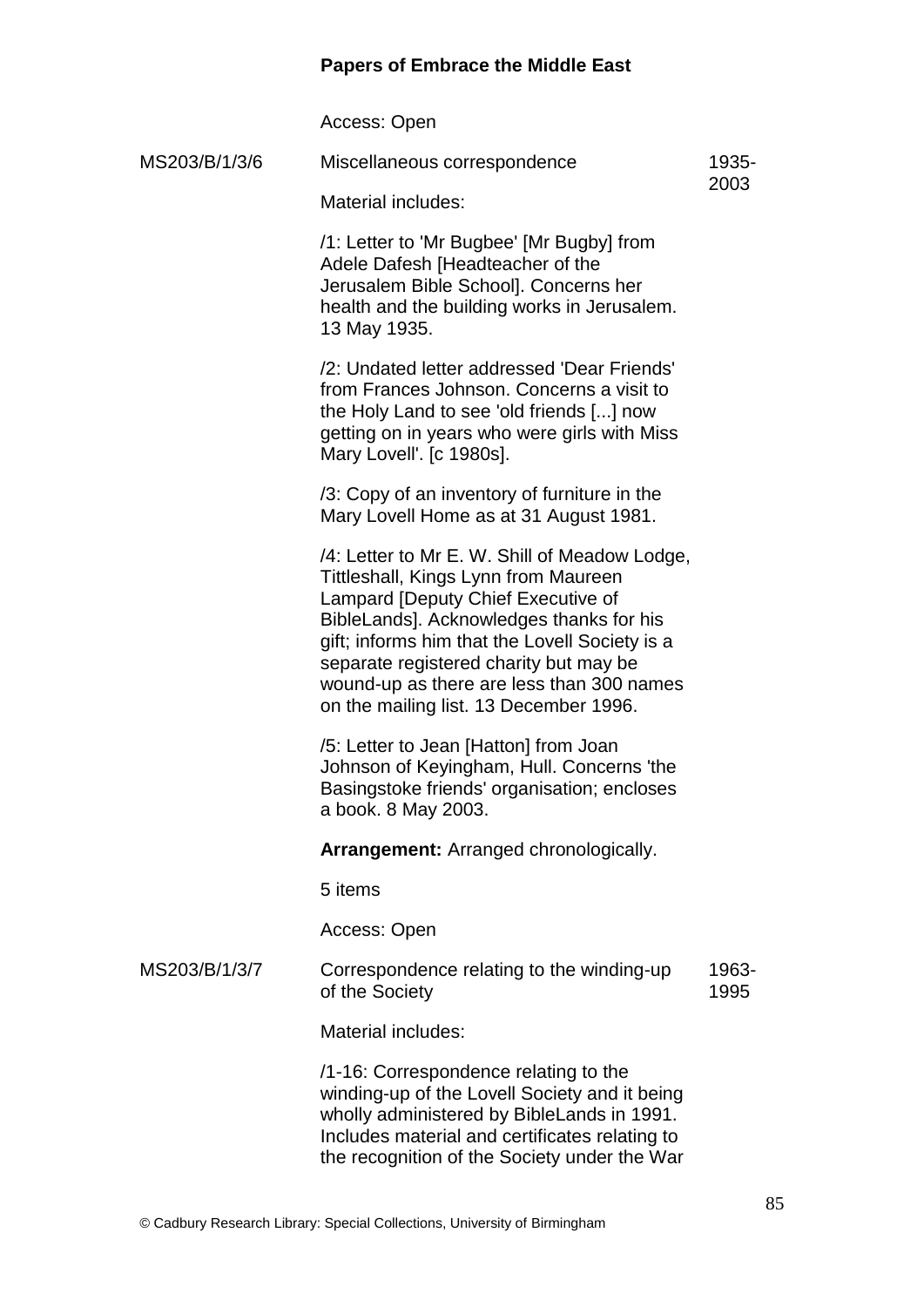Access: Open

| | | |
|---|---|---|
| MS203/B/1/3/6 | Miscellaneous correspondence | 1935-2003 |

Material includes:

/1: Letter to 'Mr Bugbee' [Mr Bugby] from Adele Dafesh [Headteacher of the Jerusalem Bible School]. Concerns her health and the building works in Jerusalem. 13 May 1935.

/2: Undated letter addressed 'Dear Friends' from Frances Johnson. Concerns a visit to the Holy Land to see 'old friends [...] now getting on in years who were girls with Miss Mary Lovell'. [c 1980s].

/3: Copy of an inventory of furniture in the Mary Lovell Home as at 31 August 1981.

/4: Letter to Mr E. W. Shill of Meadow Lodge, Tittleshall, Kings Lynn from Maureen Lampard [Deputy Chief Executive of BibleLands]. Acknowledges thanks for his gift; informs him that the Lovell Society is a separate registered charity but may be wound-up as there are less than 300 names on the mailing list. 13 December 1996.

/5: Letter to Jean [Hatton] from Joan Johnson of Keyingham, Hull. Concerns 'the Basingstoke friends' organisation; encloses a book. 8 May 2003.

**Arrangement:** Arranged chronologically.

5 items

Access: Open

| | | |
|---|---|---|
| MS203/B/1/3/7 | Correspondence relating to the winding-up of the Society | 1963-1995 |

Material includes:

/1-16: Correspondence relating to the winding-up of the Lovell Society and it being wholly administered by BibleLands in 1991. Includes material and certificates relating to the recognition of the Society under the War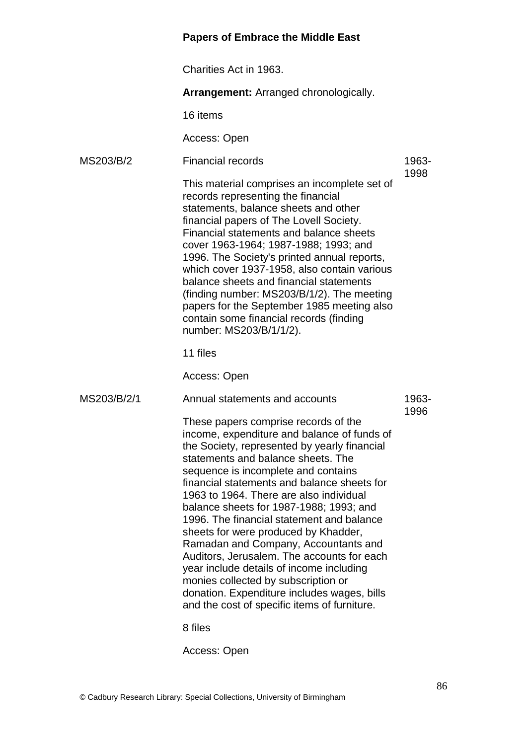Charities Act in 1963.

**Arrangement:** Arranged chronologically.

16 items

Access: Open

| | | |
|---|---|---|
| MS203/B/2 | Financial records<br><br>This material comprises an incomplete set of records representing the financial statements, balance sheets and other financial papers of The Lovell Society. Financial statements and balance sheets cover 1963-1964; 1987-1988; 1993; and 1996. The Society's printed annual reports, which cover 1937-1958, also contain various balance sheets and financial statements (finding number: MS203/B/1/2). The meeting papers for the September 1985 meeting also contain some financial records (finding number: MS203/B/1/1/2).<br><br>11 files<br><br>Access: Open | 1963-1998 |
| MS203/B/2/1 | Annual statements and accounts<br><br>These papers comprise records of the income, expenditure and balance of funds of the Society, represented by yearly financial statements and balance sheets. The sequence is incomplete and contains financial statements and balance sheets for 1963 to 1964. There are also individual balance sheets for 1987-1988; 1993; and 1996. The financial statement and balance sheets for were produced by Khadder, Ramadan and Company, Accountants and Auditors, Jerusalem. The accounts for each year include details of income including monies collected by subscription or donation. Expenditure includes wages, bills and the cost of specific items of furniture.<br><br>8 files<br><br>Access: Open | 1963-1996 |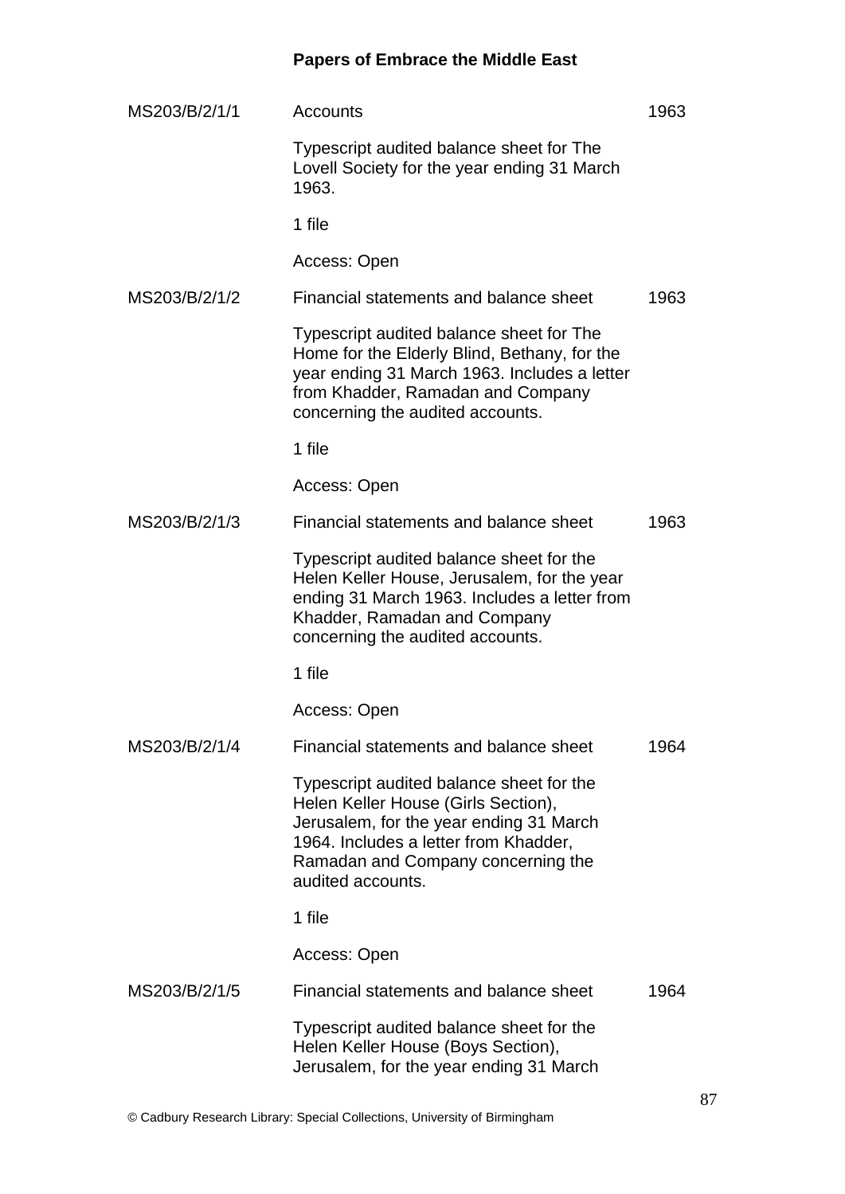MS203/B/2/1/1 | Accounts | 1963

Typescript audited balance sheet for The Lovell Society for the year ending 31 March 1963.

1 file

Access: Open

MS203/B/2/1/2 | Financial statements and balance sheet | 1963

Typescript audited balance sheet for The Home for the Elderly Blind, Bethany, for the year ending 31 March 1963. Includes a letter from Khadder, Ramadan and Company concerning the audited accounts.

1 file

Access: Open

MS203/B/2/1/3 | Financial statements and balance sheet | 1963

Typescript audited balance sheet for the Helen Keller House, Jerusalem, for the year ending 31 March 1963. Includes a letter from Khadder, Ramadan and Company concerning the audited accounts.

1 file

Access: Open

MS203/B/2/1/4 | Financial statements and balance sheet | 1964

Typescript audited balance sheet for the Helen Keller House (Girls Section), Jerusalem, for the year ending 31 March 1964. Includes a letter from Khadder, Ramadan and Company concerning the audited accounts.

1 file

Access: Open

MS203/B/2/1/5 | Financial statements and balance sheet | 1964

Typescript audited balance sheet for the Helen Keller House (Boys Section), Jerusalem, for the year ending 31 March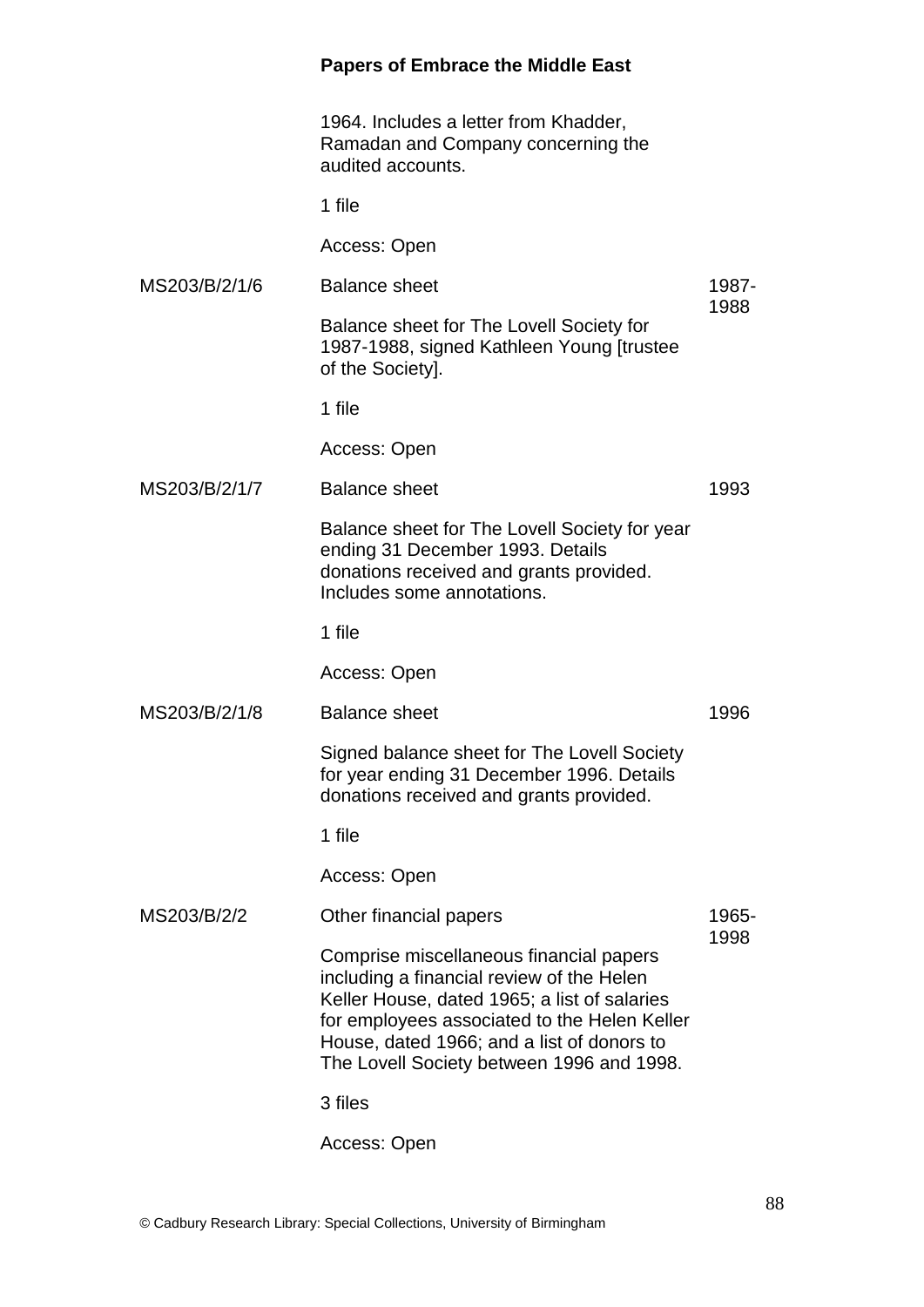1964. Includes a letter from Khadder, Ramadan and Company concerning the audited accounts.

1 file

Access: Open

| | | |
|---|---|---|
| MS203/B/2/1/6 | Balance sheet<br><br>Balance sheet for The Lovell Society for 1987-1988, signed Kathleen Young [trustee of the Society].<br><br>1 file<br><br>Access: Open | 1987-1988 |
| MS203/B/2/1/7 | Balance sheet<br><br>Balance sheet for The Lovell Society for year ending 31 December 1993. Details donations received and grants provided. Includes some annotations.<br><br>1 file<br><br>Access: Open | 1993 |
| MS203/B/2/1/8 | Balance sheet<br><br>Signed balance sheet for The Lovell Society for year ending 31 December 1996. Details donations received and grants provided.<br><br>1 file<br><br>Access: Open | 1996 |
| MS203/B/2/2 | Other financial papers<br><br>Comprise miscellaneous financial papers including a financial review of the Helen Keller House, dated 1965; a list of salaries for employees associated to the Helen Keller House, dated 1966; and a list of donors to The Lovell Society between 1996 and 1998.<br><br>3 files<br><br>Access: Open | 1965-1998 |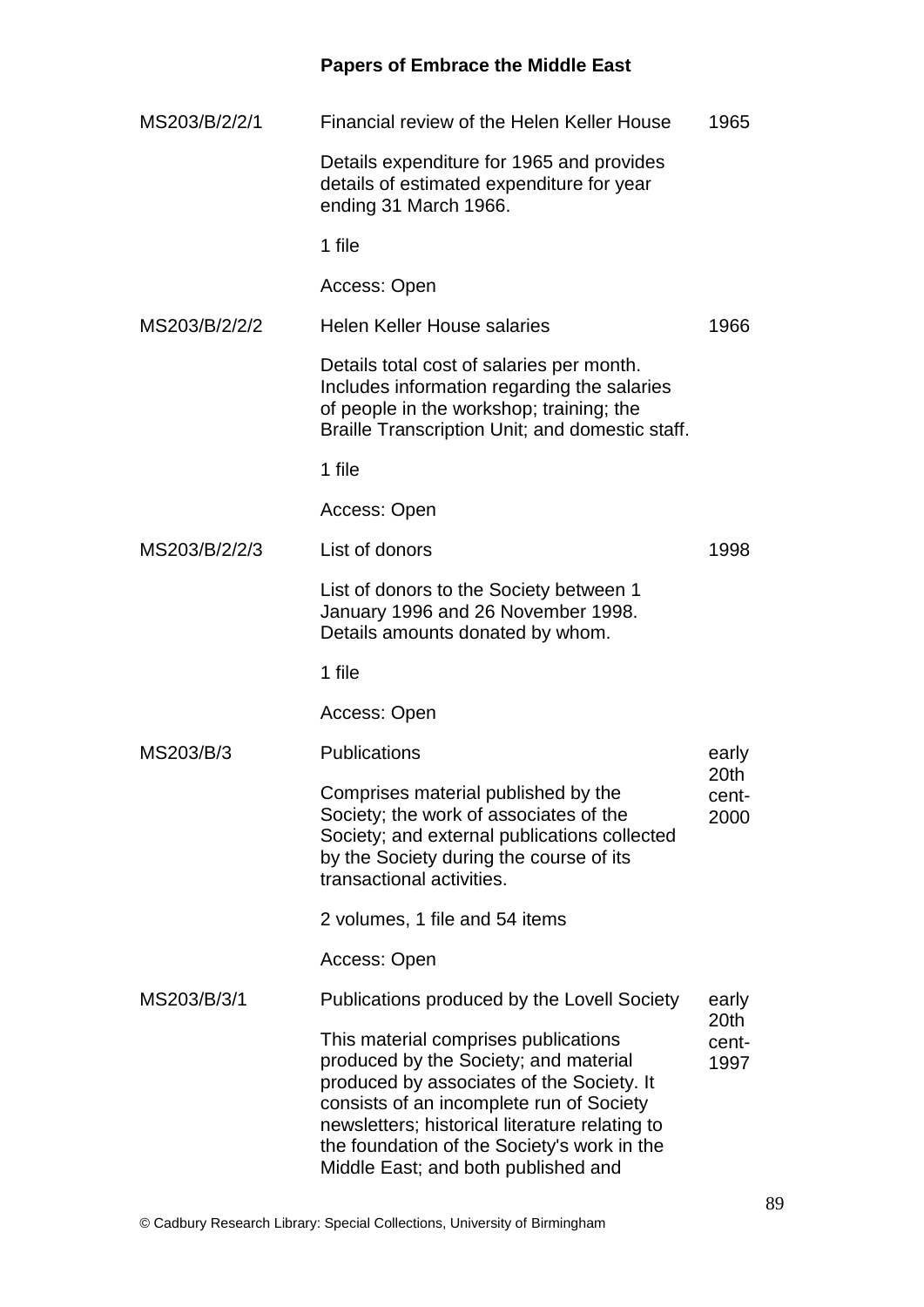| Reference | Description | Date |
| --- | --- | --- |
| MS203/B/2/2/1 | Financial review of the Helen Keller House<br><br>Details expenditure for 1965 and provides details of estimated expenditure for year ending 31 March 1966.<br><br>1 file<br><br>Access: Open | 1965 |
| MS203/B/2/2/2 | Helen Keller House salaries<br><br>Details total cost of salaries per month. Includes information regarding the salaries of people in the workshop; training; the Braille Transcription Unit; and domestic staff.<br><br>1 file<br><br>Access: Open | 1966 |
| MS203/B/2/2/3 | List of donors<br><br>List of donors to the Society between 1 January 1996 and 26 November 1998. Details amounts donated by whom.<br><br>1 file<br><br>Access: Open | 1998 |
| MS203/B/3 | Publications<br><br>Comprises material published by the Society; the work of associates of the Society; and external publications collected by the Society during the course of its transactional activities.<br><br>2 volumes, 1 file and 54 items<br><br>Access: Open | early 20th cent-2000 |
| MS203/B/3/1 | Publications produced by the Lovell Society<br><br>This material comprises publications produced by the Society; and material produced by associates of the Society. It consists of an incomplete run of Society newsletters; historical literature relating to the foundation of the Society's work in the Middle East; and both published and | early 20th cent-1997 |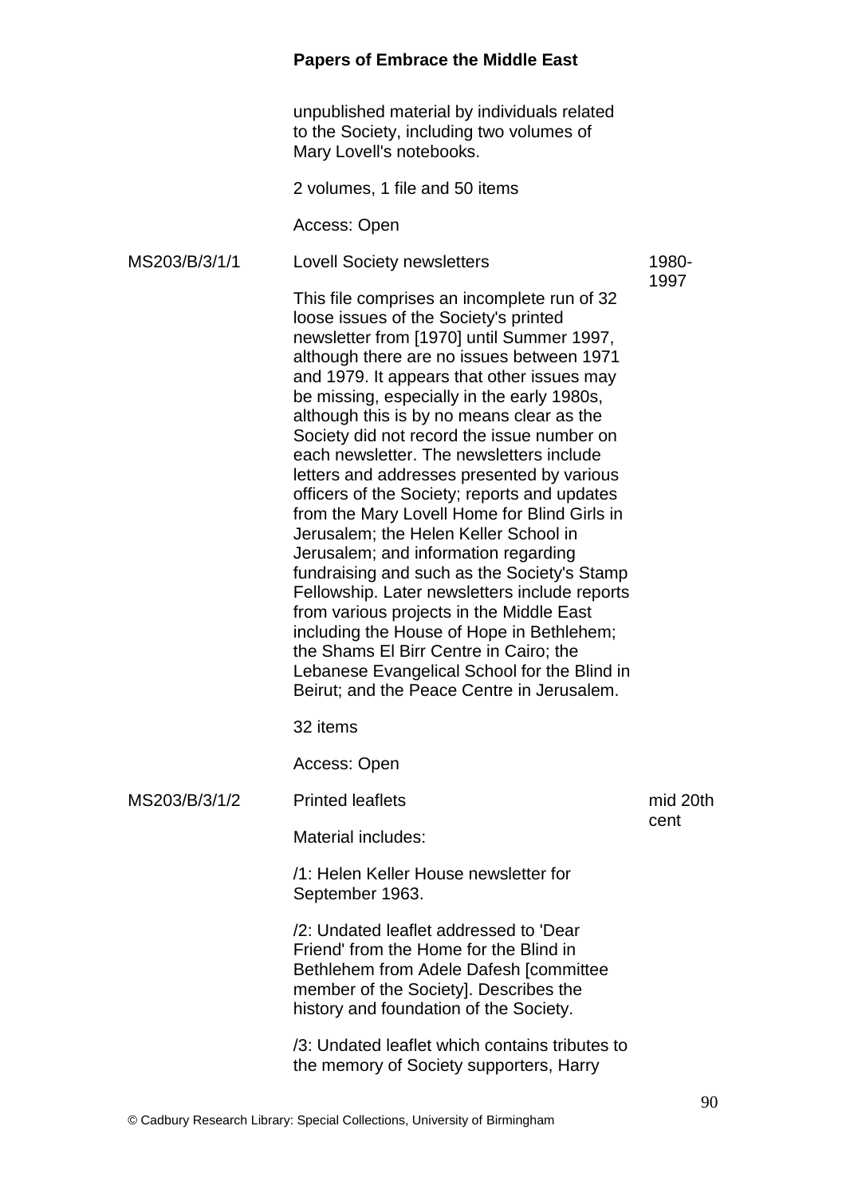unpublished material by individuals related to the Society, including two volumes of Mary Lovell's notebooks.

2 volumes, 1 file and 50 items

Access: Open

| | | |
|---|---|---|
| MS203/B/3/1/1 | Lovell Society newsletters<br><br>This file comprises an incomplete run of 32 loose issues of the Society's printed newsletter from [1970] until Summer 1997, although there are no issues between 1971 and 1979. It appears that other issues may be missing, especially in the early 1980s, although this is by no means clear as the Society did not record the issue number on each newsletter. The newsletters include letters and addresses presented by various officers of the Society; reports and updates from the Mary Lovell Home for Blind Girls in Jerusalem; the Helen Keller School in Jerusalem; and information regarding fundraising and such as the Society's Stamp Fellowship. Later newsletters include reports from various projects in the Middle East including the House of Hope in Bethlehem; the Shams El Birr Centre in Cairo; the Lebanese Evangelical School for the Blind in Beirut; and the Peace Centre in Jerusalem.<br><br>32 items<br><br>Access: Open | 1980-1997 |
| MS203/B/3/1/2 | Printed leaflets<br><br>Material includes:<br><br>/1: Helen Keller House newsletter for September 1963.<br><br>/2: Undated leaflet addressed to 'Dear Friend' from the Home for the Blind in Bethlehem from Adele Dafesh [committee member of the Society]. Describes the history and foundation of the Society.<br><br>/3: Undated leaflet which contains tributes to the memory of Society supporters, Harry | mid 20th cent |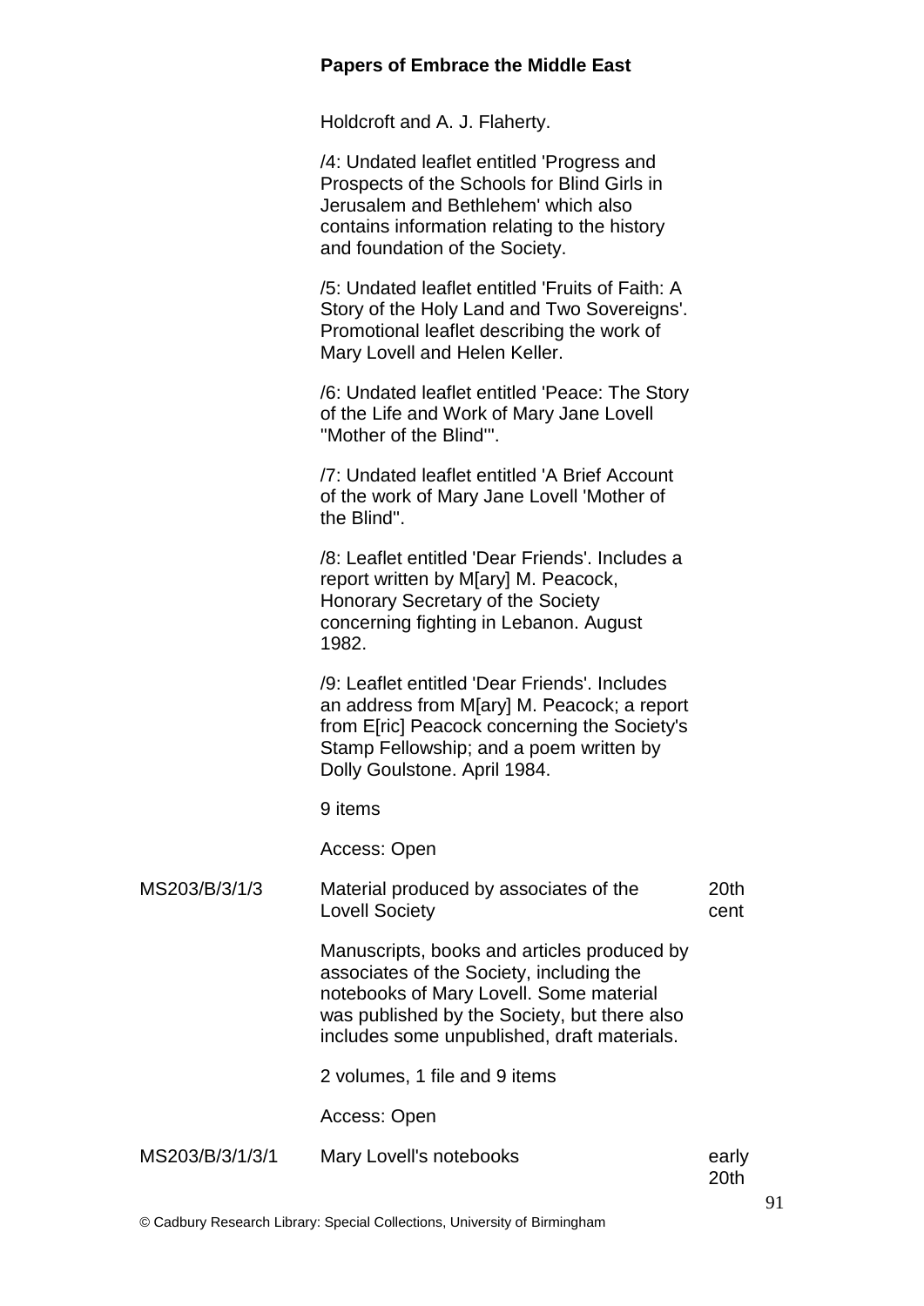Holdcroft and A. J. Flaherty.

/4: Undated leaflet entitled 'Progress and Prospects of the Schools for Blind Girls in Jerusalem and Bethlehem' which also contains information relating to the history and foundation of the Society.

/5: Undated leaflet entitled 'Fruits of Faith: A Story of the Holy Land and Two Sovereigns'. Promotional leaflet describing the work of Mary Lovell and Helen Keller.

/6: Undated leaflet entitled 'Peace: The Story of the Life and Work of Mary Jane Lovell "Mother of the Blind"'.

/7: Undated leaflet entitled 'A Brief Account of the work of Mary Jane Lovell 'Mother of the Blind''.

/8: Leaflet entitled 'Dear Friends'. Includes a report written by M[ary] M. Peacock, Honorary Secretary of the Society concerning fighting in Lebanon. August 1982.

/9: Leaflet entitled 'Dear Friends'. Includes an address from M[ary] M. Peacock; a report from E[ric] Peacock concerning the Society's Stamp Fellowship; and a poem written by Dolly Goulstone. April 1984.

9 items

Access: Open

| | | |
|---|---|---|
| MS203/B/3/1/3 | Material produced by associates of the Lovell Society | 20th cent |

Manuscripts, books and articles produced by associates of the Society, including the notebooks of Mary Lovell. Some material was published by the Society, but there also includes some unpublished, draft materials.

2 volumes, 1 file and 9 items

Access: Open

| | | |
|---|---|---|
| MS203/B/3/1/3/1 | Mary Lovell's notebooks | early 20th |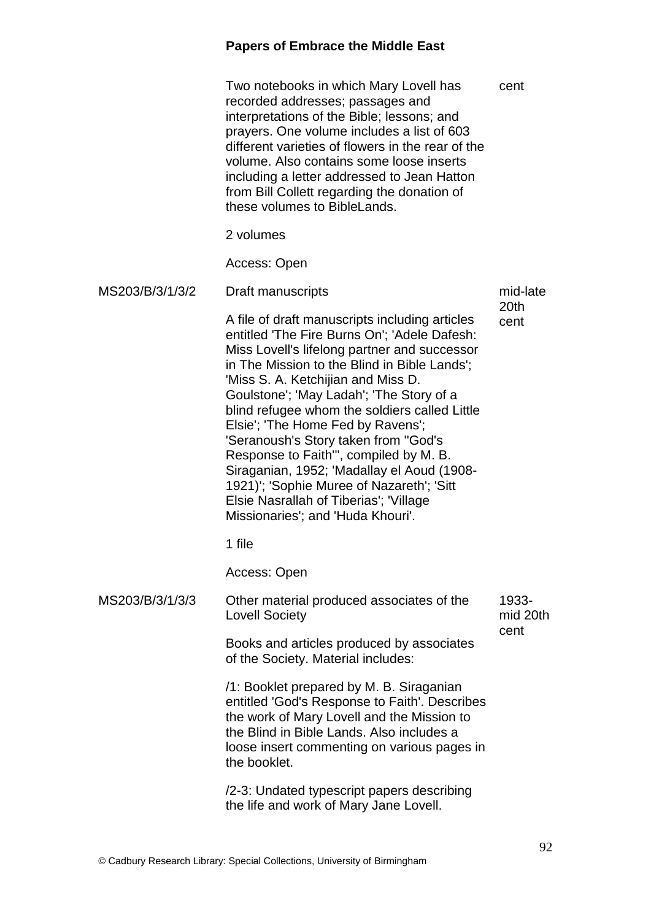Two notebooks in which Mary Lovell has recorded addresses; passages and interpretations of the Bible; lessons; and prayers. One volume includes a list of 603 different varieties of flowers in the rear of the volume. Also contains some loose inserts including a letter addressed to Jean Hatton from Bill Collett regarding the donation of these volumes to BibleLands. | cent

2 volumes

Access: Open

| | | |
|---|---|---|
| MS203/B/3/1/3/2 | Draft manuscripts<br><br>A file of draft manuscripts including articles entitled 'The Fire Burns On'; 'Adele Dafesh: Miss Lovell's lifelong partner and successor in The Mission to the Blind in Bible Lands'; 'Miss S. A. Ketchijian and Miss D. Goulstone'; 'May Ladah'; 'The Story of a blind refugee whom the soldiers called Little Elsie'; 'The Home Fed by Ravens'; 'Seranoush's Story taken from ''God's Response to Faith''', compiled by M. B. Siraganian, 1952; 'Madallay el Aoud (1908-1921)'; 'Sophie Muree of Nazareth'; 'Sitt Elsie Nasrallah of Tiberias'; 'Village Missionaries'; and 'Huda Khouri'.<br><br>1 file<br><br>Access: Open | mid-late 20th cent |
| MS203/B/3/1/3/3 | Other material produced associates of the Lovell Society<br><br>Books and articles produced by associates of the Society. Material includes:<br><br>/1: Booklet prepared by M. B. Siraganian entitled 'God's Response to Faith'. Describes the work of Mary Lovell and the Mission to the Blind in Bible Lands. Also includes a loose insert commenting on various pages in the booklet.<br><br>/2-3: Undated typescript papers describing the life and work of Mary Jane Lovell. | 1933-mid 20th cent |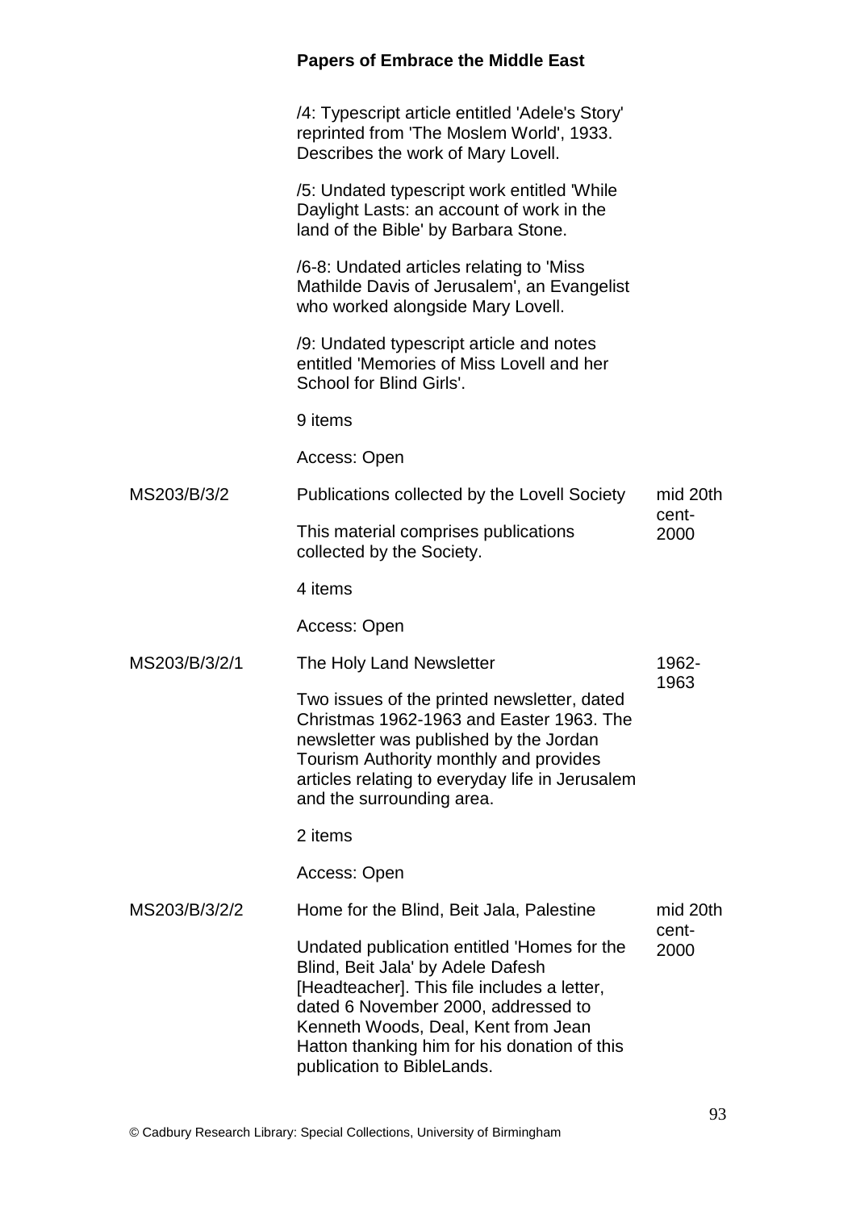/4: Typescript article entitled 'Adele's Story' reprinted from 'The Moslem World', 1933. Describes the work of Mary Lovell.

/5: Undated typescript work entitled 'While Daylight Lasts: an account of work in the land of the Bible' by Barbara Stone.

/6-8: Undated articles relating to 'Miss Mathilde Davis of Jerusalem', an Evangelist who worked alongside Mary Lovell.

/9: Undated typescript article and notes entitled 'Memories of Miss Lovell and her School for Blind Girls'.

9 items

Access: Open

| | | |
|---|---|---|
| MS203/B/3/2 | Publications collected by the Lovell Society<br><br>This material comprises publications collected by the Society.<br><br>4 items<br><br>Access: Open | mid 20th cent-2000 |
| MS203/B/3/2/1 | The Holy Land Newsletter<br><br>Two issues of the printed newsletter, dated Christmas 1962-1963 and Easter 1963. The newsletter was published by the Jordan Tourism Authority monthly and provides articles relating to everyday life in Jerusalem and the surrounding area.<br><br>2 items<br><br>Access: Open | 1962-1963 |
| MS203/B/3/2/2 | Home for the Blind, Beit Jala, Palestine<br><br>Undated publication entitled 'Homes for the Blind, Beit Jala' by Adele Dafesh [Headteacher]. This file includes a letter, dated 6 November 2000, addressed to Kenneth Woods, Deal, Kent from Jean Hatton thanking him for his donation of this publication to BibleLands. | mid 20th cent-2000 |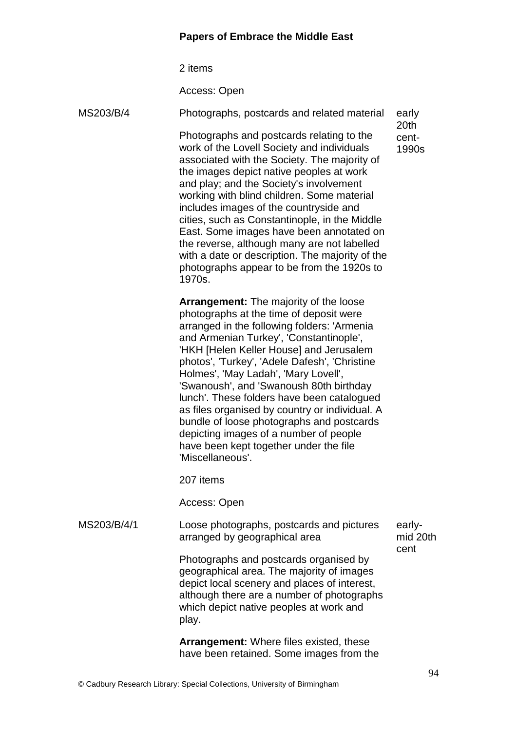**Papers of Embrace the Middle East**

2 items

Access: Open

| | | |
|---|---|---|
| MS203/B/4 | Photographs, postcards and related material<br><br>Photographs and postcards relating to the work of the Lovell Society and individuals associated with the Society. The majority of the images depict native peoples at work and play; and the Society's involvement working with blind children. Some material includes images of the countryside and cities, such as Constantinople, in the Middle East. Some images have been annotated on the reverse, although many are not labelled with a date or description. The majority of the photographs appear to be from the 1920s to 1970s.<br><br>**Arrangement:** The majority of the loose photographs at the time of deposit were arranged in the following folders: 'Armenia and Armenian Turkey', 'Constantinople', 'HKH [Helen Keller House] and Jerusalem photos', 'Turkey', 'Adele Dafesh', 'Christine Holmes', 'May Ladah', 'Mary Lovell', 'Swanoush', and 'Swanoush 80th birthday lunch'. These folders have been catalogued as files organised by country or individual. A bundle of loose photographs and postcards depicting images of a number of people have been kept together under the file 'Miscellaneous'.<br><br>207 items<br><br>Access: Open | early 20th cent-1990s |
| MS203/B/4/1 | Loose photographs, postcards and pictures arranged by geographical area<br><br>Photographs and postcards organised by geographical area. The majority of images depict local scenery and places of interest, although there are a number of photographs which depict native peoples at work and play.<br><br>**Arrangement:** Where files existed, these have been retained. Some images from the | early-mid 20th cent |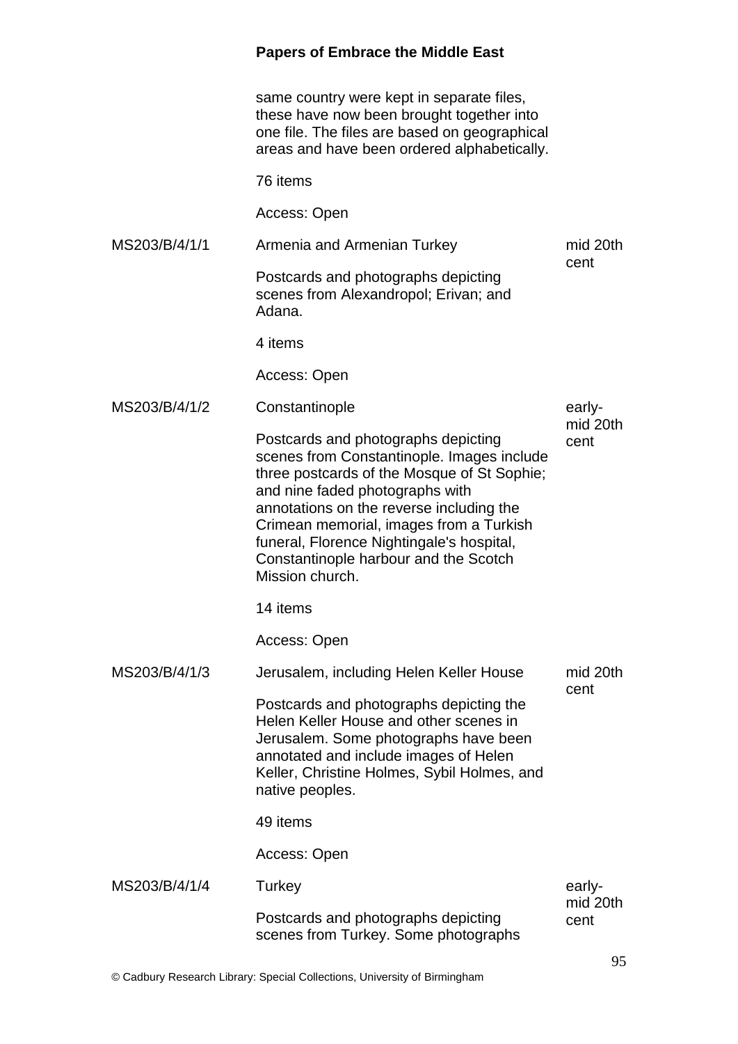same country were kept in separate files, these have now been brought together into one file. The files are based on geographical areas and have been ordered alphabetically.

76 items

Access: Open

| | | |
|---|---|---|
| MS203/B/4/1/1 | Armenia and Armenian Turkey<br><br>Postcards and photographs depicting scenes from Alexandropol; Erivan; and Adana.<br><br>4 items<br><br>Access: Open | mid 20th cent |
| MS203/B/4/1/2 | Constantinople<br><br>Postcards and photographs depicting scenes from Constantinople. Images include three postcards of the Mosque of St Sophie; and nine faded photographs with annotations on the reverse including the Crimean memorial, images from a Turkish funeral, Florence Nightingale's hospital, Constantinople harbour and the Scotch Mission church.<br><br>14 items<br><br>Access: Open | early-mid 20th cent |
| MS203/B/4/1/3 | Jerusalem, including Helen Keller House<br><br>Postcards and photographs depicting the Helen Keller House and other scenes in Jerusalem. Some photographs have been annotated and include images of Helen Keller, Christine Holmes, Sybil Holmes, and native peoples.<br><br>49 items<br><br>Access: Open | mid 20th cent |
| MS203/B/4/1/4 | Turkey<br><br>Postcards and photographs depicting scenes from Turkey. Some photographs | early-mid 20th cent |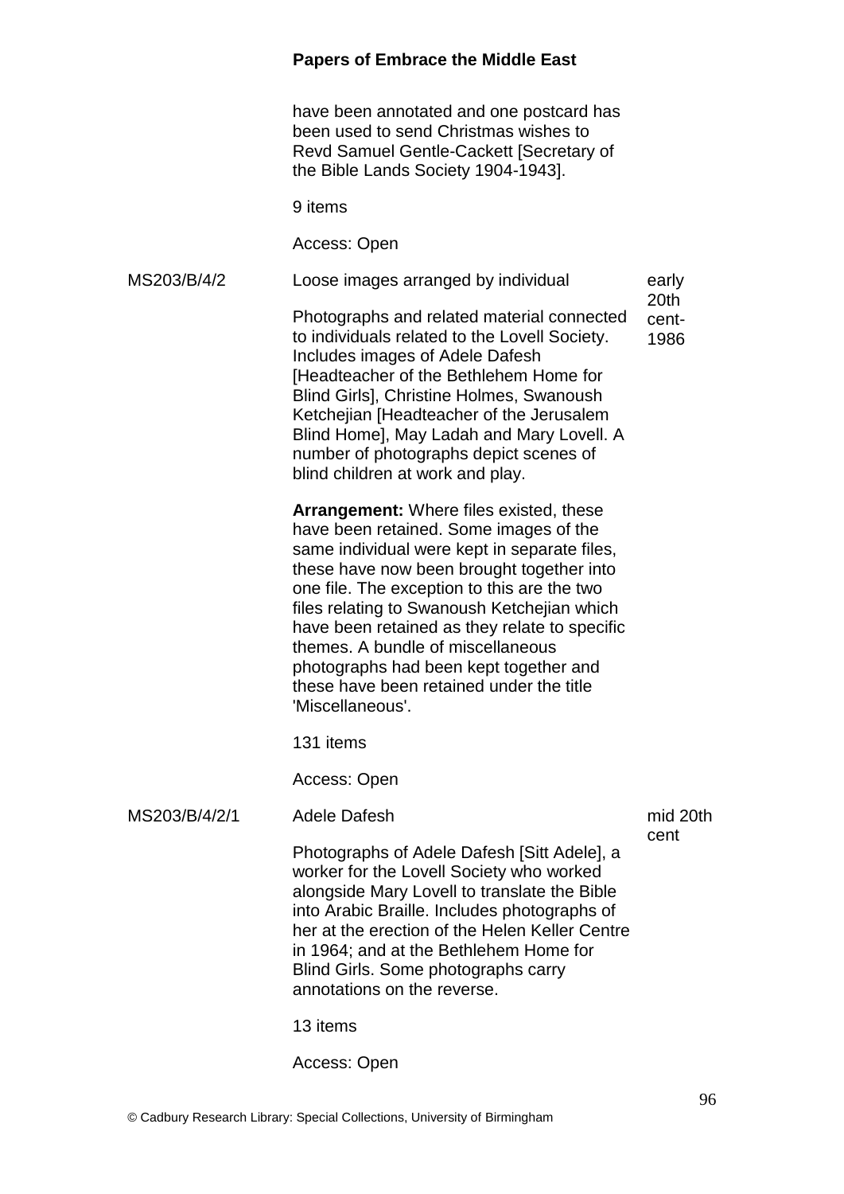have been annotated and one postcard has been used to send Christmas wishes to Revd Samuel Gentle-Cackett [Secretary of the Bible Lands Society 1904-1943].

9 items

Access: Open

| | | |
|---|---|---|
| MS203/B/4/2 | Loose images arranged by individual | early 20th cent-1986 |

Photographs and related material connected to individuals related to the Lovell Society. Includes images of Adele Dafesh [Headteacher of the Bethlehem Home for Blind Girls], Christine Holmes, Swanoush Ketchejian [Headteacher of the Jerusalem Blind Home], May Ladah and Mary Lovell. A number of photographs depict scenes of blind children at work and play.

**Arrangement:** Where files existed, these have been retained. Some images of the same individual were kept in separate files, these have now been brought together into one file. The exception to this are the two files relating to Swanoush Ketchejian which have been retained as they relate to specific themes. A bundle of miscellaneous photographs had been kept together and these have been retained under the title 'Miscellaneous'.

131 items

Access: Open

| | | |
|---|---|---|
| MS203/B/4/2/1 | Adele Dafesh | mid 20th cent |

Photographs of Adele Dafesh [Sitt Adele], a worker for the Lovell Society who worked alongside Mary Lovell to translate the Bible into Arabic Braille. Includes photographs of her at the erection of the Helen Keller Centre in 1964; and at the Bethlehem Home for Blind Girls. Some photographs carry annotations on the reverse.

13 items

Access: Open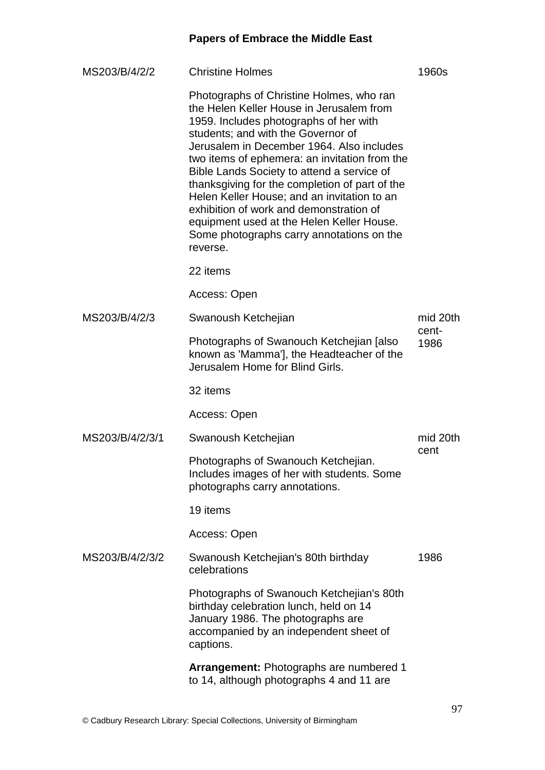| | | |
|---|---|---|
| MS203/B/4/2/2 | Christine Holmes<br><br>Photographs of Christine Holmes, who ran the Helen Keller House in Jerusalem from 1959. Includes photographs of her with students; and with the Governor of Jerusalem in December 1964. Also includes two items of ephemera: an invitation from the Bible Lands Society to attend a service of thanksgiving for the completion of part of the Helen Keller House; and an invitation to an exhibition of work and demonstration of equipment used at the Helen Keller House. Some photographs carry annotations on the reverse.<br><br>22 items<br><br>Access: Open | 1960s |
| MS203/B/4/2/3 | Swanoush Ketchejian<br><br>Photographs of Swanouch Ketchejian [also known as 'Mamma'], the Headteacher of the Jerusalem Home for Blind Girls.<br><br>32 items<br><br>Access: Open | mid 20th cent-1986 |
| MS203/B/4/2/3/1 | Swanoush Ketchejian<br><br>Photographs of Swanouch Ketchejian. Includes images of her with students. Some photographs carry annotations.<br><br>19 items<br><br>Access: Open | mid 20th cent |
| MS203/B/4/2/3/2 | Swanoush Ketchejian's 80th birthday celebrations<br><br>Photographs of Swanouch Ketchejian's 80th birthday celebration lunch, held on 14 January 1986. The photographs are accompanied by an independent sheet of captions.<br><br>**Arrangement:** Photographs are numbered 1 to 14, although photographs 4 and 11 are | 1986 |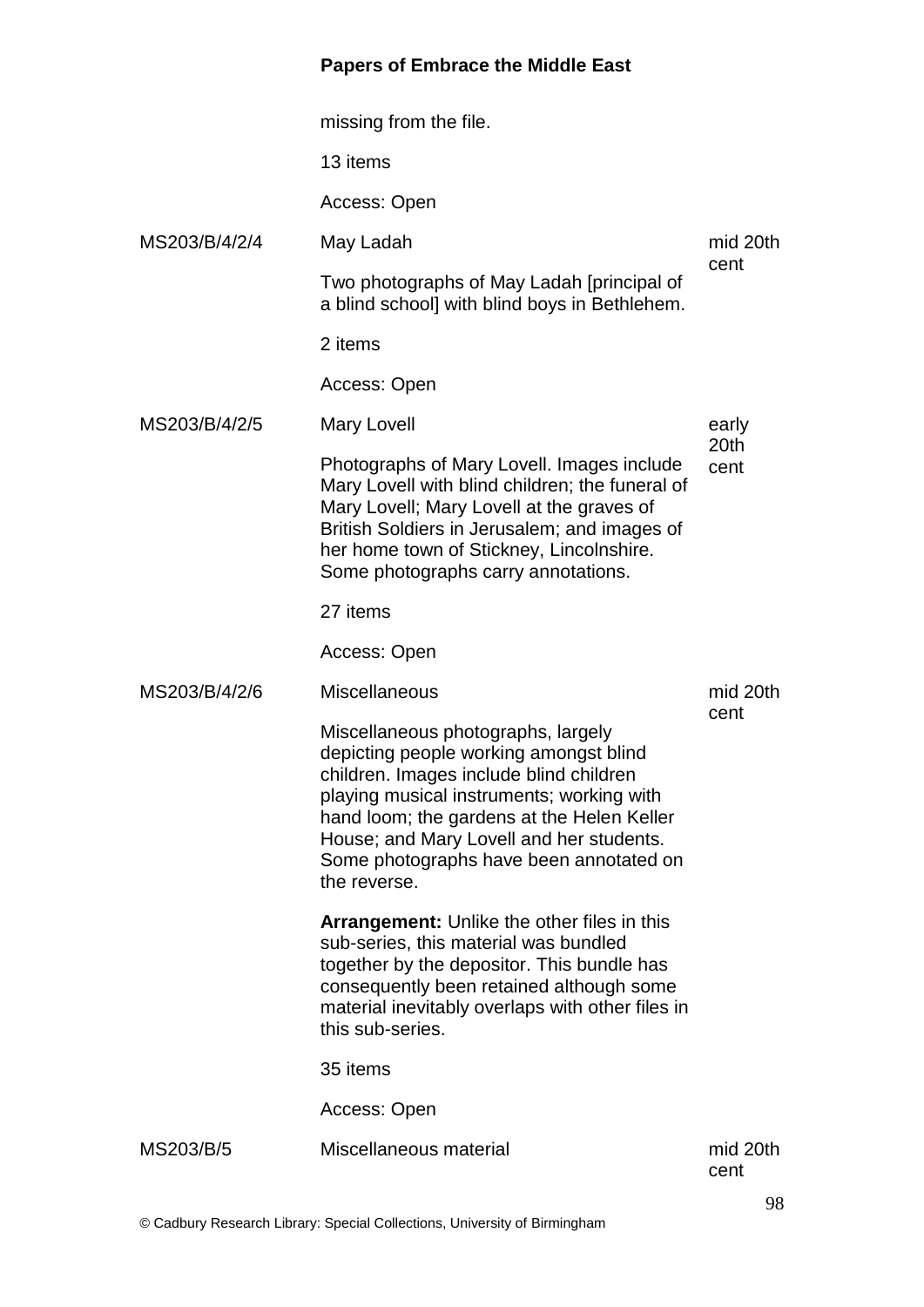missing from the file.

13 items

Access: Open

| | | |
|---|---|---|
| MS203/B/4/2/4 | May Ladah<br><br>Two photographs of May Ladah [principal of a blind school] with blind boys in Bethlehem.<br><br>2 items<br><br>Access: Open | mid 20th cent |
| MS203/B/4/2/5 | Mary Lovell<br><br>Photographs of Mary Lovell. Images include Mary Lovell with blind children; the funeral of Mary Lovell; Mary Lovell at the graves of British Soldiers in Jerusalem; and images of her home town of Stickney, Lincolnshire. Some photographs carry annotations.<br><br>27 items<br><br>Access: Open | early 20th cent |
| MS203/B/4/2/6 | Miscellaneous<br><br>Miscellaneous photographs, largely depicting people working amongst blind children. Images include blind children playing musical instruments; working with hand loom; the gardens at the Helen Keller House; and Mary Lovell and her students. Some photographs have been annotated on the reverse.<br><br>**Arrangement:** Unlike the other files in this sub-series, this material was bundled together by the depositor. This bundle has consequently been retained although some material inevitably overlaps with other files in this sub-series.<br><br>35 items<br><br>Access: Open | mid 20th cent |
| MS203/B/5 | Miscellaneous material | mid 20th cent |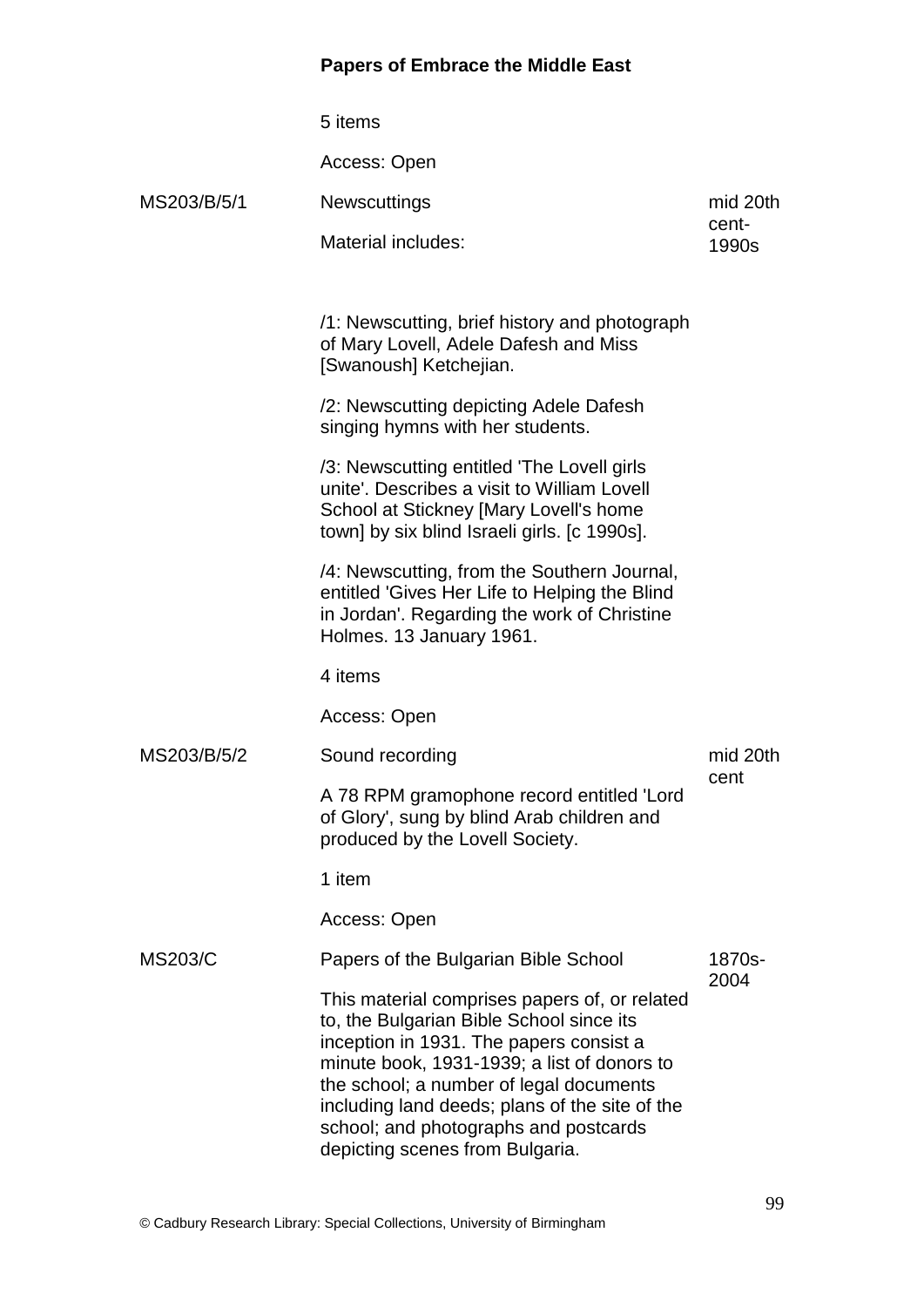**Papers of Embrace the Middle East**

5 items

Access: Open

| | | |
|---|---|---|
| MS203/B/5/1 | Newscuttings<br><br>Material includes:<br><br>/1: Newscutting, brief history and photograph of Mary Lovell, Adele Dafesh and Miss [Swanoush] Ketchejian.<br><br>/2: Newscutting depicting Adele Dafesh singing hymns with her students.<br><br>/3: Newscutting entitled 'The Lovell girls unite'. Describes a visit to William Lovell School at Stickney [Mary Lovell's home town] by six blind Israeli girls. [c 1990s].<br><br>/4: Newscutting, from the Southern Journal, entitled 'Gives Her Life to Helping the Blind in Jordan'. Regarding the work of Christine Holmes. 13 January 1961.<br><br>4 items<br><br>Access: Open | mid 20th cent-1990s |
| MS203/B/5/2 | Sound recording<br><br>A 78 RPM gramophone record entitled 'Lord of Glory', sung by blind Arab children and produced by the Lovell Society.<br><br>1 item<br><br>Access: Open | mid 20th cent |
| MS203/C | Papers of the Bulgarian Bible School<br><br>This material comprises papers of, or related to, the Bulgarian Bible School since its inception in 1931. The papers consist a minute book, 1931-1939; a list of donors to the school; a number of legal documents including land deeds; plans of the site of the school; and photographs and postcards depicting scenes from Bulgaria. | 1870s-2004 |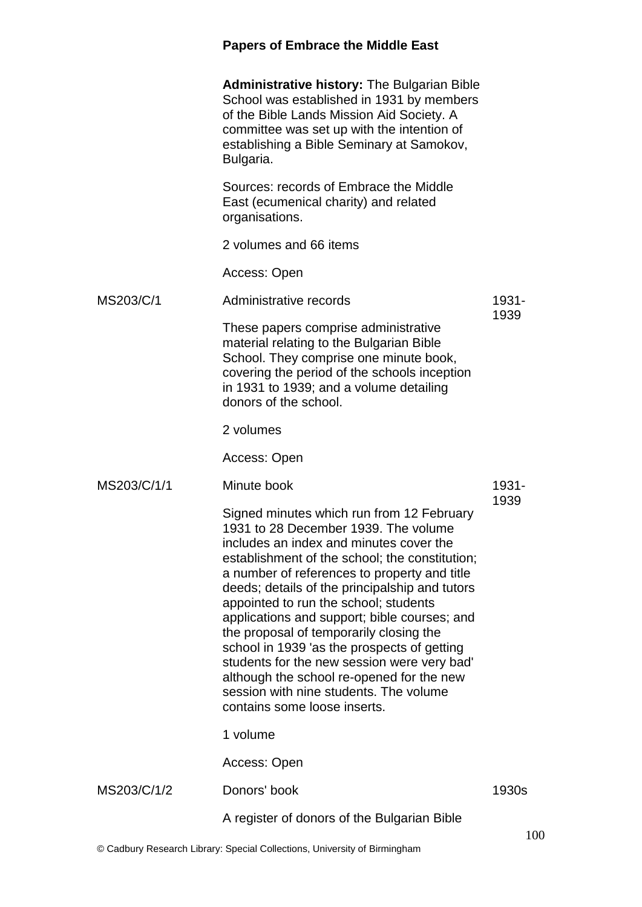## Papers of Embrace the Middle East

**Administrative history:** The Bulgarian Bible School was established in 1931 by members of the Bible Lands Mission Aid Society. A committee was set up with the intention of establishing a Bible Seminary at Samokov, Bulgaria.

Sources: records of Embrace the Middle East (ecumenical charity) and related organisations.

2 volumes and 66 items

Access: Open

| | | |
|---|---|---|
| MS203/C/1 | Administrative records<br><br>These papers comprise administrative material relating to the Bulgarian Bible School. They comprise one minute book, covering the period of the schools inception in 1931 to 1939; and a volume detailing donors of the school.<br><br>2 volumes<br><br>Access: Open | 1931-1939 |
| MS203/C/1/1 | Minute book<br><br>Signed minutes which run from 12 February 1931 to 28 December 1939. The volume includes an index and minutes cover the establishment of the school; the constitution; a number of references to property and title deeds; details of the principalship and tutors appointed to run the school; students applications and support; bible courses; and the proposal of temporarily closing the school in 1939 'as the prospects of getting students for the new session were very bad' although the school re-opened for the new session with nine students. The volume contains some loose inserts.<br><br>1 volume<br><br>Access: Open | 1931-1939 |
| MS203/C/1/2 | Donors' book<br><br>A register of donors of the Bulgarian Bible | 1930s |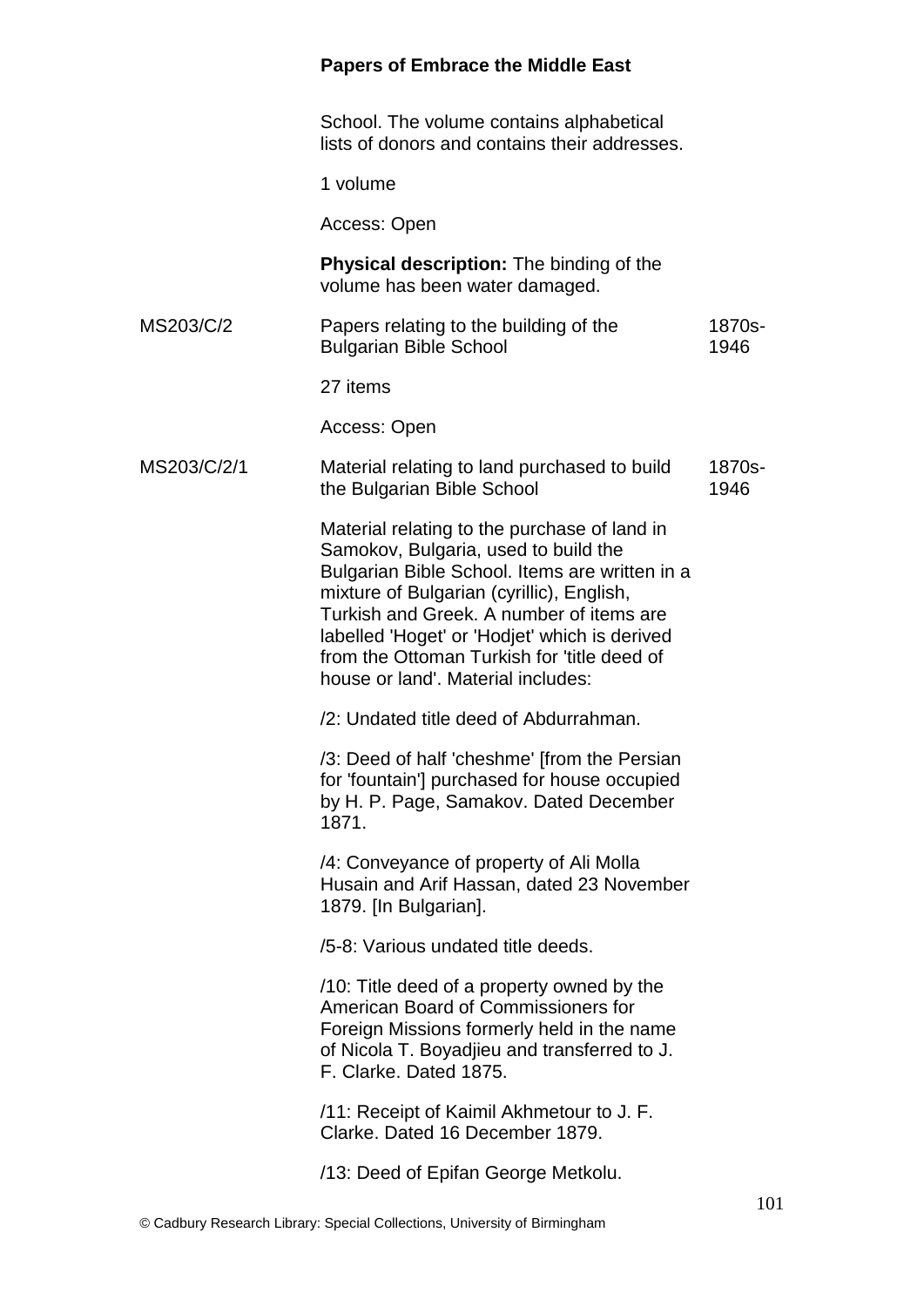School. The volume contains alphabetical lists of donors and contains their addresses.

1 volume

Access: Open

**Physical description:** The binding of the volume has been water damaged.

| | | |
|---|---|---|
| MS203/C/2 | Papers relating to the building of the Bulgarian Bible School | 1870s-1946 |

27 items

Access: Open

| | | |
|---|---|---|
| MS203/C/2/1 | Material relating to land purchased to build the Bulgarian Bible School | 1870s-1946 |

Material relating to the purchase of land in Samokov, Bulgaria, used to build the Bulgarian Bible School. Items are written in a mixture of Bulgarian (cyrillic), English, Turkish and Greek. A number of items are labelled 'Hoget' or 'Hodjet' which is derived from the Ottoman Turkish for 'title deed of house or land'. Material includes:

/2: Undated title deed of Abdurrahman.

/3: Deed of half 'cheshme' [from the Persian for 'fountain'] purchased for house occupied by H. P. Page, Samakov. Dated December 1871.

/4: Conveyance of property of Ali Molla Husain and Arif Hassan, dated 23 November 1879. [In Bulgarian].

/5-8: Various undated title deeds.

/10: Title deed of a property owned by the American Board of Commissioners for Foreign Missions formerly held in the name of Nicola T. Boyadjieu and transferred to J. F. Clarke. Dated 1875.

/11: Receipt of Kaimil Akhmetour to J. F. Clarke. Dated 16 December 1879.

/13: Deed of Epifan George Metkolu.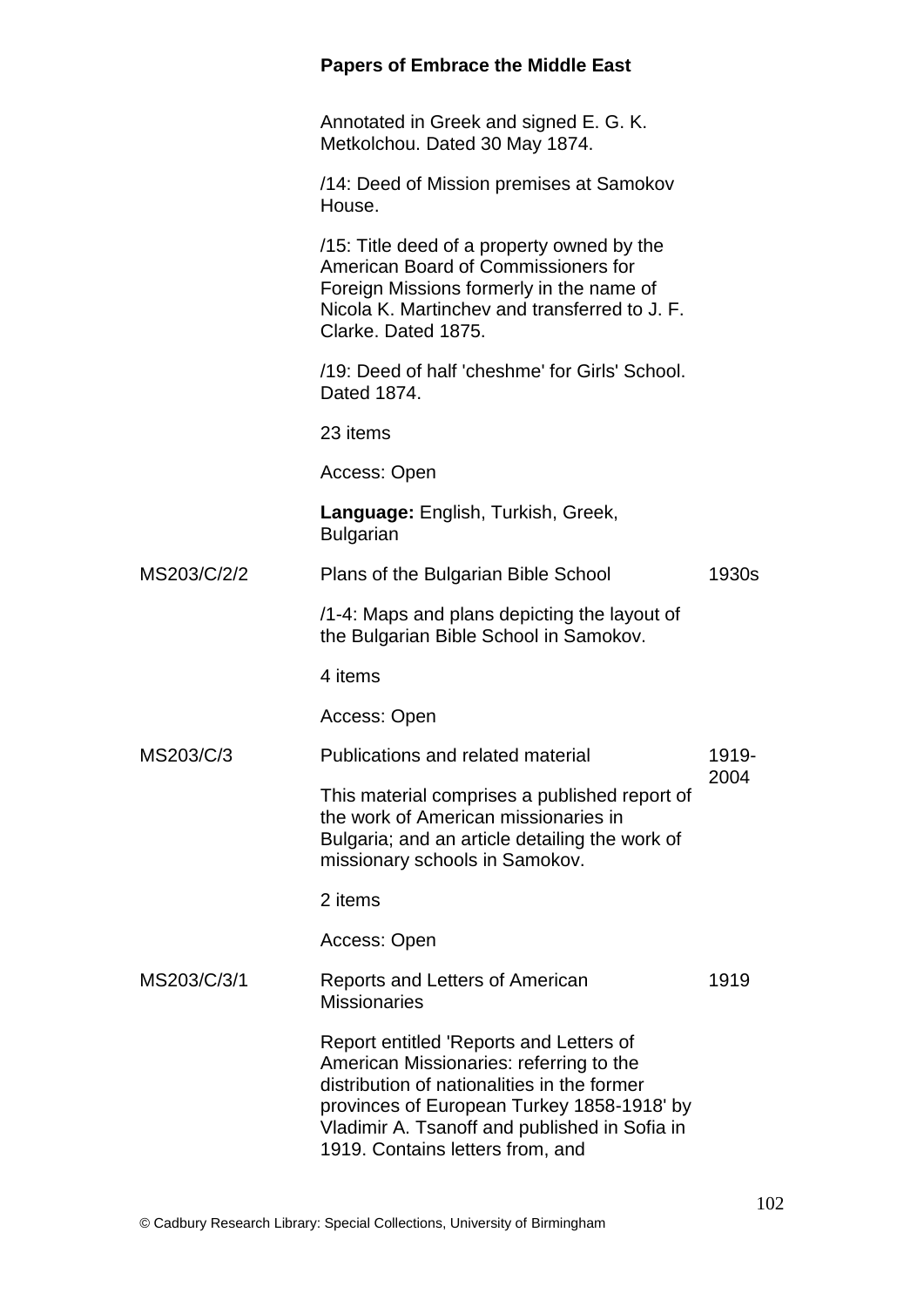Annotated in Greek and signed E. G. K. Metkolchou. Dated 30 May 1874.

/14: Deed of Mission premises at Samokov House.

/15: Title deed of a property owned by the American Board of Commissioners for Foreign Missions formerly in the name of Nicola K. Martinchev and transferred to J. F. Clarke. Dated 1875.

/19: Deed of half 'cheshme' for Girls' School. Dated 1874.

23 items

Access: Open

**Language:** English, Turkish, Greek, Bulgarian

| | | |
|---|---|---|
| MS203/C/2/2 | Plans of the Bulgarian Bible School | 1930s |

/1-4: Maps and plans depicting the layout of the Bulgarian Bible School in Samokov.

4 items

Access: Open

| | | |
|---|---|---|
| MS203/C/3 | Publications and related material | 1919-2004 |

This material comprises a published report of the work of American missionaries in Bulgaria; and an article detailing the work of missionary schools in Samokov.

2 items

Access: Open

| | | |
|---|---|---|
| MS203/C/3/1 | Reports and Letters of American Missionaries | 1919 |

Report entitled 'Reports and Letters of American Missionaries: referring to the distribution of nationalities in the former provinces of European Turkey 1858-1918' by Vladimir A. Tsanoff and published in Sofia in 1919. Contains letters from, and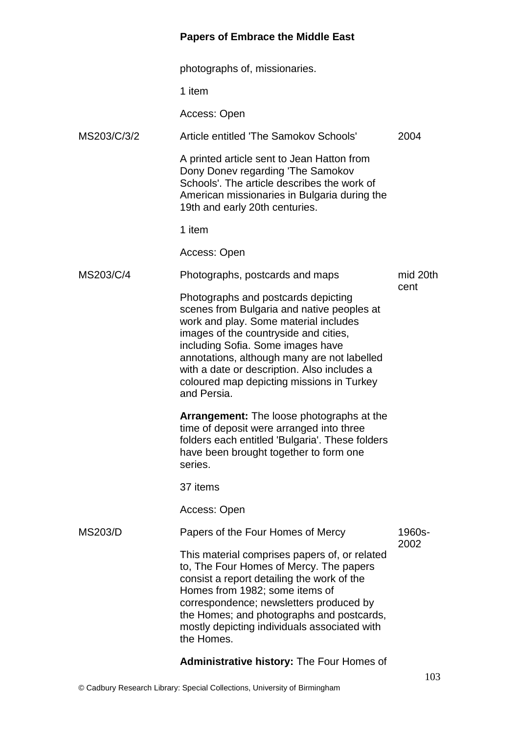photographs of, missionaries.

1 item

Access: Open

| | | |
|---|---|---|
| MS203/C/3/2 | Article entitled 'The Samokov Schools' | 2004 |

A printed article sent to Jean Hatton from Dony Donev regarding 'The Samokov Schools'. The article describes the work of American missionaries in Bulgaria during the 19th and early 20th centuries.

1 item

Access: Open

| | | |
|---|---|---|
| MS203/C/4 | Photographs, postcards and maps | mid 20th cent |

Photographs and postcards depicting scenes from Bulgaria and native peoples at work and play. Some material includes images of the countryside and cities, including Sofia. Some images have annotations, although many are not labelled with a date or description. Also includes a coloured map depicting missions in Turkey and Persia.

**Arrangement:** The loose photographs at the time of deposit were arranged into three folders each entitled 'Bulgaria'. These folders have been brought together to form one series.

37 items

Access: Open

| | | |
|---|---|---|
| MS203/D | Papers of the Four Homes of Mercy | 1960s-2002 |

This material comprises papers of, or related to, The Four Homes of Mercy. The papers consist a report detailing the work of the Homes from 1982; some items of correspondence; newsletters produced by the Homes; and photographs and postcards, mostly depicting individuals associated with the Homes.

**Administrative history:** The Four Homes of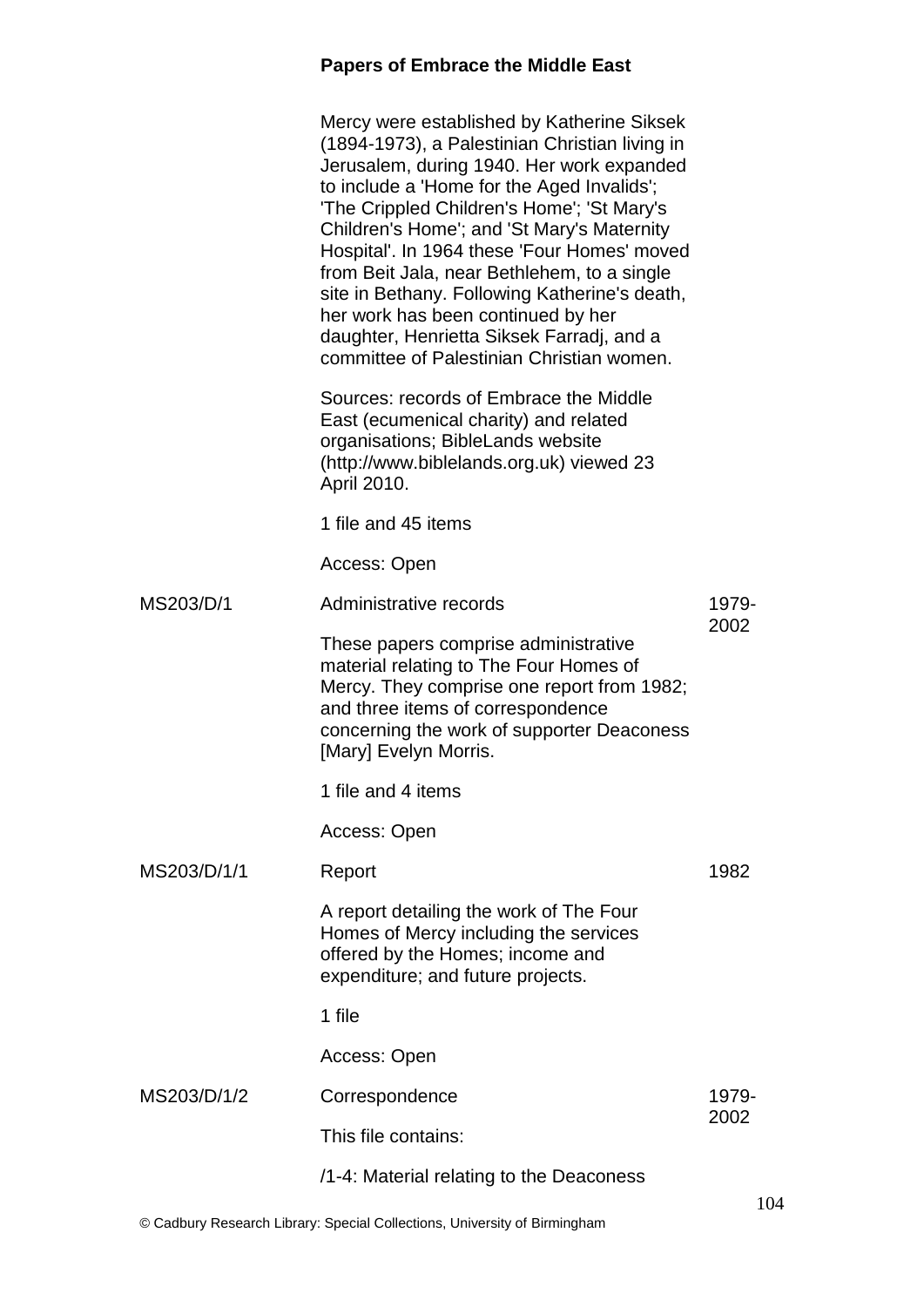Mercy were established by Katherine Siksek (1894-1973), a Palestinian Christian living in Jerusalem, during 1940. Her work expanded to include a 'Home for the Aged Invalids'; 'The Crippled Children's Home'; 'St Mary's Children's Home'; and 'St Mary's Maternity Hospital'. In 1964 these 'Four Homes' moved from Beit Jala, near Bethlehem, to a single site in Bethany. Following Katherine's death, her work has been continued by her daughter, Henrietta Siksek Farradj, and a committee of Palestinian Christian women.

Sources: records of Embrace the Middle East (ecumenical charity) and related organisations; BibleLands website (http://www.biblelands.org.uk) viewed 23 April 2010.

1 file and 45 items

Access: Open

| | | |
|---|---|---|
| MS203/D/1 | Administrative records<br><br>These papers comprise administrative material relating to The Four Homes of Mercy. They comprise one report from 1982; and three items of correspondence concerning the work of supporter Deaconess [Mary] Evelyn Morris.<br><br>1 file and 4 items<br><br>Access: Open | 1979-2002 |
| MS203/D/1/1 | Report<br><br>A report detailing the work of The Four Homes of Mercy including the services offered by the Homes; income and expenditure; and future projects.<br><br>1 file<br><br>Access: Open | 1982 |
| MS203/D/1/2 | Correspondence<br><br>This file contains:<br><br>/1-4: Material relating to the Deaconess | 1979-2002 |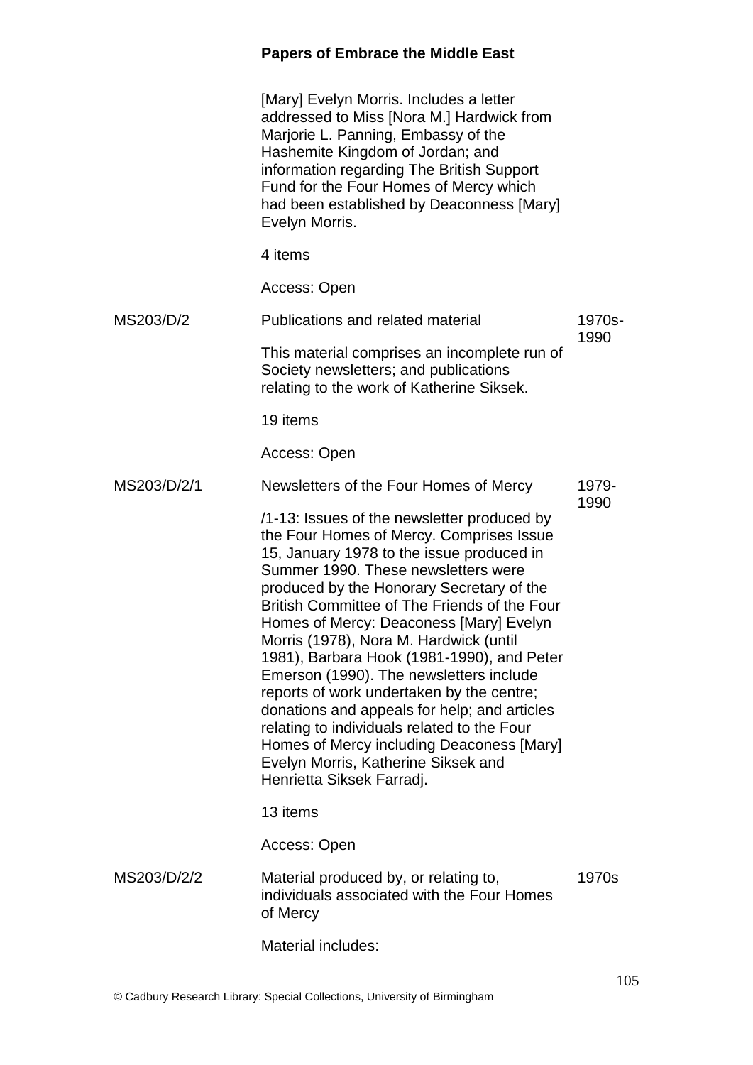[Mary] Evelyn Morris. Includes a letter addressed to Miss [Nora M.] Hardwick from Marjorie L. Panning, Embassy of the Hashemite Kingdom of Jordan; and information regarding The British Support Fund for the Four Homes of Mercy which had been established by Deaconness [Mary] Evelyn Morris.

4 items

Access: Open

| Reference | Description | Dates |
|---|---|---|
| MS203/D/2 | Publications and related material<br><br>This material comprises an incomplete run of Society newsletters; and publications relating to the work of Katherine Siksek.<br><br>19 items<br><br>Access: Open | 1970s-1990 |
| MS203/D/2/1 | Newsletters of the Four Homes of Mercy<br><br>/1-13: Issues of the newsletter produced by the Four Homes of Mercy. Comprises Issue 15, January 1978 to the issue produced in Summer 1990. These newsletters were produced by the Honorary Secretary of the British Committee of The Friends of the Four Homes of Mercy: Deaconess [Mary] Evelyn Morris (1978), Nora M. Hardwick (until 1981), Barbara Hook (1981-1990), and Peter Emerson (1990). The newsletters include reports of work undertaken by the centre; donations and appeals for help; and articles relating to individuals related to the Four Homes of Mercy including Deaconess [Mary] Evelyn Morris, Katherine Siksek and Henrietta Siksek Farradj.<br><br>13 items<br><br>Access: Open | 1979-1990 |
| MS203/D/2/2 | Material produced by, or relating to, individuals associated with the Four Homes of Mercy<br><br>Material includes: | 1970s |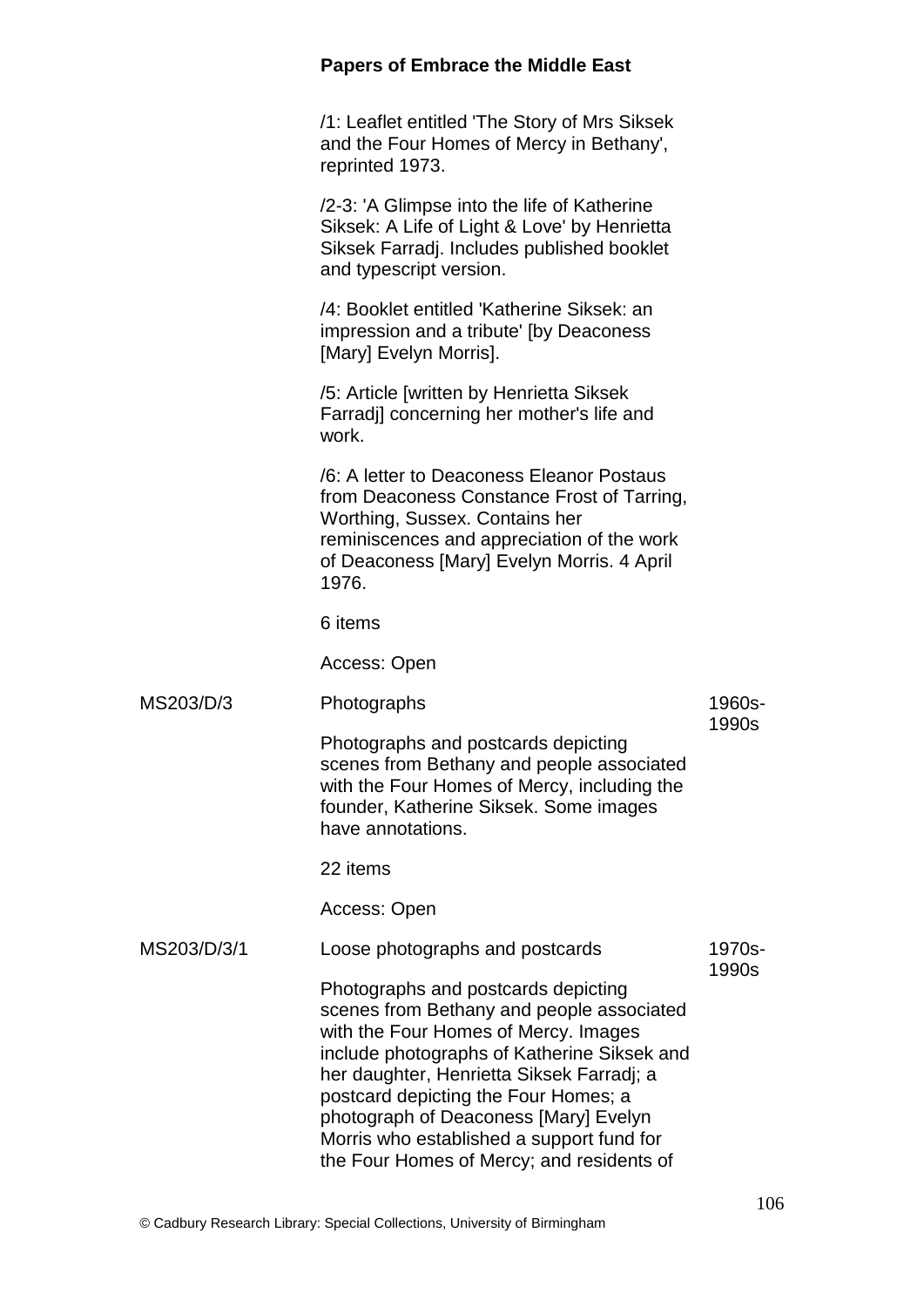**Papers of Embrace the Middle East**

/1: Leaflet entitled 'The Story of Mrs Siksek and the Four Homes of Mercy in Bethany', reprinted 1973.

/2-3: 'A Glimpse into the life of Katherine Siksek: A Life of Light & Love' by Henrietta Siksek Farradj. Includes published booklet and typescript version.

/4: Booklet entitled 'Katherine Siksek: an impression and a tribute' [by Deaconess [Mary] Evelyn Morris].

/5: Article [written by Henrietta Siksek Farradj] concerning her mother's life and work.

/6: A letter to Deaconess Eleanor Postaus from Deaconess Constance Frost of Tarring, Worthing, Sussex. Contains her reminiscences and appreciation of the work of Deaconess [Mary] Evelyn Morris. 4 April 1976.

6 items

Access: Open

| | | |
|---|---|---|
| MS203/D/3 | Photographs<br><br>Photographs and postcards depicting scenes from Bethany and people associated with the Four Homes of Mercy, including the founder, Katherine Siksek. Some images have annotations.<br><br>22 items<br><br>Access: Open | 1960s-1990s |
| MS203/D/3/1 | Loose photographs and postcards<br><br>Photographs and postcards depicting scenes from Bethany and people associated with the Four Homes of Mercy. Images include photographs of Katherine Siksek and her daughter, Henrietta Siksek Farradj; a postcard depicting the Four Homes; a photograph of Deaconess [Mary] Evelyn Morris who established a support fund for the Four Homes of Mercy; and residents of | 1970s-1990s |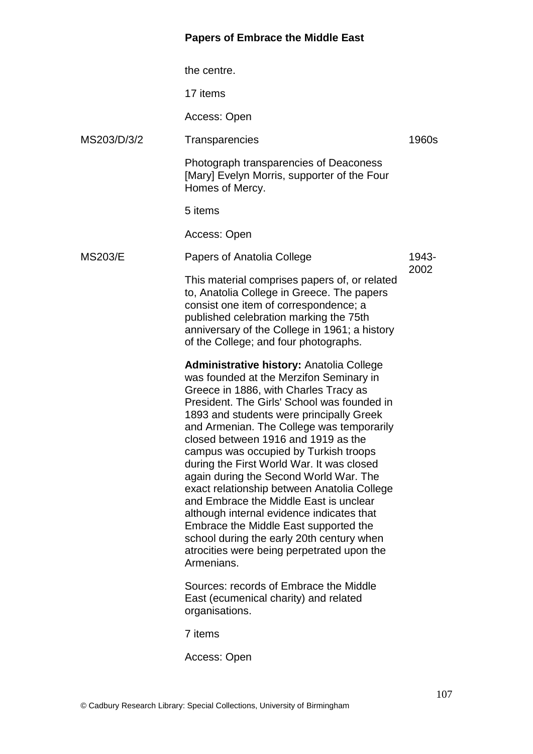the centre.

17 items

Access: Open

| | | |
|---|---|---|
| MS203/D/3/2 | Transparencies | 1960s |

Photograph transparencies of Deaconess [Mary] Evelyn Morris, supporter of the Four Homes of Mercy.

5 items

Access: Open

| | | |
|---|---|---|
| MS203/E | Papers of Anatolia College | 1943-2002 |

This material comprises papers of, or related to, Anatolia College in Greece. The papers consist one item of correspondence; a published celebration marking the 75th anniversary of the College in 1961; a history of the College; and four photographs.

**Administrative history:** Anatolia College was founded at the Merzifon Seminary in Greece in 1886, with Charles Tracy as President. The Girls' School was founded in 1893 and students were principally Greek and Armenian. The College was temporarily closed between 1916 and 1919 as the campus was occupied by Turkish troops during the First World War. It was closed again during the Second World War. The exact relationship between Anatolia College and Embrace the Middle East is unclear although internal evidence indicates that Embrace the Middle East supported the school during the early 20th century when atrocities were being perpetrated upon the Armenians.

Sources: records of Embrace the Middle East (ecumenical charity) and related organisations.

7 items

Access: Open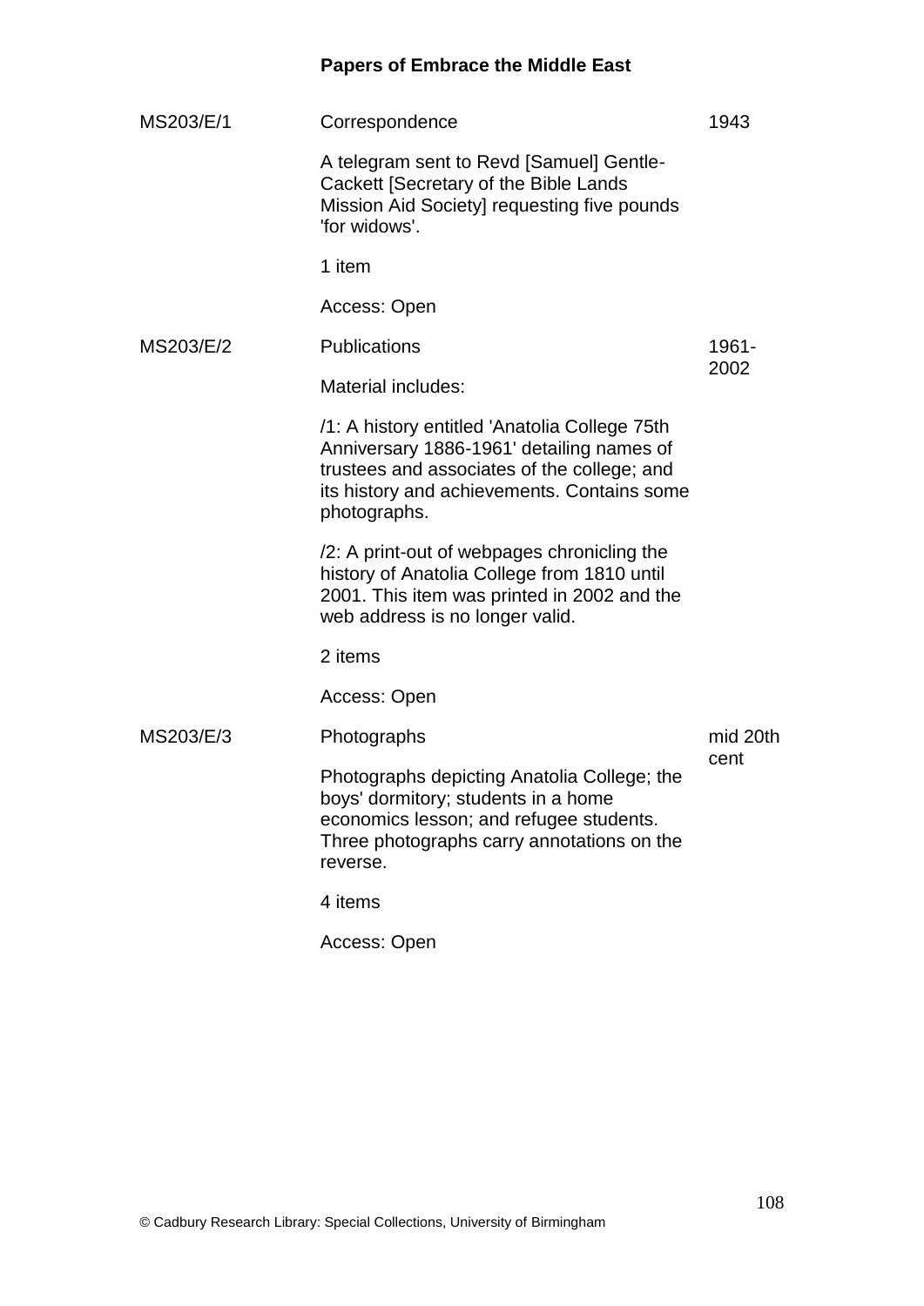# Papers of Embrace the Middle East

| | | |
|---|---|---|
| MS203/E/1 | Correspondence<br><br>A telegram sent to Revd [Samuel] Gentle-Cackett [Secretary of the Bible Lands Mission Aid Society] requesting five pounds 'for widows'.<br><br>1 item<br><br>Access: Open | 1943 |
| MS203/E/2 | Publications<br><br>Material includes:<br><br>/1: A history entitled 'Anatolia College 75th Anniversary 1886-1961' detailing names of trustees and associates of the college; and its history and achievements. Contains some photographs.<br><br>/2: A print-out of webpages chronicling the history of Anatolia College from 1810 until 2001. This item was printed in 2002 and the web address is no longer valid.<br><br>2 items<br><br>Access: Open | 1961-2002 |
| MS203/E/3 | Photographs<br><br>Photographs depicting Anatolia College; the boys' dormitory; students in a home economics lesson; and refugee students. Three photographs carry annotations on the reverse.<br><br>4 items<br><br>Access: Open | mid 20th cent |

© Cadbury Research Library: Special Collections, University of Birmingham